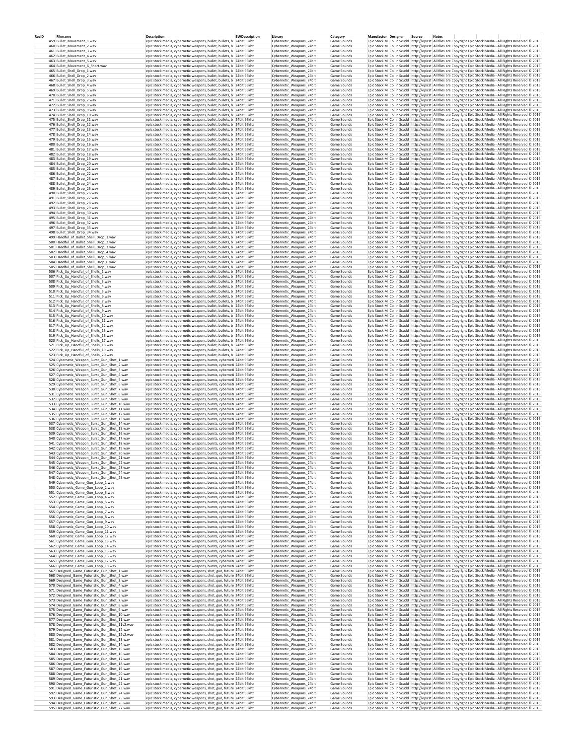| RecID | Filename | Description | BWDescription | Library | Category | Manufactur | Designer | Source | Notes |
|---|---|---|---|---|---|---|---|---|---|
| 459 | Bullet_Movement_1.wav | epic stock media, cybernetic weapons, bullet, bullets, b | 24bit 96khz | Cybernetic_Weapons_24bit | Game Sounds | Epic Stock M | Collin Scudd | http://epicst | All files are Copyright Epic Stock Media - All Rights Reserved © 2016 |
| 460 | Bullet_Movement_2.wav | epic stock media, cybernetic weapons, bullet, bullets, b | 24bit 96khz | Cybernetic_Weapons_24bit | Game Sounds | Epic Stock M | Collin Scudd | http://epicst | All files are Copyright Epic Stock Media - All Rights Reserved © 2016 |
| 461 | Bullet_Movement_3.wav | epic stock media, cybernetic weapons, bullet, bullets, b | 24bit 96khz | Cybernetic_Weapons_24bit | Game Sounds | Epic Stock M | Collin Scudd | http://epicst | All files are Copyright Epic Stock Media - All Rights Reserved © 2016 |
| 462 | Bullet_Movement_4.wav | epic stock media, cybernetic weapons, bullet, bullets, b | 24bit 96khz | Cybernetic_Weapons_24bit | Game Sounds | Epic Stock M | Collin Scudd | http://epicst | All files are Copyright Epic Stock Media - All Rights Reserved © 2016 |
| 463 | Bullet_Movement_5.wav | epic stock media, cybernetic weapons, bullet, bullets, b | 24bit 96khz | Cybernetic_Weapons_24bit | Game Sounds | Epic Stock M | Collin Scudd | http://epicst | All files are Copyright Epic Stock Media - All Rights Reserved © 2016 |
| 464 | Bullet_Movement_6_Short.wav | epic stock media, cybernetic weapons, bullet, bullets, b | 24bit 96khz | Cybernetic_Weapons_24bit | Game Sounds | Epic Stock M | Collin Scudd | http://epicst | All files are Copyright Epic Stock Media - All Rights Reserved © 2016 |
| 465 | Bullet_Shell_Drop_1.wav | epic stock media, cybernetic weapons, bullet, bullets, b | 24bit 96khz | Cybernetic_Weapons_24bit | Game Sounds | Epic Stock M | Collin Scudd | http://epicst | All files are Copyright Epic Stock Media - All Rights Reserved © 2016 |
| 466 | Bullet_Shell_Drop_2.wav | epic stock media, cybernetic weapons, bullet, bullets, b | 24bit 96khz | Cybernetic_Weapons_24bit | Game Sounds | Epic Stock M | Collin Scudd | http://epicst | All files are Copyright Epic Stock Media - All Rights Reserved © 2016 |
| 467 | Bullet_Shell_Drop_3.wav | epic stock media, cybernetic weapons, bullet, bullets, b | 24bit 96khz | Cybernetic_Weapons_24bit | Game Sounds | Epic Stock M | Collin Scudd | http://epicst | All files are Copyright Epic Stock Media - All Rights Reserved © 2016 |
| 468 | Bullet_Shell_Drop_4.wav | epic stock media, cybernetic weapons, bullet, bullets, b | 24bit 96khz | Cybernetic_Weapons_24bit | Game Sounds | Epic Stock M | Collin Scudd | http://epicst | All files are Copyright Epic Stock Media - All Rights Reserved © 2016 |
| 469 | Bullet_Shell_Drop_5.wav | epic stock media, cybernetic weapons, bullet, bullets, b | 24bit 96khz | Cybernetic_Weapons_24bit | Game Sounds | Epic Stock M | Collin Scudd | http://epicst | All files are Copyright Epic Stock Media - All Rights Reserved © 2016 |
| 470 | Bullet_Shell_Drop_6.wav | epic stock media, cybernetic weapons, bullet, bullets, b | 24bit 96khz | Cybernetic_Weapons_24bit | Game Sounds | Epic Stock M | Collin Scudd | http://epicst | All files are Copyright Epic Stock Media - All Rights Reserved © 2016 |
| 471 | Bullet_Shell_Drop_7.wav | epic stock media, cybernetic weapons, bullet, bullets, b | 24bit 96khz | Cybernetic_Weapons_24bit | Game Sounds | Epic Stock M | Collin Scudd | http://epicst | All files are Copyright Epic Stock Media - All Rights Reserved © 2016 |
| 472 | Bullet_Shell_Drop_8.wav | epic stock media, cybernetic weapons, bullet, bullets, b | 24bit 96khz | Cybernetic_Weapons_24bit | Game Sounds | Epic Stock M | Collin Scudd | http://epicst | All files are Copyright Epic Stock Media - All Rights Reserved © 2016 |
| 473 | Bullet_Shell_Drop_9.wav | epic stock media, cybernetic weapons, bullet, bullets, b | 24bit 96khz | Cybernetic_Weapons_24bit | Game Sounds | Epic Stock M | Collin Scudd | http://epicst | All files are Copyright Epic Stock Media - All Rights Reserved © 2016 |
| 474 | Bullet_Shell_Drop_10.wav | epic stock media, cybernetic weapons, bullet, bullets, b | 24bit 96khz | Cybernetic_Weapons_24bit | Game Sounds | Epic Stock M | Collin Scudd | http://epicst | All files are Copyright Epic Stock Media - All Rights Reserved © 2016 |
| 475 | Bullet_Shell_Drop_11.wav | epic stock media, cybernetic weapons, bullet, bullets, b | 24bit 96khz | Cybernetic_Weapons_24bit | Game Sounds | Epic Stock M | Collin Scudd | http://epicst | All files are Copyright Epic Stock Media - All Rights Reserved © 2016 |
| 476 | Bullet_Shell_Drop_12.wav | epic stock media, cybernetic weapons, bullet, bullets, b | 24bit 96khz | Cybernetic_Weapons_24bit | Game Sounds | Epic Stock M | Collin Scudd | http://epicst | All files are Copyright Epic Stock Media - All Rights Reserved © 2016 |
| 477 | Bullet_Shell_Drop_13.wav | epic stock media, cybernetic weapons, bullet, bullets, b | 24bit 96khz | Cybernetic_Weapons_24bit | Game Sounds | Epic Stock M | Collin Scudd | http://epicst | All files are Copyright Epic Stock Media - All Rights Reserved © 2016 |
| 478 | Bullet_Shell_Drop_14.wav | epic stock media, cybernetic weapons, bullet, bullets, b | 24bit 96khz | Cybernetic_Weapons_24bit | Game Sounds | Epic Stock M | Collin Scudd | http://epicst | All files are Copyright Epic Stock Media - All Rights Reserved © 2016 |
| 479 | Bullet_Shell_Drop_15.wav | epic stock media, cybernetic weapons, bullet, bullets, b | 24bit 96khz | Cybernetic_Weapons_24bit | Game Sounds | Epic Stock M | Collin Scudd | http://epicst | All files are Copyright Epic Stock Media - All Rights Reserved © 2016 |
| 480 | Bullet_Shell_Drop_16.wav | epic stock media, cybernetic weapons, bullet, bullets, b | 24bit 96khz | Cybernetic_Weapons_24bit | Game Sounds | Epic Stock M | Collin Scudd | http://epicst | All files are Copyright Epic Stock Media - All Rights Reserved © 2016 |
| 481 | Bullet_Shell_Drop_17.wav | epic stock media, cybernetic weapons, bullet, bullets, b | 24bit 96khz | Cybernetic_Weapons_24bit | Game Sounds | Epic Stock M | Collin Scudd | http://epicst | All files are Copyright Epic Stock Media - All Rights Reserved © 2016 |
| 482 | Bullet_Shell_Drop_18.wav | epic stock media, cybernetic weapons, bullet, bullets, b | 24bit 96khz | Cybernetic_Weapons_24bit | Game Sounds | Epic Stock M | Collin Scudd | http://epicst | All files are Copyright Epic Stock Media - All Rights Reserved © 2016 |
| 483 | Bullet_Shell_Drop_19.wav | epic stock media, cybernetic weapons, bullet, bullets, b | 24bit 96khz | Cybernetic_Weapons_24bit | Game Sounds | Epic Stock M | Collin Scudd | http://epicst | All files are Copyright Epic Stock Media - All Rights Reserved © 2016 |
| 484 | Bullet_Shell_Drop_20.wav | epic stock media, cybernetic weapons, bullet, bullets, b | 24bit 96khz | Cybernetic_Weapons_24bit | Game Sounds | Epic Stock M | Collin Scudd | http://epicst | All files are Copyright Epic Stock Media - All Rights Reserved © 2016 |
| 485 | Bullet_Shell_Drop_21.wav | epic stock media, cybernetic weapons, bullet, bullets, b | 24bit 96khz | Cybernetic_Weapons_24bit | Game Sounds | Epic Stock M | Collin Scudd | http://epicst | All files are Copyright Epic Stock Media - All Rights Reserved © 2016 |
| 486 | Bullet_Shell_Drop_22.wav | epic stock media, cybernetic weapons, bullet, bullets, b | 24bit 96khz | Cybernetic_Weapons_24bit | Game Sounds | Epic Stock M | Collin Scudd | http://epicst | All files are Copyright Epic Stock Media - All Rights Reserved © 2016 |
| 487 | Bullet_Shell_Drop_23.wav | epic stock media, cybernetic weapons, bullet, bullets, b | 24bit 96khz | Cybernetic_Weapons_24bit | Game Sounds | Epic Stock M | Collin Scudd | http://epicst | All files are Copyright Epic Stock Media - All Rights Reserved © 2016 |
| 488 | Bullet_Shell_Drop_24.wav | epic stock media, cybernetic weapons, bullet, bullets, b | 24bit 96khz | Cybernetic_Weapons_24bit | Game Sounds | Epic Stock M | Collin Scudd | http://epicst | All files are Copyright Epic Stock Media - All Rights Reserved © 2016 |
| 489 | Bullet_Shell_Drop_25.wav | epic stock media, cybernetic weapons, bullet, bullets, b | 24bit 96khz | Cybernetic_Weapons_24bit | Game Sounds | Epic Stock M | Collin Scudd | http://epicst | All files are Copyright Epic Stock Media - All Rights Reserved © 2016 |
| 490 | Bullet_Shell_Drop_26.wav | epic stock media, cybernetic weapons, bullet, bullets, b | 24bit 96khz | Cybernetic_Weapons_24bit | Game Sounds | Epic Stock M | Collin Scudd | http://epicst | All files are Copyright Epic Stock Media - All Rights Reserved © 2016 |
| 491 | Bullet_Shell_Drop_27.wav | epic stock media, cybernetic weapons, bullet, bullets, b | 24bit 96khz | Cybernetic_Weapons_24bit | Game Sounds | Epic Stock M | Collin Scudd | http://epicst | All files are Copyright Epic Stock Media - All Rights Reserved © 2016 |
| 492 | Bullet_Shell_Drop_28.wav | epic stock media, cybernetic weapons, bullet, bullets, b | 24bit 96khz | Cybernetic_Weapons_24bit | Game Sounds | Epic Stock M | Collin Scudd | http://epicst | All files are Copyright Epic Stock Media - All Rights Reserved © 2016 |
| 493 | Bullet_Shell_Drop_29.wav | epic stock media, cybernetic weapons, bullet, bullets, b | 24bit 96khz | Cybernetic_Weapons_24bit | Game Sounds | Epic Stock M | Collin Scudd | http://epicst | All files are Copyright Epic Stock Media - All Rights Reserved © 2016 |
| 494 | Bullet_Shell_Drop_30.wav | epic stock media, cybernetic weapons, bullet, bullets, b | 24bit 96khz | Cybernetic_Weapons_24bit | Game Sounds | Epic Stock M | Collin Scudd | http://epicst | All files are Copyright Epic Stock Media - All Rights Reserved © 2016 |
| 495 | Bullet_Shell_Drop_31.wav | epic stock media, cybernetic weapons, bullet, bullets, b | 24bit 96khz | Cybernetic_Weapons_24bit | Game Sounds | Epic Stock M | Collin Scudd | http://epicst | All files are Copyright Epic Stock Media - All Rights Reserved © 2016 |
| 496 | Bullet_Shell_Drop_32.wav | epic stock media, cybernetic weapons, bullet, bullets, b | 24bit 96khz | Cybernetic_Weapons_24bit | Game Sounds | Epic Stock M | Collin Scudd | http://epicst | All files are Copyright Epic Stock Media - All Rights Reserved © 2016 |
| 497 | Bullet_Shell_Drop_33.wav | epic stock media, cybernetic weapons, bullet, bullets, b | 24bit 96khz | Cybernetic_Weapons_24bit | Game Sounds | Epic Stock M | Collin Scudd | http://epicst | All files are Copyright Epic Stock Media - All Rights Reserved © 2016 |
| 498 | Bullet_Shell_Drop_34.wav | epic stock media, cybernetic weapons, bullet, bullets, b | 24bit 96khz | Cybernetic_Weapons_24bit | Game Sounds | Epic Stock M | Collin Scudd | http://epicst | All files are Copyright Epic Stock Media - All Rights Reserved © 2016 |
| 499 | Handful_of_Bullet_Shell_Drop_1.wav | epic stock media, cybernetic weapons, bullet, bullets, b | 24bit 96khz | Cybernetic_Weapons_24bit | Game Sounds | Epic Stock M | Collin Scudd | http://epicst | All files are Copyright Epic Stock Media - All Rights Reserved © 2016 |
| 500 | Handful_of_Bullet_Shell_Drop_2.wav | epic stock media, cybernetic weapons, bullet, bullets, b | 24bit 96khz | Cybernetic_Weapons_24bit | Game Sounds | Epic Stock M | Collin Scudd | http://epicst | All files are Copyright Epic Stock Media - All Rights Reserved © 2016 |
| 501 | Handful_of_Bullet_Shell_Drop_3.wav | epic stock media, cybernetic weapons, bullet, bullets, b | 24bit 96khz | Cybernetic_Weapons_24bit | Game Sounds | Epic Stock M | Collin Scudd | http://epicst | All files are Copyright Epic Stock Media - All Rights Reserved © 2016 |
| 502 | Handful_of_Bullet_Shell_Drop_4.wav | epic stock media, cybernetic weapons, bullet, bullets, b | 24bit 96khz | Cybernetic_Weapons_24bit | Game Sounds | Epic Stock M | Collin Scudd | http://epicst | All files are Copyright Epic Stock Media - All Rights Reserved © 2016 |
| 503 | Handful_of_Bullet_Shell_Drop_5.wav | epic stock media, cybernetic weapons, bullet, bullets, b | 24bit 96khz | Cybernetic_Weapons_24bit | Game Sounds | Epic Stock M | Collin Scudd | http://epicst | All files are Copyright Epic Stock Media - All Rights Reserved © 2016 |
| 504 | Handful_of_Bullet_Shell_Drop_6.wav | epic stock media, cybernetic weapons, bullet, bullets, b | 24bit 96khz | Cybernetic_Weapons_24bit | Game Sounds | Epic Stock M | Collin Scudd | http://epicst | All files are Copyright Epic Stock Media - All Rights Reserved © 2016 |
| 505 | Handful_of_Bullet_Shell_Drop_7.wav | epic stock media, cybernetic weapons, bullet, bullets, b | 24bit 96khz | Cybernetic_Weapons_24bit | Game Sounds | Epic Stock M | Collin Scudd | http://epicst | All files are Copyright Epic Stock Media - All Rights Reserved © 2016 |
| 506 | Pick_Up_Handful_of_Shells_1.wav | epic stock media, cybernetic weapons, bullet, bullets, b | 24bit 96khz | Cybernetic_Weapons_24bit | Game Sounds | Epic Stock M | Collin Scudd | http://epicst | All files are Copyright Epic Stock Media - All Rights Reserved © 2016 |
| 507 | Pick_Up_Handful_of_Shells_2.wav | epic stock media, cybernetic weapons, bullet, bullets, b | 24bit 96khz | Cybernetic_Weapons_24bit | Game Sounds | Epic Stock M | Collin Scudd | http://epicst | All files are Copyright Epic Stock Media - All Rights Reserved © 2016 |
| 508 | Pick_Up_Handful_of_Shells_3.wav | epic stock media, cybernetic weapons, bullet, bullets, b | 24bit 96khz | Cybernetic_Weapons_24bit | Game Sounds | Epic Stock M | Collin Scudd | http://epicst | All files are Copyright Epic Stock Media - All Rights Reserved © 2016 |
| 509 | Pick_Up_Handful_of_Shells_4.wav | epic stock media, cybernetic weapons, bullet, bullets, b | 24bit 96khz | Cybernetic_Weapons_24bit | Game Sounds | Epic Stock M | Collin Scudd | http://epicst | All files are Copyright Epic Stock Media - All Rights Reserved © 2016 |
| 510 | Pick_Up_Handful_of_Shells_5.wav | epic stock media, cybernetic weapons, bullet, bullets, b | 24bit 96khz | Cybernetic_Weapons_24bit | Game Sounds | Epic Stock M | Collin Scudd | http://epicst | All files are Copyright Epic Stock Media - All Rights Reserved © 2016 |
| 511 | Pick_Up_Handful_of_Shells_6.wav | epic stock media, cybernetic weapons, bullet, bullets, b | 24bit 96khz | Cybernetic_Weapons_24bit | Game Sounds | Epic Stock M | Collin Scudd | http://epicst | All files are Copyright Epic Stock Media - All Rights Reserved © 2016 |
| 512 | Pick_Up_Handful_of_Shells_7.wav | epic stock media, cybernetic weapons, bullet, bullets, b | 24bit 96khz | Cybernetic_Weapons_24bit | Game Sounds | Epic Stock M | Collin Scudd | http://epicst | All files are Copyright Epic Stock Media - All Rights Reserved © 2016 |
| 513 | Pick_Up_Handful_of_Shells_8.wav | epic stock media, cybernetic weapons, bullet, bullets, b | 24bit 96khz | Cybernetic_Weapons_24bit | Game Sounds | Epic Stock M | Collin Scudd | http://epicst | All files are Copyright Epic Stock Media - All Rights Reserved © 2016 |
| 514 | Pick_Up_Handful_of_Shells_9.wav | epic stock media, cybernetic weapons, bullet, bullets, b | 24bit 96khz | Cybernetic_Weapons_24bit | Game Sounds | Epic Stock M | Collin Scudd | http://epicst | All files are Copyright Epic Stock Media - All Rights Reserved © 2016 |
| 515 | Pick_Up_Handful_of_Shells_10.wav | epic stock media, cybernetic weapons, bullet, bullets, b | 24bit 96khz | Cybernetic_Weapons_24bit | Game Sounds | Epic Stock M | Collin Scudd | http://epicst | All files are Copyright Epic Stock Media - All Rights Reserved © 2016 |
| 516 | Pick_Up_Handful_of_Shells_11.wav | epic stock media, cybernetic weapons, bullet, bullets, b | 24bit 96khz | Cybernetic_Weapons_24bit | Game Sounds | Epic Stock M | Collin Scudd | http://epicst | All files are Copyright Epic Stock Media - All Rights Reserved © 2016 |
| 517 | Pick_Up_Handful_of_Shells_12.wav | epic stock media, cybernetic weapons, bullet, bullets, b | 24bit 96khz | Cybernetic_Weapons_24bit | Game Sounds | Epic Stock M | Collin Scudd | http://epicst | All files are Copyright Epic Stock Media - All Rights Reserved © 2016 |
| 518 | Pick_Up_Handful_of_Shells_15.wav | epic stock media, cybernetic weapons, bullet, bullets, b | 24bit 96khz | Cybernetic_Weapons_24bit | Game Sounds | Epic Stock M | Collin Scudd | http://epicst | All files are Copyright Epic Stock Media - All Rights Reserved © 2016 |
| 519 | Pick_Up_Handful_of_Shells_16.wav | epic stock media, cybernetic weapons, bullet, bullets, b | 24bit 96khz | Cybernetic_Weapons_24bit | Game Sounds | Epic Stock M | Collin Scudd | http://epicst | All files are Copyright Epic Stock Media - All Rights Reserved © 2016 |
| 520 | Pick_Up_Handful_of_Shells_17.wav | epic stock media, cybernetic weapons, bullet, bullets, b | 24bit 96khz | Cybernetic_Weapons_24bit | Game Sounds | Epic Stock M | Collin Scudd | http://epicst | All files are Copyright Epic Stock Media - All Rights Reserved © 2016 |
| 521 | Pick_Up_Handful_of_Shells_18.wav | epic stock media, cybernetic weapons, bullet, bullets, b | 24bit 96khz | Cybernetic_Weapons_24bit | Game Sounds | Epic Stock M | Collin Scudd | http://epicst | All files are Copyright Epic Stock Media - All Rights Reserved © 2016 |
| 522 | Pick_Up_Handful_of_Shells_19.wav | epic stock media, cybernetic weapons, bullet, bullets, b | 24bit 96khz | Cybernetic_Weapons_24bit | Game Sounds | Epic Stock M | Collin Scudd | http://epicst | All files are Copyright Epic Stock Media - All Rights Reserved © 2016 |
| 523 | Pick_Up_Handful_of_Shells_20.wav | epic stock media, cybernetic weapons, bullet, bullets, b | 24bit 96khz | Cybernetic_Weapons_24bit | Game Sounds | Epic Stock M | Collin Scudd | http://epicst | All files are Copyright Epic Stock Media - All Rights Reserved © 2016 |
| 524 | Cybernetic_Weapon_Burst_Gun_Shot_1.wav | epic stock media, cybernetic weapons, bursts, cyberneti | 24bit 96khz | Cybernetic_Weapons_24bit | Game Sounds | Epic Stock M | Collin Scudd | http://epicst | All files are Copyright Epic Stock Media - All Rights Reserved © 2016 |
| 525 | Cybernetic_Weapon_Burst_Gun_Shot_2.wav | epic stock media, cybernetic weapons, bursts, cyberneti | 24bit 96khz | Cybernetic_Weapons_24bit | Game Sounds | Epic Stock M | Collin Scudd | http://epicst | All files are Copyright Epic Stock Media - All Rights Reserved © 2016 |
| 526 | Cybernetic_Weapon_Burst_Gun_Shot_3.wav | epic stock media, cybernetic weapons, bursts, cyberneti | 24bit 96khz | Cybernetic_Weapons_24bit | Game Sounds | Epic Stock M | Collin Scudd | http://epicst | All files are Copyright Epic Stock Media - All Rights Reserved © 2016 |
| 527 | Cybernetic_Weapon_Burst_Gun_Shot_4.wav | epic stock media, cybernetic weapons, bursts, cyberneti | 24bit 96khz | Cybernetic_Weapons_24bit | Game Sounds | Epic Stock M | Collin Scudd | http://epicst | All files are Copyright Epic Stock Media - All Rights Reserved © 2016 |
| 528 | Cybernetic_Weapon_Burst_Gun_Shot_5.wav | epic stock media, cybernetic weapons, bursts, cyberneti | 24bit 96khz | Cybernetic_Weapons_24bit | Game Sounds | Epic Stock M | Collin Scudd | http://epicst | All files are Copyright Epic Stock Media - All Rights Reserved © 2016 |
| 529 | Cybernetic_Weapon_Burst_Gun_Shot_6.wav | epic stock media, cybernetic weapons, bursts, cyberneti | 24bit 96khz | Cybernetic_Weapons_24bit | Game Sounds | Epic Stock M | Collin Scudd | http://epicst | All files are Copyright Epic Stock Media - All Rights Reserved © 2016 |
| 530 | Cybernetic_Weapon_Burst_Gun_Shot_7.wav | epic stock media, cybernetic weapons, bursts, cyberneti | 24bit 96khz | Cybernetic_Weapons_24bit | Game Sounds | Epic Stock M | Collin Scudd | http://epicst | All files are Copyright Epic Stock Media - All Rights Reserved © 2016 |
| 531 | Cybernetic_Weapon_Burst_Gun_Shot_8.wav | epic stock media, cybernetic weapons, bursts, cyberneti | 24bit 96khz | Cybernetic_Weapons_24bit | Game Sounds | Epic Stock M | Collin Scudd | http://epicst | All files are Copyright Epic Stock Media - All Rights Reserved © 2016 |
| 532 | Cybernetic_Weapon_Burst_Gun_Shot_9.wav | epic stock media, cybernetic weapons, bursts, cyberneti | 24bit 96khz | Cybernetic_Weapons_24bit | Game Sounds | Epic Stock M | Collin Scudd | http://epicst | All files are Copyright Epic Stock Media - All Rights Reserved © 2016 |
| 533 | Cybernetic_Weapon_Burst_Gun_Shot_10.wav | epic stock media, cybernetic weapons, bursts, cyberneti | 24bit 96khz | Cybernetic_Weapons_24bit | Game Sounds | Epic Stock M | Collin Scudd | http://epicst | All files are Copyright Epic Stock Media - All Rights Reserved © 2016 |
| 534 | Cybernetic_Weapon_Burst_Gun_Shot_11.wav | epic stock media, cybernetic weapons, bursts, cyberneti | 24bit 96khz | Cybernetic_Weapons_24bit | Game Sounds | Epic Stock M | Collin Scudd | http://epicst | All files are Copyright Epic Stock Media - All Rights Reserved © 2016 |
| 535 | Cybernetic_Weapon_Burst_Gun_Shot_12.wav | epic stock media, cybernetic weapons, bursts, cyberneti | 24bit 96khz | Cybernetic_Weapons_24bit | Game Sounds | Epic Stock M | Collin Scudd | http://epicst | All files are Copyright Epic Stock Media - All Rights Reserved © 2016 |
| 536 | Cybernetic_Weapon_Burst_Gun_Shot_13.wav | epic stock media, cybernetic weapons, bursts, cyberneti | 24bit 96khz | Cybernetic_Weapons_24bit | Game Sounds | Epic Stock M | Collin Scudd | http://epicst | All files are Copyright Epic Stock Media - All Rights Reserved © 2016 |
| 537 | Cybernetic_Weapon_Burst_Gun_Shot_14.wav | epic stock media, cybernetic weapons, bursts, cyberneti | 24bit 96khz | Cybernetic_Weapons_24bit | Game Sounds | Epic Stock M | Collin Scudd | http://epicst | All files are Copyright Epic Stock Media - All Rights Reserved © 2016 |
| 538 | Cybernetic_Weapon_Burst_Gun_Shot_15.wav | epic stock media, cybernetic weapons, bursts, cyberneti | 24bit 96khz | Cybernetic_Weapons_24bit | Game Sounds | Epic Stock M | Collin Scudd | http://epicst | All files are Copyright Epic Stock Media - All Rights Reserved © 2016 |
| 539 | Cybernetic_Weapon_Burst_Gun_Shot_16.wav | epic stock media, cybernetic weapons, bursts, cyberneti | 24bit 96khz | Cybernetic_Weapons_24bit | Game Sounds | Epic Stock M | Collin Scudd | http://epicst | All files are Copyright Epic Stock Media - All Rights Reserved © 2016 |
| 540 | Cybernetic_Weapon_Burst_Gun_Shot_17.wav | epic stock media, cybernetic weapons, bursts, cyberneti | 24bit 96khz | Cybernetic_Weapons_24bit | Game Sounds | Epic Stock M | Collin Scudd | http://epicst | All files are Copyright Epic Stock Media - All Rights Reserved © 2016 |
| 541 | Cybernetic_Weapon_Burst_Gun_Shot_18.wav | epic stock media, cybernetic weapons, bursts, cyberneti | 24bit 96khz | Cybernetic_Weapons_24bit | Game Sounds | Epic Stock M | Collin Scudd | http://epicst | All files are Copyright Epic Stock Media - All Rights Reserved © 2016 |
| 542 | Cybernetic_Weapon_Burst_Gun_Shot_19.wav | epic stock media, cybernetic weapons, bursts, cyberneti | 24bit 96khz | Cybernetic_Weapons_24bit | Game Sounds | Epic Stock M | Collin Scudd | http://epicst | All files are Copyright Epic Stock Media - All Rights Reserved © 2016 |
| 543 | Cybernetic_Weapon_Burst_Gun_Shot_20.wav | epic stock media, cybernetic weapons, bursts, cyberneti | 24bit 96khz | Cybernetic_Weapons_24bit | Game Sounds | Epic Stock M | Collin Scudd | http://epicst | All files are Copyright Epic Stock Media - All Rights Reserved © 2016 |
| 544 | Cybernetic_Weapon_Burst_Gun_Shot_21.wav | epic stock media, cybernetic weapons, bursts, cyberneti | 24bit 96khz | Cybernetic_Weapons_24bit | Game Sounds | Epic Stock M | Collin Scudd | http://epicst | All files are Copyright Epic Stock Media - All Rights Reserved © 2016 |
| 545 | Cybernetic_Weapon_Burst_Gun_Shot_22.wav | epic stock media, cybernetic weapons, bursts, cyberneti | 24bit 96khz | Cybernetic_Weapons_24bit | Game Sounds | Epic Stock M | Collin Scudd | http://epicst | All files are Copyright Epic Stock Media - All Rights Reserved © 2016 |
| 546 | Cybernetic_Weapon_Burst_Gun_Shot_23.wav | epic stock media, cybernetic weapons, bursts, cyberneti | 24bit 96khz | Cybernetic_Weapons_24bit | Game Sounds | Epic Stock M | Collin Scudd | http://epicst | All files are Copyright Epic Stock Media - All Rights Reserved © 2016 |
| 547 | Cybernetic_Weapon_Burst_Gun_Shot_24.wav | epic stock media, cybernetic weapons, bursts, cyberneti | 24bit 96khz | Cybernetic_Weapons_24bit | Game Sounds | Epic Stock M | Collin Scudd | http://epicst | All files are Copyright Epic Stock Media - All Rights Reserved © 2016 |
| 548 | Cybernetic_Weapon_Burst_Gun_Shot_25.wav | epic stock media, cybernetic weapons, bursts, cyberneti | 24bit 96khz | Cybernetic_Weapons_24bit | Game Sounds | Epic Stock M | Collin Scudd | http://epicst | All files are Copyright Epic Stock Media - All Rights Reserved © 2016 |
| 549 | Cybernetic_Game_Gun_Loop_1.wav | epic stock media, cybernetic weapons, bursts, cyberneti | 24bit 96khz | Cybernetic_Weapons_24bit | Game Sounds | Epic Stock M | Collin Scudd | http://epicst | All files are Copyright Epic Stock Media - All Rights Reserved © 2016 |
| 550 | Cybernetic_Game_Gun_Loop_2.wav | epic stock media, cybernetic weapons, bursts, cyberneti | 24bit 96khz | Cybernetic_Weapons_24bit | Game Sounds | Epic Stock M | Collin Scudd | http://epicst | All files are Copyright Epic Stock Media - All Rights Reserved © 2016 |
| 551 | Cybernetic_Game_Gun_Loop_3.wav | epic stock media, cybernetic weapons, bursts, cyberneti | 24bit 96khz | Cybernetic_Weapons_24bit | Game Sounds | Epic Stock M | Collin Scudd | http://epicst | All files are Copyright Epic Stock Media - All Rights Reserved © 2016 |
| 552 | Cybernetic_Game_Gun_Loop_4.wav | epic stock media, cybernetic weapons, bursts, cyberneti | 24bit 96khz | Cybernetic_Weapons_24bit | Game Sounds | Epic Stock M | Collin Scudd | http://epicst | All files are Copyright Epic Stock Media - All Rights Reserved © 2016 |
| 553 | Cybernetic_Game_Gun_Loop_5.wav | epic stock media, cybernetic weapons, bursts, cyberneti | 24bit 96khz | Cybernetic_Weapons_24bit | Game Sounds | Epic Stock M | Collin Scudd | http://epicst | All files are Copyright Epic Stock Media - All Rights Reserved © 2016 |
| 554 | Cybernetic_Game_Gun_Loop_6.wav | epic stock media, cybernetic weapons, bursts, cyberneti | 24bit 96khz | Cybernetic_Weapons_24bit | Game Sounds | Epic Stock M | Collin Scudd | http://epicst | All files are Copyright Epic Stock Media - All Rights Reserved © 2016 |
| 555 | Cybernetic_Game_Gun_Loop_7.wav | epic stock media, cybernetic weapons, bursts, cyberneti | 24bit 96khz | Cybernetic_Weapons_24bit | Game Sounds | Epic Stock M | Collin Scudd | http://epicst | All files are Copyright Epic Stock Media - All Rights Reserved © 2016 |
| 556 | Cybernetic_Game_Gun_Loop_8.wav | epic stock media, cybernetic weapons, bursts, cyberneti | 24bit 96khz | Cybernetic_Weapons_24bit | Game Sounds | Epic Stock M | Collin Scudd | http://epicst | All files are Copyright Epic Stock Media - All Rights Reserved © 2016 |
| 557 | Cybernetic_Game_Gun_Loop_9.wav | epic stock media, cybernetic weapons, bursts, cyberneti | 24bit 96khz | Cybernetic_Weapons_24bit | Game Sounds | Epic Stock M | Collin Scudd | http://epicst | All files are Copyright Epic Stock Media - All Rights Reserved © 2016 |
| 558 | Cybernetic_Game_Gun_Loop_10.wav | epic stock media, cybernetic weapons, bursts, cyberneti | 24bit 96khz | Cybernetic_Weapons_24bit | Game Sounds | Epic Stock M | Collin Scudd | http://epicst | All files are Copyright Epic Stock Media - All Rights Reserved © 2016 |
| 559 | Cybernetic_Game_Gun_Loop_11.wav | epic stock media, cybernetic weapons, bursts, cyberneti | 24bit 96khz | Cybernetic_Weapons_24bit | Game Sounds | Epic Stock M | Collin Scudd | http://epicst | All files are Copyright Epic Stock Media - All Rights Reserved © 2016 |
| 560 | Cybernetic_Game_Gun_Loop_12.wav | epic stock media, cybernetic weapons, bursts, cyberneti | 24bit 96khz | Cybernetic_Weapons_24bit | Game Sounds | Epic Stock M | Collin Scudd | http://epicst | All files are Copyright Epic Stock Media - All Rights Reserved © 2016 |
| 561 | Cybernetic_Game_Gun_Loop_13.wav | epic stock media, cybernetic weapons, bursts, cyberneti | 24bit 96khz | Cybernetic_Weapons_24bit | Game Sounds | Epic Stock M | Collin Scudd | http://epicst | All files are Copyright Epic Stock Media - All Rights Reserved © 2016 |
| 562 | Cybernetic_Game_Gun_Loop_14.wav | epic stock media, cybernetic weapons, bursts, cyberneti | 24bit 96khz | Cybernetic_Weapons_24bit | Game Sounds | Epic Stock M | Collin Scudd | http://epicst | All files are Copyright Epic Stock Media - All Rights Reserved © 2016 |
| 563 | Cybernetic_Game_Gun_Loop_15.wav | epic stock media, cybernetic weapons, bursts, cyberneti | 24bit 96khz | Cybernetic_Weapons_24bit | Game Sounds | Epic Stock M | Collin Scudd | http://epicst | All files are Copyright Epic Stock Media - All Rights Reserved © 2016 |
| 564 | Cybernetic_Game_Gun_Loop_16.wav | epic stock media, cybernetic weapons, bursts, cyberneti | 24bit 96khz | Cybernetic_Weapons_24bit | Game Sounds | Epic Stock M | Collin Scudd | http://epicst | All files are Copyright Epic Stock Media - All Rights Reserved © 2016 |
| 565 | Cybernetic_Game_Gun_Loop_17.wav | epic stock media, cybernetic weapons, bursts, cyberneti | 24bit 96khz | Cybernetic_Weapons_24bit | Game Sounds | Epic Stock M | Collin Scudd | http://epicst | All files are Copyright Epic Stock Media - All Rights Reserved © 2016 |
| 566 | Cybernetic_Game_Gun_Loop_18.wav | epic stock media, cybernetic weapons, bursts, cyberneti | 24bit 96khz | Cybernetic_Weapons_24bit | Game Sounds | Epic Stock M | Collin Scudd | http://epicst | All files are Copyright Epic Stock Media - All Rights Reserved © 2016 |
| 567 | Designed_Game_Futuristic_Gun_Shot_1.wav | epic stock media, cybernetic weapons, shot, gun, future | 24bit 96khz | Cybernetic_Weapons_24bit | Game Sounds | Epic Stock M | Collin Scudd | http://epicst | All files are Copyright Epic Stock Media - All Rights Reserved © 2016 |
| 568 | Designed_Game_Futuristic_Gun_Shot_2.wav | epic stock media, cybernetic weapons, shot, gun, future | 24bit 96khz | Cybernetic_Weapons_24bit | Game Sounds | Epic Stock M | Collin Scudd | http://epicst | All files are Copyright Epic Stock Media - All Rights Reserved © 2016 |
| 569 | Designed_Game_Futuristic_Gun_Shot_3.wav | epic stock media, cybernetic weapons, shot, gun, future | 24bit 96khz | Cybernetic_Weapons_24bit | Game Sounds | Epic Stock M | Collin Scudd | http://epicst | All files are Copyright Epic Stock Media - All Rights Reserved © 2016 |
| 570 | Designed_Game_Futuristic_Gun_Shot_4.wav | epic stock media, cybernetic weapons, shot, gun, future | 24bit 96khz | Cybernetic_Weapons_24bit | Game Sounds | Epic Stock M | Collin Scudd | http://epicst | All files are Copyright Epic Stock Media - All Rights Reserved © 2016 |
| 571 | Designed_Game_Futuristic_Gun_Shot_5.wav | epic stock media, cybernetic weapons, shot, gun, future | 24bit 96khz | Cybernetic_Weapons_24bit | Game Sounds | Epic Stock M | Collin Scudd | http://epicst | All files are Copyright Epic Stock Media - All Rights Reserved © 2016 |
| 572 | Designed_Game_Futuristic_Gun_Shot_6.wav | epic stock media, cybernetic weapons, shot, gun, future | 24bit 96khz | Cybernetic_Weapons_24bit | Game Sounds | Epic Stock M | Collin Scudd | http://epicst | All files are Copyright Epic Stock Media - All Rights Reserved © 2016 |
| 573 | Designed_Game_Futuristic_Gun_Shot_7.wav | epic stock media, cybernetic weapons, shot, gun, future | 24bit 96khz | Cybernetic_Weapons_24bit | Game Sounds | Epic Stock M | Collin Scudd | http://epicst | All files are Copyright Epic Stock Media - All Rights Reserved © 2016 |
| 574 | Designed_Game_Futuristic_Gun_Shot_8.wav | epic stock media, cybernetic weapons, shot, gun, future | 24bit 96khz | Cybernetic_Weapons_24bit | Game Sounds | Epic Stock M | Collin Scudd | http://epicst | All files are Copyright Epic Stock Media - All Rights Reserved © 2016 |
| 575 | Designed_Game_Futuristic_Gun_Shot_9.wav | epic stock media, cybernetic weapons, shot, gun, future | 24bit 96khz | Cybernetic_Weapons_24bit | Game Sounds | Epic Stock M | Collin Scudd | http://epicst | All files are Copyright Epic Stock Media - All Rights Reserved © 2016 |
| 576 | Designed_Game_Futuristic_Gun_Shot_10.wav | epic stock media, cybernetic weapons, shot, gun, future | 24bit 96khz | Cybernetic_Weapons_24bit | Game Sounds | Epic Stock M | Collin Scudd | http://epicst | All files are Copyright Epic Stock Media - All Rights Reserved © 2016 |
| 577 | Designed_Game_Futuristic_Gun_Shot_11.wav | epic stock media, cybernetic weapons, shot, gun, future | 24bit 96khz | Cybernetic_Weapons_24bit | Game Sounds | Epic Stock M | Collin Scudd | http://epicst | All files are Copyright Epic Stock Media - All Rights Reserved © 2016 |
| 578 | Designed_Game_Futuristic_Gun_Shot_11v2.wav | epic stock media, cybernetic weapons, shot, gun, future | 24bit 96khz | Cybernetic_Weapons_24bit | Game Sounds | Epic Stock M | Collin Scudd | http://epicst | All files are Copyright Epic Stock Media - All Rights Reserved © 2016 |
| 579 | Designed_Game_Futuristic_Gun_Shot_12.wav | epic stock media, cybernetic weapons, shot, gun, future | 24bit 96khz | Cybernetic_Weapons_24bit | Game Sounds | Epic Stock M | Collin Scudd | http://epicst | All files are Copyright Epic Stock Media - All Rights Reserved © 2016 |
| 580 | Designed_Game_Futuristic_Gun_Shot_12v2.wav | epic stock media, cybernetic weapons, shot, gun, future | 24bit 96khz | Cybernetic_Weapons_24bit | Game Sounds | Epic Stock M | Collin Scudd | http://epicst | All files are Copyright Epic Stock Media - All Rights Reserved © 2016 |
| 581 | Designed_Game_Futuristic_Gun_Shot_13.wav | epic stock media, cybernetic weapons, shot, gun, future | 24bit 96khz | Cybernetic_Weapons_24bit | Game Sounds | Epic Stock M | Collin Scudd | http://epicst | All files are Copyright Epic Stock Media - All Rights Reserved © 2016 |
| 582 | Designed_Game_Futuristic_Gun_Shot_14.wav | epic stock media, cybernetic weapons, shot, gun, future | 24bit 96khz | Cybernetic_Weapons_24bit | Game Sounds | Epic Stock M | Collin Scudd | http://epicst | All files are Copyright Epic Stock Media - All Rights Reserved © 2016 |
| 583 | Designed_Game_Futuristic_Gun_Shot_15.wav | epic stock media, cybernetic weapons, shot, gun, future | 24bit 96khz | Cybernetic_Weapons_24bit | Game Sounds | Epic Stock M | Collin Scudd | http://epicst | All files are Copyright Epic Stock Media - All Rights Reserved © 2016 |
| 584 | Designed_Game_Futuristic_Gun_Shot_16.wav | epic stock media, cybernetic weapons, shot, gun, future | 24bit 96khz | Cybernetic_Weapons_24bit | Game Sounds | Epic Stock M | Collin Scudd | http://epicst | All files are Copyright Epic Stock Media - All Rights Reserved © 2016 |
| 585 | Designed_Game_Futuristic_Gun_Shot_17.wav | epic stock media, cybernetic weapons, shot, gun, future | 24bit 96khz | Cybernetic_Weapons_24bit | Game Sounds | Epic Stock M | Collin Scudd | http://epicst | All files are Copyright Epic Stock Media - All Rights Reserved © 2016 |
| 586 | Designed_Game_Futuristic_Gun_Shot_18.wav | epic stock media, cybernetic weapons, shot, gun, future | 24bit 96khz | Cybernetic_Weapons_24bit | Game Sounds | Epic Stock M | Collin Scudd | http://epicst | All files are Copyright Epic Stock Media - All Rights Reserved © 2016 |
| 587 | Designed_Game_Futuristic_Gun_Shot_19.wav | epic stock media, cybernetic weapons, shot, gun, future | 24bit 96khz | Cybernetic_Weapons_24bit | Game Sounds | Epic Stock M | Collin Scudd | http://epicst | All files are Copyright Epic Stock Media - All Rights Reserved © 2016 |
| 588 | Designed_Game_Futuristic_Gun_Shot_20.wav | epic stock media, cybernetic weapons, shot, gun, future | 24bit 96khz | Cybernetic_Weapons_24bit | Game Sounds | Epic Stock M | Collin Scudd | http://epicst | All files are Copyright Epic Stock Media - All Rights Reserved © 2016 |
| 589 | Designed_Game_Futuristic_Gun_Shot_21.wav | epic stock media, cybernetic weapons, shot, gun, future | 24bit 96khz | Cybernetic_Weapons_24bit | Game Sounds | Epic Stock M | Collin Scudd | http://epicst | All files are Copyright Epic Stock Media - All Rights Reserved © 2016 |
| 590 | Designed_Game_Futuristic_Gun_Shot_22.wav | epic stock media, cybernetic weapons, shot, gun, future | 24bit 96khz | Cybernetic_Weapons_24bit | Game Sounds | Epic Stock M | Collin Scudd | http://epicst | All files are Copyright Epic Stock Media - All Rights Reserved © 2016 |
| 591 | Designed_Game_Futuristic_Gun_Shot_23.wav | epic stock media, cybernetic weapons, shot, gun, future | 24bit 96khz | Cybernetic_Weapons_24bit | Game Sounds | Epic Stock M | Collin Scudd | http://epicst | All files are Copyright Epic Stock Media - All Rights Reserved © 2016 |
| 592 | Designed_Game_Futuristic_Gun_Shot_24.wav | epic stock media, cybernetic weapons, shot, gun, future | 24bit 96khz | Cybernetic_Weapons_24bit | Game Sounds | Epic Stock M | Collin Scudd | http://epicst | All files are Copyright Epic Stock Media - All Rights Reserved © 2016 |
| 593 | Designed_Game_Futuristic_Gun_Shot_25.wav | epic stock media, cybernetic weapons, shot, gun, future | 24bit 96khz | Cybernetic_Weapons_24bit | Game Sounds | Epic Stock M | Collin Scudd | http://epicst | All files are Copyright Epic Stock Media - All Rights Reserved © 2016 |
| 594 | Designed_Game_Futuristic_Gun_Shot_26.wav | epic stock media, cybernetic weapons, shot, gun, future | 24bit 96khz | Cybernetic_Weapons_24bit | Game Sounds | Epic Stock M | Collin Scudd | http://epicst | All files are Copyright Epic Stock Media - All Rights Reserved © 2016 |
| 595 | Designed_Game_Futuristic_Gun_Shot_27.wav | epic stock media, cybernetic weapons, shot, gun, future | 24bit 96khz | Cybernetic_Weapons_24bit | Game Sounds | Epic Stock M | Collin Scudd | http://epicst | All files are Copyright Epic Stock Media - All Rights Reserved © 2016 |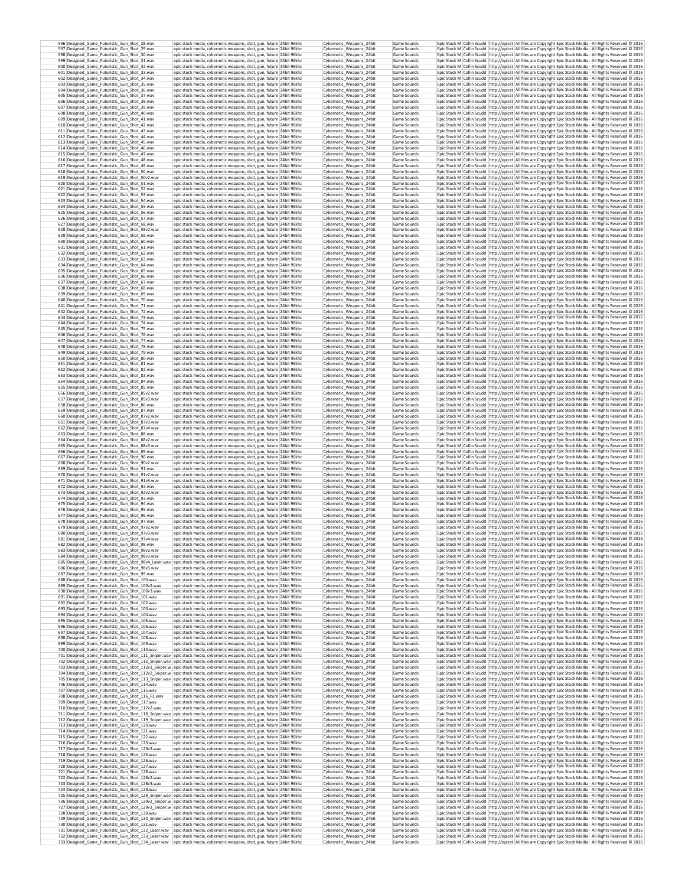| | | | | | | | | |
|---|---|---|---|---|---|---|---|---|
| 596 | Designed_Game_Futuristic_Gun_Shot_28.wav | epic stock media, cybernetic weapons, shot, gun, future | 24bit 96khz | Cybernetic_Weapons_24bit | Game Sounds | Epic Stock M | Collin Scudd | http://epicst | All files are Copyright Epic Stock Media - All Rights Reserved © 2016 |
| 597 | Designed_Game_Futuristic_Gun_Shot_29.wav | epic stock media, cybernetic weapons, shot, gun, future | 24bit 96khz | Cybernetic_Weapons_24bit | Game Sounds | Epic Stock M | Collin Scudd | http://epicst | All files are Copyright Epic Stock Media - All Rights Reserved © 2016 |
| 598 | Designed_Game_Futuristic_Gun_Shot_30.wav | epic stock media, cybernetic weapons, shot, gun, future | 24bit 96khz | Cybernetic_Weapons_24bit | Game Sounds | Epic Stock M | Collin Scudd | http://epicst | All files are Copyright Epic Stock Media - All Rights Reserved © 2016 |
| 599 | Designed_Game_Futuristic_Gun_Shot_31.wav | epic stock media, cybernetic weapons, shot, gun, future | 24bit 96khz | Cybernetic_Weapons_24bit | Game Sounds | Epic Stock M | Collin Scudd | http://epicst | All files are Copyright Epic Stock Media - All Rights Reserved © 2016 |
| 600 | Designed_Game_Futuristic_Gun_Shot_32.wav | epic stock media, cybernetic weapons, shot, gun, future | 24bit 96khz | Cybernetic_Weapons_24bit | Game Sounds | Epic Stock M | Collin Scudd | http://epicst | All files are Copyright Epic Stock Media - All Rights Reserved © 2016 |
| 601 | Designed_Game_Futuristic_Gun_Shot_33.wav | epic stock media, cybernetic weapons, shot, gun, future | 24bit 96khz | Cybernetic_Weapons_24bit | Game Sounds | Epic Stock M | Collin Scudd | http://epicst | All files are Copyright Epic Stock Media - All Rights Reserved © 2016 |
| 602 | Designed_Game_Futuristic_Gun_Shot_34.wav | epic stock media, cybernetic weapons, shot, gun, future | 24bit 96khz | Cybernetic_Weapons_24bit | Game Sounds | Epic Stock M | Collin Scudd | http://epicst | All files are Copyright Epic Stock Media - All Rights Reserved © 2016 |
| 603 | Designed_Game_Futuristic_Gun_Shot_35.wav | epic stock media, cybernetic weapons, shot, gun, future | 24bit 96khz | Cybernetic_Weapons_24bit | Game Sounds | Epic Stock M | Collin Scudd | http://epicst | All files are Copyright Epic Stock Media - All Rights Reserved © 2016 |
| 604 | Designed_Game_Futuristic_Gun_Shot_36.wav | epic stock media, cybernetic weapons, shot, gun, future | 24bit 96khz | Cybernetic_Weapons_24bit | Game Sounds | Epic Stock M | Collin Scudd | http://epicst | All files are Copyright Epic Stock Media - All Rights Reserved © 2016 |
| 605 | Designed_Game_Futuristic_Gun_Shot_37.wav | epic stock media, cybernetic weapons, shot, gun, future | 24bit 96khz | Cybernetic_Weapons_24bit | Game Sounds | Epic Stock M | Collin Scudd | http://epicst | All files are Copyright Epic Stock Media - All Rights Reserved © 2016 |
| 606 | Designed_Game_Futuristic_Gun_Shot_38.wav | epic stock media, cybernetic weapons, shot, gun, future | 24bit 96khz | Cybernetic_Weapons_24bit | Game Sounds | Epic Stock M | Collin Scudd | http://epicst | All files are Copyright Epic Stock Media - All Rights Reserved © 2016 |
| 607 | Designed_Game_Futuristic_Gun_Shot_39.wav | epic stock media, cybernetic weapons, shot, gun, future | 24bit 96khz | Cybernetic_Weapons_24bit | Game Sounds | Epic Stock M | Collin Scudd | http://epicst | All files are Copyright Epic Stock Media - All Rights Reserved © 2016 |
| 608 | Designed_Game_Futuristic_Gun_Shot_40.wav | epic stock media, cybernetic weapons, shot, gun, future | 24bit 96khz | Cybernetic_Weapons_24bit | Game Sounds | Epic Stock M | Collin Scudd | http://epicst | All files are Copyright Epic Stock Media - All Rights Reserved © 2016 |
| 609 | Designed_Game_Futuristic_Gun_Shot_41.wav | epic stock media, cybernetic weapons, shot, gun, future | 24bit 96khz | Cybernetic_Weapons_24bit | Game Sounds | Epic Stock M | Collin Scudd | http://epicst | All files are Copyright Epic Stock Media - All Rights Reserved © 2016 |
| 610 | Designed_Game_Futuristic_Gun_Shot_42.wav | epic stock media, cybernetic weapons, shot, gun, future | 24bit 96khz | Cybernetic_Weapons_24bit | Game Sounds | Epic Stock M | Collin Scudd | http://epicst | All files are Copyright Epic Stock Media - All Rights Reserved © 2016 |
| 611 | Designed_Game_Futuristic_Gun_Shot_43.wav | epic stock media, cybernetic weapons, shot, gun, future | 24bit 96khz | Cybernetic_Weapons_24bit | Game Sounds | Epic Stock M | Collin Scudd | http://epicst | All files are Copyright Epic Stock Media - All Rights Reserved © 2016 |
| 612 | Designed_Game_Futuristic_Gun_Shot_44.wav | epic stock media, cybernetic weapons, shot, gun, future | 24bit 96khz | Cybernetic_Weapons_24bit | Game Sounds | Epic Stock M | Collin Scudd | http://epicst | All files are Copyright Epic Stock Media - All Rights Reserved © 2016 |
| 613 | Designed_Game_Futuristic_Gun_Shot_45.wav | epic stock media, cybernetic weapons, shot, gun, future | 24bit 96khz | Cybernetic_Weapons_24bit | Game Sounds | Epic Stock M | Collin Scudd | http://epicst | All files are Copyright Epic Stock Media - All Rights Reserved © 2016 |
| 614 | Designed_Game_Futuristic_Gun_Shot_46.wav | epic stock media, cybernetic weapons, shot, gun, future | 24bit 96khz | Cybernetic_Weapons_24bit | Game Sounds | Epic Stock M | Collin Scudd | http://epicst | All files are Copyright Epic Stock Media - All Rights Reserved © 2016 |
| 615 | Designed_Game_Futuristic_Gun_Shot_47.wav | epic stock media, cybernetic weapons, shot, gun, future | 24bit 96khz | Cybernetic_Weapons_24bit | Game Sounds | Epic Stock M | Collin Scudd | http://epicst | All files are Copyright Epic Stock Media - All Rights Reserved © 2016 |
| 616 | Designed_Game_Futuristic_Gun_Shot_48.wav | epic stock media, cybernetic weapons, shot, gun, future | 24bit 96khz | Cybernetic_Weapons_24bit | Game Sounds | Epic Stock M | Collin Scudd | http://epicst | All files are Copyright Epic Stock Media - All Rights Reserved © 2016 |
| 617 | Designed_Game_Futuristic_Gun_Shot_49.wav | epic stock media, cybernetic weapons, shot, gun, future | 24bit 96khz | Cybernetic_Weapons_24bit | Game Sounds | Epic Stock M | Collin Scudd | http://epicst | All files are Copyright Epic Stock Media - All Rights Reserved © 2016 |
| 618 | Designed_Game_Futuristic_Gun_Shot_50.wav | epic stock media, cybernetic weapons, shot, gun, future | 24bit 96khz | Cybernetic_Weapons_24bit | Game Sounds | Epic Stock M | Collin Scudd | http://epicst | All files are Copyright Epic Stock Media - All Rights Reserved © 2016 |
| 619 | Designed_Game_Futuristic_Gun_Shot_50v2.wav | epic stock media, cybernetic weapons, shot, gun, future | 24bit 96khz | Cybernetic_Weapons_24bit | Game Sounds | Epic Stock M | Collin Scudd | http://epicst | All files are Copyright Epic Stock Media - All Rights Reserved © 2016 |
| 620 | Designed_Game_Futuristic_Gun_Shot_51.wav | epic stock media, cybernetic weapons, shot, gun, future | 24bit 96khz | Cybernetic_Weapons_24bit | Game Sounds | Epic Stock M | Collin Scudd | http://epicst | All files are Copyright Epic Stock Media - All Rights Reserved © 2016 |
| 621 | Designed_Game_Futuristic_Gun_Shot_52.wav | epic stock media, cybernetic weapons, shot, gun, future | 24bit 96khz | Cybernetic_Weapons_24bit | Game Sounds | Epic Stock M | Collin Scudd | http://epicst | All files are Copyright Epic Stock Media - All Rights Reserved © 2016 |
| 622 | Designed_Game_Futuristic_Gun_Shot_53.wav | epic stock media, cybernetic weapons, shot, gun, future | 24bit 96khz | Cybernetic_Weapons_24bit | Game Sounds | Epic Stock M | Collin Scudd | http://epicst | All files are Copyright Epic Stock Media - All Rights Reserved © 2016 |
| 623 | Designed_Game_Futuristic_Gun_Shot_54.wav | epic stock media, cybernetic weapons, shot, gun, future | 24bit 96khz | Cybernetic_Weapons_24bit | Game Sounds | Epic Stock M | Collin Scudd | http://epicst | All files are Copyright Epic Stock Media - All Rights Reserved © 2016 |
| 624 | Designed_Game_Futuristic_Gun_Shot_55.wav | epic stock media, cybernetic weapons, shot, gun, future | 24bit 96khz | Cybernetic_Weapons_24bit | Game Sounds | Epic Stock M | Collin Scudd | http://epicst | All files are Copyright Epic Stock Media - All Rights Reserved © 2016 |
| 625 | Designed_Game_Futuristic_Gun_Shot_56.wav | epic stock media, cybernetic weapons, shot, gun, future | 24bit 96khz | Cybernetic_Weapons_24bit | Game Sounds | Epic Stock M | Collin Scudd | http://epicst | All files are Copyright Epic Stock Media - All Rights Reserved © 2016 |
| 626 | Designed_Game_Futuristic_Gun_Shot_57.wav | epic stock media, cybernetic weapons, shot, gun, future | 24bit 96khz | Cybernetic_Weapons_24bit | Game Sounds | Epic Stock M | Collin Scudd | http://epicst | All files are Copyright Epic Stock Media - All Rights Reserved © 2016 |
| 627 | Designed_Game_Futuristic_Gun_Shot_58.wav | epic stock media, cybernetic weapons, shot, gun, future | 24bit 96khz | Cybernetic_Weapons_24bit | Game Sounds | Epic Stock M | Collin Scudd | http://epicst | All files are Copyright Epic Stock Media - All Rights Reserved © 2016 |
| 628 | Designed_Game_Futuristic_Gun_Shot_58v2.wav | epic stock media, cybernetic weapons, shot, gun, future | 24bit 96khz | Cybernetic_Weapons_24bit | Game Sounds | Epic Stock M | Collin Scudd | http://epicst | All files are Copyright Epic Stock Media - All Rights Reserved © 2016 |
| 629 | Designed_Game_Futuristic_Gun_Shot_59.wav | epic stock media, cybernetic weapons, shot, gun, future | 24bit 96khz | Cybernetic_Weapons_24bit | Game Sounds | Epic Stock M | Collin Scudd | http://epicst | All files are Copyright Epic Stock Media - All Rights Reserved © 2016 |
| 630 | Designed_Game_Futuristic_Gun_Shot_60.wav | epic stock media, cybernetic weapons, shot, gun, future | 24bit 96khz | Cybernetic_Weapons_24bit | Game Sounds | Epic Stock M | Collin Scudd | http://epicst | All files are Copyright Epic Stock Media - All Rights Reserved © 2016 |
| 631 | Designed_Game_Futuristic_Gun_Shot_61.wav | epic stock media, cybernetic weapons, shot, gun, future | 24bit 96khz | Cybernetic_Weapons_24bit | Game Sounds | Epic Stock M | Collin Scudd | http://epicst | All files are Copyright Epic Stock Media - All Rights Reserved © 2016 |
| 632 | Designed_Game_Futuristic_Gun_Shot_62.wav | epic stock media, cybernetic weapons, shot, gun, future | 24bit 96khz | Cybernetic_Weapons_24bit | Game Sounds | Epic Stock M | Collin Scudd | http://epicst | All files are Copyright Epic Stock Media - All Rights Reserved © 2016 |
| 633 | Designed_Game_Futuristic_Gun_Shot_63.wav | epic stock media, cybernetic weapons, shot, gun, future | 24bit 96khz | Cybernetic_Weapons_24bit | Game Sounds | Epic Stock M | Collin Scudd | http://epicst | All files are Copyright Epic Stock Media - All Rights Reserved © 2016 |
| 634 | Designed_Game_Futuristic_Gun_Shot_64.wav | epic stock media, cybernetic weapons, shot, gun, future | 24bit 96khz | Cybernetic_Weapons_24bit | Game Sounds | Epic Stock M | Collin Scudd | http://epicst | All files are Copyright Epic Stock Media - All Rights Reserved © 2016 |
| 635 | Designed_Game_Futuristic_Gun_Shot_65.wav | epic stock media, cybernetic weapons, shot, gun, future | 24bit 96khz | Cybernetic_Weapons_24bit | Game Sounds | Epic Stock M | Collin Scudd | http://epicst | All files are Copyright Epic Stock Media - All Rights Reserved © 2016 |
| 636 | Designed_Game_Futuristic_Gun_Shot_66.wav | epic stock media, cybernetic weapons, shot, gun, future | 24bit 96khz | Cybernetic_Weapons_24bit | Game Sounds | Epic Stock M | Collin Scudd | http://epicst | All files are Copyright Epic Stock Media - All Rights Reserved © 2016 |
| 637 | Designed_Game_Futuristic_Gun_Shot_67.wav | epic stock media, cybernetic weapons, shot, gun, future | 24bit 96khz | Cybernetic_Weapons_24bit | Game Sounds | Epic Stock M | Collin Scudd | http://epicst | All files are Copyright Epic Stock Media - All Rights Reserved © 2016 |
| 638 | Designed_Game_Futuristic_Gun_Shot_68.wav | epic stock media, cybernetic weapons, shot, gun, future | 24bit 96khz | Cybernetic_Weapons_24bit | Game Sounds | Epic Stock M | Collin Scudd | http://epicst | All files are Copyright Epic Stock Media - All Rights Reserved © 2016 |
| 639 | Designed_Game_Futuristic_Gun_Shot_69.wav | epic stock media, cybernetic weapons, shot, gun, future | 24bit 96khz | Cybernetic_Weapons_24bit | Game Sounds | Epic Stock M | Collin Scudd | http://epicst | All files are Copyright Epic Stock Media - All Rights Reserved © 2016 |
| 640 | Designed_Game_Futuristic_Gun_Shot_70.wav | epic stock media, cybernetic weapons, shot, gun, future | 24bit 96khz | Cybernetic_Weapons_24bit | Game Sounds | Epic Stock M | Collin Scudd | http://epicst | All files are Copyright Epic Stock Media - All Rights Reserved © 2016 |
| 641 | Designed_Game_Futuristic_Gun_Shot_71.wav | epic stock media, cybernetic weapons, shot, gun, future | 24bit 96khz | Cybernetic_Weapons_24bit | Game Sounds | Epic Stock M | Collin Scudd | http://epicst | All files are Copyright Epic Stock Media - All Rights Reserved © 2016 |
| 642 | Designed_Game_Futuristic_Gun_Shot_72.wav | epic stock media, cybernetic weapons, shot, gun, future | 24bit 96khz | Cybernetic_Weapons_24bit | Game Sounds | Epic Stock M | Collin Scudd | http://epicst | All files are Copyright Epic Stock Media - All Rights Reserved © 2016 |
| 643 | Designed_Game_Futuristic_Gun_Shot_73.wav | epic stock media, cybernetic weapons, shot, gun, future | 24bit 96khz | Cybernetic_Weapons_24bit | Game Sounds | Epic Stock M | Collin Scudd | http://epicst | All files are Copyright Epic Stock Media - All Rights Reserved © 2016 |
| 644 | Designed_Game_Futuristic_Gun_Shot_74.wav | epic stock media, cybernetic weapons, shot, gun, future | 24bit 96khz | Cybernetic_Weapons_24bit | Game Sounds | Epic Stock M | Collin Scudd | http://epicst | All files are Copyright Epic Stock Media - All Rights Reserved © 2016 |
| 645 | Designed_Game_Futuristic_Gun_Shot_75.wav | epic stock media, cybernetic weapons, shot, gun, future | 24bit 96khz | Cybernetic_Weapons_24bit | Game Sounds | Epic Stock M | Collin Scudd | http://epicst | All files are Copyright Epic Stock Media - All Rights Reserved © 2016 |
| 646 | Designed_Game_Futuristic_Gun_Shot_76.wav | epic stock media, cybernetic weapons, shot, gun, future | 24bit 96khz | Cybernetic_Weapons_24bit | Game Sounds | Epic Stock M | Collin Scudd | http://epicst | All files are Copyright Epic Stock Media - All Rights Reserved © 2016 |
| 647 | Designed_Game_Futuristic_Gun_Shot_77.wav | epic stock media, cybernetic weapons, shot, gun, future | 24bit 96khz | Cybernetic_Weapons_24bit | Game Sounds | Epic Stock M | Collin Scudd | http://epicst | All files are Copyright Epic Stock Media - All Rights Reserved © 2016 |
| 648 | Designed_Game_Futuristic_Gun_Shot_78.wav | epic stock media, cybernetic weapons, shot, gun, future | 24bit 96khz | Cybernetic_Weapons_24bit | Game Sounds | Epic Stock M | Collin Scudd | http://epicst | All files are Copyright Epic Stock Media - All Rights Reserved © 2016 |
| 649 | Designed_Game_Futuristic_Gun_Shot_79.wav | epic stock media, cybernetic weapons, shot, gun, future | 24bit 96khz | Cybernetic_Weapons_24bit | Game Sounds | Epic Stock M | Collin Scudd | http://epicst | All files are Copyright Epic Stock Media - All Rights Reserved © 2016 |
| 650 | Designed_Game_Futuristic_Gun_Shot_80.wav | epic stock media, cybernetic weapons, shot, gun, future | 24bit 96khz | Cybernetic_Weapons_24bit | Game Sounds | Epic Stock M | Collin Scudd | http://epicst | All files are Copyright Epic Stock Media - All Rights Reserved © 2016 |
| 651 | Designed_Game_Futuristic_Gun_Shot_81.wav | epic stock media, cybernetic weapons, shot, gun, future | 24bit 96khz | Cybernetic_Weapons_24bit | Game Sounds | Epic Stock M | Collin Scudd | http://epicst | All files are Copyright Epic Stock Media - All Rights Reserved © 2016 |
| 652 | Designed_Game_Futuristic_Gun_Shot_82.wav | epic stock media, cybernetic weapons, shot, gun, future | 24bit 96khz | Cybernetic_Weapons_24bit | Game Sounds | Epic Stock M | Collin Scudd | http://epicst | All files are Copyright Epic Stock Media - All Rights Reserved © 2016 |
| 653 | Designed_Game_Futuristic_Gun_Shot_83.wav | epic stock media, cybernetic weapons, shot, gun, future | 24bit 96khz | Cybernetic_Weapons_24bit | Game Sounds | Epic Stock M | Collin Scudd | http://epicst | All files are Copyright Epic Stock Media - All Rights Reserved © 2016 |
| 654 | Designed_Game_Futuristic_Gun_Shot_84.wav | epic stock media, cybernetic weapons, shot, gun, future | 24bit 96khz | Cybernetic_Weapons_24bit | Game Sounds | Epic Stock M | Collin Scudd | http://epicst | All files are Copyright Epic Stock Media - All Rights Reserved © 2016 |
| 655 | Designed_Game_Futuristic_Gun_Shot_85.wav | epic stock media, cybernetic weapons, shot, gun, future | 24bit 96khz | Cybernetic_Weapons_24bit | Game Sounds | Epic Stock M | Collin Scudd | http://epicst | All files are Copyright Epic Stock Media - All Rights Reserved © 2016 |
| 656 | Designed_Game_Futuristic_Gun_Shot_85v2.wav | epic stock media, cybernetic weapons, shot, gun, future | 24bit 96khz | Cybernetic_Weapons_24bit | Game Sounds | Epic Stock M | Collin Scudd | http://epicst | All files are Copyright Epic Stock Media - All Rights Reserved © 2016 |
| 657 | Designed_Game_Futuristic_Gun_Shot_85v3.wav | epic stock media, cybernetic weapons, shot, gun, future | 24bit 96khz | Cybernetic_Weapons_24bit | Game Sounds | Epic Stock M | Collin Scudd | http://epicst | All files are Copyright Epic Stock Media - All Rights Reserved © 2016 |
| 658 | Designed_Game_Futuristic_Gun_Shot_86.wav | epic stock media, cybernetic weapons, shot, gun, future | 24bit 96khz | Cybernetic_Weapons_24bit | Game Sounds | Epic Stock M | Collin Scudd | http://epicst | All files are Copyright Epic Stock Media - All Rights Reserved © 2016 |
| 659 | Designed_Game_Futuristic_Gun_Shot_87.wav | epic stock media, cybernetic weapons, shot, gun, future | 24bit 96khz | Cybernetic_Weapons_24bit | Game Sounds | Epic Stock M | Collin Scudd | http://epicst | All files are Copyright Epic Stock Media - All Rights Reserved © 2016 |
| 660 | Designed_Game_Futuristic_Gun_Shot_87v2.wav | epic stock media, cybernetic weapons, shot, gun, future | 24bit 96khz | Cybernetic_Weapons_24bit | Game Sounds | Epic Stock M | Collin Scudd | http://epicst | All files are Copyright Epic Stock Media - All Rights Reserved © 2016 |
| 661 | Designed_Game_Futuristic_Gun_Shot_87v3.wav | epic stock media, cybernetic weapons, shot, gun, future | 24bit 96khz | Cybernetic_Weapons_24bit | Game Sounds | Epic Stock M | Collin Scudd | http://epicst | All files are Copyright Epic Stock Media - All Rights Reserved © 2016 |
| 662 | Designed_Game_Futuristic_Gun_Shot_87v4.wav | epic stock media, cybernetic weapons, shot, gun, future | 24bit 96khz | Cybernetic_Weapons_24bit | Game Sounds | Epic Stock M | Collin Scudd | http://epicst | All files are Copyright Epic Stock Media - All Rights Reserved © 2016 |
| 663 | Designed_Game_Futuristic_Gun_Shot_88.wav | epic stock media, cybernetic weapons, shot, gun, future | 24bit 96khz | Cybernetic_Weapons_24bit | Game Sounds | Epic Stock M | Collin Scudd | http://epicst | All files are Copyright Epic Stock Media - All Rights Reserved © 2016 |
| 664 | Designed_Game_Futuristic_Gun_Shot_88v2.wav | epic stock media, cybernetic weapons, shot, gun, future | 24bit 96khz | Cybernetic_Weapons_24bit | Game Sounds | Epic Stock M | Collin Scudd | http://epicst | All files are Copyright Epic Stock Media - All Rights Reserved © 2016 |
| 665 | Designed_Game_Futuristic_Gun_Shot_88v3.wav | epic stock media, cybernetic weapons, shot, gun, future | 24bit 96khz | Cybernetic_Weapons_24bit | Game Sounds | Epic Stock M | Collin Scudd | http://epicst | All files are Copyright Epic Stock Media - All Rights Reserved © 2016 |
| 666 | Designed_Game_Futuristic_Gun_Shot_89.wav | epic stock media, cybernetic weapons, shot, gun, future | 24bit 96khz | Cybernetic_Weapons_24bit | Game Sounds | Epic Stock M | Collin Scudd | http://epicst | All files are Copyright Epic Stock Media - All Rights Reserved © 2016 |
| 667 | Designed_Game_Futuristic_Gun_Shot_90.wav | epic stock media, cybernetic weapons, shot, gun, future | 24bit 96khz | Cybernetic_Weapons_24bit | Game Sounds | Epic Stock M | Collin Scudd | http://epicst | All files are Copyright Epic Stock Media - All Rights Reserved © 2016 |
| 668 | Designed_Game_Futuristic_Gun_Shot_90v2.wav | epic stock media, cybernetic weapons, shot, gun, future | 24bit 96khz | Cybernetic_Weapons_24bit | Game Sounds | Epic Stock M | Collin Scudd | http://epicst | All files are Copyright Epic Stock Media - All Rights Reserved © 2016 |
| 669 | Designed_Game_Futuristic_Gun_Shot_91.wav | epic stock media, cybernetic weapons, shot, gun, future | 24bit 96khz | Cybernetic_Weapons_24bit | Game Sounds | Epic Stock M | Collin Scudd | http://epicst | All files are Copyright Epic Stock Media - All Rights Reserved © 2016 |
| 670 | Designed_Game_Futuristic_Gun_Shot_91v2.wav | epic stock media, cybernetic weapons, shot, gun, future | 24bit 96khz | Cybernetic_Weapons_24bit | Game Sounds | Epic Stock M | Collin Scudd | http://epicst | All files are Copyright Epic Stock Media - All Rights Reserved © 2016 |
| 671 | Designed_Game_Futuristic_Gun_Shot_91v3.wav | epic stock media, cybernetic weapons, shot, gun, future | 24bit 96khz | Cybernetic_Weapons_24bit | Game Sounds | Epic Stock M | Collin Scudd | http://epicst | All files are Copyright Epic Stock Media - All Rights Reserved © 2016 |
| 672 | Designed_Game_Futuristic_Gun_Shot_92.wav | epic stock media, cybernetic weapons, shot, gun, future | 24bit 96khz | Cybernetic_Weapons_24bit | Game Sounds | Epic Stock M | Collin Scudd | http://epicst | All files are Copyright Epic Stock Media - All Rights Reserved © 2016 |
| 673 | Designed_Game_Futuristic_Gun_Shot_92v2.wav | epic stock media, cybernetic weapons, shot, gun, future | 24bit 96khz | Cybernetic_Weapons_24bit | Game Sounds | Epic Stock M | Collin Scudd | http://epicst | All files are Copyright Epic Stock Media - All Rights Reserved © 2016 |
| 674 | Designed_Game_Futuristic_Gun_Shot_93.wav | epic stock media, cybernetic weapons, shot, gun, future | 24bit 96khz | Cybernetic_Weapons_24bit | Game Sounds | Epic Stock M | Collin Scudd | http://epicst | All files are Copyright Epic Stock Media - All Rights Reserved © 2016 |
| 675 | Designed_Game_Futuristic_Gun_Shot_94.wav | epic stock media, cybernetic weapons, shot, gun, future | 24bit 96khz | Cybernetic_Weapons_24bit | Game Sounds | Epic Stock M | Collin Scudd | http://epicst | All files are Copyright Epic Stock Media - All Rights Reserved © 2016 |
| 676 | Designed_Game_Futuristic_Gun_Shot_95.wav | epic stock media, cybernetic weapons, shot, gun, future | 24bit 96khz | Cybernetic_Weapons_24bit | Game Sounds | Epic Stock M | Collin Scudd | http://epicst | All files are Copyright Epic Stock Media - All Rights Reserved © 2016 |
| 677 | Designed_Game_Futuristic_Gun_Shot_96.wav | epic stock media, cybernetic weapons, shot, gun, future | 24bit 96khz | Cybernetic_Weapons_24bit | Game Sounds | Epic Stock M | Collin Scudd | http://epicst | All files are Copyright Epic Stock Media - All Rights Reserved © 2016 |
| 678 | Designed_Game_Futuristic_Gun_Shot_97.wav | epic stock media, cybernetic weapons, shot, gun, future | 24bit 96khz | Cybernetic_Weapons_24bit | Game Sounds | Epic Stock M | Collin Scudd | http://epicst | All files are Copyright Epic Stock Media - All Rights Reserved © 2016 |
| 679 | Designed_Game_Futuristic_Gun_Shot_97v2.wav | epic stock media, cybernetic weapons, shot, gun, future | 24bit 96khz | Cybernetic_Weapons_24bit | Game Sounds | Epic Stock M | Collin Scudd | http://epicst | All files are Copyright Epic Stock Media - All Rights Reserved © 2016 |
| 680 | Designed_Game_Futuristic_Gun_Shot_97v3.wav | epic stock media, cybernetic weapons, shot, gun, future | 24bit 96khz | Cybernetic_Weapons_24bit | Game Sounds | Epic Stock M | Collin Scudd | http://epicst | All files are Copyright Epic Stock Media - All Rights Reserved © 2016 |
| 681 | Designed_Game_Futuristic_Gun_Shot_97v4.wav | epic stock media, cybernetic weapons, shot, gun, future | 24bit 96khz | Cybernetic_Weapons_24bit | Game Sounds | Epic Stock M | Collin Scudd | http://epicst | All files are Copyright Epic Stock Media - All Rights Reserved © 2016 |
| 682 | Designed_Game_Futuristic_Gun_Shot_98.wav | epic stock media, cybernetic weapons, shot, gun, future | 24bit 96khz | Cybernetic_Weapons_24bit | Game Sounds | Epic Stock M | Collin Scudd | http://epicst | All files are Copyright Epic Stock Media - All Rights Reserved © 2016 |
| 683 | Designed_Game_Futuristic_Gun_Shot_98v2.wav | epic stock media, cybernetic weapons, shot, gun, future | 24bit 96khz | Cybernetic_Weapons_24bit | Game Sounds | Epic Stock M | Collin Scudd | http://epicst | All files are Copyright Epic Stock Media - All Rights Reserved © 2016 |
| 684 | Designed_Game_Futuristic_Gun_Shot_98v3.wav | epic stock media, cybernetic weapons, shot, gun, future | 24bit 96khz | Cybernetic_Weapons_24bit | Game Sounds | Epic Stock M | Collin Scudd | http://epicst | All files are Copyright Epic Stock Media - All Rights Reserved © 2016 |
| 685 | Designed_Game_Futuristic_Gun_Shot_98v4_Laser.wav | epic stock media, cybernetic weapons, shot, gun, future | 24bit 96khz | Cybernetic_Weapons_24bit | Game Sounds | Epic Stock M | Collin Scudd | http://epicst | All files are Copyright Epic Stock Media - All Rights Reserved © 2016 |
| 686 | Designed_Game_Futuristic_Gun_Shot_98v5.wav | epic stock media, cybernetic weapons, shot, gun, future | 24bit 96khz | Cybernetic_Weapons_24bit | Game Sounds | Epic Stock M | Collin Scudd | http://epicst | All files are Copyright Epic Stock Media - All Rights Reserved © 2016 |
| 687 | Designed_Game_Futuristic_Gun_Shot_99.wav | epic stock media, cybernetic weapons, shot, gun, future | 24bit 96khz | Cybernetic_Weapons_24bit | Game Sounds | Epic Stock M | Collin Scudd | http://epicst | All files are Copyright Epic Stock Media - All Rights Reserved © 2016 |
| 688 | Designed_Game_Futuristic_Gun_Shot_100.wav | epic stock media, cybernetic weapons, shot, gun, future | 24bit 96khz | Cybernetic_Weapons_24bit | Game Sounds | Epic Stock M | Collin Scudd | http://epicst | All files are Copyright Epic Stock Media - All Rights Reserved © 2016 |
| 689 | Designed_Game_Futuristic_Gun_Shot_100v2.wav | epic stock media, cybernetic weapons, shot, gun, future | 24bit 96khz | Cybernetic_Weapons_24bit | Game Sounds | Epic Stock M | Collin Scudd | http://epicst | All files are Copyright Epic Stock Media - All Rights Reserved © 2016 |
| 690 | Designed_Game_Futuristic_Gun_Shot_100v3.wav | epic stock media, cybernetic weapons, shot, gun, future | 24bit 96khz | Cybernetic_Weapons_24bit | Game Sounds | Epic Stock M | Collin Scudd | http://epicst | All files are Copyright Epic Stock Media - All Rights Reserved © 2016 |
| 691 | Designed_Game_Futuristic_Gun_Shot_101.wav | epic stock media, cybernetic weapons, shot, gun, future | 24bit 96khz | Cybernetic_Weapons_24bit | Game Sounds | Epic Stock M | Collin Scudd | http://epicst | All files are Copyright Epic Stock Media - All Rights Reserved © 2016 |
| 692 | Designed_Game_Futuristic_Gun_Shot_102.wav | epic stock media, cybernetic weapons, shot, gun, future | 24bit 96khz | Cybernetic_Weapons_24bit | Game Sounds | Epic Stock M | Collin Scudd | http://epicst | All files are Copyright Epic Stock Media - All Rights Reserved © 2016 |
| 693 | Designed_Game_Futuristic_Gun_Shot_103.wav | epic stock media, cybernetic weapons, shot, gun, future | 24bit 96khz | Cybernetic_Weapons_24bit | Game Sounds | Epic Stock M | Collin Scudd | http://epicst | All files are Copyright Epic Stock Media - All Rights Reserved © 2016 |
| 694 | Designed_Game_Futuristic_Gun_Shot_104.wav | epic stock media, cybernetic weapons, shot, gun, future | 24bit 96khz | Cybernetic_Weapons_24bit | Game Sounds | Epic Stock M | Collin Scudd | http://epicst | All files are Copyright Epic Stock Media - All Rights Reserved © 2016 |
| 695 | Designed_Game_Futuristic_Gun_Shot_105.wav | epic stock media, cybernetic weapons, shot, gun, future | 24bit 96khz | Cybernetic_Weapons_24bit | Game Sounds | Epic Stock M | Collin Scudd | http://epicst | All files are Copyright Epic Stock Media - All Rights Reserved © 2016 |
| 696 | Designed_Game_Futuristic_Gun_Shot_106.wav | epic stock media, cybernetic weapons, shot, gun, future | 24bit 96khz | Cybernetic_Weapons_24bit | Game Sounds | Epic Stock M | Collin Scudd | http://epicst | All files are Copyright Epic Stock Media - All Rights Reserved © 2016 |
| 697 | Designed_Game_Futuristic_Gun_Shot_107.wav | epic stock media, cybernetic weapons, shot, gun, future | 24bit 96khz | Cybernetic_Weapons_24bit | Game Sounds | Epic Stock M | Collin Scudd | http://epicst | All files are Copyright Epic Stock Media - All Rights Reserved © 2016 |
| 698 | Designed_Game_Futuristic_Gun_Shot_108.wav | epic stock media, cybernetic weapons, shot, gun, future | 24bit 96khz | Cybernetic_Weapons_24bit | Game Sounds | Epic Stock M | Collin Scudd | http://epicst | All files are Copyright Epic Stock Media - All Rights Reserved © 2016 |
| 699 | Designed_Game_Futuristic_Gun_Shot_109.wav | epic stock media, cybernetic weapons, shot, gun, future | 24bit 96khz | Cybernetic_Weapons_24bit | Game Sounds | Epic Stock M | Collin Scudd | http://epicst | All files are Copyright Epic Stock Media - All Rights Reserved © 2016 |
| 700 | Designed_Game_Futuristic_Gun_Shot_110.wav | epic stock media, cybernetic weapons, shot, gun, future | 24bit 96khz | Cybernetic_Weapons_24bit | Game Sounds | Epic Stock M | Collin Scudd | http://epicst | All files are Copyright Epic Stock Media - All Rights Reserved © 2016 |
| 701 | Designed_Game_Futuristic_Gun_Shot_111_Sniper.wav | epic stock media, cybernetic weapons, shot, gun, future | 24bit 96khz | Cybernetic_Weapons_24bit | Game Sounds | Epic Stock M | Collin Scudd | http://epicst | All files are Copyright Epic Stock Media - All Rights Reserved © 2016 |
| 702 | Designed_Game_Futuristic_Gun_Shot_112_Sniper.wav | epic stock media, cybernetic weapons, shot, gun, future | 24bit 96khz | Cybernetic_Weapons_24bit | Game Sounds | Epic Stock M | Collin Scudd | http://epicst | All files are Copyright Epic Stock Media - All Rights Reserved © 2016 |
| 703 | Designed_Game_Futuristic_Gun_Shot_112v1_Sniper.w | epic stock media, cybernetic weapons, shot, gun, future | 24bit 96khz | Cybernetic_Weapons_24bit | Game Sounds | Epic Stock M | Collin Scudd | http://epicst | All files are Copyright Epic Stock Media - All Rights Reserved © 2016 |
| 704 | Designed_Game_Futuristic_Gun_Shot_112v2_Sniper.w | epic stock media, cybernetic weapons, shot, gun, future | 24bit 96khz | Cybernetic_Weapons_24bit | Game Sounds | Epic Stock M | Collin Scudd | http://epicst | All files are Copyright Epic Stock Media - All Rights Reserved © 2016 |
| 705 | Designed_Game_Futuristic_Gun_Shot_113_Sniper.wav | epic stock media, cybernetic weapons, shot, gun, future | 24bit 96khz | Cybernetic_Weapons_24bit | Game Sounds | Epic Stock M | Collin Scudd | http://epicst | All files are Copyright Epic Stock Media - All Rights Reserved © 2016 |
| 706 | Designed_Game_Futuristic_Gun_Shot_114.wav | epic stock media, cybernetic weapons, shot, gun, future | 24bit 96khz | Cybernetic_Weapons_24bit | Game Sounds | Epic Stock M | Collin Scudd | http://epicst | All files are Copyright Epic Stock Media - All Rights Reserved © 2016 |
| 707 | Designed_Game_Futuristic_Gun_Shot_115.wav | epic stock media, cybernetic weapons, shot, gun, future | 24bit 96khz | Cybernetic_Weapons_24bit | Game Sounds | Epic Stock M | Collin Scudd | http://epicst | All files are Copyright Epic Stock Media - All Rights Reserved © 2016 |
| 708 | Designed_Game_Futuristic_Gun_Shot_116_RL.wav | epic stock media, cybernetic weapons, shot, gun, future | 24bit 96khz | Cybernetic_Weapons_24bit | Game Sounds | Epic Stock M | Collin Scudd | http://epicst | All files are Copyright Epic Stock Media - All Rights Reserved © 2016 |
| 709 | Designed_Game_Futuristic_Gun_Shot_117.wav | epic stock media, cybernetic weapons, shot, gun, future | 24bit 96khz | Cybernetic_Weapons_24bit | Game Sounds | Epic Stock M | Collin Scudd | http://epicst | All files are Copyright Epic Stock Media - All Rights Reserved © 2016 |
| 710 | Designed_Game_Futuristic_Gun_Shot_117v2.wav | epic stock media, cybernetic weapons, shot, gun, future | 24bit 96khz | Cybernetic_Weapons_24bit | Game Sounds | Epic Stock M | Collin Scudd | http://epicst | All files are Copyright Epic Stock Media - All Rights Reserved © 2016 |
| 711 | Designed_Game_Futuristic_Gun_Shot_118_Sniper.wav | epic stock media, cybernetic weapons, shot, gun, future | 24bit 96khz | Cybernetic_Weapons_24bit | Game Sounds | Epic Stock M | Collin Scudd | http://epicst | All files are Copyright Epic Stock Media - All Rights Reserved © 2016 |
| 712 | Designed_Game_Futuristic_Gun_Shot_119_Sniper.wav | epic stock media, cybernetic weapons, shot, gun, future | 24bit 96khz | Cybernetic_Weapons_24bit | Game Sounds | Epic Stock M | Collin Scudd | http://epicst | All files are Copyright Epic Stock Media - All Rights Reserved © 2016 |
| 713 | Designed_Game_Futuristic_Gun_Shot_120.wav | epic stock media, cybernetic weapons, shot, gun, future | 24bit 96khz | Cybernetic_Weapons_24bit | Game Sounds | Epic Stock M | Collin Scudd | http://epicst | All files are Copyright Epic Stock Media - All Rights Reserved © 2016 |
| 714 | Designed_Game_Futuristic_Gun_Shot_121.wav | epic stock media, cybernetic weapons, shot, gun, future | 24bit 96khz | Cybernetic_Weapons_24bit | Game Sounds | Epic Stock M | Collin Scudd | http://epicst | All files are Copyright Epic Stock Media - All Rights Reserved © 2016 |
| 715 | Designed_Game_Futuristic_Gun_Shot_122.wav | epic stock media, cybernetic weapons, shot, gun, future | 24bit 96khz | Cybernetic_Weapons_24bit | Game Sounds | Epic Stock M | Collin Scudd | http://epicst | All files are Copyright Epic Stock Media - All Rights Reserved © 2016 |
| 716 | Designed_Game_Futuristic_Gun_Shot_123.wav | epic stock media, cybernetic weapons, shot, gun, future | 24bit 96khz | Cybernetic_Weapons_24bit | Game Sounds | Epic Stock M | Collin Scudd | http://epicst | All files are Copyright Epic Stock Media - All Rights Reserved © 2016 |
| 717 | Designed_Game_Futuristic_Gun_Shot_123v3.wav | epic stock media, cybernetic weapons, shot, gun, future | 24bit 96khz | Cybernetic_Weapons_24bit | Game Sounds | Epic Stock M | Collin Scudd | http://epicst | All files are Copyright Epic Stock Media - All Rights Reserved © 2016 |
| 718 | Designed_Game_Futuristic_Gun_Shot_125.wav | epic stock media, cybernetic weapons, shot, gun, future | 24bit 96khz | Cybernetic_Weapons_24bit | Game Sounds | Epic Stock M | Collin Scudd | http://epicst | All files are Copyright Epic Stock Media - All Rights Reserved © 2016 |
| 719 | Designed_Game_Futuristic_Gun_Shot_126.wav | epic stock media, cybernetic weapons, shot, gun, future | 24bit 96khz | Cybernetic_Weapons_24bit | Game Sounds | Epic Stock M | Collin Scudd | http://epicst | All files are Copyright Epic Stock Media - All Rights Reserved © 2016 |
| 720 | Designed_Game_Futuristic_Gun_Shot_127.wav | epic stock media, cybernetic weapons, shot, gun, future | 24bit 96khz | Cybernetic_Weapons_24bit | Game Sounds | Epic Stock M | Collin Scudd | http://epicst | All files are Copyright Epic Stock Media - All Rights Reserved © 2016 |
| 721 | Designed_Game_Futuristic_Gun_Shot_128.wav | epic stock media, cybernetic weapons, shot, gun, future | 24bit 96khz | Cybernetic_Weapons_24bit | Game Sounds | Epic Stock M | Collin Scudd | http://epicst | All files are Copyright Epic Stock Media - All Rights Reserved © 2016 |
| 722 | Designed_Game_Futuristic_Gun_Shot_128v2.wav | epic stock media, cybernetic weapons, shot, gun, future | 24bit 96khz | Cybernetic_Weapons_24bit | Game Sounds | Epic Stock M | Collin Scudd | http://epicst | All files are Copyright Epic Stock Media - All Rights Reserved © 2016 |
| 723 | Designed_Game_Futuristic_Gun_Shot_128v3.wav | epic stock media, cybernetic weapons, shot, gun, future | 24bit 96khz | Cybernetic_Weapons_24bit | Game Sounds | Epic Stock M | Collin Scudd | http://epicst | All files are Copyright Epic Stock Media - All Rights Reserved © 2016 |
| 724 | Designed_Game_Futuristic_Gun_Shot_129.wav | epic stock media, cybernetic weapons, shot, gun, future | 24bit 96khz | Cybernetic_Weapons_24bit | Game Sounds | Epic Stock M | Collin Scudd | http://epicst | All files are Copyright Epic Stock Media - All Rights Reserved © 2016 |
| 725 | Designed_Game_Futuristic_Gun_Shot_129_Sniper.wav | epic stock media, cybernetic weapons, shot, gun, future | 24bit 96khz | Cybernetic_Weapons_24bit | Game Sounds | Epic Stock M | Collin Scudd | http://epicst | All files are Copyright Epic Stock Media - All Rights Reserved © 2016 |
| 726 | Designed_Game_Futuristic_Gun_Shot_129v2_Sniper.w | epic stock media, cybernetic weapons, shot, gun, future | 24bit 96khz | Cybernetic_Weapons_24bit | Game Sounds | Epic Stock M | Collin Scudd | http://epicst | All files are Copyright Epic Stock Media - All Rights Reserved © 2016 |
| 727 | Designed_Game_Futuristic_Gun_Shot_129v3_Sniper.w | epic stock media, cybernetic weapons, shot, gun, future | 24bit 96khz | Cybernetic_Weapons_24bit | Game Sounds | Epic Stock M | Collin Scudd | http://epicst | All files are Copyright Epic Stock Media - All Rights Reserved © 2016 |
| 728 | Designed_Game_Futuristic_Gun_Shot_130.wav | epic stock media, cybernetic weapons, shot, gun, future | 24bit 96khz | Cybernetic_Weapons_24bit | Game Sounds | Epic Stock M | Collin Scudd | http://epicst | All files are Copyright Epic Stock Media - All Rights Reserved © 2016 |
| 729 | Designed_Game_Futuristic_Gun_Shot_130_Sniper.wav | epic stock media, cybernetic weapons, shot, gun, future | 24bit 96khz | Cybernetic_Weapons_24bit | Game Sounds | Epic Stock M | Collin Scudd | http://epicst | All files are Copyright Epic Stock Media - All Rights Reserved © 2016 |
| 730 | Designed_Game_Futuristic_Gun_Shot_131.wav | epic stock media, cybernetic weapons, shot, gun, future | 24bit 96khz | Cybernetic_Weapons_24bit | Game Sounds | Epic Stock M | Collin Scudd | http://epicst | All files are Copyright Epic Stock Media - All Rights Reserved © 2016 |
| 731 | Designed_Game_Futuristic_Gun_Shot_132_Laser.wav | epic stock media, cybernetic weapons, shot, gun, future | 24bit 96khz | Cybernetic_Weapons_24bit | Game Sounds | Epic Stock M | Collin Scudd | http://epicst | All files are Copyright Epic Stock Media - All Rights Reserved © 2016 |
| 732 | Designed_Game_Futuristic_Gun_Shot_133_Laser.wav | epic stock media, cybernetic weapons, shot, gun, future | 24bit 96khz | Cybernetic_Weapons_24bit | Game Sounds | Epic Stock M | Collin Scudd | http://epicst | All files are Copyright Epic Stock Media - All Rights Reserved © 2016 |
| 733 | Designed_Game_Futuristic_Gun_Shot_134_Laser.wav | epic stock media, cybernetic weapons, shot, gun, future | 24bit 96khz | Cybernetic_Weapons_24bit | Game Sounds | Epic Stock M | Collin Scudd | http://epicst | All files are Copyright Epic Stock Media - All Rights Reserved © 2016 |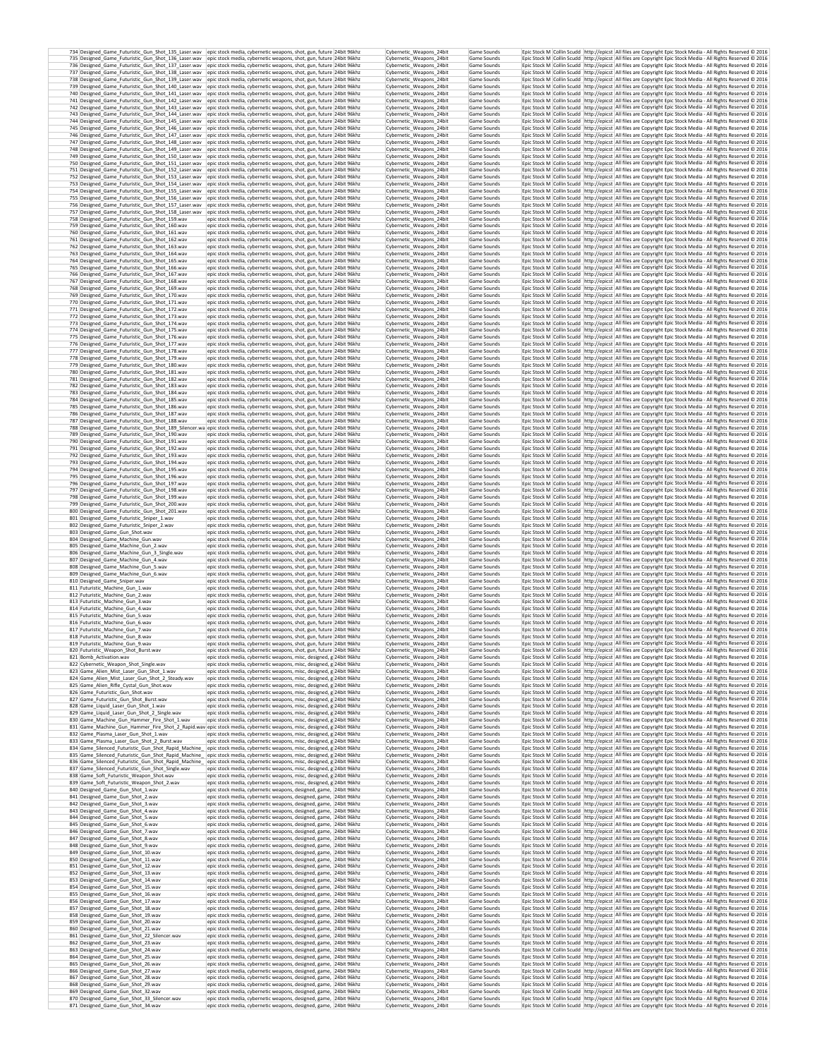| | | | | | | | | | |
|---|---|---|---|---|---|---|---|---|---|
| 734 | Designed_Game_Futuristic_Gun_Shot_135_Laser.wav | epic stock media, cybernetic weapons, shot, gun, future | 24bit 96khz | Cybernetic_Weapons_24bit | Game Sounds | Epic Stock M | Collin Scudd | http://epicst | All files are Copyright Epic Stock Media - All Rights Reserved © 2016 |
| 735 | Designed_Game_Futuristic_Gun_Shot_136_Laser.wav | epic stock media, cybernetic weapons, shot, gun, future | 24bit 96khz | Cybernetic_Weapons_24bit | Game Sounds | Epic Stock M | Collin Scudd | http://epicst | All files are Copyright Epic Stock Media - All Rights Reserved © 2016 |
| 736 | Designed_Game_Futuristic_Gun_Shot_137_Laser.wav | epic stock media, cybernetic weapons, shot, gun, future | 24bit 96khz | Cybernetic_Weapons_24bit | Game Sounds | Epic Stock M | Collin Scudd | http://epicst | All files are Copyright Epic Stock Media - All Rights Reserved © 2016 |
| 737 | Designed_Game_Futuristic_Gun_Shot_138_Laser.wav | epic stock media, cybernetic weapons, shot, gun, future | 24bit 96khz | Cybernetic_Weapons_24bit | Game Sounds | Epic Stock M | Collin Scudd | http://epicst | All files are Copyright Epic Stock Media - All Rights Reserved © 2016 |
| 738 | Designed_Game_Futuristic_Gun_Shot_139_Laser.wav | epic stock media, cybernetic weapons, shot, gun, future | 24bit 96khz | Cybernetic_Weapons_24bit | Game Sounds | Epic Stock M | Collin Scudd | http://epicst | All files are Copyright Epic Stock Media - All Rights Reserved © 2016 |
| 739 | Designed_Game_Futuristic_Gun_Shot_140_Laser.wav | epic stock media, cybernetic weapons, shot, gun, future | 24bit 96khz | Cybernetic_Weapons_24bit | Game Sounds | Epic Stock M | Collin Scudd | http://epicst | All files are Copyright Epic Stock Media - All Rights Reserved © 2016 |
| 740 | Designed_Game_Futuristic_Gun_Shot_141_Laser.wav | epic stock media, cybernetic weapons, shot, gun, future | 24bit 96khz | Cybernetic_Weapons_24bit | Game Sounds | Epic Stock M | Collin Scudd | http://epicst | All files are Copyright Epic Stock Media - All Rights Reserved © 2016 |
| 741 | Designed_Game_Futuristic_Gun_Shot_142_Laser.wav | epic stock media, cybernetic weapons, shot, gun, future | 24bit 96khz | Cybernetic_Weapons_24bit | Game Sounds | Epic Stock M | Collin Scudd | http://epicst | All files are Copyright Epic Stock Media - All Rights Reserved © 2016 |
| 742 | Designed_Game_Futuristic_Gun_Shot_143_Laser.wav | epic stock media, cybernetic weapons, shot, gun, future | 24bit 96khz | Cybernetic_Weapons_24bit | Game Sounds | Epic Stock M | Collin Scudd | http://epicst | All files are Copyright Epic Stock Media - All Rights Reserved © 2016 |
| 743 | Designed_Game_Futuristic_Gun_Shot_144_Laser.wav | epic stock media, cybernetic weapons, shot, gun, future | 24bit 96khz | Cybernetic_Weapons_24bit | Game Sounds | Epic Stock M | Collin Scudd | http://epicst | All files are Copyright Epic Stock Media - All Rights Reserved © 2016 |
| 744 | Designed_Game_Futuristic_Gun_Shot_145_Laser.wav | epic stock media, cybernetic weapons, shot, gun, future | 24bit 96khz | Cybernetic_Weapons_24bit | Game Sounds | Epic Stock M | Collin Scudd | http://epicst | All files are Copyright Epic Stock Media - All Rights Reserved © 2016 |
| 745 | Designed_Game_Futuristic_Gun_Shot_146_Laser.wav | epic stock media, cybernetic weapons, shot, gun, future | 24bit 96khz | Cybernetic_Weapons_24bit | Game Sounds | Epic Stock M | Collin Scudd | http://epicst | All files are Copyright Epic Stock Media - All Rights Reserved © 2016 |
| 746 | Designed_Game_Futuristic_Gun_Shot_147_Laser.wav | epic stock media, cybernetic weapons, shot, gun, future | 24bit 96khz | Cybernetic_Weapons_24bit | Game Sounds | Epic Stock M | Collin Scudd | http://epicst | All files are Copyright Epic Stock Media - All Rights Reserved © 2016 |
| 747 | Designed_Game_Futuristic_Gun_Shot_148_Laser.wav | epic stock media, cybernetic weapons, shot, gun, future | 24bit 96khz | Cybernetic_Weapons_24bit | Game Sounds | Epic Stock M | Collin Scudd | http://epicst | All files are Copyright Epic Stock Media - All Rights Reserved © 2016 |
| 748 | Designed_Game_Futuristic_Gun_Shot_149_Laser.wav | epic stock media, cybernetic weapons, shot, gun, future | 24bit 96khz | Cybernetic_Weapons_24bit | Game Sounds | Epic Stock M | Collin Scudd | http://epicst | All files are Copyright Epic Stock Media - All Rights Reserved © 2016 |
| 749 | Designed_Game_Futuristic_Gun_Shot_150_Laser.wav | epic stock media, cybernetic weapons, shot, gun, future | 24bit 96khz | Cybernetic_Weapons_24bit | Game Sounds | Epic Stock M | Collin Scudd | http://epicst | All files are Copyright Epic Stock Media - All Rights Reserved © 2016 |
| 750 | Designed_Game_Futuristic_Gun_Shot_151_Laser.wav | epic stock media, cybernetic weapons, shot, gun, future | 24bit 96khz | Cybernetic_Weapons_24bit | Game Sounds | Epic Stock M | Collin Scudd | http://epicst | All files are Copyright Epic Stock Media - All Rights Reserved © 2016 |
| 751 | Designed_Game_Futuristic_Gun_Shot_152_Laser.wav | epic stock media, cybernetic weapons, shot, gun, future | 24bit 96khz | Cybernetic_Weapons_24bit | Game Sounds | Epic Stock M | Collin Scudd | http://epicst | All files are Copyright Epic Stock Media - All Rights Reserved © 2016 |
| 752 | Designed_Game_Futuristic_Gun_Shot_153_Laser.wav | epic stock media, cybernetic weapons, shot, gun, future | 24bit 96khz | Cybernetic_Weapons_24bit | Game Sounds | Epic Stock M | Collin Scudd | http://epicst | All files are Copyright Epic Stock Media - All Rights Reserved © 2016 |
| 753 | Designed_Game_Futuristic_Gun_Shot_154_Laser.wav | epic stock media, cybernetic weapons, shot, gun, future | 24bit 96khz | Cybernetic_Weapons_24bit | Game Sounds | Epic Stock M | Collin Scudd | http://epicst | All files are Copyright Epic Stock Media - All Rights Reserved © 2016 |
| 754 | Designed_Game_Futuristic_Gun_Shot_155_Laser.wav | epic stock media, cybernetic weapons, shot, gun, future | 24bit 96khz | Cybernetic_Weapons_24bit | Game Sounds | Epic Stock M | Collin Scudd | http://epicst | All files are Copyright Epic Stock Media - All Rights Reserved © 2016 |
| 755 | Designed_Game_Futuristic_Gun_Shot_156_Laser.wav | epic stock media, cybernetic weapons, shot, gun, future | 24bit 96khz | Cybernetic_Weapons_24bit | Game Sounds | Epic Stock M | Collin Scudd | http://epicst | All files are Copyright Epic Stock Media - All Rights Reserved © 2016 |
| 756 | Designed_Game_Futuristic_Gun_Shot_157_Laser.wav | epic stock media, cybernetic weapons, shot, gun, future | 24bit 96khz | Cybernetic_Weapons_24bit | Game Sounds | Epic Stock M | Collin Scudd | http://epicst | All files are Copyright Epic Stock Media - All Rights Reserved © 2016 |
| 757 | Designed_Game_Futuristic_Gun_Shot_158_Laser.wav | epic stock media, cybernetic weapons, shot, gun, future | 24bit 96khz | Cybernetic_Weapons_24bit | Game Sounds | Epic Stock M | Collin Scudd | http://epicst | All files are Copyright Epic Stock Media - All Rights Reserved © 2016 |
| 758 | Designed_Game_Futuristic_Gun_Shot_159.wav | epic stock media, cybernetic weapons, shot, gun, future | 24bit 96khz | Cybernetic_Weapons_24bit | Game Sounds | Epic Stock M | Collin Scudd | http://epicst | All files are Copyright Epic Stock Media - All Rights Reserved © 2016 |
| 759 | Designed_Game_Futuristic_Gun_Shot_160.wav | epic stock media, cybernetic weapons, shot, gun, future | 24bit 96khz | Cybernetic_Weapons_24bit | Game Sounds | Epic Stock M | Collin Scudd | http://epicst | All files are Copyright Epic Stock Media - All Rights Reserved © 2016 |
| 760 | Designed_Game_Futuristic_Gun_Shot_161.wav | epic stock media, cybernetic weapons, shot, gun, future | 24bit 96khz | Cybernetic_Weapons_24bit | Game Sounds | Epic Stock M | Collin Scudd | http://epicst | All files are Copyright Epic Stock Media - All Rights Reserved © 2016 |
| 761 | Designed_Game_Futuristic_Gun_Shot_162.wav | epic stock media, cybernetic weapons, shot, gun, future | 24bit 96khz | Cybernetic_Weapons_24bit | Game Sounds | Epic Stock M | Collin Scudd | http://epicst | All files are Copyright Epic Stock Media - All Rights Reserved © 2016 |
| 762 | Designed_Game_Futuristic_Gun_Shot_163.wav | epic stock media, cybernetic weapons, shot, gun, future | 24bit 96khz | Cybernetic_Weapons_24bit | Game Sounds | Epic Stock M | Collin Scudd | http://epicst | All files are Copyright Epic Stock Media - All Rights Reserved © 2016 |
| 763 | Designed_Game_Futuristic_Gun_Shot_164.wav | epic stock media, cybernetic weapons, shot, gun, future | 24bit 96khz | Cybernetic_Weapons_24bit | Game Sounds | Epic Stock M | Collin Scudd | http://epicst | All files are Copyright Epic Stock Media - All Rights Reserved © 2016 |
| 764 | Designed_Game_Futuristic_Gun_Shot_165.wav | epic stock media, cybernetic weapons, shot, gun, future | 24bit 96khz | Cybernetic_Weapons_24bit | Game Sounds | Epic Stock M | Collin Scudd | http://epicst | All files are Copyright Epic Stock Media - All Rights Reserved © 2016 |
| 765 | Designed_Game_Futuristic_Gun_Shot_166.wav | epic stock media, cybernetic weapons, shot, gun, future | 24bit 96khz | Cybernetic_Weapons_24bit | Game Sounds | Epic Stock M | Collin Scudd | http://epicst | All files are Copyright Epic Stock Media - All Rights Reserved © 2016 |
| 766 | Designed_Game_Futuristic_Gun_Shot_167.wav | epic stock media, cybernetic weapons, shot, gun, future | 24bit 96khz | Cybernetic_Weapons_24bit | Game Sounds | Epic Stock M | Collin Scudd | http://epicst | All files are Copyright Epic Stock Media - All Rights Reserved © 2016 |
| 767 | Designed_Game_Futuristic_Gun_Shot_168.wav | epic stock media, cybernetic weapons, shot, gun, future | 24bit 96khz | Cybernetic_Weapons_24bit | Game Sounds | Epic Stock M | Collin Scudd | http://epicst | All files are Copyright Epic Stock Media - All Rights Reserved © 2016 |
| 768 | Designed_Game_Futuristic_Gun_Shot_169.wav | epic stock media, cybernetic weapons, shot, gun, future | 24bit 96khz | Cybernetic_Weapons_24bit | Game Sounds | Epic Stock M | Collin Scudd | http://epicst | All files are Copyright Epic Stock Media - All Rights Reserved © 2016 |
| 769 | Designed_Game_Futuristic_Gun_Shot_170.wav | epic stock media, cybernetic weapons, shot, gun, future | 24bit 96khz | Cybernetic_Weapons_24bit | Game Sounds | Epic Stock M | Collin Scudd | http://epicst | All files are Copyright Epic Stock Media - All Rights Reserved © 2016 |
| 770 | Designed_Game_Futuristic_Gun_Shot_171.wav | epic stock media, cybernetic weapons, shot, gun, future | 24bit 96khz | Cybernetic_Weapons_24bit | Game Sounds | Epic Stock M | Collin Scudd | http://epicst | All files are Copyright Epic Stock Media - All Rights Reserved © 2016 |
| 771 | Designed_Game_Futuristic_Gun_Shot_172.wav | epic stock media, cybernetic weapons, shot, gun, future | 24bit 96khz | Cybernetic_Weapons_24bit | Game Sounds | Epic Stock M | Collin Scudd | http://epicst | All files are Copyright Epic Stock Media - All Rights Reserved © 2016 |
| 772 | Designed_Game_Futuristic_Gun_Shot_173.wav | epic stock media, cybernetic weapons, shot, gun, future | 24bit 96khz | Cybernetic_Weapons_24bit | Game Sounds | Epic Stock M | Collin Scudd | http://epicst | All files are Copyright Epic Stock Media - All Rights Reserved © 2016 |
| 773 | Designed_Game_Futuristic_Gun_Shot_174.wav | epic stock media, cybernetic weapons, shot, gun, future | 24bit 96khz | Cybernetic_Weapons_24bit | Game Sounds | Epic Stock M | Collin Scudd | http://epicst | All files are Copyright Epic Stock Media - All Rights Reserved © 2016 |
| 774 | Designed_Game_Futuristic_Gun_Shot_175.wav | epic stock media, cybernetic weapons, shot, gun, future | 24bit 96khz | Cybernetic_Weapons_24bit | Game Sounds | Epic Stock M | Collin Scudd | http://epicst | All files are Copyright Epic Stock Media - All Rights Reserved © 2016 |
| 775 | Designed_Game_Futuristic_Gun_Shot_176.wav | epic stock media, cybernetic weapons, shot, gun, future | 24bit 96khz | Cybernetic_Weapons_24bit | Game Sounds | Epic Stock M | Collin Scudd | http://epicst | All files are Copyright Epic Stock Media - All Rights Reserved © 2016 |
| 776 | Designed_Game_Futuristic_Gun_Shot_177.wav | epic stock media, cybernetic weapons, shot, gun, future | 24bit 96khz | Cybernetic_Weapons_24bit | Game Sounds | Epic Stock M | Collin Scudd | http://epicst | All files are Copyright Epic Stock Media - All Rights Reserved © 2016 |
| 777 | Designed_Game_Futuristic_Gun_Shot_178.wav | epic stock media, cybernetic weapons, shot, gun, future | 24bit 96khz | Cybernetic_Weapons_24bit | Game Sounds | Epic Stock M | Collin Scudd | http://epicst | All files are Copyright Epic Stock Media - All Rights Reserved © 2016 |
| 778 | Designed_Game_Futuristic_Gun_Shot_179.wav | epic stock media, cybernetic weapons, shot, gun, future | 24bit 96khz | Cybernetic_Weapons_24bit | Game Sounds | Epic Stock M | Collin Scudd | http://epicst | All files are Copyright Epic Stock Media - All Rights Reserved © 2016 |
| 779 | Designed_Game_Futuristic_Gun_Shot_180.wav | epic stock media, cybernetic weapons, shot, gun, future | 24bit 96khz | Cybernetic_Weapons_24bit | Game Sounds | Epic Stock M | Collin Scudd | http://epicst | All files are Copyright Epic Stock Media - All Rights Reserved © 2016 |
| 780 | Designed_Game_Futuristic_Gun_Shot_181.wav | epic stock media, cybernetic weapons, shot, gun, future | 24bit 96khz | Cybernetic_Weapons_24bit | Game Sounds | Epic Stock M | Collin Scudd | http://epicst | All files are Copyright Epic Stock Media - All Rights Reserved © 2016 |
| 781 | Designed_Game_Futuristic_Gun_Shot_182.wav | epic stock media, cybernetic weapons, shot, gun, future | 24bit 96khz | Cybernetic_Weapons_24bit | Game Sounds | Epic Stock M | Collin Scudd | http://epicst | All files are Copyright Epic Stock Media - All Rights Reserved © 2016 |
| 782 | Designed_Game_Futuristic_Gun_Shot_183.wav | epic stock media, cybernetic weapons, shot, gun, future | 24bit 96khz | Cybernetic_Weapons_24bit | Game Sounds | Epic Stock M | Collin Scudd | http://epicst | All files are Copyright Epic Stock Media - All Rights Reserved © 2016 |
| 783 | Designed_Game_Futuristic_Gun_Shot_184.wav | epic stock media, cybernetic weapons, shot, gun, future | 24bit 96khz | Cybernetic_Weapons_24bit | Game Sounds | Epic Stock M | Collin Scudd | http://epicst | All files are Copyright Epic Stock Media - All Rights Reserved © 2016 |
| 784 | Designed_Game_Futuristic_Gun_Shot_185.wav | epic stock media, cybernetic weapons, shot, gun, future | 24bit 96khz | Cybernetic_Weapons_24bit | Game Sounds | Epic Stock M | Collin Scudd | http://epicst | All files are Copyright Epic Stock Media - All Rights Reserved © 2016 |
| 785 | Designed_Game_Futuristic_Gun_Shot_186.wav | epic stock media, cybernetic weapons, shot, gun, future | 24bit 96khz | Cybernetic_Weapons_24bit | Game Sounds | Epic Stock M | Collin Scudd | http://epicst | All files are Copyright Epic Stock Media - All Rights Reserved © 2016 |
| 786 | Designed_Game_Futuristic_Gun_Shot_187.wav | epic stock media, cybernetic weapons, shot, gun, future | 24bit 96khz | Cybernetic_Weapons_24bit | Game Sounds | Epic Stock M | Collin Scudd | http://epicst | All files are Copyright Epic Stock Media - All Rights Reserved © 2016 |
| 787 | Designed_Game_Futuristic_Gun_Shot_188.wav | epic stock media, cybernetic weapons, shot, gun, future | 24bit 96khz | Cybernetic_Weapons_24bit | Game Sounds | Epic Stock M | Collin Scudd | http://epicst | All files are Copyright Epic Stock Media - All Rights Reserved © 2016 |
| 788 | Designed_Game_Futuristic_Gun_Shot_189_Silencer.wa | epic stock media, cybernetic weapons, shot, gun, future | 24bit 96khz | Cybernetic_Weapons_24bit | Game Sounds | Epic Stock M | Collin Scudd | http://epicst | All files are Copyright Epic Stock Media - All Rights Reserved © 2016 |
| 789 | Designed_Game_Futuristic_Gun_Shot_190.wav | epic stock media, cybernetic weapons, shot, gun, future | 24bit 96khz | Cybernetic_Weapons_24bit | Game Sounds | Epic Stock M | Collin Scudd | http://epicst | All files are Copyright Epic Stock Media - All Rights Reserved © 2016 |
| 790 | Designed_Game_Futuristic_Gun_Shot_191.wav | epic stock media, cybernetic weapons, shot, gun, future | 24bit 96khz | Cybernetic_Weapons_24bit | Game Sounds | Epic Stock M | Collin Scudd | http://epicst | All files are Copyright Epic Stock Media - All Rights Reserved © 2016 |
| 791 | Designed_Game_Futuristic_Gun_Shot_192.wav | epic stock media, cybernetic weapons, shot, gun, future | 24bit 96khz | Cybernetic_Weapons_24bit | Game Sounds | Epic Stock M | Collin Scudd | http://epicst | All files are Copyright Epic Stock Media - All Rights Reserved © 2016 |
| 792 | Designed_Game_Futuristic_Gun_Shot_193.wav | epic stock media, cybernetic weapons, shot, gun, future | 24bit 96khz | Cybernetic_Weapons_24bit | Game Sounds | Epic Stock M | Collin Scudd | http://epicst | All files are Copyright Epic Stock Media - All Rights Reserved © 2016 |
| 793 | Designed_Game_Futuristic_Gun_Shot_194.wav | epic stock media, cybernetic weapons, shot, gun, future | 24bit 96khz | Cybernetic_Weapons_24bit | Game Sounds | Epic Stock M | Collin Scudd | http://epicst | All files are Copyright Epic Stock Media - All Rights Reserved © 2016 |
| 794 | Designed_Game_Futuristic_Gun_Shot_195.wav | epic stock media, cybernetic weapons, shot, gun, future | 24bit 96khz | Cybernetic_Weapons_24bit | Game Sounds | Epic Stock M | Collin Scudd | http://epicst | All files are Copyright Epic Stock Media - All Rights Reserved © 2016 |
| 795 | Designed_Game_Futuristic_Gun_Shot_196.wav | epic stock media, cybernetic weapons, shot, gun, future | 24bit 96khz | Cybernetic_Weapons_24bit | Game Sounds | Epic Stock M | Collin Scudd | http://epicst | All files are Copyright Epic Stock Media - All Rights Reserved © 2016 |
| 796 | Designed_Game_Futuristic_Gun_Shot_197.wav | epic stock media, cybernetic weapons, shot, gun, future | 24bit 96khz | Cybernetic_Weapons_24bit | Game Sounds | Epic Stock M | Collin Scudd | http://epicst | All files are Copyright Epic Stock Media - All Rights Reserved © 2016 |
| 797 | Designed_Game_Futuristic_Gun_Shot_198.wav | epic stock media, cybernetic weapons, shot, gun, future | 24bit 96khz | Cybernetic_Weapons_24bit | Game Sounds | Epic Stock M | Collin Scudd | http://epicst | All files are Copyright Epic Stock Media - All Rights Reserved © 2016 |
| 798 | Designed_Game_Futuristic_Gun_Shot_199.wav | epic stock media, cybernetic weapons, shot, gun, future | 24bit 96khz | Cybernetic_Weapons_24bit | Game Sounds | Epic Stock M | Collin Scudd | http://epicst | All files are Copyright Epic Stock Media - All Rights Reserved © 2016 |
| 799 | Designed_Game_Futuristic_Gun_Shot_200.wav | epic stock media, cybernetic weapons, shot, gun, future | 24bit 96khz | Cybernetic_Weapons_24bit | Game Sounds | Epic Stock M | Collin Scudd | http://epicst | All files are Copyright Epic Stock Media - All Rights Reserved © 2016 |
| 800 | Designed_Game_Futuristic_Gun_Shot_201.wav | epic stock media, cybernetic weapons, shot, gun, future | 24bit 96khz | Cybernetic_Weapons_24bit | Game Sounds | Epic Stock M | Collin Scudd | http://epicst | All files are Copyright Epic Stock Media - All Rights Reserved © 2016 |
| 801 | Designed_Game_Futuristic_Sniper_1.wav | epic stock media, cybernetic weapons, shot, gun, future | 24bit 96khz | Cybernetic_Weapons_24bit | Game Sounds | Epic Stock M | Collin Scudd | http://epicst | All files are Copyright Epic Stock Media - All Rights Reserved © 2016 |
| 802 | Designed_Game_Futuristic_Sniper_2.wav | epic stock media, cybernetic weapons, shot, gun, future | 24bit 96khz | Cybernetic_Weapons_24bit | Game Sounds | Epic Stock M | Collin Scudd | http://epicst | All files are Copyright Epic Stock Media - All Rights Reserved © 2016 |
| 803 | Designed_Game_Gun_Shot.wav | epic stock media, cybernetic weapons, shot, gun, future | 24bit 96khz | Cybernetic_Weapons_24bit | Game Sounds | Epic Stock M | Collin Scudd | http://epicst | All files are Copyright Epic Stock Media - All Rights Reserved © 2016 |
| 804 | Designed_Game_Machine_Gun.wav | epic stock media, cybernetic weapons, shot, gun, future | 24bit 96khz | Cybernetic_Weapons_24bit | Game Sounds | Epic Stock M | Collin Scudd | http://epicst | All files are Copyright Epic Stock Media - All Rights Reserved © 2016 |
| 805 | Designed_Game_Machine_Gun_2.wav | epic stock media, cybernetic weapons, shot, gun, future | 24bit 96khz | Cybernetic_Weapons_24bit | Game Sounds | Epic Stock M | Collin Scudd | http://epicst | All files are Copyright Epic Stock Media - All Rights Reserved © 2016 |
| 806 | Designed_Game_Machine_Gun_3_Single.wav | epic stock media, cybernetic weapons, shot, gun, future | 24bit 96khz | Cybernetic_Weapons_24bit | Game Sounds | Epic Stock M | Collin Scudd | http://epicst | All files are Copyright Epic Stock Media - All Rights Reserved © 2016 |
| 807 | Designed_Game_Machine_Gun_4.wav | epic stock media, cybernetic weapons, shot, gun, future | 24bit 96khz | Cybernetic_Weapons_24bit | Game Sounds | Epic Stock M | Collin Scudd | http://epicst | All files are Copyright Epic Stock Media - All Rights Reserved © 2016 |
| 808 | Designed_Game_Machine_Gun_5.wav | epic stock media, cybernetic weapons, shot, gun, future | 24bit 96khz | Cybernetic_Weapons_24bit | Game Sounds | Epic Stock M | Collin Scudd | http://epicst | All files are Copyright Epic Stock Media - All Rights Reserved © 2016 |
| 809 | Designed_Game_Machine_Gun_6.wav | epic stock media, cybernetic weapons, shot, gun, future | 24bit 96khz | Cybernetic_Weapons_24bit | Game Sounds | Epic Stock M | Collin Scudd | http://epicst | All files are Copyright Epic Stock Media - All Rights Reserved © 2016 |
| 810 | Designed_Game_Sniper.wav | epic stock media, cybernetic weapons, shot, gun, future | 24bit 96khz | Cybernetic_Weapons_24bit | Game Sounds | Epic Stock M | Collin Scudd | http://epicst | All files are Copyright Epic Stock Media - All Rights Reserved © 2016 |
| 811 | Futuristic_Machine_Gun_1.wav | epic stock media, cybernetic weapons, shot, gun, future | 24bit 96khz | Cybernetic_Weapons_24bit | Game Sounds | Epic Stock M | Collin Scudd | http://epicst | All files are Copyright Epic Stock Media - All Rights Reserved © 2016 |
| 812 | Futuristic_Machine_Gun_2.wav | epic stock media, cybernetic weapons, shot, gun, future | 24bit 96khz | Cybernetic_Weapons_24bit | Game Sounds | Epic Stock M | Collin Scudd | http://epicst | All files are Copyright Epic Stock Media - All Rights Reserved © 2016 |
| 813 | Futuristic_Machine_Gun_3.wav | epic stock media, cybernetic weapons, shot, gun, future | 24bit 96khz | Cybernetic_Weapons_24bit | Game Sounds | Epic Stock M | Collin Scudd | http://epicst | All files are Copyright Epic Stock Media - All Rights Reserved © 2016 |
| 814 | Futuristic_Machine_Gun_4.wav | epic stock media, cybernetic weapons, shot, gun, future | 24bit 96khz | Cybernetic_Weapons_24bit | Game Sounds | Epic Stock M | Collin Scudd | http://epicst | All files are Copyright Epic Stock Media - All Rights Reserved © 2016 |
| 815 | Futuristic_Machine_Gun_5.wav | epic stock media, cybernetic weapons, shot, gun, future | 24bit 96khz | Cybernetic_Weapons_24bit | Game Sounds | Epic Stock M | Collin Scudd | http://epicst | All files are Copyright Epic Stock Media - All Rights Reserved © 2016 |
| 816 | Futuristic_Machine_Gun_6.wav | epic stock media, cybernetic weapons, shot, gun, future | 24bit 96khz | Cybernetic_Weapons_24bit | Game Sounds | Epic Stock M | Collin Scudd | http://epicst | All files are Copyright Epic Stock Media - All Rights Reserved © 2016 |
| 817 | Futuristic_Machine_Gun_7.wav | epic stock media, cybernetic weapons, shot, gun, future | 24bit 96khz | Cybernetic_Weapons_24bit | Game Sounds | Epic Stock M | Collin Scudd | http://epicst | All files are Copyright Epic Stock Media - All Rights Reserved © 2016 |
| 818 | Futuristic_Machine_Gun_8.wav | epic stock media, cybernetic weapons, shot, gun, future | 24bit 96khz | Cybernetic_Weapons_24bit | Game Sounds | Epic Stock M | Collin Scudd | http://epicst | All files are Copyright Epic Stock Media - All Rights Reserved © 2016 |
| 819 | Futuristic_Machine_Gun_9.wav | epic stock media, cybernetic weapons, shot, gun, future | 24bit 96khz | Cybernetic_Weapons_24bit | Game Sounds | Epic Stock M | Collin Scudd | http://epicst | All files are Copyright Epic Stock Media - All Rights Reserved © 2016 |
| 820 | Futuristic_Weapon_Shot_Burst.wav | epic stock media, cybernetic weapons, shot, gun, future | 24bit 96khz | Cybernetic_Weapons_24bit | Game Sounds | Epic Stock M | Collin Scudd | http://epicst | All files are Copyright Epic Stock Media - All Rights Reserved © 2016 |
| 821 | Bomb_Activation.wav | epic stock media, cybernetic weapons, misc, designed, g | 24bit 96khz | Cybernetic_Weapons_24bit | Game Sounds | Epic Stock M | Collin Scudd | http://epicst | All files are Copyright Epic Stock Media - All Rights Reserved © 2016 |
| 822 | Cybernetic_Weapon_Shot_Single.wav | epic stock media, cybernetic weapons, misc, designed, g | 24bit 96khz | Cybernetic_Weapons_24bit | Game Sounds | Epic Stock M | Collin Scudd | http://epicst | All files are Copyright Epic Stock Media - All Rights Reserved © 2016 |
| 823 | Game_Alien_Mist_Laser_Gun_Shot_1.wav | epic stock media, cybernetic weapons, misc, designed, g | 24bit 96khz | Cybernetic_Weapons_24bit | Game Sounds | Epic Stock M | Collin Scudd | http://epicst | All files are Copyright Epic Stock Media - All Rights Reserved © 2016 |
| 824 | Game_Alien_Mist_Laser_Gun_Shot_2_Steady.wav | epic stock media, cybernetic weapons, misc, designed, g | 24bit 96khz | Cybernetic_Weapons_24bit | Game Sounds | Epic Stock M | Collin Scudd | http://epicst | All files are Copyright Epic Stock Media - All Rights Reserved © 2016 |
| 825 | Game_Alien_Rifle_Cystal_Gun_Shot.wav | epic stock media, cybernetic weapons, misc, designed, g | 24bit 96khz | Cybernetic_Weapons_24bit | Game Sounds | Epic Stock M | Collin Scudd | http://epicst | All files are Copyright Epic Stock Media - All Rights Reserved © 2016 |
| 826 | Game_Futuristic_Gun_Shot.wav | epic stock media, cybernetic weapons, misc, designed, g | 24bit 96khz | Cybernetic_Weapons_24bit | Game Sounds | Epic Stock M | Collin Scudd | http://epicst | All files are Copyright Epic Stock Media - All Rights Reserved © 2016 |
| 827 | Game_Futuristic_Gun_Shot_Burst.wav | epic stock media, cybernetic weapons, misc, designed, g | 24bit 96khz | Cybernetic_Weapons_24bit | Game Sounds | Epic Stock M | Collin Scudd | http://epicst | All files are Copyright Epic Stock Media - All Rights Reserved © 2016 |
| 828 | Game_Liquid_Laser_Gun_Shot_1.wav | epic stock media, cybernetic weapons, misc, designed, g | 24bit 96khz | Cybernetic_Weapons_24bit | Game Sounds | Epic Stock M | Collin Scudd | http://epicst | All files are Copyright Epic Stock Media - All Rights Reserved © 2016 |
| 829 | Game_Liquid_Laser_Gun_Shot_2_Single.wav | epic stock media, cybernetic weapons, misc, designed, g | 24bit 96khz | Cybernetic_Weapons_24bit | Game Sounds | Epic Stock M | Collin Scudd | http://epicst | All files are Copyright Epic Stock Media - All Rights Reserved © 2016 |
| 830 | Game_Machine_Gun_Hammer_Fire_Shot_1.wav | epic stock media, cybernetic weapons, misc, designed, g | 24bit 96khz | Cybernetic_Weapons_24bit | Game Sounds | Epic Stock M | Collin Scudd | http://epicst | All files are Copyright Epic Stock Media - All Rights Reserved © 2016 |
| 831 | Game_Machine_Gun_Hammer_Fire_Shot_2_Rapid.wav | epic stock media, cybernetic weapons, misc, designed, g | 24bit 96khz | Cybernetic_Weapons_24bit | Game Sounds | Epic Stock M | Collin Scudd | http://epicst | All files are Copyright Epic Stock Media - All Rights Reserved © 2016 |
| 832 | Game_Plasma_Laser_Gun_Shot_1.wav | epic stock media, cybernetic weapons, misc, designed, g | 24bit 96khz | Cybernetic_Weapons_24bit | Game Sounds | Epic Stock M | Collin Scudd | http://epicst | All files are Copyright Epic Stock Media - All Rights Reserved © 2016 |
| 833 | Game_Plasma_Laser_Gun_Shot_2_Burst.wav | epic stock media, cybernetic weapons, misc, designed, g | 24bit 96khz | Cybernetic_Weapons_24bit | Game Sounds | Epic Stock M | Collin Scudd | http://epicst | All files are Copyright Epic Stock Media - All Rights Reserved © 2016 |
| 834 | Game_Silenced_Futuristic_Gun_Shot_Rapid_Machine_ | epic stock media, cybernetic weapons, misc, designed, g | 24bit 96khz | Cybernetic_Weapons_24bit | Game Sounds | Epic Stock M | Collin Scudd | http://epicst | All files are Copyright Epic Stock Media - All Rights Reserved © 2016 |
| 835 | Game_Silenced_Futuristic_Gun_Shot_Rapid_Machine_ | epic stock media, cybernetic weapons, misc, designed, g | 24bit 96khz | Cybernetic_Weapons_24bit | Game Sounds | Epic Stock M | Collin Scudd | http://epicst | All files are Copyright Epic Stock Media - All Rights Reserved © 2016 |
| 836 | Game_Silenced_Futuristic_Gun_Shot_Rapid_Machine_ | epic stock media, cybernetic weapons, misc, designed, g | 24bit 96khz | Cybernetic_Weapons_24bit | Game Sounds | Epic Stock M | Collin Scudd | http://epicst | All files are Copyright Epic Stock Media - All Rights Reserved © 2016 |
| 837 | Game_Silenced_Futuristic_Gun_Shot_Single.wav | epic stock media, cybernetic weapons, misc, designed, g | 24bit 96khz | Cybernetic_Weapons_24bit | Game Sounds | Epic Stock M | Collin Scudd | http://epicst | All files are Copyright Epic Stock Media - All Rights Reserved © 2016 |
| 838 | Game_Soft_Futuristic_Weapon_Shot.wav | epic stock media, cybernetic weapons, misc, designed, g | 24bit 96khz | Cybernetic_Weapons_24bit | Game Sounds | Epic Stock M | Collin Scudd | http://epicst | All files are Copyright Epic Stock Media - All Rights Reserved © 2016 |
| 839 | Game_Soft_Futuristic_Weapon_Shot_2.wav | epic stock media, cybernetic weapons, misc, designed, g | 24bit 96khz | Cybernetic_Weapons_24bit | Game Sounds | Epic Stock M | Collin Scudd | http://epicst | All files are Copyright Epic Stock Media - All Rights Reserved © 2016 |
| 840 | Designed_Game_Gun_Shot_1.wav | epic stock media, cybernetic weapons, designed, game, | 24bit 96khz | Cybernetic_Weapons_24bit | Game Sounds | Epic Stock M | Collin Scudd | http://epicst | All files are Copyright Epic Stock Media - All Rights Reserved © 2016 |
| 841 | Designed_Game_Gun_Shot_2.wav | epic stock media, cybernetic weapons, designed, game, | 24bit 96khz | Cybernetic_Weapons_24bit | Game Sounds | Epic Stock M | Collin Scudd | http://epicst | All files are Copyright Epic Stock Media - All Rights Reserved © 2016 |
| 842 | Designed_Game_Gun_Shot_3.wav | epic stock media, cybernetic weapons, designed, game, | 24bit 96khz | Cybernetic_Weapons_24bit | Game Sounds | Epic Stock M | Collin Scudd | http://epicst | All files are Copyright Epic Stock Media - All Rights Reserved © 2016 |
| 843 | Designed_Game_Gun_Shot_4.wav | epic stock media, cybernetic weapons, designed, game, | 24bit 96khz | Cybernetic_Weapons_24bit | Game Sounds | Epic Stock M | Collin Scudd | http://epicst | All files are Copyright Epic Stock Media - All Rights Reserved © 2016 |
| 844 | Designed_Game_Gun_Shot_5.wav | epic stock media, cybernetic weapons, designed, game, | 24bit 96khz | Cybernetic_Weapons_24bit | Game Sounds | Epic Stock M | Collin Scudd | http://epicst | All files are Copyright Epic Stock Media - All Rights Reserved © 2016 |
| 845 | Designed_Game_Gun_Shot_6.wav | epic stock media, cybernetic weapons, designed, game, | 24bit 96khz | Cybernetic_Weapons_24bit | Game Sounds | Epic Stock M | Collin Scudd | http://epicst | All files are Copyright Epic Stock Media - All Rights Reserved © 2016 |
| 846 | Designed_Game_Gun_Shot_7.wav | epic stock media, cybernetic weapons, designed, game, | 24bit 96khz | Cybernetic_Weapons_24bit | Game Sounds | Epic Stock M | Collin Scudd | http://epicst | All files are Copyright Epic Stock Media - All Rights Reserved © 2016 |
| 847 | Designed_Game_Gun_Shot_8.wav | epic stock media, cybernetic weapons, designed, game, | 24bit 96khz | Cybernetic_Weapons_24bit | Game Sounds | Epic Stock M | Collin Scudd | http://epicst | All files are Copyright Epic Stock Media - All Rights Reserved © 2016 |
| 848 | Designed_Game_Gun_Shot_9.wav | epic stock media, cybernetic weapons, designed, game, | 24bit 96khz | Cybernetic_Weapons_24bit | Game Sounds | Epic Stock M | Collin Scudd | http://epicst | All files are Copyright Epic Stock Media - All Rights Reserved © 2016 |
| 849 | Designed_Game_Gun_Shot_10.wav | epic stock media, cybernetic weapons, designed, game, | 24bit 96khz | Cybernetic_Weapons_24bit | Game Sounds | Epic Stock M | Collin Scudd | http://epicst | All files are Copyright Epic Stock Media - All Rights Reserved © 2016 |
| 850 | Designed_Game_Gun_Shot_11.wav | epic stock media, cybernetic weapons, designed, game, | 24bit 96khz | Cybernetic_Weapons_24bit | Game Sounds | Epic Stock M | Collin Scudd | http://epicst | All files are Copyright Epic Stock Media - All Rights Reserved © 2016 |
| 851 | Designed_Game_Gun_Shot_12.wav | epic stock media, cybernetic weapons, designed, game, | 24bit 96khz | Cybernetic_Weapons_24bit | Game Sounds | Epic Stock M | Collin Scudd | http://epicst | All files are Copyright Epic Stock Media - All Rights Reserved © 2016 |
| 852 | Designed_Game_Gun_Shot_13.wav | epic stock media, cybernetic weapons, designed, game, | 24bit 96khz | Cybernetic_Weapons_24bit | Game Sounds | Epic Stock M | Collin Scudd | http://epicst | All files are Copyright Epic Stock Media - All Rights Reserved © 2016 |
| 853 | Designed_Game_Gun_Shot_14.wav | epic stock media, cybernetic weapons, designed, game, | 24bit 96khz | Cybernetic_Weapons_24bit | Game Sounds | Epic Stock M | Collin Scudd | http://epicst | All files are Copyright Epic Stock Media - All Rights Reserved © 2016 |
| 854 | Designed_Game_Gun_Shot_15.wav | epic stock media, cybernetic weapons, designed, game, | 24bit 96khz | Cybernetic_Weapons_24bit | Game Sounds | Epic Stock M | Collin Scudd | http://epicst | All files are Copyright Epic Stock Media - All Rights Reserved © 2016 |
| 855 | Designed_Game_Gun_Shot_16.wav | epic stock media, cybernetic weapons, designed, game, | 24bit 96khz | Cybernetic_Weapons_24bit | Game Sounds | Epic Stock M | Collin Scudd | http://epicst | All files are Copyright Epic Stock Media - All Rights Reserved © 2016 |
| 856 | Designed_Game_Gun_Shot_17.wav | epic stock media, cybernetic weapons, designed, game, | 24bit 96khz | Cybernetic_Weapons_24bit | Game Sounds | Epic Stock M | Collin Scudd | http://epicst | All files are Copyright Epic Stock Media - All Rights Reserved © 2016 |
| 857 | Designed_Game_Gun_Shot_18.wav | epic stock media, cybernetic weapons, designed, game, | 24bit 96khz | Cybernetic_Weapons_24bit | Game Sounds | Epic Stock M | Collin Scudd | http://epicst | All files are Copyright Epic Stock Media - All Rights Reserved © 2016 |
| 858 | Designed_Game_Gun_Shot_19.wav | epic stock media, cybernetic weapons, designed, game, | 24bit 96khz | Cybernetic_Weapons_24bit | Game Sounds | Epic Stock M | Collin Scudd | http://epicst | All files are Copyright Epic Stock Media - All Rights Reserved © 2016 |
| 859 | Designed_Game_Gun_Shot_20.wav | epic stock media, cybernetic weapons, designed, game, | 24bit 96khz | Cybernetic_Weapons_24bit | Game Sounds | Epic Stock M | Collin Scudd | http://epicst | All files are Copyright Epic Stock Media - All Rights Reserved © 2016 |
| 860 | Designed_Game_Gun_Shot_21.wav | epic stock media, cybernetic weapons, designed, game, | 24bit 96khz | Cybernetic_Weapons_24bit | Game Sounds | Epic Stock M | Collin Scudd | http://epicst | All files are Copyright Epic Stock Media - All Rights Reserved © 2016 |
| 861 | Designed_Game_Gun_Shot_22_Silencer.wav | epic stock media, cybernetic weapons, designed, game, | 24bit 96khz | Cybernetic_Weapons_24bit | Game Sounds | Epic Stock M | Collin Scudd | http://epicst | All files are Copyright Epic Stock Media - All Rights Reserved © 2016 |
| 862 | Designed_Game_Gun_Shot_23.wav | epic stock media, cybernetic weapons, designed, game, | 24bit 96khz | Cybernetic_Weapons_24bit | Game Sounds | Epic Stock M | Collin Scudd | http://epicst | All files are Copyright Epic Stock Media - All Rights Reserved © 2016 |
| 863 | Designed_Game_Gun_Shot_24.wav | epic stock media, cybernetic weapons, designed, game, | 24bit 96khz | Cybernetic_Weapons_24bit | Game Sounds | Epic Stock M | Collin Scudd | http://epicst | All files are Copyright Epic Stock Media - All Rights Reserved © 2016 |
| 864 | Designed_Game_Gun_Shot_25.wav | epic stock media, cybernetic weapons, designed, game, | 24bit 96khz | Cybernetic_Weapons_24bit | Game Sounds | Epic Stock M | Collin Scudd | http://epicst | All files are Copyright Epic Stock Media - All Rights Reserved © 2016 |
| 865 | Designed_Game_Gun_Shot_26.wav | epic stock media, cybernetic weapons, designed, game, | 24bit 96khz | Cybernetic_Weapons_24bit | Game Sounds | Epic Stock M | Collin Scudd | http://epicst | All files are Copyright Epic Stock Media - All Rights Reserved © 2016 |
| 866 | Designed_Game_Gun_Shot_27.wav | epic stock media, cybernetic weapons, designed, game, | 24bit 96khz | Cybernetic_Weapons_24bit | Game Sounds | Epic Stock M | Collin Scudd | http://epicst | All files are Copyright Epic Stock Media - All Rights Reserved © 2016 |
| 867 | Designed_Game_Gun_Shot_28.wav | epic stock media, cybernetic weapons, designed, game, | 24bit 96khz | Cybernetic_Weapons_24bit | Game Sounds | Epic Stock M | Collin Scudd | http://epicst | All files are Copyright Epic Stock Media - All Rights Reserved © 2016 |
| 868 | Designed_Game_Gun_Shot_29.wav | epic stock media, cybernetic weapons, designed, game, | 24bit 96khz | Cybernetic_Weapons_24bit | Game Sounds | Epic Stock M | Collin Scudd | http://epicst | All files are Copyright Epic Stock Media - All Rights Reserved © 2016 |
| 869 | Designed_Game_Gun_Shot_32.wav | epic stock media, cybernetic weapons, designed, game, | 24bit 96khz | Cybernetic_Weapons_24bit | Game Sounds | Epic Stock M | Collin Scudd | http://epicst | All files are Copyright Epic Stock Media - All Rights Reserved © 2016 |
| 870 | Designed_Game_Gun_Shot_33_Silencer.wav | epic stock media, cybernetic weapons, designed, game, | 24bit 96khz | Cybernetic_Weapons_24bit | Game Sounds | Epic Stock M | Collin Scudd | http://epicst | All files are Copyright Epic Stock Media - All Rights Reserved © 2016 |
| 871 | Designed_Game_Gun_Shot_34.wav | epic stock media, cybernetic weapons, designed, game, | 24bit 96khz | Cybernetic_Weapons_24bit | Game Sounds | Epic Stock M | Collin Scudd | http://epicst | All files are Copyright Epic Stock Media - All Rights Reserved © 2016 |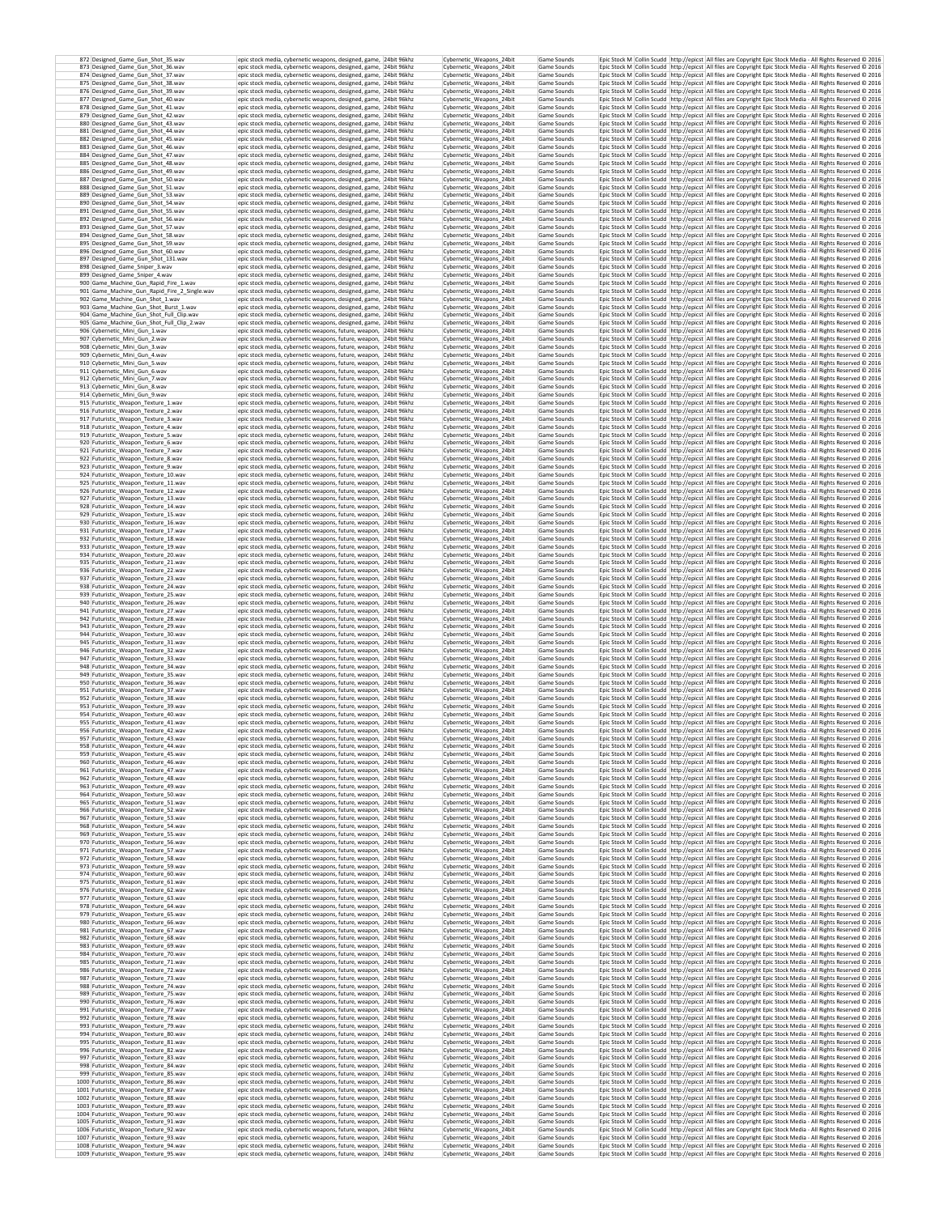| | | | | | | | | | |
|---|---|---|---|---|---|---|---|---|---|
| 872 | Designed_Game_Gun_Shot_35.wav | epic stock media, cybernetic weapons, designed, game, | 24bit 96khz | Cybernetic_Weapons_24bit | Game Sounds | Epic Stock M | Collin Scudd | http://epicst | All files are Copyright Epic Stock Media - All Rights Reserved © 2016 |
| 873 | Designed_Game_Gun_Shot_36.wav | epic stock media, cybernetic weapons, designed, game, | 24bit 96khz | Cybernetic_Weapons_24bit | Game Sounds | Epic Stock M | Collin Scudd | http://epicst | All files are Copyright Epic Stock Media - All Rights Reserved © 2016 |
| 874 | Designed_Game_Gun_Shot_37.wav | epic stock media, cybernetic weapons, designed, game, | 24bit 96khz | Cybernetic_Weapons_24bit | Game Sounds | Epic Stock M | Collin Scudd | http://epicst | All files are Copyright Epic Stock Media - All Rights Reserved © 2016 |
| 875 | Designed_Game_Gun_Shot_38.wav | epic stock media, cybernetic weapons, designed, game, | 24bit 96khz | Cybernetic_Weapons_24bit | Game Sounds | Epic Stock M | Collin Scudd | http://epicst | All files are Copyright Epic Stock Media - All Rights Reserved © 2016 |
| 876 | Designed_Game_Gun_Shot_39.wav | epic stock media, cybernetic weapons, designed, game, | 24bit 96khz | Cybernetic_Weapons_24bit | Game Sounds | Epic Stock M | Collin Scudd | http://epicst | All files are Copyright Epic Stock Media - All Rights Reserved © 2016 |
| 877 | Designed_Game_Gun_Shot_40.wav | epic stock media, cybernetic weapons, designed, game, | 24bit 96khz | Cybernetic_Weapons_24bit | Game Sounds | Epic Stock M | Collin Scudd | http://epicst | All files are Copyright Epic Stock Media - All Rights Reserved © 2016 |
| 878 | Designed_Game_Gun_Shot_41.wav | epic stock media, cybernetic weapons, designed, game, | 24bit 96khz | Cybernetic_Weapons_24bit | Game Sounds | Epic Stock M | Collin Scudd | http://epicst | All files are Copyright Epic Stock Media - All Rights Reserved © 2016 |
| 879 | Designed_Game_Gun_Shot_42.wav | epic stock media, cybernetic weapons, designed, game, | 24bit 96khz | Cybernetic_Weapons_24bit | Game Sounds | Epic Stock M | Collin Scudd | http://epicst | All files are Copyright Epic Stock Media - All Rights Reserved © 2016 |
| 880 | Designed_Game_Gun_Shot_43.wav | epic stock media, cybernetic weapons, designed, game, | 24bit 96khz | Cybernetic_Weapons_24bit | Game Sounds | Epic Stock M | Collin Scudd | http://epicst | All files are Copyright Epic Stock Media - All Rights Reserved © 2016 |
| 881 | Designed_Game_Gun_Shot_44.wav | epic stock media, cybernetic weapons, designed, game, | 24bit 96khz | Cybernetic_Weapons_24bit | Game Sounds | Epic Stock M | Collin Scudd | http://epicst | All files are Copyright Epic Stock Media - All Rights Reserved © 2016 |
| 882 | Designed_Game_Gun_Shot_45.wav | epic stock media, cybernetic weapons, designed, game, | 24bit 96khz | Cybernetic_Weapons_24bit | Game Sounds | Epic Stock M | Collin Scudd | http://epicst | All files are Copyright Epic Stock Media - All Rights Reserved © 2016 |
| 883 | Designed_Game_Gun_Shot_46.wav | epic stock media, cybernetic weapons, designed, game, | 24bit 96khz | Cybernetic_Weapons_24bit | Game Sounds | Epic Stock M | Collin Scudd | http://epicst | All files are Copyright Epic Stock Media - All Rights Reserved © 2016 |
| 884 | Designed_Game_Gun_Shot_47.wav | epic stock media, cybernetic weapons, designed, game, | 24bit 96khz | Cybernetic_Weapons_24bit | Game Sounds | Epic Stock M | Collin Scudd | http://epicst | All files are Copyright Epic Stock Media - All Rights Reserved © 2016 |
| 885 | Designed_Game_Gun_Shot_48.wav | epic stock media, cybernetic weapons, designed, game, | 24bit 96khz | Cybernetic_Weapons_24bit | Game Sounds | Epic Stock M | Collin Scudd | http://epicst | All files are Copyright Epic Stock Media - All Rights Reserved © 2016 |
| 886 | Designed_Game_Gun_Shot_49.wav | epic stock media, cybernetic weapons, designed, game, | 24bit 96khz | Cybernetic_Weapons_24bit | Game Sounds | Epic Stock M | Collin Scudd | http://epicst | All files are Copyright Epic Stock Media - All Rights Reserved © 2016 |
| 887 | Designed_Game_Gun_Shot_50.wav | epic stock media, cybernetic weapons, designed, game, | 24bit 96khz | Cybernetic_Weapons_24bit | Game Sounds | Epic Stock M | Collin Scudd | http://epicst | All files are Copyright Epic Stock Media - All Rights Reserved © 2016 |
| 888 | Designed_Game_Gun_Shot_51.wav | epic stock media, cybernetic weapons, designed, game, | 24bit 96khz | Cybernetic_Weapons_24bit | Game Sounds | Epic Stock M | Collin Scudd | http://epicst | All files are Copyright Epic Stock Media - All Rights Reserved © 2016 |
| 889 | Designed_Game_Gun_Shot_53.wav | epic stock media, cybernetic weapons, designed, game, | 24bit 96khz | Cybernetic_Weapons_24bit | Game Sounds | Epic Stock M | Collin Scudd | http://epicst | All files are Copyright Epic Stock Media - All Rights Reserved © 2016 |
| 890 | Designed_Game_Gun_Shot_54.wav | epic stock media, cybernetic weapons, designed, game, | 24bit 96khz | Cybernetic_Weapons_24bit | Game Sounds | Epic Stock M | Collin Scudd | http://epicst | All files are Copyright Epic Stock Media - All Rights Reserved © 2016 |
| 891 | Designed_Game_Gun_Shot_55.wav | epic stock media, cybernetic weapons, designed, game, | 24bit 96khz | Cybernetic_Weapons_24bit | Game Sounds | Epic Stock M | Collin Scudd | http://epicst | All files are Copyright Epic Stock Media - All Rights Reserved © 2016 |
| 892 | Designed_Game_Gun_Shot_56.wav | epic stock media, cybernetic weapons, designed, game, | 24bit 96khz | Cybernetic_Weapons_24bit | Game Sounds | Epic Stock M | Collin Scudd | http://epicst | All files are Copyright Epic Stock Media - All Rights Reserved © 2016 |
| 893 | Designed_Game_Gun_Shot_57.wav | epic stock media, cybernetic weapons, designed, game, | 24bit 96khz | Cybernetic_Weapons_24bit | Game Sounds | Epic Stock M | Collin Scudd | http://epicst | All files are Copyright Epic Stock Media - All Rights Reserved © 2016 |
| 894 | Designed_Game_Gun_Shot_58.wav | epic stock media, cybernetic weapons, designed, game, | 24bit 96khz | Cybernetic_Weapons_24bit | Game Sounds | Epic Stock M | Collin Scudd | http://epicst | All files are Copyright Epic Stock Media - All Rights Reserved © 2016 |
| 895 | Designed_Game_Gun_Shot_59.wav | epic stock media, cybernetic weapons, designed, game, | 24bit 96khz | Cybernetic_Weapons_24bit | Game Sounds | Epic Stock M | Collin Scudd | http://epicst | All files are Copyright Epic Stock Media - All Rights Reserved © 2016 |
| 896 | Designed_Game_Gun_Shot_60.wav | epic stock media, cybernetic weapons, designed, game, | 24bit 96khz | Cybernetic_Weapons_24bit | Game Sounds | Epic Stock M | Collin Scudd | http://epicst | All files are Copyright Epic Stock Media - All Rights Reserved © 2016 |
| 897 | Designed_Game_Gun_Shot_131.wav | epic stock media, cybernetic weapons, designed, game, | 24bit 96khz | Cybernetic_Weapons_24bit | Game Sounds | Epic Stock M | Collin Scudd | http://epicst | All files are Copyright Epic Stock Media - All Rights Reserved © 2016 |
| 898 | Designed_Game_Sniper_3.wav | epic stock media, cybernetic weapons, designed, game, | 24bit 96khz | Cybernetic_Weapons_24bit | Game Sounds | Epic Stock M | Collin Scudd | http://epicst | All files are Copyright Epic Stock Media - All Rights Reserved © 2016 |
| 899 | Designed_Game_Sniper_4.wav | epic stock media, cybernetic weapons, designed, game, | 24bit 96khz | Cybernetic_Weapons_24bit | Game Sounds | Epic Stock M | Collin Scudd | http://epicst | All files are Copyright Epic Stock Media - All Rights Reserved © 2016 |
| 900 | Game_Machine_Gun_Rapid_Fire_1.wav | epic stock media, cybernetic weapons, designed, game, | 24bit 96khz | Cybernetic_Weapons_24bit | Game Sounds | Epic Stock M | Collin Scudd | http://epicst | All files are Copyright Epic Stock Media - All Rights Reserved © 2016 |
| 901 | Game_Machine_Gun_Rapid_Fire_2_Single.wav | epic stock media, cybernetic weapons, designed, game, | 24bit 96khz | Cybernetic_Weapons_24bit | Game Sounds | Epic Stock M | Collin Scudd | http://epicst | All files are Copyright Epic Stock Media - All Rights Reserved © 2016 |
| 902 | Game_Machine_Gun_Shot_1.wav | epic stock media, cybernetic weapons, designed, game, | 24bit 96khz | Cybernetic_Weapons_24bit | Game Sounds | Epic Stock M | Collin Scudd | http://epicst | All files are Copyright Epic Stock Media - All Rights Reserved © 2016 |
| 903 | Game_Machine_Gun_Shot_Burst_1.wav | epic stock media, cybernetic weapons, designed, game, | 24bit 96khz | Cybernetic_Weapons_24bit | Game Sounds | Epic Stock M | Collin Scudd | http://epicst | All files are Copyright Epic Stock Media - All Rights Reserved © 2016 |
| 904 | Game_Machine_Gun_Shot_Full_Clip.wav | epic stock media, cybernetic weapons, designed, game, | 24bit 96khz | Cybernetic_Weapons_24bit | Game Sounds | Epic Stock M | Collin Scudd | http://epicst | All files are Copyright Epic Stock Media - All Rights Reserved © 2016 |
| 905 | Game_Machine_Gun_Shot_Full_Clip_2.wav | epic stock media, cybernetic weapons, designed, game, | 24bit 96khz | Cybernetic_Weapons_24bit | Game Sounds | Epic Stock M | Collin Scudd | http://epicst | All files are Copyright Epic Stock Media - All Rights Reserved © 2016 |
| 906 | Cybernetic_Mini_Gun_1.wav | epic stock media, cybernetic weapons, future, weapon, | 24bit 96khz | Cybernetic_Weapons_24bit | Game Sounds | Epic Stock M | Collin Scudd | http://epicst | All files are Copyright Epic Stock Media - All Rights Reserved © 2016 |
| 907 | Cybernetic_Mini_Gun_2.wav | epic stock media, cybernetic weapons, future, weapon, | 24bit 96khz | Cybernetic_Weapons_24bit | Game Sounds | Epic Stock M | Collin Scudd | http://epicst | All files are Copyright Epic Stock Media - All Rights Reserved © 2016 |
| 908 | Cybernetic_Mini_Gun_3.wav | epic stock media, cybernetic weapons, future, weapon, | 24bit 96khz | Cybernetic_Weapons_24bit | Game Sounds | Epic Stock M | Collin Scudd | http://epicst | All files are Copyright Epic Stock Media - All Rights Reserved © 2016 |
| 909 | Cybernetic_Mini_Gun_4.wav | epic stock media, cybernetic weapons, future, weapon, | 24bit 96khz | Cybernetic_Weapons_24bit | Game Sounds | Epic Stock M | Collin Scudd | http://epicst | All files are Copyright Epic Stock Media - All Rights Reserved © 2016 |
| 910 | Cybernetic_Mini_Gun_5.wav | epic stock media, cybernetic weapons, future, weapon, | 24bit 96khz | Cybernetic_Weapons_24bit | Game Sounds | Epic Stock M | Collin Scudd | http://epicst | All files are Copyright Epic Stock Media - All Rights Reserved © 2016 |
| 911 | Cybernetic_Mini_Gun_6.wav | epic stock media, cybernetic weapons, future, weapon, | 24bit 96khz | Cybernetic_Weapons_24bit | Game Sounds | Epic Stock M | Collin Scudd | http://epicst | All files are Copyright Epic Stock Media - All Rights Reserved © 2016 |
| 912 | Cybernetic_Mini_Gun_7.wav | epic stock media, cybernetic weapons, future, weapon, | 24bit 96khz | Cybernetic_Weapons_24bit | Game Sounds | Epic Stock M | Collin Scudd | http://epicst | All files are Copyright Epic Stock Media - All Rights Reserved © 2016 |
| 913 | Cybernetic_Mini_Gun_8.wav | epic stock media, cybernetic weapons, future, weapon, | 24bit 96khz | Cybernetic_Weapons_24bit | Game Sounds | Epic Stock M | Collin Scudd | http://epicst | All files are Copyright Epic Stock Media - All Rights Reserved © 2016 |
| 914 | Cybernetic_Mini_Gun_9.wav | epic stock media, cybernetic weapons, future, weapon, | 24bit 96khz | Cybernetic_Weapons_24bit | Game Sounds | Epic Stock M | Collin Scudd | http://epicst | All files are Copyright Epic Stock Media - All Rights Reserved © 2016 |
| 915 | Futuristic_Weapon_Texture_1.wav | epic stock media, cybernetic weapons, future, weapon, | 24bit 96khz | Cybernetic_Weapons_24bit | Game Sounds | Epic Stock M | Collin Scudd | http://epicst | All files are Copyright Epic Stock Media - All Rights Reserved © 2016 |
| 916 | Futuristic_Weapon_Texture_2.wav | epic stock media, cybernetic weapons, future, weapon, | 24bit 96khz | Cybernetic_Weapons_24bit | Game Sounds | Epic Stock M | Collin Scudd | http://epicst | All files are Copyright Epic Stock Media - All Rights Reserved © 2016 |
| 917 | Futuristic_Weapon_Texture_3.wav | epic stock media, cybernetic weapons, future, weapon, | 24bit 96khz | Cybernetic_Weapons_24bit | Game Sounds | Epic Stock M | Collin Scudd | http://epicst | All files are Copyright Epic Stock Media - All Rights Reserved © 2016 |
| 918 | Futuristic_Weapon_Texture_4.wav | epic stock media, cybernetic weapons, future, weapon, | 24bit 96khz | Cybernetic_Weapons_24bit | Game Sounds | Epic Stock M | Collin Scudd | http://epicst | All files are Copyright Epic Stock Media - All Rights Reserved © 2016 |
| 919 | Futuristic_Weapon_Texture_5.wav | epic stock media, cybernetic weapons, future, weapon, | 24bit 96khz | Cybernetic_Weapons_24bit | Game Sounds | Epic Stock M | Collin Scudd | http://epicst | All files are Copyright Epic Stock Media - All Rights Reserved © 2016 |
| 920 | Futuristic_Weapon_Texture_6.wav | epic stock media, cybernetic weapons, future, weapon, | 24bit 96khz | Cybernetic_Weapons_24bit | Game Sounds | Epic Stock M | Collin Scudd | http://epicst | All files are Copyright Epic Stock Media - All Rights Reserved © 2016 |
| 921 | Futuristic_Weapon_Texture_7.wav | epic stock media, cybernetic weapons, future, weapon, | 24bit 96khz | Cybernetic_Weapons_24bit | Game Sounds | Epic Stock M | Collin Scudd | http://epicst | All files are Copyright Epic Stock Media - All Rights Reserved © 2016 |
| 922 | Futuristic_Weapon_Texture_8.wav | epic stock media, cybernetic weapons, future, weapon, | 24bit 96khz | Cybernetic_Weapons_24bit | Game Sounds | Epic Stock M | Collin Scudd | http://epicst | All files are Copyright Epic Stock Media - All Rights Reserved © 2016 |
| 923 | Futuristic_Weapon_Texture_9.wav | epic stock media, cybernetic weapons, future, weapon, | 24bit 96khz | Cybernetic_Weapons_24bit | Game Sounds | Epic Stock M | Collin Scudd | http://epicst | All files are Copyright Epic Stock Media - All Rights Reserved © 2016 |
| 924 | Futuristic_Weapon_Texture_10.wav | epic stock media, cybernetic weapons, future, weapon, | 24bit 96khz | Cybernetic_Weapons_24bit | Game Sounds | Epic Stock M | Collin Scudd | http://epicst | All files are Copyright Epic Stock Media - All Rights Reserved © 2016 |
| 925 | Futuristic_Weapon_Texture_11.wav | epic stock media, cybernetic weapons, future, weapon, | 24bit 96khz | Cybernetic_Weapons_24bit | Game Sounds | Epic Stock M | Collin Scudd | http://epicst | All files are Copyright Epic Stock Media - All Rights Reserved © 2016 |
| 926 | Futuristic_Weapon_Texture_12.wav | epic stock media, cybernetic weapons, future, weapon, | 24bit 96khz | Cybernetic_Weapons_24bit | Game Sounds | Epic Stock M | Collin Scudd | http://epicst | All files are Copyright Epic Stock Media - All Rights Reserved © 2016 |
| 927 | Futuristic_Weapon_Texture_13.wav | epic stock media, cybernetic weapons, future, weapon, | 24bit 96khz | Cybernetic_Weapons_24bit | Game Sounds | Epic Stock M | Collin Scudd | http://epicst | All files are Copyright Epic Stock Media - All Rights Reserved © 2016 |
| 928 | Futuristic_Weapon_Texture_14.wav | epic stock media, cybernetic weapons, future, weapon, | 24bit 96khz | Cybernetic_Weapons_24bit | Game Sounds | Epic Stock M | Collin Scudd | http://epicst | All files are Copyright Epic Stock Media - All Rights Reserved © 2016 |
| 929 | Futuristic_Weapon_Texture_15.wav | epic stock media, cybernetic weapons, future, weapon, | 24bit 96khz | Cybernetic_Weapons_24bit | Game Sounds | Epic Stock M | Collin Scudd | http://epicst | All files are Copyright Epic Stock Media - All Rights Reserved © 2016 |
| 930 | Futuristic_Weapon_Texture_16.wav | epic stock media, cybernetic weapons, future, weapon, | 24bit 96khz | Cybernetic_Weapons_24bit | Game Sounds | Epic Stock M | Collin Scudd | http://epicst | All files are Copyright Epic Stock Media - All Rights Reserved © 2016 |
| 931 | Futuristic_Weapon_Texture_17.wav | epic stock media, cybernetic weapons, future, weapon, | 24bit 96khz | Cybernetic_Weapons_24bit | Game Sounds | Epic Stock M | Collin Scudd | http://epicst | All files are Copyright Epic Stock Media - All Rights Reserved © 2016 |
| 932 | Futuristic_Weapon_Texture_18.wav | epic stock media, cybernetic weapons, future, weapon, | 24bit 96khz | Cybernetic_Weapons_24bit | Game Sounds | Epic Stock M | Collin Scudd | http://epicst | All files are Copyright Epic Stock Media - All Rights Reserved © 2016 |
| 933 | Futuristic_Weapon_Texture_19.wav | epic stock media, cybernetic weapons, future, weapon, | 24bit 96khz | Cybernetic_Weapons_24bit | Game Sounds | Epic Stock M | Collin Scudd | http://epicst | All files are Copyright Epic Stock Media - All Rights Reserved © 2016 |
| 934 | Futuristic_Weapon_Texture_20.wav | epic stock media, cybernetic weapons, future, weapon, | 24bit 96khz | Cybernetic_Weapons_24bit | Game Sounds | Epic Stock M | Collin Scudd | http://epicst | All files are Copyright Epic Stock Media - All Rights Reserved © 2016 |
| 935 | Futuristic_Weapon_Texture_21.wav | epic stock media, cybernetic weapons, future, weapon, | 24bit 96khz | Cybernetic_Weapons_24bit | Game Sounds | Epic Stock M | Collin Scudd | http://epicst | All files are Copyright Epic Stock Media - All Rights Reserved © 2016 |
| 936 | Futuristic_Weapon_Texture_22.wav | epic stock media, cybernetic weapons, future, weapon, | 24bit 96khz | Cybernetic_Weapons_24bit | Game Sounds | Epic Stock M | Collin Scudd | http://epicst | All files are Copyright Epic Stock Media - All Rights Reserved © 2016 |
| 937 | Futuristic_Weapon_Texture_23.wav | epic stock media, cybernetic weapons, future, weapon, | 24bit 96khz | Cybernetic_Weapons_24bit | Game Sounds | Epic Stock M | Collin Scudd | http://epicst | All files are Copyright Epic Stock Media - All Rights Reserved © 2016 |
| 938 | Futuristic_Weapon_Texture_24.wav | epic stock media, cybernetic weapons, future, weapon, | 24bit 96khz | Cybernetic_Weapons_24bit | Game Sounds | Epic Stock M | Collin Scudd | http://epicst | All files are Copyright Epic Stock Media - All Rights Reserved © 2016 |
| 939 | Futuristic_Weapon_Texture_25.wav | epic stock media, cybernetic weapons, future, weapon, | 24bit 96khz | Cybernetic_Weapons_24bit | Game Sounds | Epic Stock M | Collin Scudd | http://epicst | All files are Copyright Epic Stock Media - All Rights Reserved © 2016 |
| 940 | Futuristic_Weapon_Texture_26.wav | epic stock media, cybernetic weapons, future, weapon, | 24bit 96khz | Cybernetic_Weapons_24bit | Game Sounds | Epic Stock M | Collin Scudd | http://epicst | All files are Copyright Epic Stock Media - All Rights Reserved © 2016 |
| 941 | Futuristic_Weapon_Texture_27.wav | epic stock media, cybernetic weapons, future, weapon, | 24bit 96khz | Cybernetic_Weapons_24bit | Game Sounds | Epic Stock M | Collin Scudd | http://epicst | All files are Copyright Epic Stock Media - All Rights Reserved © 2016 |
| 942 | Futuristic_Weapon_Texture_28.wav | epic stock media, cybernetic weapons, future, weapon, | 24bit 96khz | Cybernetic_Weapons_24bit | Game Sounds | Epic Stock M | Collin Scudd | http://epicst | All files are Copyright Epic Stock Media - All Rights Reserved © 2016 |
| 943 | Futuristic_Weapon_Texture_29.wav | epic stock media, cybernetic weapons, future, weapon, | 24bit 96khz | Cybernetic_Weapons_24bit | Game Sounds | Epic Stock M | Collin Scudd | http://epicst | All files are Copyright Epic Stock Media - All Rights Reserved © 2016 |
| 944 | Futuristic_Weapon_Texture_30.wav | epic stock media, cybernetic weapons, future, weapon, | 24bit 96khz | Cybernetic_Weapons_24bit | Game Sounds | Epic Stock M | Collin Scudd | http://epicst | All files are Copyright Epic Stock Media - All Rights Reserved © 2016 |
| 945 | Futuristic_Weapon_Texture_31.wav | epic stock media, cybernetic weapons, future, weapon, | 24bit 96khz | Cybernetic_Weapons_24bit | Game Sounds | Epic Stock M | Collin Scudd | http://epicst | All files are Copyright Epic Stock Media - All Rights Reserved © 2016 |
| 946 | Futuristic_Weapon_Texture_32.wav | epic stock media, cybernetic weapons, future, weapon, | 24bit 96khz | Cybernetic_Weapons_24bit | Game Sounds | Epic Stock M | Collin Scudd | http://epicst | All files are Copyright Epic Stock Media - All Rights Reserved © 2016 |
| 947 | Futuristic_Weapon_Texture_33.wav | epic stock media, cybernetic weapons, future, weapon, | 24bit 96khz | Cybernetic_Weapons_24bit | Game Sounds | Epic Stock M | Collin Scudd | http://epicst | All files are Copyright Epic Stock Media - All Rights Reserved © 2016 |
| 948 | Futuristic_Weapon_Texture_34.wav | epic stock media, cybernetic weapons, future, weapon, | 24bit 96khz | Cybernetic_Weapons_24bit | Game Sounds | Epic Stock M | Collin Scudd | http://epicst | All files are Copyright Epic Stock Media - All Rights Reserved © 2016 |
| 949 | Futuristic_Weapon_Texture_35.wav | epic stock media, cybernetic weapons, future, weapon, | 24bit 96khz | Cybernetic_Weapons_24bit | Game Sounds | Epic Stock M | Collin Scudd | http://epicst | All files are Copyright Epic Stock Media - All Rights Reserved © 2016 |
| 950 | Futuristic_Weapon_Texture_36.wav | epic stock media, cybernetic weapons, future, weapon, | 24bit 96khz | Cybernetic_Weapons_24bit | Game Sounds | Epic Stock M | Collin Scudd | http://epicst | All files are Copyright Epic Stock Media - All Rights Reserved © 2016 |
| 951 | Futuristic_Weapon_Texture_37.wav | epic stock media, cybernetic weapons, future, weapon, | 24bit 96khz | Cybernetic_Weapons_24bit | Game Sounds | Epic Stock M | Collin Scudd | http://epicst | All files are Copyright Epic Stock Media - All Rights Reserved © 2016 |
| 952 | Futuristic_Weapon_Texture_38.wav | epic stock media, cybernetic weapons, future, weapon, | 24bit 96khz | Cybernetic_Weapons_24bit | Game Sounds | Epic Stock M | Collin Scudd | http://epicst | All files are Copyright Epic Stock Media - All Rights Reserved © 2016 |
| 953 | Futuristic_Weapon_Texture_39.wav | epic stock media, cybernetic weapons, future, weapon, | 24bit 96khz | Cybernetic_Weapons_24bit | Game Sounds | Epic Stock M | Collin Scudd | http://epicst | All files are Copyright Epic Stock Media - All Rights Reserved © 2016 |
| 954 | Futuristic_Weapon_Texture_40.wav | epic stock media, cybernetic weapons, future, weapon, | 24bit 96khz | Cybernetic_Weapons_24bit | Game Sounds | Epic Stock M | Collin Scudd | http://epicst | All files are Copyright Epic Stock Media - All Rights Reserved © 2016 |
| 955 | Futuristic_Weapon_Texture_41.wav | epic stock media, cybernetic weapons, future, weapon, | 24bit 96khz | Cybernetic_Weapons_24bit | Game Sounds | Epic Stock M | Collin Scudd | http://epicst | All files are Copyright Epic Stock Media - All Rights Reserved © 2016 |
| 956 | Futuristic_Weapon_Texture_42.wav | epic stock media, cybernetic weapons, future, weapon, | 24bit 96khz | Cybernetic_Weapons_24bit | Game Sounds | Epic Stock M | Collin Scudd | http://epicst | All files are Copyright Epic Stock Media - All Rights Reserved © 2016 |
| 957 | Futuristic_Weapon_Texture_43.wav | epic stock media, cybernetic weapons, future, weapon, | 24bit 96khz | Cybernetic_Weapons_24bit | Game Sounds | Epic Stock M | Collin Scudd | http://epicst | All files are Copyright Epic Stock Media - All Rights Reserved © 2016 |
| 958 | Futuristic_Weapon_Texture_44.wav | epic stock media, cybernetic weapons, future, weapon, | 24bit 96khz | Cybernetic_Weapons_24bit | Game Sounds | Epic Stock M | Collin Scudd | http://epicst | All files are Copyright Epic Stock Media - All Rights Reserved © 2016 |
| 959 | Futuristic_Weapon_Texture_45.wav | epic stock media, cybernetic weapons, future, weapon, | 24bit 96khz | Cybernetic_Weapons_24bit | Game Sounds | Epic Stock M | Collin Scudd | http://epicst | All files are Copyright Epic Stock Media - All Rights Reserved © 2016 |
| 960 | Futuristic_Weapon_Texture_46.wav | epic stock media, cybernetic weapons, future, weapon, | 24bit 96khz | Cybernetic_Weapons_24bit | Game Sounds | Epic Stock M | Collin Scudd | http://epicst | All files are Copyright Epic Stock Media - All Rights Reserved © 2016 |
| 961 | Futuristic_Weapon_Texture_47.wav | epic stock media, cybernetic weapons, future, weapon, | 24bit 96khz | Cybernetic_Weapons_24bit | Game Sounds | Epic Stock M | Collin Scudd | http://epicst | All files are Copyright Epic Stock Media - All Rights Reserved © 2016 |
| 962 | Futuristic_Weapon_Texture_48.wav | epic stock media, cybernetic weapons, future, weapon, | 24bit 96khz | Cybernetic_Weapons_24bit | Game Sounds | Epic Stock M | Collin Scudd | http://epicst | All files are Copyright Epic Stock Media - All Rights Reserved © 2016 |
| 963 | Futuristic_Weapon_Texture_49.wav | epic stock media, cybernetic weapons, future, weapon, | 24bit 96khz | Cybernetic_Weapons_24bit | Game Sounds | Epic Stock M | Collin Scudd | http://epicst | All files are Copyright Epic Stock Media - All Rights Reserved © 2016 |
| 964 | Futuristic_Weapon_Texture_50.wav | epic stock media, cybernetic weapons, future, weapon, | 24bit 96khz | Cybernetic_Weapons_24bit | Game Sounds | Epic Stock M | Collin Scudd | http://epicst | All files are Copyright Epic Stock Media - All Rights Reserved © 2016 |
| 965 | Futuristic_Weapon_Texture_51.wav | epic stock media, cybernetic weapons, future, weapon, | 24bit 96khz | Cybernetic_Weapons_24bit | Game Sounds | Epic Stock M | Collin Scudd | http://epicst | All files are Copyright Epic Stock Media - All Rights Reserved © 2016 |
| 966 | Futuristic_Weapon_Texture_52.wav | epic stock media, cybernetic weapons, future, weapon, | 24bit 96khz | Cybernetic_Weapons_24bit | Game Sounds | Epic Stock M | Collin Scudd | http://epicst | All files are Copyright Epic Stock Media - All Rights Reserved © 2016 |
| 967 | Futuristic_Weapon_Texture_53.wav | epic stock media, cybernetic weapons, future, weapon, | 24bit 96khz | Cybernetic_Weapons_24bit | Game Sounds | Epic Stock M | Collin Scudd | http://epicst | All files are Copyright Epic Stock Media - All Rights Reserved © 2016 |
| 968 | Futuristic_Weapon_Texture_54.wav | epic stock media, cybernetic weapons, future, weapon, | 24bit 96khz | Cybernetic_Weapons_24bit | Game Sounds | Epic Stock M | Collin Scudd | http://epicst | All files are Copyright Epic Stock Media - All Rights Reserved © 2016 |
| 969 | Futuristic_Weapon_Texture_55.wav | epic stock media, cybernetic weapons, future, weapon, | 24bit 96khz | Cybernetic_Weapons_24bit | Game Sounds | Epic Stock M | Collin Scudd | http://epicst | All files are Copyright Epic Stock Media - All Rights Reserved © 2016 |
| 970 | Futuristic_Weapon_Texture_56.wav | epic stock media, cybernetic weapons, future, weapon, | 24bit 96khz | Cybernetic_Weapons_24bit | Game Sounds | Epic Stock M | Collin Scudd | http://epicst | All files are Copyright Epic Stock Media - All Rights Reserved © 2016 |
| 971 | Futuristic_Weapon_Texture_57.wav | epic stock media, cybernetic weapons, future, weapon, | 24bit 96khz | Cybernetic_Weapons_24bit | Game Sounds | Epic Stock M | Collin Scudd | http://epicst | All files are Copyright Epic Stock Media - All Rights Reserved © 2016 |
| 972 | Futuristic_Weapon_Texture_58.wav | epic stock media, cybernetic weapons, future, weapon, | 24bit 96khz | Cybernetic_Weapons_24bit | Game Sounds | Epic Stock M | Collin Scudd | http://epicst | All files are Copyright Epic Stock Media - All Rights Reserved © 2016 |
| 973 | Futuristic_Weapon_Texture_59.wav | epic stock media, cybernetic weapons, future, weapon, | 24bit 96khz | Cybernetic_Weapons_24bit | Game Sounds | Epic Stock M | Collin Scudd | http://epicst | All files are Copyright Epic Stock Media - All Rights Reserved © 2016 |
| 974 | Futuristic_Weapon_Texture_60.wav | epic stock media, cybernetic weapons, future, weapon, | 24bit 96khz | Cybernetic_Weapons_24bit | Game Sounds | Epic Stock M | Collin Scudd | http://epicst | All files are Copyright Epic Stock Media - All Rights Reserved © 2016 |
| 975 | Futuristic_Weapon_Texture_61.wav | epic stock media, cybernetic weapons, future, weapon, | 24bit 96khz | Cybernetic_Weapons_24bit | Game Sounds | Epic Stock M | Collin Scudd | http://epicst | All files are Copyright Epic Stock Media - All Rights Reserved © 2016 |
| 976 | Futuristic_Weapon_Texture_62.wav | epic stock media, cybernetic weapons, future, weapon, | 24bit 96khz | Cybernetic_Weapons_24bit | Game Sounds | Epic Stock M | Collin Scudd | http://epicst | All files are Copyright Epic Stock Media - All Rights Reserved © 2016 |
| 977 | Futuristic_Weapon_Texture_63.wav | epic stock media, cybernetic weapons, future, weapon, | 24bit 96khz | Cybernetic_Weapons_24bit | Game Sounds | Epic Stock M | Collin Scudd | http://epicst | All files are Copyright Epic Stock Media - All Rights Reserved © 2016 |
| 978 | Futuristic_Weapon_Texture_64.wav | epic stock media, cybernetic weapons, future, weapon, | 24bit 96khz | Cybernetic_Weapons_24bit | Game Sounds | Epic Stock M | Collin Scudd | http://epicst | All files are Copyright Epic Stock Media - All Rights Reserved © 2016 |
| 979 | Futuristic_Weapon_Texture_65.wav | epic stock media, cybernetic weapons, future, weapon, | 24bit 96khz | Cybernetic_Weapons_24bit | Game Sounds | Epic Stock M | Collin Scudd | http://epicst | All files are Copyright Epic Stock Media - All Rights Reserved © 2016 |
| 980 | Futuristic_Weapon_Texture_66.wav | epic stock media, cybernetic weapons, future, weapon, | 24bit 96khz | Cybernetic_Weapons_24bit | Game Sounds | Epic Stock M | Collin Scudd | http://epicst | All files are Copyright Epic Stock Media - All Rights Reserved © 2016 |
| 981 | Futuristic_Weapon_Texture_67.wav | epic stock media, cybernetic weapons, future, weapon, | 24bit 96khz | Cybernetic_Weapons_24bit | Game Sounds | Epic Stock M | Collin Scudd | http://epicst | All files are Copyright Epic Stock Media - All Rights Reserved © 2016 |
| 982 | Futuristic_Weapon_Texture_68.wav | epic stock media, cybernetic weapons, future, weapon, | 24bit 96khz | Cybernetic_Weapons_24bit | Game Sounds | Epic Stock M | Collin Scudd | http://epicst | All files are Copyright Epic Stock Media - All Rights Reserved © 2016 |
| 983 | Futuristic_Weapon_Texture_69.wav | epic stock media, cybernetic weapons, future, weapon, | 24bit 96khz | Cybernetic_Weapons_24bit | Game Sounds | Epic Stock M | Collin Scudd | http://epicst | All files are Copyright Epic Stock Media - All Rights Reserved © 2016 |
| 984 | Futuristic_Weapon_Texture_70.wav | epic stock media, cybernetic weapons, future, weapon, | 24bit 96khz | Cybernetic_Weapons_24bit | Game Sounds | Epic Stock M | Collin Scudd | http://epicst | All files are Copyright Epic Stock Media - All Rights Reserved © 2016 |
| 985 | Futuristic_Weapon_Texture_71.wav | epic stock media, cybernetic weapons, future, weapon, | 24bit 96khz | Cybernetic_Weapons_24bit | Game Sounds | Epic Stock M | Collin Scudd | http://epicst | All files are Copyright Epic Stock Media - All Rights Reserved © 2016 |
| 986 | Futuristic_Weapon_Texture_72.wav | epic stock media, cybernetic weapons, future, weapon, | 24bit 96khz | Cybernetic_Weapons_24bit | Game Sounds | Epic Stock M | Collin Scudd | http://epicst | All files are Copyright Epic Stock Media - All Rights Reserved © 2016 |
| 987 | Futuristic_Weapon_Texture_73.wav | epic stock media, cybernetic weapons, future, weapon, | 24bit 96khz | Cybernetic_Weapons_24bit | Game Sounds | Epic Stock M | Collin Scudd | http://epicst | All files are Copyright Epic Stock Media - All Rights Reserved © 2016 |
| 988 | Futuristic_Weapon_Texture_74.wav | epic stock media, cybernetic weapons, future, weapon, | 24bit 96khz | Cybernetic_Weapons_24bit | Game Sounds | Epic Stock M | Collin Scudd | http://epicst | All files are Copyright Epic Stock Media - All Rights Reserved © 2016 |
| 989 | Futuristic_Weapon_Texture_75.wav | epic stock media, cybernetic weapons, future, weapon, | 24bit 96khz | Cybernetic_Weapons_24bit | Game Sounds | Epic Stock M | Collin Scudd | http://epicst | All files are Copyright Epic Stock Media - All Rights Reserved © 2016 |
| 990 | Futuristic_Weapon_Texture_76.wav | epic stock media, cybernetic weapons, future, weapon, | 24bit 96khz | Cybernetic_Weapons_24bit | Game Sounds | Epic Stock M | Collin Scudd | http://epicst | All files are Copyright Epic Stock Media - All Rights Reserved © 2016 |
| 991 | Futuristic_Weapon_Texture_77.wav | epic stock media, cybernetic weapons, future, weapon, | 24bit 96khz | Cybernetic_Weapons_24bit | Game Sounds | Epic Stock M | Collin Scudd | http://epicst | All files are Copyright Epic Stock Media - All Rights Reserved © 2016 |
| 992 | Futuristic_Weapon_Texture_78.wav | epic stock media, cybernetic weapons, future, weapon, | 24bit 96khz | Cybernetic_Weapons_24bit | Game Sounds | Epic Stock M | Collin Scudd | http://epicst | All files are Copyright Epic Stock Media - All Rights Reserved © 2016 |
| 993 | Futuristic_Weapon_Texture_79.wav | epic stock media, cybernetic weapons, future, weapon, | 24bit 96khz | Cybernetic_Weapons_24bit | Game Sounds | Epic Stock M | Collin Scudd | http://epicst | All files are Copyright Epic Stock Media - All Rights Reserved © 2016 |
| 994 | Futuristic_Weapon_Texture_80.wav | epic stock media, cybernetic weapons, future, weapon, | 24bit 96khz | Cybernetic_Weapons_24bit | Game Sounds | Epic Stock M | Collin Scudd | http://epicst | All files are Copyright Epic Stock Media - All Rights Reserved © 2016 |
| 995 | Futuristic_Weapon_Texture_81.wav | epic stock media, cybernetic weapons, future, weapon, | 24bit 96khz | Cybernetic_Weapons_24bit | Game Sounds | Epic Stock M | Collin Scudd | http://epicst | All files are Copyright Epic Stock Media - All Rights Reserved © 2016 |
| 996 | Futuristic_Weapon_Texture_82.wav | epic stock media, cybernetic weapons, future, weapon, | 24bit 96khz | Cybernetic_Weapons_24bit | Game Sounds | Epic Stock M | Collin Scudd | http://epicst | All files are Copyright Epic Stock Media - All Rights Reserved © 2016 |
| 997 | Futuristic_Weapon_Texture_83.wav | epic stock media, cybernetic weapons, future, weapon, | 24bit 96khz | Cybernetic_Weapons_24bit | Game Sounds | Epic Stock M | Collin Scudd | http://epicst | All files are Copyright Epic Stock Media - All Rights Reserved © 2016 |
| 998 | Futuristic_Weapon_Texture_84.wav | epic stock media, cybernetic weapons, future, weapon, | 24bit 96khz | Cybernetic_Weapons_24bit | Game Sounds | Epic Stock M | Collin Scudd | http://epicst | All files are Copyright Epic Stock Media - All Rights Reserved © 2016 |
| 999 | Futuristic_Weapon_Texture_85.wav | epic stock media, cybernetic weapons, future, weapon, | 24bit 96khz | Cybernetic_Weapons_24bit | Game Sounds | Epic Stock M | Collin Scudd | http://epicst | All files are Copyright Epic Stock Media - All Rights Reserved © 2016 |
| 1000 | Futuristic_Weapon_Texture_86.wav | epic stock media, cybernetic weapons, future, weapon, | 24bit 96khz | Cybernetic_Weapons_24bit | Game Sounds | Epic Stock M | Collin Scudd | http://epicst | All files are Copyright Epic Stock Media - All Rights Reserved © 2016 |
| 1001 | Futuristic_Weapon_Texture_87.wav | epic stock media, cybernetic weapons, future, weapon, | 24bit 96khz | Cybernetic_Weapons_24bit | Game Sounds | Epic Stock M | Collin Scudd | http://epicst | All files are Copyright Epic Stock Media - All Rights Reserved © 2016 |
| 1002 | Futuristic_Weapon_Texture_88.wav | epic stock media, cybernetic weapons, future, weapon, | 24bit 96khz | Cybernetic_Weapons_24bit | Game Sounds | Epic Stock M | Collin Scudd | http://epicst | All files are Copyright Epic Stock Media - All Rights Reserved © 2016 |
| 1003 | Futuristic_Weapon_Texture_89.wav | epic stock media, cybernetic weapons, future, weapon, | 24bit 96khz | Cybernetic_Weapons_24bit | Game Sounds | Epic Stock M | Collin Scudd | http://epicst | All files are Copyright Epic Stock Media - All Rights Reserved © 2016 |
| 1004 | Futuristic_Weapon_Texture_90.wav | epic stock media, cybernetic weapons, future, weapon, | 24bit 96khz | Cybernetic_Weapons_24bit | Game Sounds | Epic Stock M | Collin Scudd | http://epicst | All files are Copyright Epic Stock Media - All Rights Reserved © 2016 |
| 1005 | Futuristic_Weapon_Texture_91.wav | epic stock media, cybernetic weapons, future, weapon, | 24bit 96khz | Cybernetic_Weapons_24bit | Game Sounds | Epic Stock M | Collin Scudd | http://epicst | All files are Copyright Epic Stock Media - All Rights Reserved © 2016 |
| 1006 | Futuristic_Weapon_Texture_92.wav | epic stock media, cybernetic weapons, future, weapon, | 24bit 96khz | Cybernetic_Weapons_24bit | Game Sounds | Epic Stock M | Collin Scudd | http://epicst | All files are Copyright Epic Stock Media - All Rights Reserved © 2016 |
| 1007 | Futuristic_Weapon_Texture_93.wav | epic stock media, cybernetic weapons, future, weapon, | 24bit 96khz | Cybernetic_Weapons_24bit | Game Sounds | Epic Stock M | Collin Scudd | http://epicst | All files are Copyright Epic Stock Media - All Rights Reserved © 2016 |
| 1008 | Futuristic_Weapon_Texture_94.wav | epic stock media, cybernetic weapons, future, weapon, | 24bit 96khz | Cybernetic_Weapons_24bit | Game Sounds | Epic Stock M | Collin Scudd | http://epicst | All files are Copyright Epic Stock Media - All Rights Reserved © 2016 |
| 1009 | Futuristic_Weapon_Texture_95.wav | epic stock media, cybernetic weapons, future, weapon, | 24bit 96khz | Cybernetic_Weapons_24bit | Game Sounds | Epic Stock M | Collin Scudd | http://epicst | All files are Copyright Epic Stock Media - All Rights Reserved © 2016 |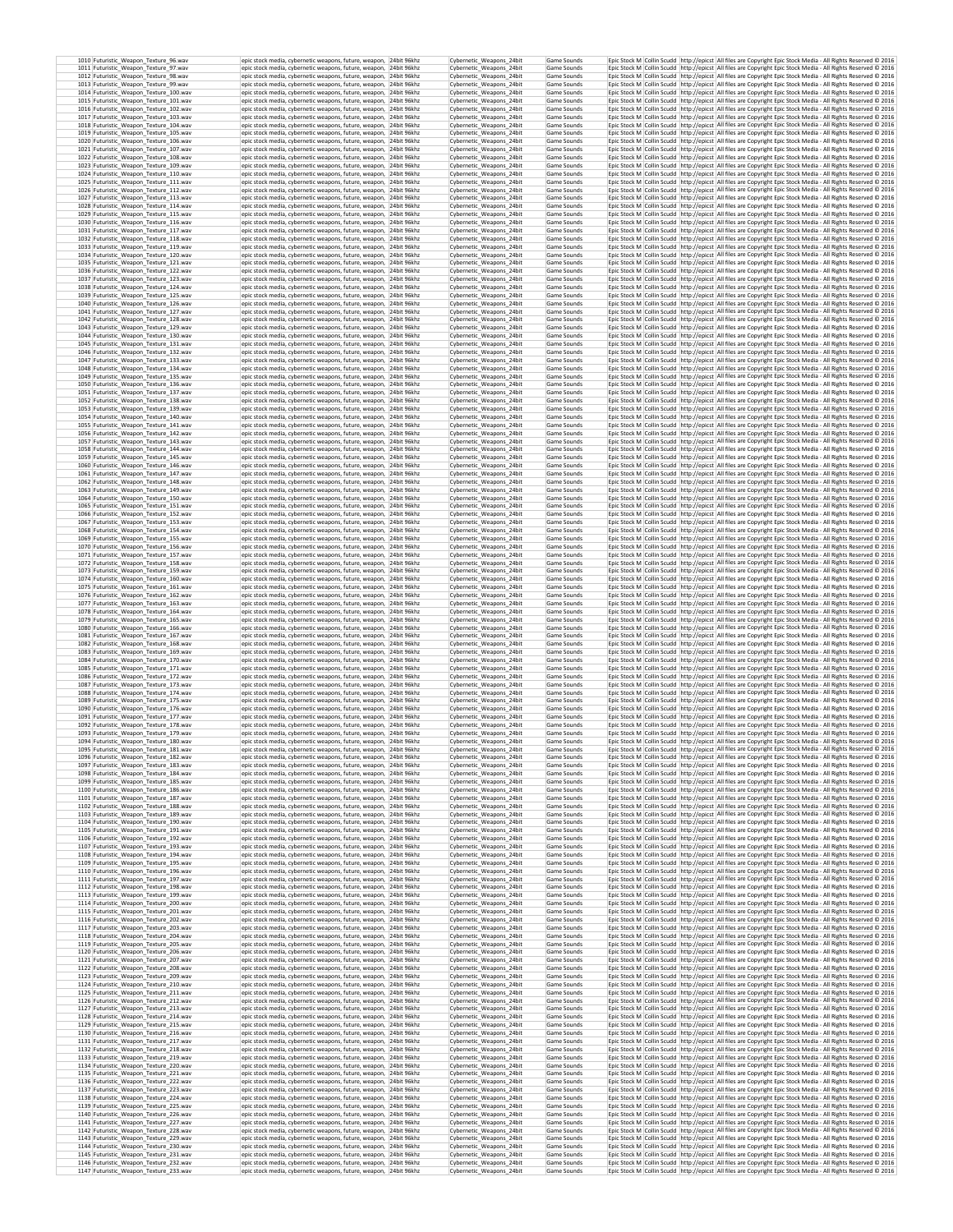| | | | | | | | | | |
|---|---|---|---|---|---|---|---|---|---|
| 1010 | Futuristic_Weapon_Texture_96.wav | epic stock media, cybernetic weapons, future, weapon, | 24bit 96khz | Cybernetic_Weapons_24bit | Game Sounds | Epic Stock M | Collin Scudd | http://epicst | All files are Copyright Epic Stock Media - All Rights Reserved © 2016 |
| 1011 | Futuristic_Weapon_Texture_97.wav | epic stock media, cybernetic weapons, future, weapon, | 24bit 96khz | Cybernetic_Weapons_24bit | Game Sounds | Epic Stock M | Collin Scudd | http://epicst | All files are Copyright Epic Stock Media - All Rights Reserved © 2016 |
| 1012 | Futuristic_Weapon_Texture_98.wav | epic stock media, cybernetic weapons, future, weapon, | 24bit 96khz | Cybernetic_Weapons_24bit | Game Sounds | Epic Stock M | Collin Scudd | http://epicst | All files are Copyright Epic Stock Media - All Rights Reserved © 2016 |
| 1013 | Futuristic_Weapon_Texture_99.wav | epic stock media, cybernetic weapons, future, weapon, | 24bit 96khz | Cybernetic_Weapons_24bit | Game Sounds | Epic Stock M | Collin Scudd | http://epicst | All files are Copyright Epic Stock Media - All Rights Reserved © 2016 |
| 1014 | Futuristic_Weapon_Texture_100.wav | epic stock media, cybernetic weapons, future, weapon, | 24bit 96khz | Cybernetic_Weapons_24bit | Game Sounds | Epic Stock M | Collin Scudd | http://epicst | All files are Copyright Epic Stock Media - All Rights Reserved © 2016 |
| 1015 | Futuristic_Weapon_Texture_101.wav | epic stock media, cybernetic weapons, future, weapon, | 24bit 96khz | Cybernetic_Weapons_24bit | Game Sounds | Epic Stock M | Collin Scudd | http://epicst | All files are Copyright Epic Stock Media - All Rights Reserved © 2016 |
| 1016 | Futuristic_Weapon_Texture_102.wav | epic stock media, cybernetic weapons, future, weapon, | 24bit 96khz | Cybernetic_Weapons_24bit | Game Sounds | Epic Stock M | Collin Scudd | http://epicst | All files are Copyright Epic Stock Media - All Rights Reserved © 2016 |
| 1017 | Futuristic_Weapon_Texture_103.wav | epic stock media, cybernetic weapons, future, weapon, | 24bit 96khz | Cybernetic_Weapons_24bit | Game Sounds | Epic Stock M | Collin Scudd | http://epicst | All files are Copyright Epic Stock Media - All Rights Reserved © 2016 |
| 1018 | Futuristic_Weapon_Texture_104.wav | epic stock media, cybernetic weapons, future, weapon, | 24bit 96khz | Cybernetic_Weapons_24bit | Game Sounds | Epic Stock M | Collin Scudd | http://epicst | All files are Copyright Epic Stock Media - All Rights Reserved © 2016 |
| 1019 | Futuristic_Weapon_Texture_105.wav | epic stock media, cybernetic weapons, future, weapon, | 24bit 96khz | Cybernetic_Weapons_24bit | Game Sounds | Epic Stock M | Collin Scudd | http://epicst | All files are Copyright Epic Stock Media - All Rights Reserved © 2016 |
| 1020 | Futuristic_Weapon_Texture_106.wav | epic stock media, cybernetic weapons, future, weapon, | 24bit 96khz | Cybernetic_Weapons_24bit | Game Sounds | Epic Stock M | Collin Scudd | http://epicst | All files are Copyright Epic Stock Media - All Rights Reserved © 2016 |
| 1021 | Futuristic_Weapon_Texture_107.wav | epic stock media, cybernetic weapons, future, weapon, | 24bit 96khz | Cybernetic_Weapons_24bit | Game Sounds | Epic Stock M | Collin Scudd | http://epicst | All files are Copyright Epic Stock Media - All Rights Reserved © 2016 |
| 1022 | Futuristic_Weapon_Texture_108.wav | epic stock media, cybernetic weapons, future, weapon, | 24bit 96khz | Cybernetic_Weapons_24bit | Game Sounds | Epic Stock M | Collin Scudd | http://epicst | All files are Copyright Epic Stock Media - All Rights Reserved © 2016 |
| 1023 | Futuristic_Weapon_Texture_109.wav | epic stock media, cybernetic weapons, future, weapon, | 24bit 96khz | Cybernetic_Weapons_24bit | Game Sounds | Epic Stock M | Collin Scudd | http://epicst | All files are Copyright Epic Stock Media - All Rights Reserved © 2016 |
| 1024 | Futuristic_Weapon_Texture_110.wav | epic stock media, cybernetic weapons, future, weapon, | 24bit 96khz | Cybernetic_Weapons_24bit | Game Sounds | Epic Stock M | Collin Scudd | http://epicst | All files are Copyright Epic Stock Media - All Rights Reserved © 2016 |
| 1025 | Futuristic_Weapon_Texture_111.wav | epic stock media, cybernetic weapons, future, weapon, | 24bit 96khz | Cybernetic_Weapons_24bit | Game Sounds | Epic Stock M | Collin Scudd | http://epicst | All files are Copyright Epic Stock Media - All Rights Reserved © 2016 |
| 1026 | Futuristic_Weapon_Texture_112.wav | epic stock media, cybernetic weapons, future, weapon, | 24bit 96khz | Cybernetic_Weapons_24bit | Game Sounds | Epic Stock M | Collin Scudd | http://epicst | All files are Copyright Epic Stock Media - All Rights Reserved © 2016 |
| 1027 | Futuristic_Weapon_Texture_113.wav | epic stock media, cybernetic weapons, future, weapon, | 24bit 96khz | Cybernetic_Weapons_24bit | Game Sounds | Epic Stock M | Collin Scudd | http://epicst | All files are Copyright Epic Stock Media - All Rights Reserved © 2016 |
| 1028 | Futuristic_Weapon_Texture_114.wav | epic stock media, cybernetic weapons, future, weapon, | 24bit 96khz | Cybernetic_Weapons_24bit | Game Sounds | Epic Stock M | Collin Scudd | http://epicst | All files are Copyright Epic Stock Media - All Rights Reserved © 2016 |
| 1029 | Futuristic_Weapon_Texture_115.wav | epic stock media, cybernetic weapons, future, weapon, | 24bit 96khz | Cybernetic_Weapons_24bit | Game Sounds | Epic Stock M | Collin Scudd | http://epicst | All files are Copyright Epic Stock Media - All Rights Reserved © 2016 |
| 1030 | Futuristic_Weapon_Texture_116.wav | epic stock media, cybernetic weapons, future, weapon, | 24bit 96khz | Cybernetic_Weapons_24bit | Game Sounds | Epic Stock M | Collin Scudd | http://epicst | All files are Copyright Epic Stock Media - All Rights Reserved © 2016 |
| 1031 | Futuristic_Weapon_Texture_117.wav | epic stock media, cybernetic weapons, future, weapon, | 24bit 96khz | Cybernetic_Weapons_24bit | Game Sounds | Epic Stock M | Collin Scudd | http://epicst | All files are Copyright Epic Stock Media - All Rights Reserved © 2016 |
| 1032 | Futuristic_Weapon_Texture_118.wav | epic stock media, cybernetic weapons, future, weapon, | 24bit 96khz | Cybernetic_Weapons_24bit | Game Sounds | Epic Stock M | Collin Scudd | http://epicst | All files are Copyright Epic Stock Media - All Rights Reserved © 2016 |
| 1033 | Futuristic_Weapon_Texture_119.wav | epic stock media, cybernetic weapons, future, weapon, | 24bit 96khz | Cybernetic_Weapons_24bit | Game Sounds | Epic Stock M | Collin Scudd | http://epicst | All files are Copyright Epic Stock Media - All Rights Reserved © 2016 |
| 1034 | Futuristic_Weapon_Texture_120.wav | epic stock media, cybernetic weapons, future, weapon, | 24bit 96khz | Cybernetic_Weapons_24bit | Game Sounds | Epic Stock M | Collin Scudd | http://epicst | All files are Copyright Epic Stock Media - All Rights Reserved © 2016 |
| 1035 | Futuristic_Weapon_Texture_121.wav | epic stock media, cybernetic weapons, future, weapon, | 24bit 96khz | Cybernetic_Weapons_24bit | Game Sounds | Epic Stock M | Collin Scudd | http://epicst | All files are Copyright Epic Stock Media - All Rights Reserved © 2016 |
| 1036 | Futuristic_Weapon_Texture_122.wav | epic stock media, cybernetic weapons, future, weapon, | 24bit 96khz | Cybernetic_Weapons_24bit | Game Sounds | Epic Stock M | Collin Scudd | http://epicst | All files are Copyright Epic Stock Media - All Rights Reserved © 2016 |
| 1037 | Futuristic_Weapon_Texture_123.wav | epic stock media, cybernetic weapons, future, weapon, | 24bit 96khz | Cybernetic_Weapons_24bit | Game Sounds | Epic Stock M | Collin Scudd | http://epicst | All files are Copyright Epic Stock Media - All Rights Reserved © 2016 |
| 1038 | Futuristic_Weapon_Texture_124.wav | epic stock media, cybernetic weapons, future, weapon, | 24bit 96khz | Cybernetic_Weapons_24bit | Game Sounds | Epic Stock M | Collin Scudd | http://epicst | All files are Copyright Epic Stock Media - All Rights Reserved © 2016 |
| 1039 | Futuristic_Weapon_Texture_125.wav | epic stock media, cybernetic weapons, future, weapon, | 24bit 96khz | Cybernetic_Weapons_24bit | Game Sounds | Epic Stock M | Collin Scudd | http://epicst | All files are Copyright Epic Stock Media - All Rights Reserved © 2016 |
| 1040 | Futuristic_Weapon_Texture_126.wav | epic stock media, cybernetic weapons, future, weapon, | 24bit 96khz | Cybernetic_Weapons_24bit | Game Sounds | Epic Stock M | Collin Scudd | http://epicst | All files are Copyright Epic Stock Media - All Rights Reserved © 2016 |
| 1041 | Futuristic_Weapon_Texture_127.wav | epic stock media, cybernetic weapons, future, weapon, | 24bit 96khz | Cybernetic_Weapons_24bit | Game Sounds | Epic Stock M | Collin Scudd | http://epicst | All files are Copyright Epic Stock Media - All Rights Reserved © 2016 |
| 1042 | Futuristic_Weapon_Texture_128.wav | epic stock media, cybernetic weapons, future, weapon, | 24bit 96khz | Cybernetic_Weapons_24bit | Game Sounds | Epic Stock M | Collin Scudd | http://epicst | All files are Copyright Epic Stock Media - All Rights Reserved © 2016 |
| 1043 | Futuristic_Weapon_Texture_129.wav | epic stock media, cybernetic weapons, future, weapon, | 24bit 96khz | Cybernetic_Weapons_24bit | Game Sounds | Epic Stock M | Collin Scudd | http://epicst | All files are Copyright Epic Stock Media - All Rights Reserved © 2016 |
| 1044 | Futuristic_Weapon_Texture_130.wav | epic stock media, cybernetic weapons, future, weapon, | 24bit 96khz | Cybernetic_Weapons_24bit | Game Sounds | Epic Stock M | Collin Scudd | http://epicst | All files are Copyright Epic Stock Media - All Rights Reserved © 2016 |
| 1045 | Futuristic_Weapon_Texture_131.wav | epic stock media, cybernetic weapons, future, weapon, | 24bit 96khz | Cybernetic_Weapons_24bit | Game Sounds | Epic Stock M | Collin Scudd | http://epicst | All files are Copyright Epic Stock Media - All Rights Reserved © 2016 |
| 1046 | Futuristic_Weapon_Texture_132.wav | epic stock media, cybernetic weapons, future, weapon, | 24bit 96khz | Cybernetic_Weapons_24bit | Game Sounds | Epic Stock M | Collin Scudd | http://epicst | All files are Copyright Epic Stock Media - All Rights Reserved © 2016 |
| 1047 | Futuristic_Weapon_Texture_133.wav | epic stock media, cybernetic weapons, future, weapon, | 24bit 96khz | Cybernetic_Weapons_24bit | Game Sounds | Epic Stock M | Collin Scudd | http://epicst | All files are Copyright Epic Stock Media - All Rights Reserved © 2016 |
| 1048 | Futuristic_Weapon_Texture_134.wav | epic stock media, cybernetic weapons, future, weapon, | 24bit 96khz | Cybernetic_Weapons_24bit | Game Sounds | Epic Stock M | Collin Scudd | http://epicst | All files are Copyright Epic Stock Media - All Rights Reserved © 2016 |
| 1049 | Futuristic_Weapon_Texture_135.wav | epic stock media, cybernetic weapons, future, weapon, | 24bit 96khz | Cybernetic_Weapons_24bit | Game Sounds | Epic Stock M | Collin Scudd | http://epicst | All files are Copyright Epic Stock Media - All Rights Reserved © 2016 |
| 1050 | Futuristic_Weapon_Texture_136.wav | epic stock media, cybernetic weapons, future, weapon, | 24bit 96khz | Cybernetic_Weapons_24bit | Game Sounds | Epic Stock M | Collin Scudd | http://epicst | All files are Copyright Epic Stock Media - All Rights Reserved © 2016 |
| 1051 | Futuristic_Weapon_Texture_137.wav | epic stock media, cybernetic weapons, future, weapon, | 24bit 96khz | Cybernetic_Weapons_24bit | Game Sounds | Epic Stock M | Collin Scudd | http://epicst | All files are Copyright Epic Stock Media - All Rights Reserved © 2016 |
| 1052 | Futuristic_Weapon_Texture_138.wav | epic stock media, cybernetic weapons, future, weapon, | 24bit 96khz | Cybernetic_Weapons_24bit | Game Sounds | Epic Stock M | Collin Scudd | http://epicst | All files are Copyright Epic Stock Media - All Rights Reserved © 2016 |
| 1053 | Futuristic_Weapon_Texture_139.wav | epic stock media, cybernetic weapons, future, weapon, | 24bit 96khz | Cybernetic_Weapons_24bit | Game Sounds | Epic Stock M | Collin Scudd | http://epicst | All files are Copyright Epic Stock Media - All Rights Reserved © 2016 |
| 1054 | Futuristic_Weapon_Texture_140.wav | epic stock media, cybernetic weapons, future, weapon, | 24bit 96khz | Cybernetic_Weapons_24bit | Game Sounds | Epic Stock M | Collin Scudd | http://epicst | All files are Copyright Epic Stock Media - All Rights Reserved © 2016 |
| 1055 | Futuristic_Weapon_Texture_141.wav | epic stock media, cybernetic weapons, future, weapon, | 24bit 96khz | Cybernetic_Weapons_24bit | Game Sounds | Epic Stock M | Collin Scudd | http://epicst | All files are Copyright Epic Stock Media - All Rights Reserved © 2016 |
| 1056 | Futuristic_Weapon_Texture_142.wav | epic stock media, cybernetic weapons, future, weapon, | 24bit 96khz | Cybernetic_Weapons_24bit | Game Sounds | Epic Stock M | Collin Scudd | http://epicst | All files are Copyright Epic Stock Media - All Rights Reserved © 2016 |
| 1057 | Futuristic_Weapon_Texture_143.wav | epic stock media, cybernetic weapons, future, weapon, | 24bit 96khz | Cybernetic_Weapons_24bit | Game Sounds | Epic Stock M | Collin Scudd | http://epicst | All files are Copyright Epic Stock Media - All Rights Reserved © 2016 |
| 1058 | Futuristic_Weapon_Texture_144.wav | epic stock media, cybernetic weapons, future, weapon, | 24bit 96khz | Cybernetic_Weapons_24bit | Game Sounds | Epic Stock M | Collin Scudd | http://epicst | All files are Copyright Epic Stock Media - All Rights Reserved © 2016 |
| 1059 | Futuristic_Weapon_Texture_145.wav | epic stock media, cybernetic weapons, future, weapon, | 24bit 96khz | Cybernetic_Weapons_24bit | Game Sounds | Epic Stock M | Collin Scudd | http://epicst | All files are Copyright Epic Stock Media - All Rights Reserved © 2016 |
| 1060 | Futuristic_Weapon_Texture_146.wav | epic stock media, cybernetic weapons, future, weapon, | 24bit 96khz | Cybernetic_Weapons_24bit | Game Sounds | Epic Stock M | Collin Scudd | http://epicst | All files are Copyright Epic Stock Media - All Rights Reserved © 2016 |
| 1061 | Futuristic_Weapon_Texture_147.wav | epic stock media, cybernetic weapons, future, weapon, | 24bit 96khz | Cybernetic_Weapons_24bit | Game Sounds | Epic Stock M | Collin Scudd | http://epicst | All files are Copyright Epic Stock Media - All Rights Reserved © 2016 |
| 1062 | Futuristic_Weapon_Texture_148.wav | epic stock media, cybernetic weapons, future, weapon, | 24bit 96khz | Cybernetic_Weapons_24bit | Game Sounds | Epic Stock M | Collin Scudd | http://epicst | All files are Copyright Epic Stock Media - All Rights Reserved © 2016 |
| 1063 | Futuristic_Weapon_Texture_149.wav | epic stock media, cybernetic weapons, future, weapon, | 24bit 96khz | Cybernetic_Weapons_24bit | Game Sounds | Epic Stock M | Collin Scudd | http://epicst | All files are Copyright Epic Stock Media - All Rights Reserved © 2016 |
| 1064 | Futuristic_Weapon_Texture_150.wav | epic stock media, cybernetic weapons, future, weapon, | 24bit 96khz | Cybernetic_Weapons_24bit | Game Sounds | Epic Stock M | Collin Scudd | http://epicst | All files are Copyright Epic Stock Media - All Rights Reserved © 2016 |
| 1065 | Futuristic_Weapon_Texture_151.wav | epic stock media, cybernetic weapons, future, weapon, | 24bit 96khz | Cybernetic_Weapons_24bit | Game Sounds | Epic Stock M | Collin Scudd | http://epicst | All files are Copyright Epic Stock Media - All Rights Reserved © 2016 |
| 1066 | Futuristic_Weapon_Texture_152.wav | epic stock media, cybernetic weapons, future, weapon, | 24bit 96khz | Cybernetic_Weapons_24bit | Game Sounds | Epic Stock M | Collin Scudd | http://epicst | All files are Copyright Epic Stock Media - All Rights Reserved © 2016 |
| 1067 | Futuristic_Weapon_Texture_153.wav | epic stock media, cybernetic weapons, future, weapon, | 24bit 96khz | Cybernetic_Weapons_24bit | Game Sounds | Epic Stock M | Collin Scudd | http://epicst | All files are Copyright Epic Stock Media - All Rights Reserved © 2016 |
| 1068 | Futuristic_Weapon_Texture_154.wav | epic stock media, cybernetic weapons, future, weapon, | 24bit 96khz | Cybernetic_Weapons_24bit | Game Sounds | Epic Stock M | Collin Scudd | http://epicst | All files are Copyright Epic Stock Media - All Rights Reserved © 2016 |
| 1069 | Futuristic_Weapon_Texture_155.wav | epic stock media, cybernetic weapons, future, weapon, | 24bit 96khz | Cybernetic_Weapons_24bit | Game Sounds | Epic Stock M | Collin Scudd | http://epicst | All files are Copyright Epic Stock Media - All Rights Reserved © 2016 |
| 1070 | Futuristic_Weapon_Texture_156.wav | epic stock media, cybernetic weapons, future, weapon, | 24bit 96khz | Cybernetic_Weapons_24bit | Game Sounds | Epic Stock M | Collin Scudd | http://epicst | All files are Copyright Epic Stock Media - All Rights Reserved © 2016 |
| 1071 | Futuristic_Weapon_Texture_157.wav | epic stock media, cybernetic weapons, future, weapon, | 24bit 96khz | Cybernetic_Weapons_24bit | Game Sounds | Epic Stock M | Collin Scudd | http://epicst | All files are Copyright Epic Stock Media - All Rights Reserved © 2016 |
| 1072 | Futuristic_Weapon_Texture_158.wav | epic stock media, cybernetic weapons, future, weapon, | 24bit 96khz | Cybernetic_Weapons_24bit | Game Sounds | Epic Stock M | Collin Scudd | http://epicst | All files are Copyright Epic Stock Media - All Rights Reserved © 2016 |
| 1073 | Futuristic_Weapon_Texture_159.wav | epic stock media, cybernetic weapons, future, weapon, | 24bit 96khz | Cybernetic_Weapons_24bit | Game Sounds | Epic Stock M | Collin Scudd | http://epicst | All files are Copyright Epic Stock Media - All Rights Reserved © 2016 |
| 1074 | Futuristic_Weapon_Texture_160.wav | epic stock media, cybernetic weapons, future, weapon, | 24bit 96khz | Cybernetic_Weapons_24bit | Game Sounds | Epic Stock M | Collin Scudd | http://epicst | All files are Copyright Epic Stock Media - All Rights Reserved © 2016 |
| 1075 | Futuristic_Weapon_Texture_161.wav | epic stock media, cybernetic weapons, future, weapon, | 24bit 96khz | Cybernetic_Weapons_24bit | Game Sounds | Epic Stock M | Collin Scudd | http://epicst | All files are Copyright Epic Stock Media - All Rights Reserved © 2016 |
| 1076 | Futuristic_Weapon_Texture_162.wav | epic stock media, cybernetic weapons, future, weapon, | 24bit 96khz | Cybernetic_Weapons_24bit | Game Sounds | Epic Stock M | Collin Scudd | http://epicst | All files are Copyright Epic Stock Media - All Rights Reserved © 2016 |
| 1077 | Futuristic_Weapon_Texture_163.wav | epic stock media, cybernetic weapons, future, weapon, | 24bit 96khz | Cybernetic_Weapons_24bit | Game Sounds | Epic Stock M | Collin Scudd | http://epicst | All files are Copyright Epic Stock Media - All Rights Reserved © 2016 |
| 1078 | Futuristic_Weapon_Texture_164.wav | epic stock media, cybernetic weapons, future, weapon, | 24bit 96khz | Cybernetic_Weapons_24bit | Game Sounds | Epic Stock M | Collin Scudd | http://epicst | All files are Copyright Epic Stock Media - All Rights Reserved © 2016 |
| 1079 | Futuristic_Weapon_Texture_165.wav | epic stock media, cybernetic weapons, future, weapon, | 24bit 96khz | Cybernetic_Weapons_24bit | Game Sounds | Epic Stock M | Collin Scudd | http://epicst | All files are Copyright Epic Stock Media - All Rights Reserved © 2016 |
| 1080 | Futuristic_Weapon_Texture_166.wav | epic stock media, cybernetic weapons, future, weapon, | 24bit 96khz | Cybernetic_Weapons_24bit | Game Sounds | Epic Stock M | Collin Scudd | http://epicst | All files are Copyright Epic Stock Media - All Rights Reserved © 2016 |
| 1081 | Futuristic_Weapon_Texture_167.wav | epic stock media, cybernetic weapons, future, weapon, | 24bit 96khz | Cybernetic_Weapons_24bit | Game Sounds | Epic Stock M | Collin Scudd | http://epicst | All files are Copyright Epic Stock Media - All Rights Reserved © 2016 |
| 1082 | Futuristic_Weapon_Texture_168.wav | epic stock media, cybernetic weapons, future, weapon, | 24bit 96khz | Cybernetic_Weapons_24bit | Game Sounds | Epic Stock M | Collin Scudd | http://epicst | All files are Copyright Epic Stock Media - All Rights Reserved © 2016 |
| 1083 | Futuristic_Weapon_Texture_169.wav | epic stock media, cybernetic weapons, future, weapon, | 24bit 96khz | Cybernetic_Weapons_24bit | Game Sounds | Epic Stock M | Collin Scudd | http://epicst | All files are Copyright Epic Stock Media - All Rights Reserved © 2016 |
| 1084 | Futuristic_Weapon_Texture_170.wav | epic stock media, cybernetic weapons, future, weapon, | 24bit 96khz | Cybernetic_Weapons_24bit | Game Sounds | Epic Stock M | Collin Scudd | http://epicst | All files are Copyright Epic Stock Media - All Rights Reserved © 2016 |
| 1085 | Futuristic_Weapon_Texture_171.wav | epic stock media, cybernetic weapons, future, weapon, | 24bit 96khz | Cybernetic_Weapons_24bit | Game Sounds | Epic Stock M | Collin Scudd | http://epicst | All files are Copyright Epic Stock Media - All Rights Reserved © 2016 |
| 1086 | Futuristic_Weapon_Texture_172.wav | epic stock media, cybernetic weapons, future, weapon, | 24bit 96khz | Cybernetic_Weapons_24bit | Game Sounds | Epic Stock M | Collin Scudd | http://epicst | All files are Copyright Epic Stock Media - All Rights Reserved © 2016 |
| 1087 | Futuristic_Weapon_Texture_173.wav | epic stock media, cybernetic weapons, future, weapon, | 24bit 96khz | Cybernetic_Weapons_24bit | Game Sounds | Epic Stock M | Collin Scudd | http://epicst | All files are Copyright Epic Stock Media - All Rights Reserved © 2016 |
| 1088 | Futuristic_Weapon_Texture_174.wav | epic stock media, cybernetic weapons, future, weapon, | 24bit 96khz | Cybernetic_Weapons_24bit | Game Sounds | Epic Stock M | Collin Scudd | http://epicst | All files are Copyright Epic Stock Media - All Rights Reserved © 2016 |
| 1089 | Futuristic_Weapon_Texture_175.wav | epic stock media, cybernetic weapons, future, weapon, | 24bit 96khz | Cybernetic_Weapons_24bit | Game Sounds | Epic Stock M | Collin Scudd | http://epicst | All files are Copyright Epic Stock Media - All Rights Reserved © 2016 |
| 1090 | Futuristic_Weapon_Texture_176.wav | epic stock media, cybernetic weapons, future, weapon, | 24bit 96khz | Cybernetic_Weapons_24bit | Game Sounds | Epic Stock M | Collin Scudd | http://epicst | All files are Copyright Epic Stock Media - All Rights Reserved © 2016 |
| 1091 | Futuristic_Weapon_Texture_177.wav | epic stock media, cybernetic weapons, future, weapon, | 24bit 96khz | Cybernetic_Weapons_24bit | Game Sounds | Epic Stock M | Collin Scudd | http://epicst | All files are Copyright Epic Stock Media - All Rights Reserved © 2016 |
| 1092 | Futuristic_Weapon_Texture_178.wav | epic stock media, cybernetic weapons, future, weapon, | 24bit 96khz | Cybernetic_Weapons_24bit | Game Sounds | Epic Stock M | Collin Scudd | http://epicst | All files are Copyright Epic Stock Media - All Rights Reserved © 2016 |
| 1093 | Futuristic_Weapon_Texture_179.wav | epic stock media, cybernetic weapons, future, weapon, | 24bit 96khz | Cybernetic_Weapons_24bit | Game Sounds | Epic Stock M | Collin Scudd | http://epicst | All files are Copyright Epic Stock Media - All Rights Reserved © 2016 |
| 1094 | Futuristic_Weapon_Texture_180.wav | epic stock media, cybernetic weapons, future, weapon, | 24bit 96khz | Cybernetic_Weapons_24bit | Game Sounds | Epic Stock M | Collin Scudd | http://epicst | All files are Copyright Epic Stock Media - All Rights Reserved © 2016 |
| 1095 | Futuristic_Weapon_Texture_181.wav | epic stock media, cybernetic weapons, future, weapon, | 24bit 96khz | Cybernetic_Weapons_24bit | Game Sounds | Epic Stock M | Collin Scudd | http://epicst | All files are Copyright Epic Stock Media - All Rights Reserved © 2016 |
| 1096 | Futuristic_Weapon_Texture_182.wav | epic stock media, cybernetic weapons, future, weapon, | 24bit 96khz | Cybernetic_Weapons_24bit | Game Sounds | Epic Stock M | Collin Scudd | http://epicst | All files are Copyright Epic Stock Media - All Rights Reserved © 2016 |
| 1097 | Futuristic_Weapon_Texture_183.wav | epic stock media, cybernetic weapons, future, weapon, | 24bit 96khz | Cybernetic_Weapons_24bit | Game Sounds | Epic Stock M | Collin Scudd | http://epicst | All files are Copyright Epic Stock Media - All Rights Reserved © 2016 |
| 1098 | Futuristic_Weapon_Texture_184.wav | epic stock media, cybernetic weapons, future, weapon, | 24bit 96khz | Cybernetic_Weapons_24bit | Game Sounds | Epic Stock M | Collin Scudd | http://epicst | All files are Copyright Epic Stock Media - All Rights Reserved © 2016 |
| 1099 | Futuristic_Weapon_Texture_185.wav | epic stock media, cybernetic weapons, future, weapon, | 24bit 96khz | Cybernetic_Weapons_24bit | Game Sounds | Epic Stock M | Collin Scudd | http://epicst | All files are Copyright Epic Stock Media - All Rights Reserved © 2016 |
| 1100 | Futuristic_Weapon_Texture_186.wav | epic stock media, cybernetic weapons, future, weapon, | 24bit 96khz | Cybernetic_Weapons_24bit | Game Sounds | Epic Stock M | Collin Scudd | http://epicst | All files are Copyright Epic Stock Media - All Rights Reserved © 2016 |
| 1101 | Futuristic_Weapon_Texture_187.wav | epic stock media, cybernetic weapons, future, weapon, | 24bit 96khz | Cybernetic_Weapons_24bit | Game Sounds | Epic Stock M | Collin Scudd | http://epicst | All files are Copyright Epic Stock Media - All Rights Reserved © 2016 |
| 1102 | Futuristic_Weapon_Texture_188.wav | epic stock media, cybernetic weapons, future, weapon, | 24bit 96khz | Cybernetic_Weapons_24bit | Game Sounds | Epic Stock M | Collin Scudd | http://epicst | All files are Copyright Epic Stock Media - All Rights Reserved © 2016 |
| 1103 | Futuristic_Weapon_Texture_189.wav | epic stock media, cybernetic weapons, future, weapon, | 24bit 96khz | Cybernetic_Weapons_24bit | Game Sounds | Epic Stock M | Collin Scudd | http://epicst | All files are Copyright Epic Stock Media - All Rights Reserved © 2016 |
| 1104 | Futuristic_Weapon_Texture_190.wav | epic stock media, cybernetic weapons, future, weapon, | 24bit 96khz | Cybernetic_Weapons_24bit | Game Sounds | Epic Stock M | Collin Scudd | http://epicst | All files are Copyright Epic Stock Media - All Rights Reserved © 2016 |
| 1105 | Futuristic_Weapon_Texture_191.wav | epic stock media, cybernetic weapons, future, weapon, | 24bit 96khz | Cybernetic_Weapons_24bit | Game Sounds | Epic Stock M | Collin Scudd | http://epicst | All files are Copyright Epic Stock Media - All Rights Reserved © 2016 |
| 1106 | Futuristic_Weapon_Texture_192.wav | epic stock media, cybernetic weapons, future, weapon, | 24bit 96khz | Cybernetic_Weapons_24bit | Game Sounds | Epic Stock M | Collin Scudd | http://epicst | All files are Copyright Epic Stock Media - All Rights Reserved © 2016 |
| 1107 | Futuristic_Weapon_Texture_193.wav | epic stock media, cybernetic weapons, future, weapon, | 24bit 96khz | Cybernetic_Weapons_24bit | Game Sounds | Epic Stock M | Collin Scudd | http://epicst | All files are Copyright Epic Stock Media - All Rights Reserved © 2016 |
| 1108 | Futuristic_Weapon_Texture_194.wav | epic stock media, cybernetic weapons, future, weapon, | 24bit 96khz | Cybernetic_Weapons_24bit | Game Sounds | Epic Stock M | Collin Scudd | http://epicst | All files are Copyright Epic Stock Media - All Rights Reserved © 2016 |
| 1109 | Futuristic_Weapon_Texture_195.wav | epic stock media, cybernetic weapons, future, weapon, | 24bit 96khz | Cybernetic_Weapons_24bit | Game Sounds | Epic Stock M | Collin Scudd | http://epicst | All files are Copyright Epic Stock Media - All Rights Reserved © 2016 |
| 1110 | Futuristic_Weapon_Texture_196.wav | epic stock media, cybernetic weapons, future, weapon, | 24bit 96khz | Cybernetic_Weapons_24bit | Game Sounds | Epic Stock M | Collin Scudd | http://epicst | All files are Copyright Epic Stock Media - All Rights Reserved © 2016 |
| 1111 | Futuristic_Weapon_Texture_197.wav | epic stock media, cybernetic weapons, future, weapon, | 24bit 96khz | Cybernetic_Weapons_24bit | Game Sounds | Epic Stock M | Collin Scudd | http://epicst | All files are Copyright Epic Stock Media - All Rights Reserved © 2016 |
| 1112 | Futuristic_Weapon_Texture_198.wav | epic stock media, cybernetic weapons, future, weapon, | 24bit 96khz | Cybernetic_Weapons_24bit | Game Sounds | Epic Stock M | Collin Scudd | http://epicst | All files are Copyright Epic Stock Media - All Rights Reserved © 2016 |
| 1113 | Futuristic_Weapon_Texture_199.wav | epic stock media, cybernetic weapons, future, weapon, | 24bit 96khz | Cybernetic_Weapons_24bit | Game Sounds | Epic Stock M | Collin Scudd | http://epicst | All files are Copyright Epic Stock Media - All Rights Reserved © 2016 |
| 1114 | Futuristic_Weapon_Texture_200.wav | epic stock media, cybernetic weapons, future, weapon, | 24bit 96khz | Cybernetic_Weapons_24bit | Game Sounds | Epic Stock M | Collin Scudd | http://epicst | All files are Copyright Epic Stock Media - All Rights Reserved © 2016 |
| 1115 | Futuristic_Weapon_Texture_201.wav | epic stock media, cybernetic weapons, future, weapon, | 24bit 96khz | Cybernetic_Weapons_24bit | Game Sounds | Epic Stock M | Collin Scudd | http://epicst | All files are Copyright Epic Stock Media - All Rights Reserved © 2016 |
| 1116 | Futuristic_Weapon_Texture_202.wav | epic stock media, cybernetic weapons, future, weapon, | 24bit 96khz | Cybernetic_Weapons_24bit | Game Sounds | Epic Stock M | Collin Scudd | http://epicst | All files are Copyright Epic Stock Media - All Rights Reserved © 2016 |
| 1117 | Futuristic_Weapon_Texture_203.wav | epic stock media, cybernetic weapons, future, weapon, | 24bit 96khz | Cybernetic_Weapons_24bit | Game Sounds | Epic Stock M | Collin Scudd | http://epicst | All files are Copyright Epic Stock Media - All Rights Reserved © 2016 |
| 1118 | Futuristic_Weapon_Texture_204.wav | epic stock media, cybernetic weapons, future, weapon, | 24bit 96khz | Cybernetic_Weapons_24bit | Game Sounds | Epic Stock M | Collin Scudd | http://epicst | All files are Copyright Epic Stock Media - All Rights Reserved © 2016 |
| 1119 | Futuristic_Weapon_Texture_205.wav | epic stock media, cybernetic weapons, future, weapon, | 24bit 96khz | Cybernetic_Weapons_24bit | Game Sounds | Epic Stock M | Collin Scudd | http://epicst | All files are Copyright Epic Stock Media - All Rights Reserved © 2016 |
| 1120 | Futuristic_Weapon_Texture_206.wav | epic stock media, cybernetic weapons, future, weapon, | 24bit 96khz | Cybernetic_Weapons_24bit | Game Sounds | Epic Stock M | Collin Scudd | http://epicst | All files are Copyright Epic Stock Media - All Rights Reserved © 2016 |
| 1121 | Futuristic_Weapon_Texture_207.wav | epic stock media, cybernetic weapons, future, weapon, | 24bit 96khz | Cybernetic_Weapons_24bit | Game Sounds | Epic Stock M | Collin Scudd | http://epicst | All files are Copyright Epic Stock Media - All Rights Reserved © 2016 |
| 1122 | Futuristic_Weapon_Texture_208.wav | epic stock media, cybernetic weapons, future, weapon, | 24bit 96khz | Cybernetic_Weapons_24bit | Game Sounds | Epic Stock M | Collin Scudd | http://epicst | All files are Copyright Epic Stock Media - All Rights Reserved © 2016 |
| 1123 | Futuristic_Weapon_Texture_209.wav | epic stock media, cybernetic weapons, future, weapon, | 24bit 96khz | Cybernetic_Weapons_24bit | Game Sounds | Epic Stock M | Collin Scudd | http://epicst | All files are Copyright Epic Stock Media - All Rights Reserved © 2016 |
| 1124 | Futuristic_Weapon_Texture_210.wav | epic stock media, cybernetic weapons, future, weapon, | 24bit 96khz | Cybernetic_Weapons_24bit | Game Sounds | Epic Stock M | Collin Scudd | http://epicst | All files are Copyright Epic Stock Media - All Rights Reserved © 2016 |
| 1125 | Futuristic_Weapon_Texture_211.wav | epic stock media, cybernetic weapons, future, weapon, | 24bit 96khz | Cybernetic_Weapons_24bit | Game Sounds | Epic Stock M | Collin Scudd | http://epicst | All files are Copyright Epic Stock Media - All Rights Reserved © 2016 |
| 1126 | Futuristic_Weapon_Texture_212.wav | epic stock media, cybernetic weapons, future, weapon, | 24bit 96khz | Cybernetic_Weapons_24bit | Game Sounds | Epic Stock M | Collin Scudd | http://epicst | All files are Copyright Epic Stock Media - All Rights Reserved © 2016 |
| 1127 | Futuristic_Weapon_Texture_213.wav | epic stock media, cybernetic weapons, future, weapon, | 24bit 96khz | Cybernetic_Weapons_24bit | Game Sounds | Epic Stock M | Collin Scudd | http://epicst | All files are Copyright Epic Stock Media - All Rights Reserved © 2016 |
| 1128 | Futuristic_Weapon_Texture_214.wav | epic stock media, cybernetic weapons, future, weapon, | 24bit 96khz | Cybernetic_Weapons_24bit | Game Sounds | Epic Stock M | Collin Scudd | http://epicst | All files are Copyright Epic Stock Media - All Rights Reserved © 2016 |
| 1129 | Futuristic_Weapon_Texture_215.wav | epic stock media, cybernetic weapons, future, weapon, | 24bit 96khz | Cybernetic_Weapons_24bit | Game Sounds | Epic Stock M | Collin Scudd | http://epicst | All files are Copyright Epic Stock Media - All Rights Reserved © 2016 |
| 1130 | Futuristic_Weapon_Texture_216.wav | epic stock media, cybernetic weapons, future, weapon, | 24bit 96khz | Cybernetic_Weapons_24bit | Game Sounds | Epic Stock M | Collin Scudd | http://epicst | All files are Copyright Epic Stock Media - All Rights Reserved © 2016 |
| 1131 | Futuristic_Weapon_Texture_217.wav | epic stock media, cybernetic weapons, future, weapon, | 24bit 96khz | Cybernetic_Weapons_24bit | Game Sounds | Epic Stock M | Collin Scudd | http://epicst | All files are Copyright Epic Stock Media - All Rights Reserved © 2016 |
| 1132 | Futuristic_Weapon_Texture_218.wav | epic stock media, cybernetic weapons, future, weapon, | 24bit 96khz | Cybernetic_Weapons_24bit | Game Sounds | Epic Stock M | Collin Scudd | http://epicst | All files are Copyright Epic Stock Media - All Rights Reserved © 2016 |
| 1133 | Futuristic_Weapon_Texture_219.wav | epic stock media, cybernetic weapons, future, weapon, | 24bit 96khz | Cybernetic_Weapons_24bit | Game Sounds | Epic Stock M | Collin Scudd | http://epicst | All files are Copyright Epic Stock Media - All Rights Reserved © 2016 |
| 1134 | Futuristic_Weapon_Texture_220.wav | epic stock media, cybernetic weapons, future, weapon, | 24bit 96khz | Cybernetic_Weapons_24bit | Game Sounds | Epic Stock M | Collin Scudd | http://epicst | All files are Copyright Epic Stock Media - All Rights Reserved © 2016 |
| 1135 | Futuristic_Weapon_Texture_221.wav | epic stock media, cybernetic weapons, future, weapon, | 24bit 96khz | Cybernetic_Weapons_24bit | Game Sounds | Epic Stock M | Collin Scudd | http://epicst | All files are Copyright Epic Stock Media - All Rights Reserved © 2016 |
| 1136 | Futuristic_Weapon_Texture_222.wav | epic stock media, cybernetic weapons, future, weapon, | 24bit 96khz | Cybernetic_Weapons_24bit | Game Sounds | Epic Stock M | Collin Scudd | http://epicst | All files are Copyright Epic Stock Media - All Rights Reserved © 2016 |
| 1137 | Futuristic_Weapon_Texture_223.wav | epic stock media, cybernetic weapons, future, weapon, | 24bit 96khz | Cybernetic_Weapons_24bit | Game Sounds | Epic Stock M | Collin Scudd | http://epicst | All files are Copyright Epic Stock Media - All Rights Reserved © 2016 |
| 1138 | Futuristic_Weapon_Texture_224.wav | epic stock media, cybernetic weapons, future, weapon, | 24bit 96khz | Cybernetic_Weapons_24bit | Game Sounds | Epic Stock M | Collin Scudd | http://epicst | All files are Copyright Epic Stock Media - All Rights Reserved © 2016 |
| 1139 | Futuristic_Weapon_Texture_225.wav | epic stock media, cybernetic weapons, future, weapon, | 24bit 96khz | Cybernetic_Weapons_24bit | Game Sounds | Epic Stock M | Collin Scudd | http://epicst | All files are Copyright Epic Stock Media - All Rights Reserved © 2016 |
| 1140 | Futuristic_Weapon_Texture_226.wav | epic stock media, cybernetic weapons, future, weapon, | 24bit 96khz | Cybernetic_Weapons_24bit | Game Sounds | Epic Stock M | Collin Scudd | http://epicst | All files are Copyright Epic Stock Media - All Rights Reserved © 2016 |
| 1141 | Futuristic_Weapon_Texture_227.wav | epic stock media, cybernetic weapons, future, weapon, | 24bit 96khz | Cybernetic_Weapons_24bit | Game Sounds | Epic Stock M | Collin Scudd | http://epicst | All files are Copyright Epic Stock Media - All Rights Reserved © 2016 |
| 1142 | Futuristic_Weapon_Texture_228.wav | epic stock media, cybernetic weapons, future, weapon, | 24bit 96khz | Cybernetic_Weapons_24bit | Game Sounds | Epic Stock M | Collin Scudd | http://epicst | All files are Copyright Epic Stock Media - All Rights Reserved © 2016 |
| 1143 | Futuristic_Weapon_Texture_229.wav | epic stock media, cybernetic weapons, future, weapon, | 24bit 96khz | Cybernetic_Weapons_24bit | Game Sounds | Epic Stock M | Collin Scudd | http://epicst | All files are Copyright Epic Stock Media - All Rights Reserved © 2016 |
| 1144 | Futuristic_Weapon_Texture_230.wav | epic stock media, cybernetic weapons, future, weapon, | 24bit 96khz | Cybernetic_Weapons_24bit | Game Sounds | Epic Stock M | Collin Scudd | http://epicst | All files are Copyright Epic Stock Media - All Rights Reserved © 2016 |
| 1145 | Futuristic_Weapon_Texture_231.wav | epic stock media, cybernetic weapons, future, weapon, | 24bit 96khz | Cybernetic_Weapons_24bit | Game Sounds | Epic Stock M | Collin Scudd | http://epicst | All files are Copyright Epic Stock Media - All Rights Reserved © 2016 |
| 1146 | Futuristic_Weapon_Texture_232.wav | epic stock media, cybernetic weapons, future, weapon, | 24bit 96khz | Cybernetic_Weapons_24bit | Game Sounds | Epic Stock M | Collin Scudd | http://epicst | All files are Copyright Epic Stock Media - All Rights Reserved © 2016 |
| 1147 | Futuristic_Weapon_Texture_233.wav | epic stock media, cybernetic weapons, future, weapon, | 24bit 96khz | Cybernetic_Weapons_24bit | Game Sounds | Epic Stock M | Collin Scudd | http://epicst | All files are Copyright Epic Stock Media - All Rights Reserved © 2016 |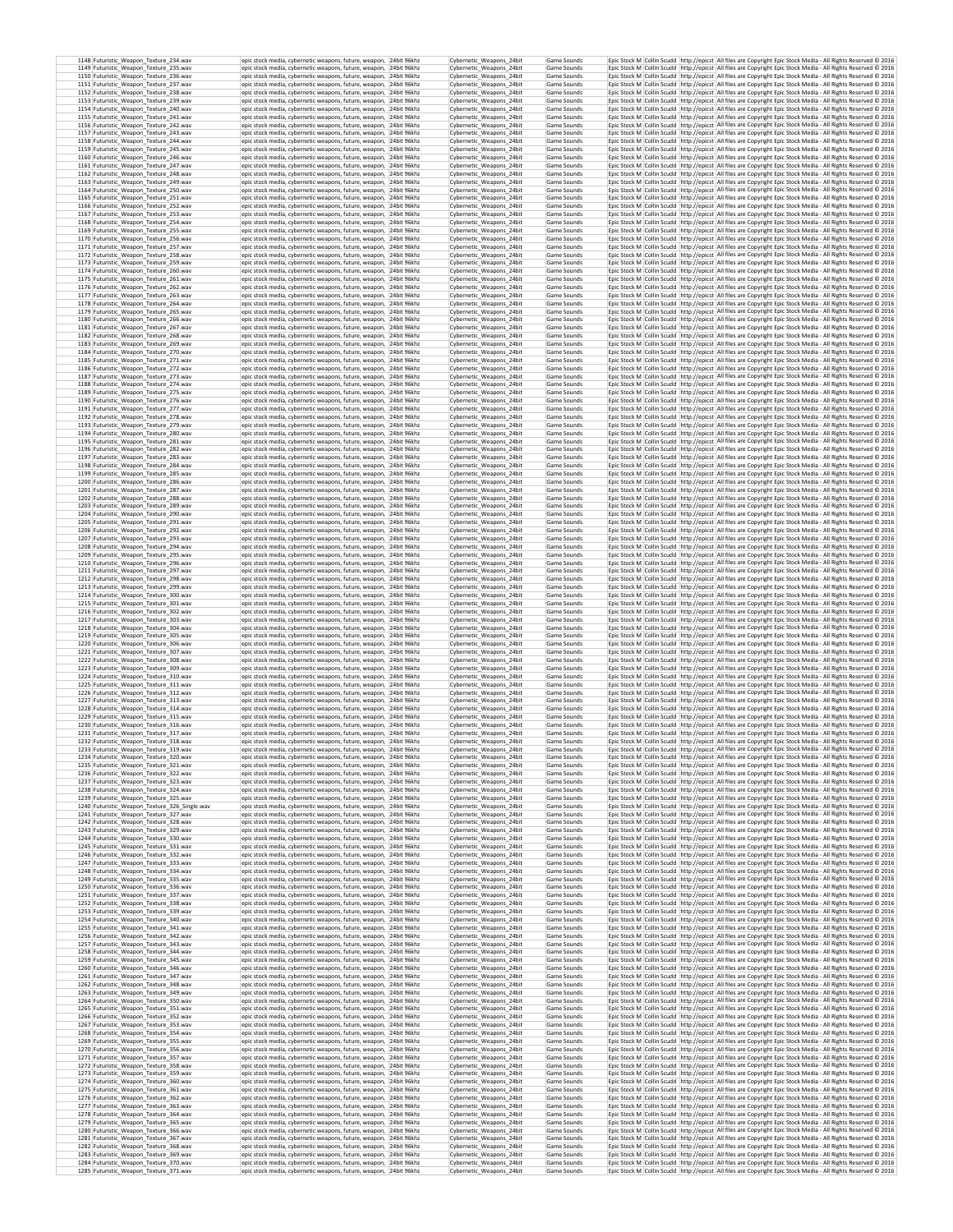| 1148 | Futuristic_Weapon_Texture_234.wav | epic stock media, cybernetic weapons, future, weapon, | 24bit 96khz | Cybernetic_Weapons_24bit | Game Sounds | Epic Stock M | Collin Scudd | http://epicst | All files are Copyright Epic Stock Media - All Rights Reserved © 2016 |
|---|---|---|---|---|---|---|---|---|---|
| 1149 | Futuristic_Weapon_Texture_235.wav | epic stock media, cybernetic weapons, future, weapon, | 24bit 96khz | Cybernetic_Weapons_24bit | Game Sounds | Epic Stock M | Collin Scudd | http://epicst | All files are Copyright Epic Stock Media - All Rights Reserved © 2016 |
| 1150 | Futuristic_Weapon_Texture_236.wav | epic stock media, cybernetic weapons, future, weapon, | 24bit 96khz | Cybernetic_Weapons_24bit | Game Sounds | Epic Stock M | Collin Scudd | http://epicst | All files are Copyright Epic Stock Media - All Rights Reserved © 2016 |
| 1151 | Futuristic_Weapon_Texture_237.wav | epic stock media, cybernetic weapons, future, weapon, | 24bit 96khz | Cybernetic_Weapons_24bit | Game Sounds | Epic Stock M | Collin Scudd | http://epicst | All files are Copyright Epic Stock Media - All Rights Reserved © 2016 |
| 1152 | Futuristic_Weapon_Texture_238.wav | epic stock media, cybernetic weapons, future, weapon, | 24bit 96khz | Cybernetic_Weapons_24bit | Game Sounds | Epic Stock M | Collin Scudd | http://epicst | All files are Copyright Epic Stock Media - All Rights Reserved © 2016 |
| 1153 | Futuristic_Weapon_Texture_239.wav | epic stock media, cybernetic weapons, future, weapon, | 24bit 96khz | Cybernetic_Weapons_24bit | Game Sounds | Epic Stock M | Collin Scudd | http://epicst | All files are Copyright Epic Stock Media - All Rights Reserved © 2016 |
| 1154 | Futuristic_Weapon_Texture_240.wav | epic stock media, cybernetic weapons, future, weapon, | 24bit 96khz | Cybernetic_Weapons_24bit | Game Sounds | Epic Stock M | Collin Scudd | http://epicst | All files are Copyright Epic Stock Media - All Rights Reserved © 2016 |
| 1155 | Futuristic_Weapon_Texture_241.wav | epic stock media, cybernetic weapons, future, weapon, | 24bit 96khz | Cybernetic_Weapons_24bit | Game Sounds | Epic Stock M | Collin Scudd | http://epicst | All files are Copyright Epic Stock Media - All Rights Reserved © 2016 |
| 1156 | Futuristic_Weapon_Texture_242.wav | epic stock media, cybernetic weapons, future, weapon, | 24bit 96khz | Cybernetic_Weapons_24bit | Game Sounds | Epic Stock M | Collin Scudd | http://epicst | All files are Copyright Epic Stock Media - All Rights Reserved © 2016 |
| 1157 | Futuristic_Weapon_Texture_243.wav | epic stock media, cybernetic weapons, future, weapon, | 24bit 96khz | Cybernetic_Weapons_24bit | Game Sounds | Epic Stock M | Collin Scudd | http://epicst | All files are Copyright Epic Stock Media - All Rights Reserved © 2016 |
| 1158 | Futuristic_Weapon_Texture_244.wav | epic stock media, cybernetic weapons, future, weapon, | 24bit 96khz | Cybernetic_Weapons_24bit | Game Sounds | Epic Stock M | Collin Scudd | http://epicst | All files are Copyright Epic Stock Media - All Rights Reserved © 2016 |
| 1159 | Futuristic_Weapon_Texture_245.wav | epic stock media, cybernetic weapons, future, weapon, | 24bit 96khz | Cybernetic_Weapons_24bit | Game Sounds | Epic Stock M | Collin Scudd | http://epicst | All files are Copyright Epic Stock Media - All Rights Reserved © 2016 |
| 1160 | Futuristic_Weapon_Texture_246.wav | epic stock media, cybernetic weapons, future, weapon, | 24bit 96khz | Cybernetic_Weapons_24bit | Game Sounds | Epic Stock M | Collin Scudd | http://epicst | All files are Copyright Epic Stock Media - All Rights Reserved © 2016 |
| 1161 | Futuristic_Weapon_Texture_247.wav | epic stock media, cybernetic weapons, future, weapon, | 24bit 96khz | Cybernetic_Weapons_24bit | Game Sounds | Epic Stock M | Collin Scudd | http://epicst | All files are Copyright Epic Stock Media - All Rights Reserved © 2016 |
| 1162 | Futuristic_Weapon_Texture_248.wav | epic stock media, cybernetic weapons, future, weapon, | 24bit 96khz | Cybernetic_Weapons_24bit | Game Sounds | Epic Stock M | Collin Scudd | http://epicst | All files are Copyright Epic Stock Media - All Rights Reserved © 2016 |
| 1163 | Futuristic_Weapon_Texture_249.wav | epic stock media, cybernetic weapons, future, weapon, | 24bit 96khz | Cybernetic_Weapons_24bit | Game Sounds | Epic Stock M | Collin Scudd | http://epicst | All files are Copyright Epic Stock Media - All Rights Reserved © 2016 |
| 1164 | Futuristic_Weapon_Texture_250.wav | epic stock media, cybernetic weapons, future, weapon, | 24bit 96khz | Cybernetic_Weapons_24bit | Game Sounds | Epic Stock M | Collin Scudd | http://epicst | All files are Copyright Epic Stock Media - All Rights Reserved © 2016 |
| 1165 | Futuristic_Weapon_Texture_251.wav | epic stock media, cybernetic weapons, future, weapon, | 24bit 96khz | Cybernetic_Weapons_24bit | Game Sounds | Epic Stock M | Collin Scudd | http://epicst | All files are Copyright Epic Stock Media - All Rights Reserved © 2016 |
| 1166 | Futuristic_Weapon_Texture_252.wav | epic stock media, cybernetic weapons, future, weapon, | 24bit 96khz | Cybernetic_Weapons_24bit | Game Sounds | Epic Stock M | Collin Scudd | http://epicst | All files are Copyright Epic Stock Media - All Rights Reserved © 2016 |
| 1167 | Futuristic_Weapon_Texture_253.wav | epic stock media, cybernetic weapons, future, weapon, | 24bit 96khz | Cybernetic_Weapons_24bit | Game Sounds | Epic Stock M | Collin Scudd | http://epicst | All files are Copyright Epic Stock Media - All Rights Reserved © 2016 |
| 1168 | Futuristic_Weapon_Texture_254.wav | epic stock media, cybernetic weapons, future, weapon, | 24bit 96khz | Cybernetic_Weapons_24bit | Game Sounds | Epic Stock M | Collin Scudd | http://epicst | All files are Copyright Epic Stock Media - All Rights Reserved © 2016 |
| 1169 | Futuristic_Weapon_Texture_255.wav | epic stock media, cybernetic weapons, future, weapon, | 24bit 96khz | Cybernetic_Weapons_24bit | Game Sounds | Epic Stock M | Collin Scudd | http://epicst | All files are Copyright Epic Stock Media - All Rights Reserved © 2016 |
| 1170 | Futuristic_Weapon_Texture_256.wav | epic stock media, cybernetic weapons, future, weapon, | 24bit 96khz | Cybernetic_Weapons_24bit | Game Sounds | Epic Stock M | Collin Scudd | http://epicst | All files are Copyright Epic Stock Media - All Rights Reserved © 2016 |
| 1171 | Futuristic_Weapon_Texture_257.wav | epic stock media, cybernetic weapons, future, weapon, | 24bit 96khz | Cybernetic_Weapons_24bit | Game Sounds | Epic Stock M | Collin Scudd | http://epicst | All files are Copyright Epic Stock Media - All Rights Reserved © 2016 |
| 1172 | Futuristic_Weapon_Texture_258.wav | epic stock media, cybernetic weapons, future, weapon, | 24bit 96khz | Cybernetic_Weapons_24bit | Game Sounds | Epic Stock M | Collin Scudd | http://epicst | All files are Copyright Epic Stock Media - All Rights Reserved © 2016 |
| 1173 | Futuristic_Weapon_Texture_259.wav | epic stock media, cybernetic weapons, future, weapon, | 24bit 96khz | Cybernetic_Weapons_24bit | Game Sounds | Epic Stock M | Collin Scudd | http://epicst | All files are Copyright Epic Stock Media - All Rights Reserved © 2016 |
| 1174 | Futuristic_Weapon_Texture_260.wav | epic stock media, cybernetic weapons, future, weapon, | 24bit 96khz | Cybernetic_Weapons_24bit | Game Sounds | Epic Stock M | Collin Scudd | http://epicst | All files are Copyright Epic Stock Media - All Rights Reserved © 2016 |
| 1175 | Futuristic_Weapon_Texture_261.wav | epic stock media, cybernetic weapons, future, weapon, | 24bit 96khz | Cybernetic_Weapons_24bit | Game Sounds | Epic Stock M | Collin Scudd | http://epicst | All files are Copyright Epic Stock Media - All Rights Reserved © 2016 |
| 1176 | Futuristic_Weapon_Texture_262.wav | epic stock media, cybernetic weapons, future, weapon, | 24bit 96khz | Cybernetic_Weapons_24bit | Game Sounds | Epic Stock M | Collin Scudd | http://epicst | All files are Copyright Epic Stock Media - All Rights Reserved © 2016 |
| 1177 | Futuristic_Weapon_Texture_263.wav | epic stock media, cybernetic weapons, future, weapon, | 24bit 96khz | Cybernetic_Weapons_24bit | Game Sounds | Epic Stock M | Collin Scudd | http://epicst | All files are Copyright Epic Stock Media - All Rights Reserved © 2016 |
| 1178 | Futuristic_Weapon_Texture_264.wav | epic stock media, cybernetic weapons, future, weapon, | 24bit 96khz | Cybernetic_Weapons_24bit | Game Sounds | Epic Stock M | Collin Scudd | http://epicst | All files are Copyright Epic Stock Media - All Rights Reserved © 2016 |
| 1179 | Futuristic_Weapon_Texture_265.wav | epic stock media, cybernetic weapons, future, weapon, | 24bit 96khz | Cybernetic_Weapons_24bit | Game Sounds | Epic Stock M | Collin Scudd | http://epicst | All files are Copyright Epic Stock Media - All Rights Reserved © 2016 |
| 1180 | Futuristic_Weapon_Texture_266.wav | epic stock media, cybernetic weapons, future, weapon, | 24bit 96khz | Cybernetic_Weapons_24bit | Game Sounds | Epic Stock M | Collin Scudd | http://epicst | All files are Copyright Epic Stock Media - All Rights Reserved © 2016 |
| 1181 | Futuristic_Weapon_Texture_267.wav | epic stock media, cybernetic weapons, future, weapon, | 24bit 96khz | Cybernetic_Weapons_24bit | Game Sounds | Epic Stock M | Collin Scudd | http://epicst | All files are Copyright Epic Stock Media - All Rights Reserved © 2016 |
| 1182 | Futuristic_Weapon_Texture_268.wav | epic stock media, cybernetic weapons, future, weapon, | 24bit 96khz | Cybernetic_Weapons_24bit | Game Sounds | Epic Stock M | Collin Scudd | http://epicst | All files are Copyright Epic Stock Media - All Rights Reserved © 2016 |
| 1183 | Futuristic_Weapon_Texture_269.wav | epic stock media, cybernetic weapons, future, weapon, | 24bit 96khz | Cybernetic_Weapons_24bit | Game Sounds | Epic Stock M | Collin Scudd | http://epicst | All files are Copyright Epic Stock Media - All Rights Reserved © 2016 |
| 1184 | Futuristic_Weapon_Texture_270.wav | epic stock media, cybernetic weapons, future, weapon, | 24bit 96khz | Cybernetic_Weapons_24bit | Game Sounds | Epic Stock M | Collin Scudd | http://epicst | All files are Copyright Epic Stock Media - All Rights Reserved © 2016 |
| 1185 | Futuristic_Weapon_Texture_271.wav | epic stock media, cybernetic weapons, future, weapon, | 24bit 96khz | Cybernetic_Weapons_24bit | Game Sounds | Epic Stock M | Collin Scudd | http://epicst | All files are Copyright Epic Stock Media - All Rights Reserved © 2016 |
| 1186 | Futuristic_Weapon_Texture_272.wav | epic stock media, cybernetic weapons, future, weapon, | 24bit 96khz | Cybernetic_Weapons_24bit | Game Sounds | Epic Stock M | Collin Scudd | http://epicst | All files are Copyright Epic Stock Media - All Rights Reserved © 2016 |
| 1187 | Futuristic_Weapon_Texture_273.wav | epic stock media, cybernetic weapons, future, weapon, | 24bit 96khz | Cybernetic_Weapons_24bit | Game Sounds | Epic Stock M | Collin Scudd | http://epicst | All files are Copyright Epic Stock Media - All Rights Reserved © 2016 |
| 1188 | Futuristic_Weapon_Texture_274.wav | epic stock media, cybernetic weapons, future, weapon, | 24bit 96khz | Cybernetic_Weapons_24bit | Game Sounds | Epic Stock M | Collin Scudd | http://epicst | All files are Copyright Epic Stock Media - All Rights Reserved © 2016 |
| 1189 | Futuristic_Weapon_Texture_275.wav | epic stock media, cybernetic weapons, future, weapon, | 24bit 96khz | Cybernetic_Weapons_24bit | Game Sounds | Epic Stock M | Collin Scudd | http://epicst | All files are Copyright Epic Stock Media - All Rights Reserved © 2016 |
| 1190 | Futuristic_Weapon_Texture_276.wav | epic stock media, cybernetic weapons, future, weapon, | 24bit 96khz | Cybernetic_Weapons_24bit | Game Sounds | Epic Stock M | Collin Scudd | http://epicst | All files are Copyright Epic Stock Media - All Rights Reserved © 2016 |
| 1191 | Futuristic_Weapon_Texture_277.wav | epic stock media, cybernetic weapons, future, weapon, | 24bit 96khz | Cybernetic_Weapons_24bit | Game Sounds | Epic Stock M | Collin Scudd | http://epicst | All files are Copyright Epic Stock Media - All Rights Reserved © 2016 |
| 1192 | Futuristic_Weapon_Texture_278.wav | epic stock media, cybernetic weapons, future, weapon, | 24bit 96khz | Cybernetic_Weapons_24bit | Game Sounds | Epic Stock M | Collin Scudd | http://epicst | All files are Copyright Epic Stock Media - All Rights Reserved © 2016 |
| 1193 | Futuristic_Weapon_Texture_279.wav | epic stock media, cybernetic weapons, future, weapon, | 24bit 96khz | Cybernetic_Weapons_24bit | Game Sounds | Epic Stock M | Collin Scudd | http://epicst | All files are Copyright Epic Stock Media - All Rights Reserved © 2016 |
| 1194 | Futuristic_Weapon_Texture_280.wav | epic stock media, cybernetic weapons, future, weapon, | 24bit 96khz | Cybernetic_Weapons_24bit | Game Sounds | Epic Stock M | Collin Scudd | http://epicst | All files are Copyright Epic Stock Media - All Rights Reserved © 2016 |
| 1195 | Futuristic_Weapon_Texture_281.wav | epic stock media, cybernetic weapons, future, weapon, | 24bit 96khz | Cybernetic_Weapons_24bit | Game Sounds | Epic Stock M | Collin Scudd | http://epicst | All files are Copyright Epic Stock Media - All Rights Reserved © 2016 |
| 1196 | Futuristic_Weapon_Texture_282.wav | epic stock media, cybernetic weapons, future, weapon, | 24bit 96khz | Cybernetic_Weapons_24bit | Game Sounds | Epic Stock M | Collin Scudd | http://epicst | All files are Copyright Epic Stock Media - All Rights Reserved © 2016 |
| 1197 | Futuristic_Weapon_Texture_283.wav | epic stock media, cybernetic weapons, future, weapon, | 24bit 96khz | Cybernetic_Weapons_24bit | Game Sounds | Epic Stock M | Collin Scudd | http://epicst | All files are Copyright Epic Stock Media - All Rights Reserved © 2016 |
| 1198 | Futuristic_Weapon_Texture_284.wav | epic stock media, cybernetic weapons, future, weapon, | 24bit 96khz | Cybernetic_Weapons_24bit | Game Sounds | Epic Stock M | Collin Scudd | http://epicst | All files are Copyright Epic Stock Media - All Rights Reserved © 2016 |
| 1199 | Futuristic_Weapon_Texture_285.wav | epic stock media, cybernetic weapons, future, weapon, | 24bit 96khz | Cybernetic_Weapons_24bit | Game Sounds | Epic Stock M | Collin Scudd | http://epicst | All files are Copyright Epic Stock Media - All Rights Reserved © 2016 |
| 1200 | Futuristic_Weapon_Texture_286.wav | epic stock media, cybernetic weapons, future, weapon, | 24bit 96khz | Cybernetic_Weapons_24bit | Game Sounds | Epic Stock M | Collin Scudd | http://epicst | All files are Copyright Epic Stock Media - All Rights Reserved © 2016 |
| 1201 | Futuristic_Weapon_Texture_287.wav | epic stock media, cybernetic weapons, future, weapon, | 24bit 96khz | Cybernetic_Weapons_24bit | Game Sounds | Epic Stock M | Collin Scudd | http://epicst | All files are Copyright Epic Stock Media - All Rights Reserved © 2016 |
| 1202 | Futuristic_Weapon_Texture_288.wav | epic stock media, cybernetic weapons, future, weapon, | 24bit 96khz | Cybernetic_Weapons_24bit | Game Sounds | Epic Stock M | Collin Scudd | http://epicst | All files are Copyright Epic Stock Media - All Rights Reserved © 2016 |
| 1203 | Futuristic_Weapon_Texture_289.wav | epic stock media, cybernetic weapons, future, weapon, | 24bit 96khz | Cybernetic_Weapons_24bit | Game Sounds | Epic Stock M | Collin Scudd | http://epicst | All files are Copyright Epic Stock Media - All Rights Reserved © 2016 |
| 1204 | Futuristic_Weapon_Texture_290.wav | epic stock media, cybernetic weapons, future, weapon, | 24bit 96khz | Cybernetic_Weapons_24bit | Game Sounds | Epic Stock M | Collin Scudd | http://epicst | All files are Copyright Epic Stock Media - All Rights Reserved © 2016 |
| 1205 | Futuristic_Weapon_Texture_291.wav | epic stock media, cybernetic weapons, future, weapon, | 24bit 96khz | Cybernetic_Weapons_24bit | Game Sounds | Epic Stock M | Collin Scudd | http://epicst | All files are Copyright Epic Stock Media - All Rights Reserved © 2016 |
| 1206 | Futuristic_Weapon_Texture_292.wav | epic stock media, cybernetic weapons, future, weapon, | 24bit 96khz | Cybernetic_Weapons_24bit | Game Sounds | Epic Stock M | Collin Scudd | http://epicst | All files are Copyright Epic Stock Media - All Rights Reserved © 2016 |
| 1207 | Futuristic_Weapon_Texture_293.wav | epic stock media, cybernetic weapons, future, weapon, | 24bit 96khz | Cybernetic_Weapons_24bit | Game Sounds | Epic Stock M | Collin Scudd | http://epicst | All files are Copyright Epic Stock Media - All Rights Reserved © 2016 |
| 1208 | Futuristic_Weapon_Texture_294.wav | epic stock media, cybernetic weapons, future, weapon, | 24bit 96khz | Cybernetic_Weapons_24bit | Game Sounds | Epic Stock M | Collin Scudd | http://epicst | All files are Copyright Epic Stock Media - All Rights Reserved © 2016 |
| 1209 | Futuristic_Weapon_Texture_295.wav | epic stock media, cybernetic weapons, future, weapon, | 24bit 96khz | Cybernetic_Weapons_24bit | Game Sounds | Epic Stock M | Collin Scudd | http://epicst | All files are Copyright Epic Stock Media - All Rights Reserved © 2016 |
| 1210 | Futuristic_Weapon_Texture_296.wav | epic stock media, cybernetic weapons, future, weapon, | 24bit 96khz | Cybernetic_Weapons_24bit | Game Sounds | Epic Stock M | Collin Scudd | http://epicst | All files are Copyright Epic Stock Media - All Rights Reserved © 2016 |
| 1211 | Futuristic_Weapon_Texture_297.wav | epic stock media, cybernetic weapons, future, weapon, | 24bit 96khz | Cybernetic_Weapons_24bit | Game Sounds | Epic Stock M | Collin Scudd | http://epicst | All files are Copyright Epic Stock Media - All Rights Reserved © 2016 |
| 1212 | Futuristic_Weapon_Texture_298.wav | epic stock media, cybernetic weapons, future, weapon, | 24bit 96khz | Cybernetic_Weapons_24bit | Game Sounds | Epic Stock M | Collin Scudd | http://epicst | All files are Copyright Epic Stock Media - All Rights Reserved © 2016 |
| 1213 | Futuristic_Weapon_Texture_299.wav | epic stock media, cybernetic weapons, future, weapon, | 24bit 96khz | Cybernetic_Weapons_24bit | Game Sounds | Epic Stock M | Collin Scudd | http://epicst | All files are Copyright Epic Stock Media - All Rights Reserved © 2016 |
| 1214 | Futuristic_Weapon_Texture_300.wav | epic stock media, cybernetic weapons, future, weapon, | 24bit 96khz | Cybernetic_Weapons_24bit | Game Sounds | Epic Stock M | Collin Scudd | http://epicst | All files are Copyright Epic Stock Media - All Rights Reserved © 2016 |
| 1215 | Futuristic_Weapon_Texture_301.wav | epic stock media, cybernetic weapons, future, weapon, | 24bit 96khz | Cybernetic_Weapons_24bit | Game Sounds | Epic Stock M | Collin Scudd | http://epicst | All files are Copyright Epic Stock Media - All Rights Reserved © 2016 |
| 1216 | Futuristic_Weapon_Texture_302.wav | epic stock media, cybernetic weapons, future, weapon, | 24bit 96khz | Cybernetic_Weapons_24bit | Game Sounds | Epic Stock M | Collin Scudd | http://epicst | All files are Copyright Epic Stock Media - All Rights Reserved © 2016 |
| 1217 | Futuristic_Weapon_Texture_303.wav | epic stock media, cybernetic weapons, future, weapon, | 24bit 96khz | Cybernetic_Weapons_24bit | Game Sounds | Epic Stock M | Collin Scudd | http://epicst | All files are Copyright Epic Stock Media - All Rights Reserved © 2016 |
| 1218 | Futuristic_Weapon_Texture_304.wav | epic stock media, cybernetic weapons, future, weapon, | 24bit 96khz | Cybernetic_Weapons_24bit | Game Sounds | Epic Stock M | Collin Scudd | http://epicst | All files are Copyright Epic Stock Media - All Rights Reserved © 2016 |
| 1219 | Futuristic_Weapon_Texture_305.wav | epic stock media, cybernetic weapons, future, weapon, | 24bit 96khz | Cybernetic_Weapons_24bit | Game Sounds | Epic Stock M | Collin Scudd | http://epicst | All files are Copyright Epic Stock Media - All Rights Reserved © 2016 |
| 1220 | Futuristic_Weapon_Texture_306.wav | epic stock media, cybernetic weapons, future, weapon, | 24bit 96khz | Cybernetic_Weapons_24bit | Game Sounds | Epic Stock M | Collin Scudd | http://epicst | All files are Copyright Epic Stock Media - All Rights Reserved © 2016 |
| 1221 | Futuristic_Weapon_Texture_307.wav | epic stock media, cybernetic weapons, future, weapon, | 24bit 96khz | Cybernetic_Weapons_24bit | Game Sounds | Epic Stock M | Collin Scudd | http://epicst | All files are Copyright Epic Stock Media - All Rights Reserved © 2016 |
| 1222 | Futuristic_Weapon_Texture_308.wav | epic stock media, cybernetic weapons, future, weapon, | 24bit 96khz | Cybernetic_Weapons_24bit | Game Sounds | Epic Stock M | Collin Scudd | http://epicst | All files are Copyright Epic Stock Media - All Rights Reserved © 2016 |
| 1223 | Futuristic_Weapon_Texture_309.wav | epic stock media, cybernetic weapons, future, weapon, | 24bit 96khz | Cybernetic_Weapons_24bit | Game Sounds | Epic Stock M | Collin Scudd | http://epicst | All files are Copyright Epic Stock Media - All Rights Reserved © 2016 |
| 1224 | Futuristic_Weapon_Texture_310.wav | epic stock media, cybernetic weapons, future, weapon, | 24bit 96khz | Cybernetic_Weapons_24bit | Game Sounds | Epic Stock M | Collin Scudd | http://epicst | All files are Copyright Epic Stock Media - All Rights Reserved © 2016 |
| 1225 | Futuristic_Weapon_Texture_311.wav | epic stock media, cybernetic weapons, future, weapon, | 24bit 96khz | Cybernetic_Weapons_24bit | Game Sounds | Epic Stock M | Collin Scudd | http://epicst | All files are Copyright Epic Stock Media - All Rights Reserved © 2016 |
| 1226 | Futuristic_Weapon_Texture_312.wav | epic stock media, cybernetic weapons, future, weapon, | 24bit 96khz | Cybernetic_Weapons_24bit | Game Sounds | Epic Stock M | Collin Scudd | http://epicst | All files are Copyright Epic Stock Media - All Rights Reserved © 2016 |
| 1227 | Futuristic_Weapon_Texture_313.wav | epic stock media, cybernetic weapons, future, weapon, | 24bit 96khz | Cybernetic_Weapons_24bit | Game Sounds | Epic Stock M | Collin Scudd | http://epicst | All files are Copyright Epic Stock Media - All Rights Reserved © 2016 |
| 1228 | Futuristic_Weapon_Texture_314.wav | epic stock media, cybernetic weapons, future, weapon, | 24bit 96khz | Cybernetic_Weapons_24bit | Game Sounds | Epic Stock M | Collin Scudd | http://epicst | All files are Copyright Epic Stock Media - All Rights Reserved © 2016 |
| 1229 | Futuristic_Weapon_Texture_315.wav | epic stock media, cybernetic weapons, future, weapon, | 24bit 96khz | Cybernetic_Weapons_24bit | Game Sounds | Epic Stock M | Collin Scudd | http://epicst | All files are Copyright Epic Stock Media - All Rights Reserved © 2016 |
| 1230 | Futuristic_Weapon_Texture_316.wav | epic stock media, cybernetic weapons, future, weapon, | 24bit 96khz | Cybernetic_Weapons_24bit | Game Sounds | Epic Stock M | Collin Scudd | http://epicst | All files are Copyright Epic Stock Media - All Rights Reserved © 2016 |
| 1231 | Futuristic_Weapon_Texture_317.wav | epic stock media, cybernetic weapons, future, weapon, | 24bit 96khz | Cybernetic_Weapons_24bit | Game Sounds | Epic Stock M | Collin Scudd | http://epicst | All files are Copyright Epic Stock Media - All Rights Reserved © 2016 |
| 1232 | Futuristic_Weapon_Texture_318.wav | epic stock media, cybernetic weapons, future, weapon, | 24bit 96khz | Cybernetic_Weapons_24bit | Game Sounds | Epic Stock M | Collin Scudd | http://epicst | All files are Copyright Epic Stock Media - All Rights Reserved © 2016 |
| 1233 | Futuristic_Weapon_Texture_319.wav | epic stock media, cybernetic weapons, future, weapon, | 24bit 96khz | Cybernetic_Weapons_24bit | Game Sounds | Epic Stock M | Collin Scudd | http://epicst | All files are Copyright Epic Stock Media - All Rights Reserved © 2016 |
| 1234 | Futuristic_Weapon_Texture_320.wav | epic stock media, cybernetic weapons, future, weapon, | 24bit 96khz | Cybernetic_Weapons_24bit | Game Sounds | Epic Stock M | Collin Scudd | http://epicst | All files are Copyright Epic Stock Media - All Rights Reserved © 2016 |
| 1235 | Futuristic_Weapon_Texture_321.wav | epic stock media, cybernetic weapons, future, weapon, | 24bit 96khz | Cybernetic_Weapons_24bit | Game Sounds | Epic Stock M | Collin Scudd | http://epicst | All files are Copyright Epic Stock Media - All Rights Reserved © 2016 |
| 1236 | Futuristic_Weapon_Texture_322.wav | epic stock media, cybernetic weapons, future, weapon, | 24bit 96khz | Cybernetic_Weapons_24bit | Game Sounds | Epic Stock M | Collin Scudd | http://epicst | All files are Copyright Epic Stock Media - All Rights Reserved © 2016 |
| 1237 | Futuristic_Weapon_Texture_323.wav | epic stock media, cybernetic weapons, future, weapon, | 24bit 96khz | Cybernetic_Weapons_24bit | Game Sounds | Epic Stock M | Collin Scudd | http://epicst | All files are Copyright Epic Stock Media - All Rights Reserved © 2016 |
| 1238 | Futuristic_Weapon_Texture_324.wav | epic stock media, cybernetic weapons, future, weapon, | 24bit 96khz | Cybernetic_Weapons_24bit | Game Sounds | Epic Stock M | Collin Scudd | http://epicst | All files are Copyright Epic Stock Media - All Rights Reserved © 2016 |
| 1239 | Futuristic_Weapon_Texture_325.wav | epic stock media, cybernetic weapons, future, weapon, | 24bit 96khz | Cybernetic_Weapons_24bit | Game Sounds | Epic Stock M | Collin Scudd | http://epicst | All files are Copyright Epic Stock Media - All Rights Reserved © 2016 |
| 1240 | Futuristic_Weapon_Texture_326_Single.wav | epic stock media, cybernetic weapons, future, weapon, | 24bit 96khz | Cybernetic_Weapons_24bit | Game Sounds | Epic Stock M | Collin Scudd | http://epicst | All files are Copyright Epic Stock Media - All Rights Reserved © 2016 |
| 1241 | Futuristic_Weapon_Texture_327.wav | epic stock media, cybernetic weapons, future, weapon, | 24bit 96khz | Cybernetic_Weapons_24bit | Game Sounds | Epic Stock M | Collin Scudd | http://epicst | All files are Copyright Epic Stock Media - All Rights Reserved © 2016 |
| 1242 | Futuristic_Weapon_Texture_328.wav | epic stock media, cybernetic weapons, future, weapon, | 24bit 96khz | Cybernetic_Weapons_24bit | Game Sounds | Epic Stock M | Collin Scudd | http://epicst | All files are Copyright Epic Stock Media - All Rights Reserved © 2016 |
| 1243 | Futuristic_Weapon_Texture_329.wav | epic stock media, cybernetic weapons, future, weapon, | 24bit 96khz | Cybernetic_Weapons_24bit | Game Sounds | Epic Stock M | Collin Scudd | http://epicst | All files are Copyright Epic Stock Media - All Rights Reserved © 2016 |
| 1244 | Futuristic_Weapon_Texture_330.wav | epic stock media, cybernetic weapons, future, weapon, | 24bit 96khz | Cybernetic_Weapons_24bit | Game Sounds | Epic Stock M | Collin Scudd | http://epicst | All files are Copyright Epic Stock Media - All Rights Reserved © 2016 |
| 1245 | Futuristic_Weapon_Texture_331.wav | epic stock media, cybernetic weapons, future, weapon, | 24bit 96khz | Cybernetic_Weapons_24bit | Game Sounds | Epic Stock M | Collin Scudd | http://epicst | All files are Copyright Epic Stock Media - All Rights Reserved © 2016 |
| 1246 | Futuristic_Weapon_Texture_332.wav | epic stock media, cybernetic weapons, future, weapon, | 24bit 96khz | Cybernetic_Weapons_24bit | Game Sounds | Epic Stock M | Collin Scudd | http://epicst | All files are Copyright Epic Stock Media - All Rights Reserved © 2016 |
| 1247 | Futuristic_Weapon_Texture_333.wav | epic stock media, cybernetic weapons, future, weapon, | 24bit 96khz | Cybernetic_Weapons_24bit | Game Sounds | Epic Stock M | Collin Scudd | http://epicst | All files are Copyright Epic Stock Media - All Rights Reserved © 2016 |
| 1248 | Futuristic_Weapon_Texture_334.wav | epic stock media, cybernetic weapons, future, weapon, | 24bit 96khz | Cybernetic_Weapons_24bit | Game Sounds | Epic Stock M | Collin Scudd | http://epicst | All files are Copyright Epic Stock Media - All Rights Reserved © 2016 |
| 1249 | Futuristic_Weapon_Texture_335.wav | epic stock media, cybernetic weapons, future, weapon, | 24bit 96khz | Cybernetic_Weapons_24bit | Game Sounds | Epic Stock M | Collin Scudd | http://epicst | All files are Copyright Epic Stock Media - All Rights Reserved © 2016 |
| 1250 | Futuristic_Weapon_Texture_336.wav | epic stock media, cybernetic weapons, future, weapon, | 24bit 96khz | Cybernetic_Weapons_24bit | Game Sounds | Epic Stock M | Collin Scudd | http://epicst | All files are Copyright Epic Stock Media - All Rights Reserved © 2016 |
| 1251 | Futuristic_Weapon_Texture_337.wav | epic stock media, cybernetic weapons, future, weapon, | 24bit 96khz | Cybernetic_Weapons_24bit | Game Sounds | Epic Stock M | Collin Scudd | http://epicst | All files are Copyright Epic Stock Media - All Rights Reserved © 2016 |
| 1252 | Futuristic_Weapon_Texture_338.wav | epic stock media, cybernetic weapons, future, weapon, | 24bit 96khz | Cybernetic_Weapons_24bit | Game Sounds | Epic Stock M | Collin Scudd | http://epicst | All files are Copyright Epic Stock Media - All Rights Reserved © 2016 |
| 1253 | Futuristic_Weapon_Texture_339.wav | epic stock media, cybernetic weapons, future, weapon, | 24bit 96khz | Cybernetic_Weapons_24bit | Game Sounds | Epic Stock M | Collin Scudd | http://epicst | All files are Copyright Epic Stock Media - All Rights Reserved © 2016 |
| 1254 | Futuristic_Weapon_Texture_340.wav | epic stock media, cybernetic weapons, future, weapon, | 24bit 96khz | Cybernetic_Weapons_24bit | Game Sounds | Epic Stock M | Collin Scudd | http://epicst | All files are Copyright Epic Stock Media - All Rights Reserved © 2016 |
| 1255 | Futuristic_Weapon_Texture_341.wav | epic stock media, cybernetic weapons, future, weapon, | 24bit 96khz | Cybernetic_Weapons_24bit | Game Sounds | Epic Stock M | Collin Scudd | http://epicst | All files are Copyright Epic Stock Media - All Rights Reserved © 2016 |
| 1256 | Futuristic_Weapon_Texture_342.wav | epic stock media, cybernetic weapons, future, weapon, | 24bit 96khz | Cybernetic_Weapons_24bit | Game Sounds | Epic Stock M | Collin Scudd | http://epicst | All files are Copyright Epic Stock Media - All Rights Reserved © 2016 |
| 1257 | Futuristic_Weapon_Texture_343.wav | epic stock media, cybernetic weapons, future, weapon, | 24bit 96khz | Cybernetic_Weapons_24bit | Game Sounds | Epic Stock M | Collin Scudd | http://epicst | All files are Copyright Epic Stock Media - All Rights Reserved © 2016 |
| 1258 | Futuristic_Weapon_Texture_344.wav | epic stock media, cybernetic weapons, future, weapon, | 24bit 96khz | Cybernetic_Weapons_24bit | Game Sounds | Epic Stock M | Collin Scudd | http://epicst | All files are Copyright Epic Stock Media - All Rights Reserved © 2016 |
| 1259 | Futuristic_Weapon_Texture_345.wav | epic stock media, cybernetic weapons, future, weapon, | 24bit 96khz | Cybernetic_Weapons_24bit | Game Sounds | Epic Stock M | Collin Scudd | http://epicst | All files are Copyright Epic Stock Media - All Rights Reserved © 2016 |
| 1260 | Futuristic_Weapon_Texture_346.wav | epic stock media, cybernetic weapons, future, weapon, | 24bit 96khz | Cybernetic_Weapons_24bit | Game Sounds | Epic Stock M | Collin Scudd | http://epicst | All files are Copyright Epic Stock Media - All Rights Reserved © 2016 |
| 1261 | Futuristic_Weapon_Texture_347.wav | epic stock media, cybernetic weapons, future, weapon, | 24bit 96khz | Cybernetic_Weapons_24bit | Game Sounds | Epic Stock M | Collin Scudd | http://epicst | All files are Copyright Epic Stock Media - All Rights Reserved © 2016 |
| 1262 | Futuristic_Weapon_Texture_348.wav | epic stock media, cybernetic weapons, future, weapon, | 24bit 96khz | Cybernetic_Weapons_24bit | Game Sounds | Epic Stock M | Collin Scudd | http://epicst | All files are Copyright Epic Stock Media - All Rights Reserved © 2016 |
| 1263 | Futuristic_Weapon_Texture_349.wav | epic stock media, cybernetic weapons, future, weapon, | 24bit 96khz | Cybernetic_Weapons_24bit | Game Sounds | Epic Stock M | Collin Scudd | http://epicst | All files are Copyright Epic Stock Media - All Rights Reserved © 2016 |
| 1264 | Futuristic_Weapon_Texture_350.wav | epic stock media, cybernetic weapons, future, weapon, | 24bit 96khz | Cybernetic_Weapons_24bit | Game Sounds | Epic Stock M | Collin Scudd | http://epicst | All files are Copyright Epic Stock Media - All Rights Reserved © 2016 |
| 1265 | Futuristic_Weapon_Texture_351.wav | epic stock media, cybernetic weapons, future, weapon, | 24bit 96khz | Cybernetic_Weapons_24bit | Game Sounds | Epic Stock M | Collin Scudd | http://epicst | All files are Copyright Epic Stock Media - All Rights Reserved © 2016 |
| 1266 | Futuristic_Weapon_Texture_352.wav | epic stock media, cybernetic weapons, future, weapon, | 24bit 96khz | Cybernetic_Weapons_24bit | Game Sounds | Epic Stock M | Collin Scudd | http://epicst | All files are Copyright Epic Stock Media - All Rights Reserved © 2016 |
| 1267 | Futuristic_Weapon_Texture_353.wav | epic stock media, cybernetic weapons, future, weapon, | 24bit 96khz | Cybernetic_Weapons_24bit | Game Sounds | Epic Stock M | Collin Scudd | http://epicst | All files are Copyright Epic Stock Media - All Rights Reserved © 2016 |
| 1268 | Futuristic_Weapon_Texture_354.wav | epic stock media, cybernetic weapons, future, weapon, | 24bit 96khz | Cybernetic_Weapons_24bit | Game Sounds | Epic Stock M | Collin Scudd | http://epicst | All files are Copyright Epic Stock Media - All Rights Reserved © 2016 |
| 1269 | Futuristic_Weapon_Texture_355.wav | epic stock media, cybernetic weapons, future, weapon, | 24bit 96khz | Cybernetic_Weapons_24bit | Game Sounds | Epic Stock M | Collin Scudd | http://epicst | All files are Copyright Epic Stock Media - All Rights Reserved © 2016 |
| 1270 | Futuristic_Weapon_Texture_356.wav | epic stock media, cybernetic weapons, future, weapon, | 24bit 96khz | Cybernetic_Weapons_24bit | Game Sounds | Epic Stock M | Collin Scudd | http://epicst | All files are Copyright Epic Stock Media - All Rights Reserved © 2016 |
| 1271 | Futuristic_Weapon_Texture_357.wav | epic stock media, cybernetic weapons, future, weapon, | 24bit 96khz | Cybernetic_Weapons_24bit | Game Sounds | Epic Stock M | Collin Scudd | http://epicst | All files are Copyright Epic Stock Media - All Rights Reserved © 2016 |
| 1272 | Futuristic_Weapon_Texture_358.wav | epic stock media, cybernetic weapons, future, weapon, | 24bit 96khz | Cybernetic_Weapons_24bit | Game Sounds | Epic Stock M | Collin Scudd | http://epicst | All files are Copyright Epic Stock Media - All Rights Reserved © 2016 |
| 1273 | Futuristic_Weapon_Texture_359.wav | epic stock media, cybernetic weapons, future, weapon, | 24bit 96khz | Cybernetic_Weapons_24bit | Game Sounds | Epic Stock M | Collin Scudd | http://epicst | All files are Copyright Epic Stock Media - All Rights Reserved © 2016 |
| 1274 | Futuristic_Weapon_Texture_360.wav | epic stock media, cybernetic weapons, future, weapon, | 24bit 96khz | Cybernetic_Weapons_24bit | Game Sounds | Epic Stock M | Collin Scudd | http://epicst | All files are Copyright Epic Stock Media - All Rights Reserved © 2016 |
| 1275 | Futuristic_Weapon_Texture_361.wav | epic stock media, cybernetic weapons, future, weapon, | 24bit 96khz | Cybernetic_Weapons_24bit | Game Sounds | Epic Stock M | Collin Scudd | http://epicst | All files are Copyright Epic Stock Media - All Rights Reserved © 2016 |
| 1276 | Futuristic_Weapon_Texture_362.wav | epic stock media, cybernetic weapons, future, weapon, | 24bit 96khz | Cybernetic_Weapons_24bit | Game Sounds | Epic Stock M | Collin Scudd | http://epicst | All files are Copyright Epic Stock Media - All Rights Reserved © 2016 |
| 1277 | Futuristic_Weapon_Texture_363.wav | epic stock media, cybernetic weapons, future, weapon, | 24bit 96khz | Cybernetic_Weapons_24bit | Game Sounds | Epic Stock M | Collin Scudd | http://epicst | All files are Copyright Epic Stock Media - All Rights Reserved © 2016 |
| 1278 | Futuristic_Weapon_Texture_364.wav | epic stock media, cybernetic weapons, future, weapon, | 24bit 96khz | Cybernetic_Weapons_24bit | Game Sounds | Epic Stock M | Collin Scudd | http://epicst | All files are Copyright Epic Stock Media - All Rights Reserved © 2016 |
| 1279 | Futuristic_Weapon_Texture_365.wav | epic stock media, cybernetic weapons, future, weapon, | 24bit 96khz | Cybernetic_Weapons_24bit | Game Sounds | Epic Stock M | Collin Scudd | http://epicst | All files are Copyright Epic Stock Media - All Rights Reserved © 2016 |
| 1280 | Futuristic_Weapon_Texture_366.wav | epic stock media, cybernetic weapons, future, weapon, | 24bit 96khz | Cybernetic_Weapons_24bit | Game Sounds | Epic Stock M | Collin Scudd | http://epicst | All files are Copyright Epic Stock Media - All Rights Reserved © 2016 |
| 1281 | Futuristic_Weapon_Texture_367.wav | epic stock media, cybernetic weapons, future, weapon, | 24bit 96khz | Cybernetic_Weapons_24bit | Game Sounds | Epic Stock M | Collin Scudd | http://epicst | All files are Copyright Epic Stock Media - All Rights Reserved © 2016 |
| 1282 | Futuristic_Weapon_Texture_368.wav | epic stock media, cybernetic weapons, future, weapon, | 24bit 96khz | Cybernetic_Weapons_24bit | Game Sounds | Epic Stock M | Collin Scudd | http://epicst | All files are Copyright Epic Stock Media - All Rights Reserved © 2016 |
| 1283 | Futuristic_Weapon_Texture_369.wav | epic stock media, cybernetic weapons, future, weapon, | 24bit 96khz | Cybernetic_Weapons_24bit | Game Sounds | Epic Stock M | Collin Scudd | http://epicst | All files are Copyright Epic Stock Media - All Rights Reserved © 2016 |
| 1284 | Futuristic_Weapon_Texture_370.wav | epic stock media, cybernetic weapons, future, weapon, | 24bit 96khz | Cybernetic_Weapons_24bit | Game Sounds | Epic Stock M | Collin Scudd | http://epicst | All files are Copyright Epic Stock Media - All Rights Reserved © 2016 |
| 1285 | Futuristic_Weapon_Texture_371.wav | epic stock media, cybernetic weapons, future, weapon, | 24bit 96khz | Cybernetic_Weapons_24bit | Game Sounds | Epic Stock M | Collin Scudd | http://epicst | All files are Copyright Epic Stock Media - All Rights Reserved © 2016 |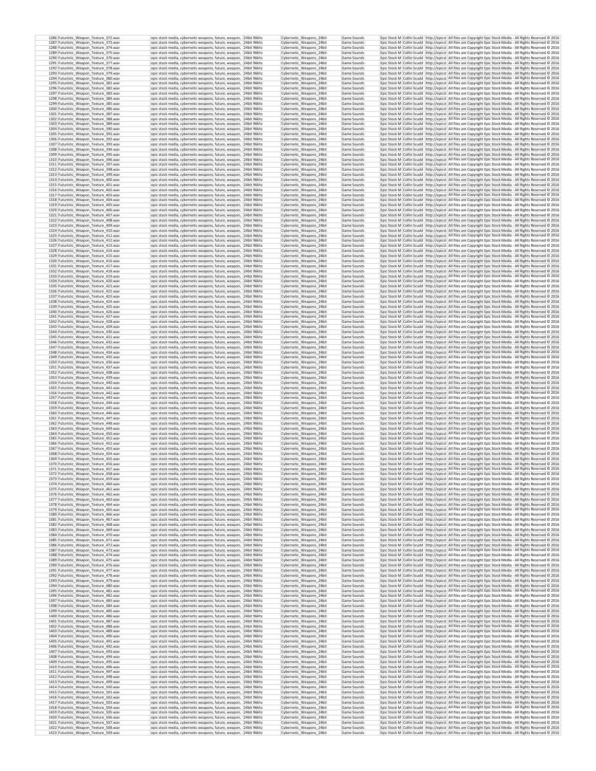| | | | | | | | | | |
|---|---|---|---|---|---|---|---|---|---|
| 1286 | Futuristic_Weapon_Texture_372.wav | epic stock media, cybernetic weapons, future, weapon, | 24bit 96khz | Cybernetic_Weapons_24bit | Game Sounds | Epic Stock M | Collin Scudd | http://epicst | All files are Copyright Epic Stock Media - All Rights Reserved © 2016 |
| 1287 | Futuristic_Weapon_Texture_373.wav | epic stock media, cybernetic weapons, future, weapon, | 24bit 96khz | Cybernetic_Weapons_24bit | Game Sounds | Epic Stock M | Collin Scudd | http://epicst | All files are Copyright Epic Stock Media - All Rights Reserved © 2016 |
| 1288 | Futuristic_Weapon_Texture_374.wav | epic stock media, cybernetic weapons, future, weapon, | 24bit 96khz | Cybernetic_Weapons_24bit | Game Sounds | Epic Stock M | Collin Scudd | http://epicst | All files are Copyright Epic Stock Media - All Rights Reserved © 2016 |
| 1289 | Futuristic_Weapon_Texture_375.wav | epic stock media, cybernetic weapons, future, weapon, | 24bit 96khz | Cybernetic_Weapons_24bit | Game Sounds | Epic Stock M | Collin Scudd | http://epicst | All files are Copyright Epic Stock Media - All Rights Reserved © 2016 |
| 1290 | Futuristic_Weapon_Texture_376.wav | epic stock media, cybernetic weapons, future, weapon, | 24bit 96khz | Cybernetic_Weapons_24bit | Game Sounds | Epic Stock M | Collin Scudd | http://epicst | All files are Copyright Epic Stock Media - All Rights Reserved © 2016 |
| 1291 | Futuristic_Weapon_Texture_377.wav | epic stock media, cybernetic weapons, future, weapon, | 24bit 96khz | Cybernetic_Weapons_24bit | Game Sounds | Epic Stock M | Collin Scudd | http://epicst | All files are Copyright Epic Stock Media - All Rights Reserved © 2016 |
| 1292 | Futuristic_Weapon_Texture_378.wav | epic stock media, cybernetic weapons, future, weapon, | 24bit 96khz | Cybernetic_Weapons_24bit | Game Sounds | Epic Stock M | Collin Scudd | http://epicst | All files are Copyright Epic Stock Media - All Rights Reserved © 2016 |
| 1293 | Futuristic_Weapon_Texture_379.wav | epic stock media, cybernetic weapons, future, weapon, | 24bit 96khz | Cybernetic_Weapons_24bit | Game Sounds | Epic Stock M | Collin Scudd | http://epicst | All files are Copyright Epic Stock Media - All Rights Reserved © 2016 |
| 1294 | Futuristic_Weapon_Texture_380.wav | epic stock media, cybernetic weapons, future, weapon, | 24bit 96khz | Cybernetic_Weapons_24bit | Game Sounds | Epic Stock M | Collin Scudd | http://epicst | All files are Copyright Epic Stock Media - All Rights Reserved © 2016 |
| 1295 | Futuristic_Weapon_Texture_381.wav | epic stock media, cybernetic weapons, future, weapon, | 24bit 96khz | Cybernetic_Weapons_24bit | Game Sounds | Epic Stock M | Collin Scudd | http://epicst | All files are Copyright Epic Stock Media - All Rights Reserved © 2016 |
| 1296 | Futuristic_Weapon_Texture_382.wav | epic stock media, cybernetic weapons, future, weapon, | 24bit 96khz | Cybernetic_Weapons_24bit | Game Sounds | Epic Stock M | Collin Scudd | http://epicst | All files are Copyright Epic Stock Media - All Rights Reserved © 2016 |
| 1297 | Futuristic_Weapon_Texture_383.wav | epic stock media, cybernetic weapons, future, weapon, | 24bit 96khz | Cybernetic_Weapons_24bit | Game Sounds | Epic Stock M | Collin Scudd | http://epicst | All files are Copyright Epic Stock Media - All Rights Reserved © 2016 |
| 1298 | Futuristic_Weapon_Texture_384.wav | epic stock media, cybernetic weapons, future, weapon, | 24bit 96khz | Cybernetic_Weapons_24bit | Game Sounds | Epic Stock M | Collin Scudd | http://epicst | All files are Copyright Epic Stock Media - All Rights Reserved © 2016 |
| 1299 | Futuristic_Weapon_Texture_385.wav | epic stock media, cybernetic weapons, future, weapon, | 24bit 96khz | Cybernetic_Weapons_24bit | Game Sounds | Epic Stock M | Collin Scudd | http://epicst | All files are Copyright Epic Stock Media - All Rights Reserved © 2016 |
| 1300 | Futuristic_Weapon_Texture_386.wav | epic stock media, cybernetic weapons, future, weapon, | 24bit 96khz | Cybernetic_Weapons_24bit | Game Sounds | Epic Stock M | Collin Scudd | http://epicst | All files are Copyright Epic Stock Media - All Rights Reserved © 2016 |
| 1301 | Futuristic_Weapon_Texture_387.wav | epic stock media, cybernetic weapons, future, weapon, | 24bit 96khz | Cybernetic_Weapons_24bit | Game Sounds | Epic Stock M | Collin Scudd | http://epicst | All files are Copyright Epic Stock Media - All Rights Reserved © 2016 |
| 1302 | Futuristic_Weapon_Texture_388.wav | epic stock media, cybernetic weapons, future, weapon, | 24bit 96khz | Cybernetic_Weapons_24bit | Game Sounds | Epic Stock M | Collin Scudd | http://epicst | All files are Copyright Epic Stock Media - All Rights Reserved © 2016 |
| 1303 | Futuristic_Weapon_Texture_389.wav | epic stock media, cybernetic weapons, future, weapon, | 24bit 96khz | Cybernetic_Weapons_24bit | Game Sounds | Epic Stock M | Collin Scudd | http://epicst | All files are Copyright Epic Stock Media - All Rights Reserved © 2016 |
| 1304 | Futuristic_Weapon_Texture_390.wav | epic stock media, cybernetic weapons, future, weapon, | 24bit 96khz | Cybernetic_Weapons_24bit | Game Sounds | Epic Stock M | Collin Scudd | http://epicst | All files are Copyright Epic Stock Media - All Rights Reserved © 2016 |
| 1305 | Futuristic_Weapon_Texture_391.wav | epic stock media, cybernetic weapons, future, weapon, | 24bit 96khz | Cybernetic_Weapons_24bit | Game Sounds | Epic Stock M | Collin Scudd | http://epicst | All files are Copyright Epic Stock Media - All Rights Reserved © 2016 |
| 1306 | Futuristic_Weapon_Texture_392.wav | epic stock media, cybernetic weapons, future, weapon, | 24bit 96khz | Cybernetic_Weapons_24bit | Game Sounds | Epic Stock M | Collin Scudd | http://epicst | All files are Copyright Epic Stock Media - All Rights Reserved © 2016 |
| 1307 | Futuristic_Weapon_Texture_393.wav | epic stock media, cybernetic weapons, future, weapon, | 24bit 96khz | Cybernetic_Weapons_24bit | Game Sounds | Epic Stock M | Collin Scudd | http://epicst | All files are Copyright Epic Stock Media - All Rights Reserved © 2016 |
| 1308 | Futuristic_Weapon_Texture_394.wav | epic stock media, cybernetic weapons, future, weapon, | 24bit 96khz | Cybernetic_Weapons_24bit | Game Sounds | Epic Stock M | Collin Scudd | http://epicst | All files are Copyright Epic Stock Media - All Rights Reserved © 2016 |
| 1309 | Futuristic_Weapon_Texture_395.wav | epic stock media, cybernetic weapons, future, weapon, | 24bit 96khz | Cybernetic_Weapons_24bit | Game Sounds | Epic Stock M | Collin Scudd | http://epicst | All files are Copyright Epic Stock Media - All Rights Reserved © 2016 |
| 1310 | Futuristic_Weapon_Texture_396.wav | epic stock media, cybernetic weapons, future, weapon, | 24bit 96khz | Cybernetic_Weapons_24bit | Game Sounds | Epic Stock M | Collin Scudd | http://epicst | All files are Copyright Epic Stock Media - All Rights Reserved © 2016 |
| 1311 | Futuristic_Weapon_Texture_397.wav | epic stock media, cybernetic weapons, future, weapon, | 24bit 96khz | Cybernetic_Weapons_24bit | Game Sounds | Epic Stock M | Collin Scudd | http://epicst | All files are Copyright Epic Stock Media - All Rights Reserved © 2016 |
| 1312 | Futuristic_Weapon_Texture_398.wav | epic stock media, cybernetic weapons, future, weapon, | 24bit 96khz | Cybernetic_Weapons_24bit | Game Sounds | Epic Stock M | Collin Scudd | http://epicst | All files are Copyright Epic Stock Media - All Rights Reserved © 2016 |
| 1313 | Futuristic_Weapon_Texture_399.wav | epic stock media, cybernetic weapons, future, weapon, | 24bit 96khz | Cybernetic_Weapons_24bit | Game Sounds | Epic Stock M | Collin Scudd | http://epicst | All files are Copyright Epic Stock Media - All Rights Reserved © 2016 |
| 1314 | Futuristic_Weapon_Texture_400.wav | epic stock media, cybernetic weapons, future, weapon, | 24bit 96khz | Cybernetic_Weapons_24bit | Game Sounds | Epic Stock M | Collin Scudd | http://epicst | All files are Copyright Epic Stock Media - All Rights Reserved © 2016 |
| 1315 | Futuristic_Weapon_Texture_401.wav | epic stock media, cybernetic weapons, future, weapon, | 24bit 96khz | Cybernetic_Weapons_24bit | Game Sounds | Epic Stock M | Collin Scudd | http://epicst | All files are Copyright Epic Stock Media - All Rights Reserved © 2016 |
| 1316 | Futuristic_Weapon_Texture_402.wav | epic stock media, cybernetic weapons, future, weapon, | 24bit 96khz | Cybernetic_Weapons_24bit | Game Sounds | Epic Stock M | Collin Scudd | http://epicst | All files are Copyright Epic Stock Media - All Rights Reserved © 2016 |
| 1317 | Futuristic_Weapon_Texture_403.wav | epic stock media, cybernetic weapons, future, weapon, | 24bit 96khz | Cybernetic_Weapons_24bit | Game Sounds | Epic Stock M | Collin Scudd | http://epicst | All files are Copyright Epic Stock Media - All Rights Reserved © 2016 |
| 1318 | Futuristic_Weapon_Texture_404.wav | epic stock media, cybernetic weapons, future, weapon, | 24bit 96khz | Cybernetic_Weapons_24bit | Game Sounds | Epic Stock M | Collin Scudd | http://epicst | All files are Copyright Epic Stock Media - All Rights Reserved © 2016 |
| 1319 | Futuristic_Weapon_Texture_405.wav | epic stock media, cybernetic weapons, future, weapon, | 24bit 96khz | Cybernetic_Weapons_24bit | Game Sounds | Epic Stock M | Collin Scudd | http://epicst | All files are Copyright Epic Stock Media - All Rights Reserved © 2016 |
| 1320 | Futuristic_Weapon_Texture_406.wav | epic stock media, cybernetic weapons, future, weapon, | 24bit 96khz | Cybernetic_Weapons_24bit | Game Sounds | Epic Stock M | Collin Scudd | http://epicst | All files are Copyright Epic Stock Media - All Rights Reserved © 2016 |
| 1321 | Futuristic_Weapon_Texture_407.wav | epic stock media, cybernetic weapons, future, weapon, | 24bit 96khz | Cybernetic_Weapons_24bit | Game Sounds | Epic Stock M | Collin Scudd | http://epicst | All files are Copyright Epic Stock Media - All Rights Reserved © 2016 |
| 1322 | Futuristic_Weapon_Texture_408.wav | epic stock media, cybernetic weapons, future, weapon, | 24bit 96khz | Cybernetic_Weapons_24bit | Game Sounds | Epic Stock M | Collin Scudd | http://epicst | All files are Copyright Epic Stock Media - All Rights Reserved © 2016 |
| 1323 | Futuristic_Weapon_Texture_409.wav | epic stock media, cybernetic weapons, future, weapon, | 24bit 96khz | Cybernetic_Weapons_24bit | Game Sounds | Epic Stock M | Collin Scudd | http://epicst | All files are Copyright Epic Stock Media - All Rights Reserved © 2016 |
| 1324 | Futuristic_Weapon_Texture_410.wav | epic stock media, cybernetic weapons, future, weapon, | 24bit 96khz | Cybernetic_Weapons_24bit | Game Sounds | Epic Stock M | Collin Scudd | http://epicst | All files are Copyright Epic Stock Media - All Rights Reserved © 2016 |
| 1325 | Futuristic_Weapon_Texture_411.wav | epic stock media, cybernetic weapons, future, weapon, | 24bit 96khz | Cybernetic_Weapons_24bit | Game Sounds | Epic Stock M | Collin Scudd | http://epicst | All files are Copyright Epic Stock Media - All Rights Reserved © 2016 |
| 1326 | Futuristic_Weapon_Texture_412.wav | epic stock media, cybernetic weapons, future, weapon, | 24bit 96khz | Cybernetic_Weapons_24bit | Game Sounds | Epic Stock M | Collin Scudd | http://epicst | All files are Copyright Epic Stock Media - All Rights Reserved © 2016 |
| 1327 | Futuristic_Weapon_Texture_413.wav | epic stock media, cybernetic weapons, future, weapon, | 24bit 96khz | Cybernetic_Weapons_24bit | Game Sounds | Epic Stock M | Collin Scudd | http://epicst | All files are Copyright Epic Stock Media - All Rights Reserved © 2016 |
| 1328 | Futuristic_Weapon_Texture_414.wav | epic stock media, cybernetic weapons, future, weapon, | 24bit 96khz | Cybernetic_Weapons_24bit | Game Sounds | Epic Stock M | Collin Scudd | http://epicst | All files are Copyright Epic Stock Media - All Rights Reserved © 2016 |
| 1329 | Futuristic_Weapon_Texture_415.wav | epic stock media, cybernetic weapons, future, weapon, | 24bit 96khz | Cybernetic_Weapons_24bit | Game Sounds | Epic Stock M | Collin Scudd | http://epicst | All files are Copyright Epic Stock Media - All Rights Reserved © 2016 |
| 1330 | Futuristic_Weapon_Texture_416.wav | epic stock media, cybernetic weapons, future, weapon, | 24bit 96khz | Cybernetic_Weapons_24bit | Game Sounds | Epic Stock M | Collin Scudd | http://epicst | All files are Copyright Epic Stock Media - All Rights Reserved © 2016 |
| 1331 | Futuristic_Weapon_Texture_417.wav | epic stock media, cybernetic weapons, future, weapon, | 24bit 96khz | Cybernetic_Weapons_24bit | Game Sounds | Epic Stock M | Collin Scudd | http://epicst | All files are Copyright Epic Stock Media - All Rights Reserved © 2016 |
| 1332 | Futuristic_Weapon_Texture_418.wav | epic stock media, cybernetic weapons, future, weapon, | 24bit 96khz | Cybernetic_Weapons_24bit | Game Sounds | Epic Stock M | Collin Scudd | http://epicst | All files are Copyright Epic Stock Media - All Rights Reserved © 2016 |
| 1333 | Futuristic_Weapon_Texture_419.wav | epic stock media, cybernetic weapons, future, weapon, | 24bit 96khz | Cybernetic_Weapons_24bit | Game Sounds | Epic Stock M | Collin Scudd | http://epicst | All files are Copyright Epic Stock Media - All Rights Reserved © 2016 |
| 1334 | Futuristic_Weapon_Texture_420.wav | epic stock media, cybernetic weapons, future, weapon, | 24bit 96khz | Cybernetic_Weapons_24bit | Game Sounds | Epic Stock M | Collin Scudd | http://epicst | All files are Copyright Epic Stock Media - All Rights Reserved © 2016 |
| 1335 | Futuristic_Weapon_Texture_421.wav | epic stock media, cybernetic weapons, future, weapon, | 24bit 96khz | Cybernetic_Weapons_24bit | Game Sounds | Epic Stock M | Collin Scudd | http://epicst | All files are Copyright Epic Stock Media - All Rights Reserved © 2016 |
| 1336 | Futuristic_Weapon_Texture_422.wav | epic stock media, cybernetic weapons, future, weapon, | 24bit 96khz | Cybernetic_Weapons_24bit | Game Sounds | Epic Stock M | Collin Scudd | http://epicst | All files are Copyright Epic Stock Media - All Rights Reserved © 2016 |
| 1337 | Futuristic_Weapon_Texture_423.wav | epic stock media, cybernetic weapons, future, weapon, | 24bit 96khz | Cybernetic_Weapons_24bit | Game Sounds | Epic Stock M | Collin Scudd | http://epicst | All files are Copyright Epic Stock Media - All Rights Reserved © 2016 |
| 1338 | Futuristic_Weapon_Texture_424.wav | epic stock media, cybernetic weapons, future, weapon, | 24bit 96khz | Cybernetic_Weapons_24bit | Game Sounds | Epic Stock M | Collin Scudd | http://epicst | All files are Copyright Epic Stock Media - All Rights Reserved © 2016 |
| 1339 | Futuristic_Weapon_Texture_425.wav | epic stock media, cybernetic weapons, future, weapon, | 24bit 96khz | Cybernetic_Weapons_24bit | Game Sounds | Epic Stock M | Collin Scudd | http://epicst | All files are Copyright Epic Stock Media - All Rights Reserved © 2016 |
| 1340 | Futuristic_Weapon_Texture_426.wav | epic stock media, cybernetic weapons, future, weapon, | 24bit 96khz | Cybernetic_Weapons_24bit | Game Sounds | Epic Stock M | Collin Scudd | http://epicst | All files are Copyright Epic Stock Media - All Rights Reserved © 2016 |
| 1341 | Futuristic_Weapon_Texture_427.wav | epic stock media, cybernetic weapons, future, weapon, | 24bit 96khz | Cybernetic_Weapons_24bit | Game Sounds | Epic Stock M | Collin Scudd | http://epicst | All files are Copyright Epic Stock Media - All Rights Reserved © 2016 |
| 1342 | Futuristic_Weapon_Texture_428.wav | epic stock media, cybernetic weapons, future, weapon, | 24bit 96khz | Cybernetic_Weapons_24bit | Game Sounds | Epic Stock M | Collin Scudd | http://epicst | All files are Copyright Epic Stock Media - All Rights Reserved © 2016 |
| 1343 | Futuristic_Weapon_Texture_429.wav | epic stock media, cybernetic weapons, future, weapon, | 24bit 96khz | Cybernetic_Weapons_24bit | Game Sounds | Epic Stock M | Collin Scudd | http://epicst | All files are Copyright Epic Stock Media - All Rights Reserved © 2016 |
| 1344 | Futuristic_Weapon_Texture_430.wav | epic stock media, cybernetic weapons, future, weapon, | 24bit 96khz | Cybernetic_Weapons_24bit | Game Sounds | Epic Stock M | Collin Scudd | http://epicst | All files are Copyright Epic Stock Media - All Rights Reserved © 2016 |
| 1345 | Futuristic_Weapon_Texture_431.wav | epic stock media, cybernetic weapons, future, weapon, | 24bit 96khz | Cybernetic_Weapons_24bit | Game Sounds | Epic Stock M | Collin Scudd | http://epicst | All files are Copyright Epic Stock Media - All Rights Reserved © 2016 |
| 1346 | Futuristic_Weapon_Texture_432.wav | epic stock media, cybernetic weapons, future, weapon, | 24bit 96khz | Cybernetic_Weapons_24bit | Game Sounds | Epic Stock M | Collin Scudd | http://epicst | All files are Copyright Epic Stock Media - All Rights Reserved © 2016 |
| 1347 | Futuristic_Weapon_Texture_433.wav | epic stock media, cybernetic weapons, future, weapon, | 24bit 96khz | Cybernetic_Weapons_24bit | Game Sounds | Epic Stock M | Collin Scudd | http://epicst | All files are Copyright Epic Stock Media - All Rights Reserved © 2016 |
| 1348 | Futuristic_Weapon_Texture_434.wav | epic stock media, cybernetic weapons, future, weapon, | 24bit 96khz | Cybernetic_Weapons_24bit | Game Sounds | Epic Stock M | Collin Scudd | http://epicst | All files are Copyright Epic Stock Media - All Rights Reserved © 2016 |
| 1349 | Futuristic_Weapon_Texture_435.wav | epic stock media, cybernetic weapons, future, weapon, | 24bit 96khz | Cybernetic_Weapons_24bit | Game Sounds | Epic Stock M | Collin Scudd | http://epicst | All files are Copyright Epic Stock Media - All Rights Reserved © 2016 |
| 1350 | Futuristic_Weapon_Texture_436.wav | epic stock media, cybernetic weapons, future, weapon, | 24bit 96khz | Cybernetic_Weapons_24bit | Game Sounds | Epic Stock M | Collin Scudd | http://epicst | All files are Copyright Epic Stock Media - All Rights Reserved © 2016 |
| 1351 | Futuristic_Weapon_Texture_437.wav | epic stock media, cybernetic weapons, future, weapon, | 24bit 96khz | Cybernetic_Weapons_24bit | Game Sounds | Epic Stock M | Collin Scudd | http://epicst | All files are Copyright Epic Stock Media - All Rights Reserved © 2016 |
| 1352 | Futuristic_Weapon_Texture_438.wav | epic stock media, cybernetic weapons, future, weapon, | 24bit 96khz | Cybernetic_Weapons_24bit | Game Sounds | Epic Stock M | Collin Scudd | http://epicst | All files are Copyright Epic Stock Media - All Rights Reserved © 2016 |
| 1353 | Futuristic_Weapon_Texture_439.wav | epic stock media, cybernetic weapons, future, weapon, | 24bit 96khz | Cybernetic_Weapons_24bit | Game Sounds | Epic Stock M | Collin Scudd | http://epicst | All files are Copyright Epic Stock Media - All Rights Reserved © 2016 |
| 1354 | Futuristic_Weapon_Texture_440.wav | epic stock media, cybernetic weapons, future, weapon, | 24bit 96khz | Cybernetic_Weapons_24bit | Game Sounds | Epic Stock M | Collin Scudd | http://epicst | All files are Copyright Epic Stock Media - All Rights Reserved © 2016 |
| 1355 | Futuristic_Weapon_Texture_441.wav | epic stock media, cybernetic weapons, future, weapon, | 24bit 96khz | Cybernetic_Weapons_24bit | Game Sounds | Epic Stock M | Collin Scudd | http://epicst | All files are Copyright Epic Stock Media - All Rights Reserved © 2016 |
| 1356 | Futuristic_Weapon_Texture_442.wav | epic stock media, cybernetic weapons, future, weapon, | 24bit 96khz | Cybernetic_Weapons_24bit | Game Sounds | Epic Stock M | Collin Scudd | http://epicst | All files are Copyright Epic Stock Media - All Rights Reserved © 2016 |
| 1357 | Futuristic_Weapon_Texture_443.wav | epic stock media, cybernetic weapons, future, weapon, | 24bit 96khz | Cybernetic_Weapons_24bit | Game Sounds | Epic Stock M | Collin Scudd | http://epicst | All files are Copyright Epic Stock Media - All Rights Reserved © 2016 |
| 1358 | Futuristic_Weapon_Texture_444.wav | epic stock media, cybernetic weapons, future, weapon, | 24bit 96khz | Cybernetic_Weapons_24bit | Game Sounds | Epic Stock M | Collin Scudd | http://epicst | All files are Copyright Epic Stock Media - All Rights Reserved © 2016 |
| 1359 | Futuristic_Weapon_Texture_445.wav | epic stock media, cybernetic weapons, future, weapon, | 24bit 96khz | Cybernetic_Weapons_24bit | Game Sounds | Epic Stock M | Collin Scudd | http://epicst | All files are Copyright Epic Stock Media - All Rights Reserved © 2016 |
| 1360 | Futuristic_Weapon_Texture_446.wav | epic stock media, cybernetic weapons, future, weapon, | 24bit 96khz | Cybernetic_Weapons_24bit | Game Sounds | Epic Stock M | Collin Scudd | http://epicst | All files are Copyright Epic Stock Media - All Rights Reserved © 2016 |
| 1361 | Futuristic_Weapon_Texture_447.wav | epic stock media, cybernetic weapons, future, weapon, | 24bit 96khz | Cybernetic_Weapons_24bit | Game Sounds | Epic Stock M | Collin Scudd | http://epicst | All files are Copyright Epic Stock Media - All Rights Reserved © 2016 |
| 1362 | Futuristic_Weapon_Texture_448.wav | epic stock media, cybernetic weapons, future, weapon, | 24bit 96khz | Cybernetic_Weapons_24bit | Game Sounds | Epic Stock M | Collin Scudd | http://epicst | All files are Copyright Epic Stock Media - All Rights Reserved © 2016 |
| 1363 | Futuristic_Weapon_Texture_449.wav | epic stock media, cybernetic weapons, future, weapon, | 24bit 96khz | Cybernetic_Weapons_24bit | Game Sounds | Epic Stock M | Collin Scudd | http://epicst | All files are Copyright Epic Stock Media - All Rights Reserved © 2016 |
| 1364 | Futuristic_Weapon_Texture_450.wav | epic stock media, cybernetic weapons, future, weapon, | 24bit 96khz | Cybernetic_Weapons_24bit | Game Sounds | Epic Stock M | Collin Scudd | http://epicst | All files are Copyright Epic Stock Media - All Rights Reserved © 2016 |
| 1365 | Futuristic_Weapon_Texture_451.wav | epic stock media, cybernetic weapons, future, weapon, | 24bit 96khz | Cybernetic_Weapons_24bit | Game Sounds | Epic Stock M | Collin Scudd | http://epicst | All files are Copyright Epic Stock Media - All Rights Reserved © 2016 |
| 1366 | Futuristic_Weapon_Texture_452.wav | epic stock media, cybernetic weapons, future, weapon, | 24bit 96khz | Cybernetic_Weapons_24bit | Game Sounds | Epic Stock M | Collin Scudd | http://epicst | All files are Copyright Epic Stock Media - All Rights Reserved © 2016 |
| 1367 | Futuristic_Weapon_Texture_453.wav | epic stock media, cybernetic weapons, future, weapon, | 24bit 96khz | Cybernetic_Weapons_24bit | Game Sounds | Epic Stock M | Collin Scudd | http://epicst | All files are Copyright Epic Stock Media - All Rights Reserved © 2016 |
| 1368 | Futuristic_Weapon_Texture_454.wav | epic stock media, cybernetic weapons, future, weapon, | 24bit 96khz | Cybernetic_Weapons_24bit | Game Sounds | Epic Stock M | Collin Scudd | http://epicst | All files are Copyright Epic Stock Media - All Rights Reserved © 2016 |
| 1369 | Futuristic_Weapon_Texture_455.wav | epic stock media, cybernetic weapons, future, weapon, | 24bit 96khz | Cybernetic_Weapons_24bit | Game Sounds | Epic Stock M | Collin Scudd | http://epicst | All files are Copyright Epic Stock Media - All Rights Reserved © 2016 |
| 1370 | Futuristic_Weapon_Texture_456.wav | epic stock media, cybernetic weapons, future, weapon, | 24bit 96khz | Cybernetic_Weapons_24bit | Game Sounds | Epic Stock M | Collin Scudd | http://epicst | All files are Copyright Epic Stock Media - All Rights Reserved © 2016 |
| 1371 | Futuristic_Weapon_Texture_457.wav | epic stock media, cybernetic weapons, future, weapon, | 24bit 96khz | Cybernetic_Weapons_24bit | Game Sounds | Epic Stock M | Collin Scudd | http://epicst | All files are Copyright Epic Stock Media - All Rights Reserved © 2016 |
| 1372 | Futuristic_Weapon_Texture_458.wav | epic stock media, cybernetic weapons, future, weapon, | 24bit 96khz | Cybernetic_Weapons_24bit | Game Sounds | Epic Stock M | Collin Scudd | http://epicst | All files are Copyright Epic Stock Media - All Rights Reserved © 2016 |
| 1373 | Futuristic_Weapon_Texture_459.wav | epic stock media, cybernetic weapons, future, weapon, | 24bit 96khz | Cybernetic_Weapons_24bit | Game Sounds | Epic Stock M | Collin Scudd | http://epicst | All files are Copyright Epic Stock Media - All Rights Reserved © 2016 |
| 1374 | Futuristic_Weapon_Texture_460.wav | epic stock media, cybernetic weapons, future, weapon, | 24bit 96khz | Cybernetic_Weapons_24bit | Game Sounds | Epic Stock M | Collin Scudd | http://epicst | All files are Copyright Epic Stock Media - All Rights Reserved © 2016 |
| 1375 | Futuristic_Weapon_Texture_461.wav | epic stock media, cybernetic weapons, future, weapon, | 24bit 96khz | Cybernetic_Weapons_24bit | Game Sounds | Epic Stock M | Collin Scudd | http://epicst | All files are Copyright Epic Stock Media - All Rights Reserved © 2016 |
| 1376 | Futuristic_Weapon_Texture_462.wav | epic stock media, cybernetic weapons, future, weapon, | 24bit 96khz | Cybernetic_Weapons_24bit | Game Sounds | Epic Stock M | Collin Scudd | http://epicst | All files are Copyright Epic Stock Media - All Rights Reserved © 2016 |
| 1377 | Futuristic_Weapon_Texture_463.wav | epic stock media, cybernetic weapons, future, weapon, | 24bit 96khz | Cybernetic_Weapons_24bit | Game Sounds | Epic Stock M | Collin Scudd | http://epicst | All files are Copyright Epic Stock Media - All Rights Reserved © 2016 |
| 1378 | Futuristic_Weapon_Texture_464.wav | epic stock media, cybernetic weapons, future, weapon, | 24bit 96khz | Cybernetic_Weapons_24bit | Game Sounds | Epic Stock M | Collin Scudd | http://epicst | All files are Copyright Epic Stock Media - All Rights Reserved © 2016 |
| 1379 | Futuristic_Weapon_Texture_465.wav | epic stock media, cybernetic weapons, future, weapon, | 24bit 96khz | Cybernetic_Weapons_24bit | Game Sounds | Epic Stock M | Collin Scudd | http://epicst | All files are Copyright Epic Stock Media - All Rights Reserved © 2016 |
| 1380 | Futuristic_Weapon_Texture_466.wav | epic stock media, cybernetic weapons, future, weapon, | 24bit 96khz | Cybernetic_Weapons_24bit | Game Sounds | Epic Stock M | Collin Scudd | http://epicst | All files are Copyright Epic Stock Media - All Rights Reserved © 2016 |
| 1381 | Futuristic_Weapon_Texture_467.wav | epic stock media, cybernetic weapons, future, weapon, | 24bit 96khz | Cybernetic_Weapons_24bit | Game Sounds | Epic Stock M | Collin Scudd | http://epicst | All files are Copyright Epic Stock Media - All Rights Reserved © 2016 |
| 1382 | Futuristic_Weapon_Texture_468.wav | epic stock media, cybernetic weapons, future, weapon, | 24bit 96khz | Cybernetic_Weapons_24bit | Game Sounds | Epic Stock M | Collin Scudd | http://epicst | All files are Copyright Epic Stock Media - All Rights Reserved © 2016 |
| 1383 | Futuristic_Weapon_Texture_469.wav | epic stock media, cybernetic weapons, future, weapon, | 24bit 96khz | Cybernetic_Weapons_24bit | Game Sounds | Epic Stock M | Collin Scudd | http://epicst | All files are Copyright Epic Stock Media - All Rights Reserved © 2016 |
| 1384 | Futuristic_Weapon_Texture_470.wav | epic stock media, cybernetic weapons, future, weapon, | 24bit 96khz | Cybernetic_Weapons_24bit | Game Sounds | Epic Stock M | Collin Scudd | http://epicst | All files are Copyright Epic Stock Media - All Rights Reserved © 2016 |
| 1385 | Futuristic_Weapon_Texture_471.wav | epic stock media, cybernetic weapons, future, weapon, | 24bit 96khz | Cybernetic_Weapons_24bit | Game Sounds | Epic Stock M | Collin Scudd | http://epicst | All files are Copyright Epic Stock Media - All Rights Reserved © 2016 |
| 1386 | Futuristic_Weapon_Texture_472.wav | epic stock media, cybernetic weapons, future, weapon, | 24bit 96khz | Cybernetic_Weapons_24bit | Game Sounds | Epic Stock M | Collin Scudd | http://epicst | All files are Copyright Epic Stock Media - All Rights Reserved © 2016 |
| 1387 | Futuristic_Weapon_Texture_473.wav | epic stock media, cybernetic weapons, future, weapon, | 24bit 96khz | Cybernetic_Weapons_24bit | Game Sounds | Epic Stock M | Collin Scudd | http://epicst | All files are Copyright Epic Stock Media - All Rights Reserved © 2016 |
| 1388 | Futuristic_Weapon_Texture_474.wav | epic stock media, cybernetic weapons, future, weapon, | 24bit 96khz | Cybernetic_Weapons_24bit | Game Sounds | Epic Stock M | Collin Scudd | http://epicst | All files are Copyright Epic Stock Media - All Rights Reserved © 2016 |
| 1389 | Futuristic_Weapon_Texture_475.wav | epic stock media, cybernetic weapons, future, weapon, | 24bit 96khz | Cybernetic_Weapons_24bit | Game Sounds | Epic Stock M | Collin Scudd | http://epicst | All files are Copyright Epic Stock Media - All Rights Reserved © 2016 |
| 1390 | Futuristic_Weapon_Texture_476.wav | epic stock media, cybernetic weapons, future, weapon, | 24bit 96khz | Cybernetic_Weapons_24bit | Game Sounds | Epic Stock M | Collin Scudd | http://epicst | All files are Copyright Epic Stock Media - All Rights Reserved © 2016 |
| 1391 | Futuristic_Weapon_Texture_477.wav | epic stock media, cybernetic weapons, future, weapon, | 24bit 96khz | Cybernetic_Weapons_24bit | Game Sounds | Epic Stock M | Collin Scudd | http://epicst | All files are Copyright Epic Stock Media - All Rights Reserved © 2016 |
| 1392 | Futuristic_Weapon_Texture_478.wav | epic stock media, cybernetic weapons, future, weapon, | 24bit 96khz | Cybernetic_Weapons_24bit | Game Sounds | Epic Stock M | Collin Scudd | http://epicst | All files are Copyright Epic Stock Media - All Rights Reserved © 2016 |
| 1393 | Futuristic_Weapon_Texture_479.wav | epic stock media, cybernetic weapons, future, weapon, | 24bit 96khz | Cybernetic_Weapons_24bit | Game Sounds | Epic Stock M | Collin Scudd | http://epicst | All files are Copyright Epic Stock Media - All Rights Reserved © 2016 |
| 1394 | Futuristic_Weapon_Texture_480.wav | epic stock media, cybernetic weapons, future, weapon, | 24bit 96khz | Cybernetic_Weapons_24bit | Game Sounds | Epic Stock M | Collin Scudd | http://epicst | All files are Copyright Epic Stock Media - All Rights Reserved © 2016 |
| 1395 | Futuristic_Weapon_Texture_481.wav | epic stock media, cybernetic weapons, future, weapon, | 24bit 96khz | Cybernetic_Weapons_24bit | Game Sounds | Epic Stock M | Collin Scudd | http://epicst | All files are Copyright Epic Stock Media - All Rights Reserved © 2016 |
| 1396 | Futuristic_Weapon_Texture_482.wav | epic stock media, cybernetic weapons, future, weapon, | 24bit 96khz | Cybernetic_Weapons_24bit | Game Sounds | Epic Stock M | Collin Scudd | http://epicst | All files are Copyright Epic Stock Media - All Rights Reserved © 2016 |
| 1397 | Futuristic_Weapon_Texture_483.wav | epic stock media, cybernetic weapons, future, weapon, | 24bit 96khz | Cybernetic_Weapons_24bit | Game Sounds | Epic Stock M | Collin Scudd | http://epicst | All files are Copyright Epic Stock Media - All Rights Reserved © 2016 |
| 1398 | Futuristic_Weapon_Texture_484.wav | epic stock media, cybernetic weapons, future, weapon, | 24bit 96khz | Cybernetic_Weapons_24bit | Game Sounds | Epic Stock M | Collin Scudd | http://epicst | All files are Copyright Epic Stock Media - All Rights Reserved © 2016 |
| 1399 | Futuristic_Weapon_Texture_485.wav | epic stock media, cybernetic weapons, future, weapon, | 24bit 96khz | Cybernetic_Weapons_24bit | Game Sounds | Epic Stock M | Collin Scudd | http://epicst | All files are Copyright Epic Stock Media - All Rights Reserved © 2016 |
| 1400 | Futuristic_Weapon_Texture_486.wav | epic stock media, cybernetic weapons, future, weapon, | 24bit 96khz | Cybernetic_Weapons_24bit | Game Sounds | Epic Stock M | Collin Scudd | http://epicst | All files are Copyright Epic Stock Media - All Rights Reserved © 2016 |
| 1401 | Futuristic_Weapon_Texture_487.wav | epic stock media, cybernetic weapons, future, weapon, | 24bit 96khz | Cybernetic_Weapons_24bit | Game Sounds | Epic Stock M | Collin Scudd | http://epicst | All files are Copyright Epic Stock Media - All Rights Reserved © 2016 |
| 1402 | Futuristic_Weapon_Texture_488.wav | epic stock media, cybernetic weapons, future, weapon, | 24bit 96khz | Cybernetic_Weapons_24bit | Game Sounds | Epic Stock M | Collin Scudd | http://epicst | All files are Copyright Epic Stock Media - All Rights Reserved © 2016 |
| 1403 | Futuristic_Weapon_Texture_489.wav | epic stock media, cybernetic weapons, future, weapon, | 24bit 96khz | Cybernetic_Weapons_24bit | Game Sounds | Epic Stock M | Collin Scudd | http://epicst | All files are Copyright Epic Stock Media - All Rights Reserved © 2016 |
| 1404 | Futuristic_Weapon_Texture_490.wav | epic stock media, cybernetic weapons, future, weapon, | 24bit 96khz | Cybernetic_Weapons_24bit | Game Sounds | Epic Stock M | Collin Scudd | http://epicst | All files are Copyright Epic Stock Media - All Rights Reserved © 2016 |
| 1405 | Futuristic_Weapon_Texture_491.wav | epic stock media, cybernetic weapons, future, weapon, | 24bit 96khz | Cybernetic_Weapons_24bit | Game Sounds | Epic Stock M | Collin Scudd | http://epicst | All files are Copyright Epic Stock Media - All Rights Reserved © 2016 |
| 1406 | Futuristic_Weapon_Texture_492.wav | epic stock media, cybernetic weapons, future, weapon, | 24bit 96khz | Cybernetic_Weapons_24bit | Game Sounds | Epic Stock M | Collin Scudd | http://epicst | All files are Copyright Epic Stock Media - All Rights Reserved © 2016 |
| 1407 | Futuristic_Weapon_Texture_493.wav | epic stock media, cybernetic weapons, future, weapon, | 24bit 96khz | Cybernetic_Weapons_24bit | Game Sounds | Epic Stock M | Collin Scudd | http://epicst | All files are Copyright Epic Stock Media - All Rights Reserved © 2016 |
| 1408 | Futuristic_Weapon_Texture_494.wav | epic stock media, cybernetic weapons, future, weapon, | 24bit 96khz | Cybernetic_Weapons_24bit | Game Sounds | Epic Stock M | Collin Scudd | http://epicst | All files are Copyright Epic Stock Media - All Rights Reserved © 2016 |
| 1409 | Futuristic_Weapon_Texture_495.wav | epic stock media, cybernetic weapons, future, weapon, | 24bit 96khz | Cybernetic_Weapons_24bit | Game Sounds | Epic Stock M | Collin Scudd | http://epicst | All files are Copyright Epic Stock Media - All Rights Reserved © 2016 |
| 1410 | Futuristic_Weapon_Texture_496.wav | epic stock media, cybernetic weapons, future, weapon, | 24bit 96khz | Cybernetic_Weapons_24bit | Game Sounds | Epic Stock M | Collin Scudd | http://epicst | All files are Copyright Epic Stock Media - All Rights Reserved © 2016 |
| 1411 | Futuristic_Weapon_Texture_497.wav | epic stock media, cybernetic weapons, future, weapon, | 24bit 96khz | Cybernetic_Weapons_24bit | Game Sounds | Epic Stock M | Collin Scudd | http://epicst | All files are Copyright Epic Stock Media - All Rights Reserved © 2016 |
| 1412 | Futuristic_Weapon_Texture_498.wav | epic stock media, cybernetic weapons, future, weapon, | 24bit 96khz | Cybernetic_Weapons_24bit | Game Sounds | Epic Stock M | Collin Scudd | http://epicst | All files are Copyright Epic Stock Media - All Rights Reserved © 2016 |
| 1413 | Futuristic_Weapon_Texture_499.wav | epic stock media, cybernetic weapons, future, weapon, | 24bit 96khz | Cybernetic_Weapons_24bit | Game Sounds | Epic Stock M | Collin Scudd | http://epicst | All files are Copyright Epic Stock Media - All Rights Reserved © 2016 |
| 1414 | Futuristic_Weapon_Texture_500.wav | epic stock media, cybernetic weapons, future, weapon, | 24bit 96khz | Cybernetic_Weapons_24bit | Game Sounds | Epic Stock M | Collin Scudd | http://epicst | All files are Copyright Epic Stock Media - All Rights Reserved © 2016 |
| 1415 | Futuristic_Weapon_Texture_501.wav | epic stock media, cybernetic weapons, future, weapon, | 24bit 96khz | Cybernetic_Weapons_24bit | Game Sounds | Epic Stock M | Collin Scudd | http://epicst | All files are Copyright Epic Stock Media - All Rights Reserved © 2016 |
| 1416 | Futuristic_Weapon_Texture_502.wav | epic stock media, cybernetic weapons, future, weapon, | 24bit 96khz | Cybernetic_Weapons_24bit | Game Sounds | Epic Stock M | Collin Scudd | http://epicst | All files are Copyright Epic Stock Media - All Rights Reserved © 2016 |
| 1417 | Futuristic_Weapon_Texture_503.wav | epic stock media, cybernetic weapons, future, weapon, | 24bit 96khz | Cybernetic_Weapons_24bit | Game Sounds | Epic Stock M | Collin Scudd | http://epicst | All files are Copyright Epic Stock Media - All Rights Reserved © 2016 |
| 1418 | Futuristic_Weapon_Texture_504.wav | epic stock media, cybernetic weapons, future, weapon, | 24bit 96khz | Cybernetic_Weapons_24bit | Game Sounds | Epic Stock M | Collin Scudd | http://epicst | All files are Copyright Epic Stock Media - All Rights Reserved © 2016 |
| 1419 | Futuristic_Weapon_Texture_505.wav | epic stock media, cybernetic weapons, future, weapon, | 24bit 96khz | Cybernetic_Weapons_24bit | Game Sounds | Epic Stock M | Collin Scudd | http://epicst | All files are Copyright Epic Stock Media - All Rights Reserved © 2016 |
| 1420 | Futuristic_Weapon_Texture_506.wav | epic stock media, cybernetic weapons, future, weapon, | 24bit 96khz | Cybernetic_Weapons_24bit | Game Sounds | Epic Stock M | Collin Scudd | http://epicst | All files are Copyright Epic Stock Media - All Rights Reserved © 2016 |
| 1421 | Futuristic_Weapon_Texture_507.wav | epic stock media, cybernetic weapons, future, weapon, | 24bit 96khz | Cybernetic_Weapons_24bit | Game Sounds | Epic Stock M | Collin Scudd | http://epicst | All files are Copyright Epic Stock Media - All Rights Reserved © 2016 |
| 1422 | Futuristic_Weapon_Texture_508.wav | epic stock media, cybernetic weapons, future, weapon, | 24bit 96khz | Cybernetic_Weapons_24bit | Game Sounds | Epic Stock M | Collin Scudd | http://epicst | All files are Copyright Epic Stock Media - All Rights Reserved © 2016 |
| 1423 | Futuristic_Weapon_Texture_509.wav | epic stock media, cybernetic weapons, future, weapon, | 24bit 96khz | Cybernetic_Weapons_24bit | Game Sounds | Epic Stock M | Collin Scudd | http://epicst | All files are Copyright Epic Stock Media - All Rights Reserved © 2016 |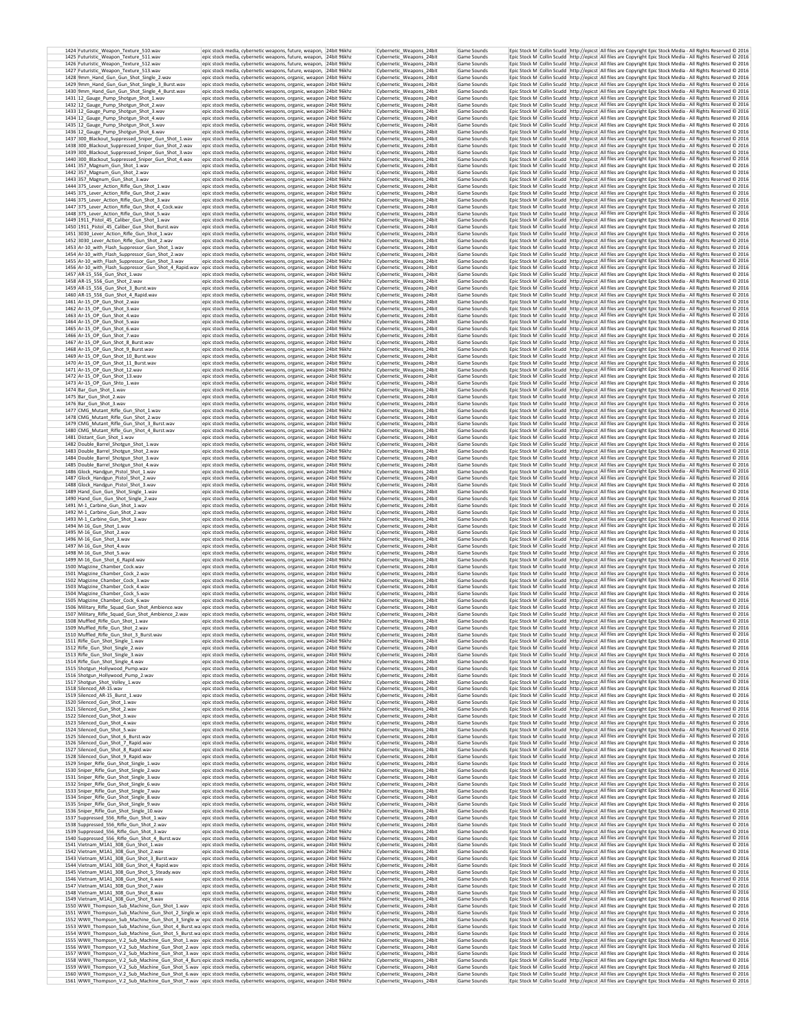| | | | | | | | | |
|---|---|---|---|---|---|---|---|---|
| 1424 | Futuristic_Weapon_Texture_510.wav | epic stock media, cybernetic weapons, future, weapon, | 24bit 96khz | Cybernetic_Weapons_24bit | Game Sounds | Epic Stock M | Collin Scudd | http://epicst | All files are Copyright Epic Stock Media - All Rights Reserved © 2016 |
| 1425 | Futuristic_Weapon_Texture_511.wav | epic stock media, cybernetic weapons, future, weapon, | 24bit 96khz | Cybernetic_Weapons_24bit | Game Sounds | Epic Stock M | Collin Scudd | http://epicst | All files are Copyright Epic Stock Media - All Rights Reserved © 2016 |
| 1426 | Futuristic_Weapon_Texture_512.wav | epic stock media, cybernetic weapons, future, weapon, | 24bit 96khz | Cybernetic_Weapons_24bit | Game Sounds | Epic Stock M | Collin Scudd | http://epicst | All files are Copyright Epic Stock Media - All Rights Reserved © 2016 |
| 1427 | Futuristic_Weapon_Texture_513.wav | epic stock media, cybernetic weapons, future, weapon, | 24bit 96khz | Cybernetic_Weapons_24bit | Game Sounds | Epic Stock M | Collin Scudd | http://epicst | All files are Copyright Epic Stock Media - All Rights Reserved © 2016 |
| 1428 | 9mm_Hand_Gun_Gun_Shot_Single_2.wav | epic stock media, cybernetic weapons, organic, weapon | 24bit 96khz | Cybernetic_Weapons_24bit | Game Sounds | Epic Stock M | Collin Scudd | http://epicst | All files are Copyright Epic Stock Media - All Rights Reserved © 2016 |
| 1429 | 9mm_Hand_Gun_Gun_Shot_Single_3_Burst.wav | epic stock media, cybernetic weapons, organic, weapon | 24bit 96khz | Cybernetic_Weapons_24bit | Game Sounds | Epic Stock M | Collin Scudd | http://epicst | All files are Copyright Epic Stock Media - All Rights Reserved © 2016 |
| 1430 | 9mm_Hand_Gun_Gun_Shot_Single_4_Burst.wav | epic stock media, cybernetic weapons, organic, weapon | 24bit 96khz | Cybernetic_Weapons_24bit | Game Sounds | Epic Stock M | Collin Scudd | http://epicst | All files are Copyright Epic Stock Media - All Rights Reserved © 2016 |
| 1431 | 12_Gauge_Pump_Shotgun_Shot_1.wav | epic stock media, cybernetic weapons, organic, weapon | 24bit 96khz | Cybernetic_Weapons_24bit | Game Sounds | Epic Stock M | Collin Scudd | http://epicst | All files are Copyright Epic Stock Media - All Rights Reserved © 2016 |
| 1432 | 12_Gauge_Pump_Shotgun_Shot_2.wav | epic stock media, cybernetic weapons, organic, weapon | 24bit 96khz | Cybernetic_Weapons_24bit | Game Sounds | Epic Stock M | Collin Scudd | http://epicst | All files are Copyright Epic Stock Media - All Rights Reserved © 2016 |
| 1433 | 12_Gauge_Pump_Shotgun_Shot_3.wav | epic stock media, cybernetic weapons, organic, weapon | 24bit 96khz | Cybernetic_Weapons_24bit | Game Sounds | Epic Stock M | Collin Scudd | http://epicst | All files are Copyright Epic Stock Media - All Rights Reserved © 2016 |
| 1434 | 12_Gauge_Pump_Shotgun_Shot_4.wav | epic stock media, cybernetic weapons, organic, weapon | 24bit 96khz | Cybernetic_Weapons_24bit | Game Sounds | Epic Stock M | Collin Scudd | http://epicst | All files are Copyright Epic Stock Media - All Rights Reserved © 2016 |
| 1435 | 12_Gauge_Pump_Shotgun_Shot_5.wav | epic stock media, cybernetic weapons, organic, weapon | 24bit 96khz | Cybernetic_Weapons_24bit | Game Sounds | Epic Stock M | Collin Scudd | http://epicst | All files are Copyright Epic Stock Media - All Rights Reserved © 2016 |
| 1436 | 12_Gauge_Pump_Shotgun_Shot_6.wav | epic stock media, cybernetic weapons, organic, weapon | 24bit 96khz | Cybernetic_Weapons_24bit | Game Sounds | Epic Stock M | Collin Scudd | http://epicst | All files are Copyright Epic Stock Media - All Rights Reserved © 2016 |
| 1437 | 300_Blackout_Suppressed_Sniper_Gun_Shot_1.wav | epic stock media, cybernetic weapons, organic, weapon | 24bit 96khz | Cybernetic_Weapons_24bit | Game Sounds | Epic Stock M | Collin Scudd | http://epicst | All files are Copyright Epic Stock Media - All Rights Reserved © 2016 |
| 1438 | 300_Blackout_Suppressed_Sniper_Gun_Shot_2.wav | epic stock media, cybernetic weapons, organic, weapon | 24bit 96khz | Cybernetic_Weapons_24bit | Game Sounds | Epic Stock M | Collin Scudd | http://epicst | All files are Copyright Epic Stock Media - All Rights Reserved © 2016 |
| 1439 | 300_Blackout_Suppressed_Sniper_Gun_Shot_3.wav | epic stock media, cybernetic weapons, organic, weapon | 24bit 96khz | Cybernetic_Weapons_24bit | Game Sounds | Epic Stock M | Collin Scudd | http://epicst | All files are Copyright Epic Stock Media - All Rights Reserved © 2016 |
| 1440 | 300_Blackout_Suppressed_Sniper_Gun_Shot_4.wav | epic stock media, cybernetic weapons, organic, weapon | 24bit 96khz | Cybernetic_Weapons_24bit | Game Sounds | Epic Stock M | Collin Scudd | http://epicst | All files are Copyright Epic Stock Media - All Rights Reserved © 2016 |
| 1441 | 357_Magnum_Gun_Shot_1.wav | epic stock media, cybernetic weapons, organic, weapon | 24bit 96khz | Cybernetic_Weapons_24bit | Game Sounds | Epic Stock M | Collin Scudd | http://epicst | All files are Copyright Epic Stock Media - All Rights Reserved © 2016 |
| 1442 | 357_Magnum_Gun_Shot_2.wav | epic stock media, cybernetic weapons, organic, weapon | 24bit 96khz | Cybernetic_Weapons_24bit | Game Sounds | Epic Stock M | Collin Scudd | http://epicst | All files are Copyright Epic Stock Media - All Rights Reserved © 2016 |
| 1443 | 357_Magnum_Gun_Shot_3.wav | epic stock media, cybernetic weapons, organic, weapon | 24bit 96khz | Cybernetic_Weapons_24bit | Game Sounds | Epic Stock M | Collin Scudd | http://epicst | All files are Copyright Epic Stock Media - All Rights Reserved © 2016 |
| 1444 | 375_Lever_Action_Rifle_Gun_Shot_1.wav | epic stock media, cybernetic weapons, organic, weapon | 24bit 96khz | Cybernetic_Weapons_24bit | Game Sounds | Epic Stock M | Collin Scudd | http://epicst | All files are Copyright Epic Stock Media - All Rights Reserved © 2016 |
| 1445 | 375_Lever_Action_Rifle_Gun_Shot_2.wav | epic stock media, cybernetic weapons, organic, weapon | 24bit 96khz | Cybernetic_Weapons_24bit | Game Sounds | Epic Stock M | Collin Scudd | http://epicst | All files are Copyright Epic Stock Media - All Rights Reserved © 2016 |
| 1446 | 375_Lever_Action_Rifle_Gun_Shot_3.wav | epic stock media, cybernetic weapons, organic, weapon | 24bit 96khz | Cybernetic_Weapons_24bit | Game Sounds | Epic Stock M | Collin Scudd | http://epicst | All files are Copyright Epic Stock Media - All Rights Reserved © 2016 |
| 1447 | 375_Lever_Action_Rifle_Gun_Shot_4_Cock.wav | epic stock media, cybernetic weapons, organic, weapon | 24bit 96khz | Cybernetic_Weapons_24bit | Game Sounds | Epic Stock M | Collin Scudd | http://epicst | All files are Copyright Epic Stock Media - All Rights Reserved © 2016 |
| 1448 | 375_Lever_Action_Rifle_Gun_Shot_5.wav | epic stock media, cybernetic weapons, organic, weapon | 24bit 96khz | Cybernetic_Weapons_24bit | Game Sounds | Epic Stock M | Collin Scudd | http://epicst | All files are Copyright Epic Stock Media - All Rights Reserved © 2016 |
| 1449 | 1911_Pistol_45_Caliber_Gun_Shot_1.wav | epic stock media, cybernetic weapons, organic, weapon | 24bit 96khz | Cybernetic_Weapons_24bit | Game Sounds | Epic Stock M | Collin Scudd | http://epicst | All files are Copyright Epic Stock Media - All Rights Reserved © 2016 |
| 1450 | 1911_Pistol_45_Caliber_Gun_Shot_Burst.wav | epic stock media, cybernetic weapons, organic, weapon | 24bit 96khz | Cybernetic_Weapons_24bit | Game Sounds | Epic Stock M | Collin Scudd | http://epicst | All files are Copyright Epic Stock Media - All Rights Reserved © 2016 |
| 1451 | 3030_Lever_Action_Rifle_Gun_Shot_1.wav | epic stock media, cybernetic weapons, organic, weapon | 24bit 96khz | Cybernetic_Weapons_24bit | Game Sounds | Epic Stock M | Collin Scudd | http://epicst | All files are Copyright Epic Stock Media - All Rights Reserved © 2016 |
| 1452 | 3030_Lever_Action_Rifle_Gun_Shot_2.wav | epic stock media, cybernetic weapons, organic, weapon | 24bit 96khz | Cybernetic_Weapons_24bit | Game Sounds | Epic Stock M | Collin Scudd | http://epicst | All files are Copyright Epic Stock Media - All Rights Reserved © 2016 |
| 1453 | Ar-10_with_Flash_Suppressor_Gun_Shot_1.wav | epic stock media, cybernetic weapons, organic, weapon | 24bit 96khz | Cybernetic_Weapons_24bit | Game Sounds | Epic Stock M | Collin Scudd | http://epicst | All files are Copyright Epic Stock Media - All Rights Reserved © 2016 |
| 1454 | Ar-10_with_Flash_Suppressor_Gun_Shot_2.wav | epic stock media, cybernetic weapons, organic, weapon | 24bit 96khz | Cybernetic_Weapons_24bit | Game Sounds | Epic Stock M | Collin Scudd | http://epicst | All files are Copyright Epic Stock Media - All Rights Reserved © 2016 |
| 1455 | Ar-10_with_Flash_Suppressor_Gun_Shot_3.wav | epic stock media, cybernetic weapons, organic, weapon | 24bit 96khz | Cybernetic_Weapons_24bit | Game Sounds | Epic Stock M | Collin Scudd | http://epicst | All files are Copyright Epic Stock Media - All Rights Reserved © 2016 |
| 1456 | Ar-10_with_Flash_Suppressor_Gun_Shot_4_Rapid.wav | epic stock media, cybernetic weapons, organic, weapon | 24bit 96khz | Cybernetic_Weapons_24bit | Game Sounds | Epic Stock M | Collin Scudd | http://epicst | All files are Copyright Epic Stock Media - All Rights Reserved © 2016 |
| 1457 | AR-15_556_Gun_Shot_1.wav | epic stock media, cybernetic weapons, organic, weapon | 24bit 96khz | Cybernetic_Weapons_24bit | Game Sounds | Epic Stock M | Collin Scudd | http://epicst | All files are Copyright Epic Stock Media - All Rights Reserved © 2016 |
| 1458 | AR-15_556_Gun_Shot_2.wav | epic stock media, cybernetic weapons, organic, weapon | 24bit 96khz | Cybernetic_Weapons_24bit | Game Sounds | Epic Stock M | Collin Scudd | http://epicst | All files are Copyright Epic Stock Media - All Rights Reserved © 2016 |
| 1459 | AR-15_556_Gun_Shot_3_Burst.wav | epic stock media, cybernetic weapons, organic, weapon | 24bit 96khz | Cybernetic_Weapons_24bit | Game Sounds | Epic Stock M | Collin Scudd | http://epicst | All files are Copyright Epic Stock Media - All Rights Reserved © 2016 |
| 1460 | AR-15_556_Gun_Shot_4_Rapid.wav | epic stock media, cybernetic weapons, organic, weapon | 24bit 96khz | Cybernetic_Weapons_24bit | Game Sounds | Epic Stock M | Collin Scudd | http://epicst | All files are Copyright Epic Stock Media - All Rights Reserved © 2016 |
| 1461 | Ar-15_OP_Gun_Shot_2.wav | epic stock media, cybernetic weapons, organic, weapon | 24bit 96khz | Cybernetic_Weapons_24bit | Game Sounds | Epic Stock M | Collin Scudd | http://epicst | All files are Copyright Epic Stock Media - All Rights Reserved © 2016 |
| 1462 | Ar-15_OP_Gun_Shot_3.wav | epic stock media, cybernetic weapons, organic, weapon | 24bit 96khz | Cybernetic_Weapons_24bit | Game Sounds | Epic Stock M | Collin Scudd | http://epicst | All files are Copyright Epic Stock Media - All Rights Reserved © 2016 |
| 1463 | Ar-15_OP_Gun_Shot_4.wav | epic stock media, cybernetic weapons, organic, weapon | 24bit 96khz | Cybernetic_Weapons_24bit | Game Sounds | Epic Stock M | Collin Scudd | http://epicst | All files are Copyright Epic Stock Media - All Rights Reserved © 2016 |
| 1464 | Ar-15_OP_Gun_Shot_5.wav | epic stock media, cybernetic weapons, organic, weapon | 24bit 96khz | Cybernetic_Weapons_24bit | Game Sounds | Epic Stock M | Collin Scudd | http://epicst | All files are Copyright Epic Stock Media - All Rights Reserved © 2016 |
| 1465 | Ar-15_OP_Gun_Shot_6.wav | epic stock media, cybernetic weapons, organic, weapon | 24bit 96khz | Cybernetic_Weapons_24bit | Game Sounds | Epic Stock M | Collin Scudd | http://epicst | All files are Copyright Epic Stock Media - All Rights Reserved © 2016 |
| 1466 | Ar-15_OP_Gun_Shot_7.wav | epic stock media, cybernetic weapons, organic, weapon | 24bit 96khz | Cybernetic_Weapons_24bit | Game Sounds | Epic Stock M | Collin Scudd | http://epicst | All files are Copyright Epic Stock Media - All Rights Reserved © 2016 |
| 1467 | Ar-15_OP_Gun_Shot_8_Burst.wav | epic stock media, cybernetic weapons, organic, weapon | 24bit 96khz | Cybernetic_Weapons_24bit | Game Sounds | Epic Stock M | Collin Scudd | http://epicst | All files are Copyright Epic Stock Media - All Rights Reserved © 2016 |
| 1468 | Ar-15_OP_Gun_Shot_9_Burst.wav | epic stock media, cybernetic weapons, organic, weapon | 24bit 96khz | Cybernetic_Weapons_24bit | Game Sounds | Epic Stock M | Collin Scudd | http://epicst | All files are Copyright Epic Stock Media - All Rights Reserved © 2016 |
| 1469 | Ar-15_OP_Gun_Shot_10_Burst.wav | epic stock media, cybernetic weapons, organic, weapon | 24bit 96khz | Cybernetic_Weapons_24bit | Game Sounds | Epic Stock M | Collin Scudd | http://epicst | All files are Copyright Epic Stock Media - All Rights Reserved © 2016 |
| 1470 | Ar-15_OP_Gun_Shot_11_Burst.wav | epic stock media, cybernetic weapons, organic, weapon | 24bit 96khz | Cybernetic_Weapons_24bit | Game Sounds | Epic Stock M | Collin Scudd | http://epicst | All files are Copyright Epic Stock Media - All Rights Reserved © 2016 |
| 1471 | Ar-15_OP_Gun_Shot_12.wav | epic stock media, cybernetic weapons, organic, weapon | 24bit 96khz | Cybernetic_Weapons_24bit | Game Sounds | Epic Stock M | Collin Scudd | http://epicst | All files are Copyright Epic Stock Media - All Rights Reserved © 2016 |
| 1472 | Ar-15_OP_Gun_Shot_13.wav | epic stock media, cybernetic weapons, organic, weapon | 24bit 96khz | Cybernetic_Weapons_24bit | Game Sounds | Epic Stock M | Collin Scudd | http://epicst | All files are Copyright Epic Stock Media - All Rights Reserved © 2016 |
| 1473 | Ar-15_OP_Gun_Shto_1.wav | epic stock media, cybernetic weapons, organic, weapon | 24bit 96khz | Cybernetic_Weapons_24bit | Game Sounds | Epic Stock M | Collin Scudd | http://epicst | All files are Copyright Epic Stock Media - All Rights Reserved © 2016 |
| 1474 | Bar_Gun_Shot_1.wav | epic stock media, cybernetic weapons, organic, weapon | 24bit 96khz | Cybernetic_Weapons_24bit | Game Sounds | Epic Stock M | Collin Scudd | http://epicst | All files are Copyright Epic Stock Media - All Rights Reserved © 2016 |
| 1475 | Bar_Gun_Shot_2.wav | epic stock media, cybernetic weapons, organic, weapon | 24bit 96khz | Cybernetic_Weapons_24bit | Game Sounds | Epic Stock M | Collin Scudd | http://epicst | All files are Copyright Epic Stock Media - All Rights Reserved © 2016 |
| 1476 | Bar_Gun_Shot_3.wav | epic stock media, cybernetic weapons, organic, weapon | 24bit 96khz | Cybernetic_Weapons_24bit | Game Sounds | Epic Stock M | Collin Scudd | http://epicst | All files are Copyright Epic Stock Media - All Rights Reserved © 2016 |
| 1477 | CMG_Mutant_Rifle_Gun_Shot_1.wav | epic stock media, cybernetic weapons, organic, weapon | 24bit 96khz | Cybernetic_Weapons_24bit | Game Sounds | Epic Stock M | Collin Scudd | http://epicst | All files are Copyright Epic Stock Media - All Rights Reserved © 2016 |
| 1478 | CMG_Mutant_Rifle_Gun_Shot_2.wav | epic stock media, cybernetic weapons, organic, weapon | 24bit 96khz | Cybernetic_Weapons_24bit | Game Sounds | Epic Stock M | Collin Scudd | http://epicst | All files are Copyright Epic Stock Media - All Rights Reserved © 2016 |
| 1479 | CMG_Mutant_Rifle_Gun_Shot_3_Burst.wav | epic stock media, cybernetic weapons, organic, weapon | 24bit 96khz | Cybernetic_Weapons_24bit | Game Sounds | Epic Stock M | Collin Scudd | http://epicst | All files are Copyright Epic Stock Media - All Rights Reserved © 2016 |
| 1480 | CMG_Mutant_Rifle_Gun_Shot_4_Burst.wav | epic stock media, cybernetic weapons, organic, weapon | 24bit 96khz | Cybernetic_Weapons_24bit | Game Sounds | Epic Stock M | Collin Scudd | http://epicst | All files are Copyright Epic Stock Media - All Rights Reserved © 2016 |
| 1481 | Distant_Gun_Shot_1.wav | epic stock media, cybernetic weapons, organic, weapon | 24bit 96khz | Cybernetic_Weapons_24bit | Game Sounds | Epic Stock M | Collin Scudd | http://epicst | All files are Copyright Epic Stock Media - All Rights Reserved © 2016 |
| 1482 | Double_Barrel_Shotgun_Shot_1.wav | epic stock media, cybernetic weapons, organic, weapon | 24bit 96khz | Cybernetic_Weapons_24bit | Game Sounds | Epic Stock M | Collin Scudd | http://epicst | All files are Copyright Epic Stock Media - All Rights Reserved © 2016 |
| 1483 | Double_Barrel_Shotgun_Shot_2.wav | epic stock media, cybernetic weapons, organic, weapon | 24bit 96khz | Cybernetic_Weapons_24bit | Game Sounds | Epic Stock M | Collin Scudd | http://epicst | All files are Copyright Epic Stock Media - All Rights Reserved © 2016 |
| 1484 | Double_Barrel_Shotgun_Shot_3.wav | epic stock media, cybernetic weapons, organic, weapon | 24bit 96khz | Cybernetic_Weapons_24bit | Game Sounds | Epic Stock M | Collin Scudd | http://epicst | All files are Copyright Epic Stock Media - All Rights Reserved © 2016 |
| 1485 | Double_Barrel_Shotgun_Shot_4.wav | epic stock media, cybernetic weapons, organic, weapon | 24bit 96khz | Cybernetic_Weapons_24bit | Game Sounds | Epic Stock M | Collin Scudd | http://epicst | All files are Copyright Epic Stock Media - All Rights Reserved © 2016 |
| 1486 | Glock_Handgun_Pistol_Shot_1.wav | epic stock media, cybernetic weapons, organic, weapon | 24bit 96khz | Cybernetic_Weapons_24bit | Game Sounds | Epic Stock M | Collin Scudd | http://epicst | All files are Copyright Epic Stock Media - All Rights Reserved © 2016 |
| 1487 | Glock_Handgun_Pistol_Shot_2.wav | epic stock media, cybernetic weapons, organic, weapon | 24bit 96khz | Cybernetic_Weapons_24bit | Game Sounds | Epic Stock M | Collin Scudd | http://epicst | All files are Copyright Epic Stock Media - All Rights Reserved © 2016 |
| 1488 | Glock_Handgun_Pistol_Shot_3.wav | epic stock media, cybernetic weapons, organic, weapon | 24bit 96khz | Cybernetic_Weapons_24bit | Game Sounds | Epic Stock M | Collin Scudd | http://epicst | All files are Copyright Epic Stock Media - All Rights Reserved © 2016 |
| 1489 | Hand_Gun_Gun_Shot_Single_1.wav | epic stock media, cybernetic weapons, organic, weapon | 24bit 96khz | Cybernetic_Weapons_24bit | Game Sounds | Epic Stock M | Collin Scudd | http://epicst | All files are Copyright Epic Stock Media - All Rights Reserved © 2016 |
| 1490 | Hand_Gun_Gun_Shot_Single_2.wav | epic stock media, cybernetic weapons, organic, weapon | 24bit 96khz | Cybernetic_Weapons_24bit | Game Sounds | Epic Stock M | Collin Scudd | http://epicst | All files are Copyright Epic Stock Media - All Rights Reserved © 2016 |
| 1491 | M-1_Carbine_Gun_Shot_1.wav | epic stock media, cybernetic weapons, organic, weapon | 24bit 96khz | Cybernetic_Weapons_24bit | Game Sounds | Epic Stock M | Collin Scudd | http://epicst | All files are Copyright Epic Stock Media - All Rights Reserved © 2016 |
| 1492 | M-1_Carbine_Gun_Shot_2.wav | epic stock media, cybernetic weapons, organic, weapon | 24bit 96khz | Cybernetic_Weapons_24bit | Game Sounds | Epic Stock M | Collin Scudd | http://epicst | All files are Copyright Epic Stock Media - All Rights Reserved © 2016 |
| 1493 | M-1_Carbine_Gun_Shot_3.wav | epic stock media, cybernetic weapons, organic, weapon | 24bit 96khz | Cybernetic_Weapons_24bit | Game Sounds | Epic Stock M | Collin Scudd | http://epicst | All files are Copyright Epic Stock Media - All Rights Reserved © 2016 |
| 1494 | M-16_Gun_Shot_1.wav | epic stock media, cybernetic weapons, organic, weapon | 24bit 96khz | Cybernetic_Weapons_24bit | Game Sounds | Epic Stock M | Collin Scudd | http://epicst | All files are Copyright Epic Stock Media - All Rights Reserved © 2016 |
| 1495 | M-16_Gun_Shot_2.wav | epic stock media, cybernetic weapons, organic, weapon | 24bit 96khz | Cybernetic_Weapons_24bit | Game Sounds | Epic Stock M | Collin Scudd | http://epicst | All files are Copyright Epic Stock Media - All Rights Reserved © 2016 |
| 1496 | M-16_Gun_Shot_3.wav | epic stock media, cybernetic weapons, organic, weapon | 24bit 96khz | Cybernetic_Weapons_24bit | Game Sounds | Epic Stock M | Collin Scudd | http://epicst | All files are Copyright Epic Stock Media - All Rights Reserved © 2016 |
| 1497 | M-16_Gun_Shot_4.wav | epic stock media, cybernetic weapons, organic, weapon | 24bit 96khz | Cybernetic_Weapons_24bit | Game Sounds | Epic Stock M | Collin Scudd | http://epicst | All files are Copyright Epic Stock Media - All Rights Reserved © 2016 |
| 1498 | M-16_Gun_Shot_5.wav | epic stock media, cybernetic weapons, organic, weapon | 24bit 96khz | Cybernetic_Weapons_24bit | Game Sounds | Epic Stock M | Collin Scudd | http://epicst | All files are Copyright Epic Stock Media - All Rights Reserved © 2016 |
| 1499 | M-16_Gun_Shot_6_Rapid.wav | epic stock media, cybernetic weapons, organic, weapon | 24bit 96khz | Cybernetic_Weapons_24bit | Game Sounds | Epic Stock M | Collin Scudd | http://epicst | All files are Copyright Epic Stock Media - All Rights Reserved © 2016 |
| 1500 | Magizine_Chamber_Cock.wav | epic stock media, cybernetic weapons, organic, weapon | 24bit 96khz | Cybernetic_Weapons_24bit | Game Sounds | Epic Stock M | Collin Scudd | http://epicst | All files are Copyright Epic Stock Media - All Rights Reserved © 2016 |
| 1501 | Magizine_Chamber_Cock_2.wav | epic stock media, cybernetic weapons, organic, weapon | 24bit 96khz | Cybernetic_Weapons_24bit | Game Sounds | Epic Stock M | Collin Scudd | http://epicst | All files are Copyright Epic Stock Media - All Rights Reserved © 2016 |
| 1502 | Magizine_Chamber_Cock_3.wav | epic stock media, cybernetic weapons, organic, weapon | 24bit 96khz | Cybernetic_Weapons_24bit | Game Sounds | Epic Stock M | Collin Scudd | http://epicst | All files are Copyright Epic Stock Media - All Rights Reserved © 2016 |
| 1503 | Magizine_Chamber_Cock_4.wav | epic stock media, cybernetic weapons, organic, weapon | 24bit 96khz | Cybernetic_Weapons_24bit | Game Sounds | Epic Stock M | Collin Scudd | http://epicst | All files are Copyright Epic Stock Media - All Rights Reserved © 2016 |
| 1504 | Magizine_Chamber_Cock_5.wav | epic stock media, cybernetic weapons, organic, weapon | 24bit 96khz | Cybernetic_Weapons_24bit | Game Sounds | Epic Stock M | Collin Scudd | http://epicst | All files are Copyright Epic Stock Media - All Rights Reserved © 2016 |
| 1505 | Magizine_Chamber_Cock_6.wav | epic stock media, cybernetic weapons, organic, weapon | 24bit 96khz | Cybernetic_Weapons_24bit | Game Sounds | Epic Stock M | Collin Scudd | http://epicst | All files are Copyright Epic Stock Media - All Rights Reserved © 2016 |
| 1506 | Military_Rifle_Squad_Gun_Shot_Ambience.wav | epic stock media, cybernetic weapons, organic, weapon | 24bit 96khz | Cybernetic_Weapons_24bit | Game Sounds | Epic Stock M | Collin Scudd | http://epicst | All files are Copyright Epic Stock Media - All Rights Reserved © 2016 |
| 1507 | Military_Rifle_Squad_Gun_Shot_Ambience_2.wav | epic stock media, cybernetic weapons, organic, weapon | 24bit 96khz | Cybernetic_Weapons_24bit | Game Sounds | Epic Stock M | Collin Scudd | http://epicst | All files are Copyright Epic Stock Media - All Rights Reserved © 2016 |
| 1508 | Muffled_Rifle_Gun_Shot_1.wav | epic stock media, cybernetic weapons, organic, weapon | 24bit 96khz | Cybernetic_Weapons_24bit | Game Sounds | Epic Stock M | Collin Scudd | http://epicst | All files are Copyright Epic Stock Media - All Rights Reserved © 2016 |
| 1509 | Muffled_Rifle_Gun_Shot_2.wav | epic stock media, cybernetic weapons, organic, weapon | 24bit 96khz | Cybernetic_Weapons_24bit | Game Sounds | Epic Stock M | Collin Scudd | http://epicst | All files are Copyright Epic Stock Media - All Rights Reserved © 2016 |
| 1510 | Muffled_Rifle_Gun_Shot_3_Burst.wav | epic stock media, cybernetic weapons, organic, weapon | 24bit 96khz | Cybernetic_Weapons_24bit | Game Sounds | Epic Stock M | Collin Scudd | http://epicst | All files are Copyright Epic Stock Media - All Rights Reserved © 2016 |
| 1511 | Rifle_Gun_Shot_Single_1.wav | epic stock media, cybernetic weapons, organic, weapon | 24bit 96khz | Cybernetic_Weapons_24bit | Game Sounds | Epic Stock M | Collin Scudd | http://epicst | All files are Copyright Epic Stock Media - All Rights Reserved © 2016 |
| 1512 | Rifle_Gun_Shot_Single_2.wav | epic stock media, cybernetic weapons, organic, weapon | 24bit 96khz | Cybernetic_Weapons_24bit | Game Sounds | Epic Stock M | Collin Scudd | http://epicst | All files are Copyright Epic Stock Media - All Rights Reserved © 2016 |
| 1513 | Rifle_Gun_Shot_Single_3.wav | epic stock media, cybernetic weapons, organic, weapon | 24bit 96khz | Cybernetic_Weapons_24bit | Game Sounds | Epic Stock M | Collin Scudd | http://epicst | All files are Copyright Epic Stock Media - All Rights Reserved © 2016 |
| 1514 | Rifle_Gun_Shot_Single_4.wav | epic stock media, cybernetic weapons, organic, weapon | 24bit 96khz | Cybernetic_Weapons_24bit | Game Sounds | Epic Stock M | Collin Scudd | http://epicst | All files are Copyright Epic Stock Media - All Rights Reserved © 2016 |
| 1515 | Shotgun_Hollywood_Pump.wav | epic stock media, cybernetic weapons, organic, weapon | 24bit 96khz | Cybernetic_Weapons_24bit | Game Sounds | Epic Stock M | Collin Scudd | http://epicst | All files are Copyright Epic Stock Media - All Rights Reserved © 2016 |
| 1516 | Shotgun_Hollywood_Pump_2.wav | epic stock media, cybernetic weapons, organic, weapon | 24bit 96khz | Cybernetic_Weapons_24bit | Game Sounds | Epic Stock M | Collin Scudd | http://epicst | All files are Copyright Epic Stock Media - All Rights Reserved © 2016 |
| 1517 | Shotgun_Shot_Volley_1.wav | epic stock media, cybernetic weapons, organic, weapon | 24bit 96khz | Cybernetic_Weapons_24bit | Game Sounds | Epic Stock M | Collin Scudd | http://epicst | All files are Copyright Epic Stock Media - All Rights Reserved © 2016 |
| 1518 | Silenced_AR-15.wav | epic stock media, cybernetic weapons, organic, weapon | 24bit 96khz | Cybernetic_Weapons_24bit | Game Sounds | Epic Stock M | Collin Scudd | http://epicst | All files are Copyright Epic Stock Media - All Rights Reserved © 2016 |
| 1519 | Silenced_AR-15_Burst_1.wav | epic stock media, cybernetic weapons, organic, weapon | 24bit 96khz | Cybernetic_Weapons_24bit | Game Sounds | Epic Stock M | Collin Scudd | http://epicst | All files are Copyright Epic Stock Media - All Rights Reserved © 2016 |
| 1520 | Silenced_Gun_Shot_1.wav | epic stock media, cybernetic weapons, organic, weapon | 24bit 96khz | Cybernetic_Weapons_24bit | Game Sounds | Epic Stock M | Collin Scudd | http://epicst | All files are Copyright Epic Stock Media - All Rights Reserved © 2016 |
| 1521 | Silenced_Gun_Shot_2.wav | epic stock media, cybernetic weapons, organic, weapon | 24bit 96khz | Cybernetic_Weapons_24bit | Game Sounds | Epic Stock M | Collin Scudd | http://epicst | All files are Copyright Epic Stock Media - All Rights Reserved © 2016 |
| 1522 | Silenced_Gun_Shot_3.wav | epic stock media, cybernetic weapons, organic, weapon | 24bit 96khz | Cybernetic_Weapons_24bit | Game Sounds | Epic Stock M | Collin Scudd | http://epicst | All files are Copyright Epic Stock Media - All Rights Reserved © 2016 |
| 1523 | Silenced_Gun_Shot_4.wav | epic stock media, cybernetic weapons, organic, weapon | 24bit 96khz | Cybernetic_Weapons_24bit | Game Sounds | Epic Stock M | Collin Scudd | http://epicst | All files are Copyright Epic Stock Media - All Rights Reserved © 2016 |
| 1524 | Silenced_Gun_Shot_5.wav | epic stock media, cybernetic weapons, organic, weapon | 24bit 96khz | Cybernetic_Weapons_24bit | Game Sounds | Epic Stock M | Collin Scudd | http://epicst | All files are Copyright Epic Stock Media - All Rights Reserved © 2016 |
| 1525 | Silenced_Gun_Shot_6_Burst.wav | epic stock media, cybernetic weapons, organic, weapon | 24bit 96khz | Cybernetic_Weapons_24bit | Game Sounds | Epic Stock M | Collin Scudd | http://epicst | All files are Copyright Epic Stock Media - All Rights Reserved © 2016 |
| 1526 | Silenced_Gun_Shot_7_Rapid.wav | epic stock media, cybernetic weapons, organic, weapon | 24bit 96khz | Cybernetic_Weapons_24bit | Game Sounds | Epic Stock M | Collin Scudd | http://epicst | All files are Copyright Epic Stock Media - All Rights Reserved © 2016 |
| 1527 | Silenced_Gun_Shot_8_Rapid.wav | epic stock media, cybernetic weapons, organic, weapon | 24bit 96khz | Cybernetic_Weapons_24bit | Game Sounds | Epic Stock M | Collin Scudd | http://epicst | All files are Copyright Epic Stock Media - All Rights Reserved © 2016 |
| 1528 | Silenced_Gun_Shot_9_Rapid.wav | epic stock media, cybernetic weapons, organic, weapon | 24bit 96khz | Cybernetic_Weapons_24bit | Game Sounds | Epic Stock M | Collin Scudd | http://epicst | All files are Copyright Epic Stock Media - All Rights Reserved © 2016 |
| 1529 | Sniper_Rifle_Gun_Shot_Single_1.wav | epic stock media, cybernetic weapons, organic, weapon | 24bit 96khz | Cybernetic_Weapons_24bit | Game Sounds | Epic Stock M | Collin Scudd | http://epicst | All files are Copyright Epic Stock Media - All Rights Reserved © 2016 |
| 1530 | Sniper_Rifle_Gun_Shot_Single_2.wav | epic stock media, cybernetic weapons, organic, weapon | 24bit 96khz | Cybernetic_Weapons_24bit | Game Sounds | Epic Stock M | Collin Scudd | http://epicst | All files are Copyright Epic Stock Media - All Rights Reserved © 2016 |
| 1531 | Sniper_Rifle_Gun_Shot_Single_3.wav | epic stock media, cybernetic weapons, organic, weapon | 24bit 96khz | Cybernetic_Weapons_24bit | Game Sounds | Epic Stock M | Collin Scudd | http://epicst | All files are Copyright Epic Stock Media - All Rights Reserved © 2016 |
| 1532 | Sniper_Rifle_Gun_Shot_Single_6.wav | epic stock media, cybernetic weapons, organic, weapon | 24bit 96khz | Cybernetic_Weapons_24bit | Game Sounds | Epic Stock M | Collin Scudd | http://epicst | All files are Copyright Epic Stock Media - All Rights Reserved © 2016 |
| 1533 | Sniper_Rifle_Gun_Shot_Single_7.wav | epic stock media, cybernetic weapons, organic, weapon | 24bit 96khz | Cybernetic_Weapons_24bit | Game Sounds | Epic Stock M | Collin Scudd | http://epicst | All files are Copyright Epic Stock Media - All Rights Reserved © 2016 |
| 1534 | Sniper_Rifle_Gun_Shot_Single_8.wav | epic stock media, cybernetic weapons, organic, weapon | 24bit 96khz | Cybernetic_Weapons_24bit | Game Sounds | Epic Stock M | Collin Scudd | http://epicst | All files are Copyright Epic Stock Media - All Rights Reserved © 2016 |
| 1535 | Sniper_Rifle_Gun_Shot_Single_9.wav | epic stock media, cybernetic weapons, organic, weapon | 24bit 96khz | Cybernetic_Weapons_24bit | Game Sounds | Epic Stock M | Collin Scudd | http://epicst | All files are Copyright Epic Stock Media - All Rights Reserved © 2016 |
| 1536 | Sniper_Rifle_Gun_Shot_Single_10.wav | epic stock media, cybernetic weapons, organic, weapon | 24bit 96khz | Cybernetic_Weapons_24bit | Game Sounds | Epic Stock M | Collin Scudd | http://epicst | All files are Copyright Epic Stock Media - All Rights Reserved © 2016 |
| 1537 | Suppressed_556_Rifle_Gun_Shot_1.wav | epic stock media, cybernetic weapons, organic, weapon | 24bit 96khz | Cybernetic_Weapons_24bit | Game Sounds | Epic Stock M | Collin Scudd | http://epicst | All files are Copyright Epic Stock Media - All Rights Reserved © 2016 |
| 1538 | Suppressed_556_Rifle_Gun_Shot_2.wav | epic stock media, cybernetic weapons, organic, weapon | 24bit 96khz | Cybernetic_Weapons_24bit | Game Sounds | Epic Stock M | Collin Scudd | http://epicst | All files are Copyright Epic Stock Media - All Rights Reserved © 2016 |
| 1539 | Suppressed_556_Rifle_Gun_Shot_3.wav | epic stock media, cybernetic weapons, organic, weapon | 24bit 96khz | Cybernetic_Weapons_24bit | Game Sounds | Epic Stock M | Collin Scudd | http://epicst | All files are Copyright Epic Stock Media - All Rights Reserved © 2016 |
| 1540 | Suppressed_556_Rifle_Gun_Shot_4_Burst.wav | epic stock media, cybernetic weapons, organic, weapon | 24bit 96khz | Cybernetic_Weapons_24bit | Game Sounds | Epic Stock M | Collin Scudd | http://epicst | All files are Copyright Epic Stock Media - All Rights Reserved © 2016 |
| 1541 | Vietnam_M1A1_308_Gun_Shot_1.wav | epic stock media, cybernetic weapons, organic, weapon | 24bit 96khz | Cybernetic_Weapons_24bit | Game Sounds | Epic Stock M | Collin Scudd | http://epicst | All files are Copyright Epic Stock Media - All Rights Reserved © 2016 |
| 1542 | Vietnam_M1A1_308_Gun_Shot_2.wav | epic stock media, cybernetic weapons, organic, weapon | 24bit 96khz | Cybernetic_Weapons_24bit | Game Sounds | Epic Stock M | Collin Scudd | http://epicst | All files are Copyright Epic Stock Media - All Rights Reserved © 2016 |
| 1543 | Vietnam_M1A1_308_Gun_Shot_3_Burst.wav | epic stock media, cybernetic weapons, organic, weapon | 24bit 96khz | Cybernetic_Weapons_24bit | Game Sounds | Epic Stock M | Collin Scudd | http://epicst | All files are Copyright Epic Stock Media - All Rights Reserved © 2016 |
| 1544 | Vietnam_M1A1_308_Gun_Shot_4_Rapid.wav | epic stock media, cybernetic weapons, organic, weapon | 24bit 96khz | Cybernetic_Weapons_24bit | Game Sounds | Epic Stock M | Collin Scudd | http://epicst | All files are Copyright Epic Stock Media - All Rights Reserved © 2016 |
| 1545 | Vietnam_M1A1_308_Gun_Shot_5_Steady.wav | epic stock media, cybernetic weapons, organic, weapon | 24bit 96khz | Cybernetic_Weapons_24bit | Game Sounds | Epic Stock M | Collin Scudd | http://epicst | All files are Copyright Epic Stock Media - All Rights Reserved © 2016 |
| 1546 | Vietnam_M1A1_308_Gun_Shot_6.wav | epic stock media, cybernetic weapons, organic, weapon | 24bit 96khz | Cybernetic_Weapons_24bit | Game Sounds | Epic Stock M | Collin Scudd | http://epicst | All files are Copyright Epic Stock Media - All Rights Reserved © 2016 |
| 1547 | Vietnam_M1A1_308_Gun_Shot_7.wav | epic stock media, cybernetic weapons, organic, weapon | 24bit 96khz | Cybernetic_Weapons_24bit | Game Sounds | Epic Stock M | Collin Scudd | http://epicst | All files are Copyright Epic Stock Media - All Rights Reserved © 2016 |
| 1548 | Vietnam_M1A1_308_Gun_Shot_8.wav | epic stock media, cybernetic weapons, organic, weapon | 24bit 96khz | Cybernetic_Weapons_24bit | Game Sounds | Epic Stock M | Collin Scudd | http://epicst | All files are Copyright Epic Stock Media - All Rights Reserved © 2016 |
| 1549 | Vietnam_M1A1_308_Gun_Shot_9.wav | epic stock media, cybernetic weapons, organic, weapon | 24bit 96khz | Cybernetic_Weapons_24bit | Game Sounds | Epic Stock M | Collin Scudd | http://epicst | All files are Copyright Epic Stock Media - All Rights Reserved © 2016 |
| 1550 | WWII_Thompson_Sub_Machine_Gun_Shot_1.wav | epic stock media, cybernetic weapons, organic, weapon | 24bit 96khz | Cybernetic_Weapons_24bit | Game Sounds | Epic Stock M | Collin Scudd | http://epicst | All files are Copyright Epic Stock Media - All Rights Reserved © 2016 |
| 1551 | WWII_Thompson_Sub_Machine_Gun_Shot_2_Single.w | epic stock media, cybernetic weapons, organic, weapon | 24bit 96khz | Cybernetic_Weapons_24bit | Game Sounds | Epic Stock M | Collin Scudd | http://epicst | All files are Copyright Epic Stock Media - All Rights Reserved © 2016 |
| 1552 | WWII_Thompson_Sub_Machine_Gun_Shot_3_Single.w | epic stock media, cybernetic weapons, organic, weapon | 24bit 96khz | Cybernetic_Weapons_24bit | Game Sounds | Epic Stock M | Collin Scudd | http://epicst | All files are Copyright Epic Stock Media - All Rights Reserved © 2016 |
| 1553 | WWII_Thompson_Sub_Machine_Gun_Shot_4_Burst.wa | epic stock media, cybernetic weapons, organic, weapon | 24bit 96khz | Cybernetic_Weapons_24bit | Game Sounds | Epic Stock M | Collin Scudd | http://epicst | All files are Copyright Epic Stock Media - All Rights Reserved © 2016 |
| 1554 | WWII_Thompson_Sub_Machine_Gun_Shot_5_Burst.wa | epic stock media, cybernetic weapons, organic, weapon | 24bit 96khz | Cybernetic_Weapons_24bit | Game Sounds | Epic Stock M | Collin Scudd | http://epicst | All files are Copyright Epic Stock Media - All Rights Reserved © 2016 |
| 1555 | WWII_Thompson_V.2_Sub_Machine_Gun_Shot_1.wav | epic stock media, cybernetic weapons, organic, weapon | 24bit 96khz | Cybernetic_Weapons_24bit | Game Sounds | Epic Stock M | Collin Scudd | http://epicst | All files are Copyright Epic Stock Media - All Rights Reserved © 2016 |
| 1556 | WWII_Thompson_V.2_Sub_Machine_Gun_Shot_2.wav | epic stock media, cybernetic weapons, organic, weapon | 24bit 96khz | Cybernetic_Weapons_24bit | Game Sounds | Epic Stock M | Collin Scudd | http://epicst | All files are Copyright Epic Stock Media - All Rights Reserved © 2016 |
| 1557 | WWII_Thompson_V.2_Sub_Machine_Gun_Shot_3.wav | epic stock media, cybernetic weapons, organic, weapon | 24bit 96khz | Cybernetic_Weapons_24bit | Game Sounds | Epic Stock M | Collin Scudd | http://epicst | All files are Copyright Epic Stock Media - All Rights Reserved © 2016 |
| 1558 | WWII_Thompson_V.2_Sub_Machine_Gun_Shot_4_Burs | epic stock media, cybernetic weapons, organic, weapon | 24bit 96khz | Cybernetic_Weapons_24bit | Game Sounds | Epic Stock M | Collin Scudd | http://epicst | All files are Copyright Epic Stock Media - All Rights Reserved © 2016 |
| 1559 | WWII_Thompson_V.2_Sub_Machine_Gun_Shot_5.wav | epic stock media, cybernetic weapons, organic, weapon | 24bit 96khz | Cybernetic_Weapons_24bit | Game Sounds | Epic Stock M | Collin Scudd | http://epicst | All files are Copyright Epic Stock Media - All Rights Reserved © 2016 |
| 1560 | WWII_Thompson_V.2_Sub_Machine_Gun_Shot_6.wav | epic stock media, cybernetic weapons, organic, weapon | 24bit 96khz | Cybernetic_Weapons_24bit | Game Sounds | Epic Stock M | Collin Scudd | http://epicst | All files are Copyright Epic Stock Media - All Rights Reserved © 2016 |
| 1561 | WWII_Thompson_V.2_Sub_Machine_Gun_Shot_7.wav | epic stock media, cybernetic weapons, organic, weapon | 24bit 96khz | Cybernetic_Weapons_24bit | Game Sounds | Epic Stock M | Collin Scudd | http://epicst | All files are Copyright Epic Stock Media - All Rights Reserved © 2016 |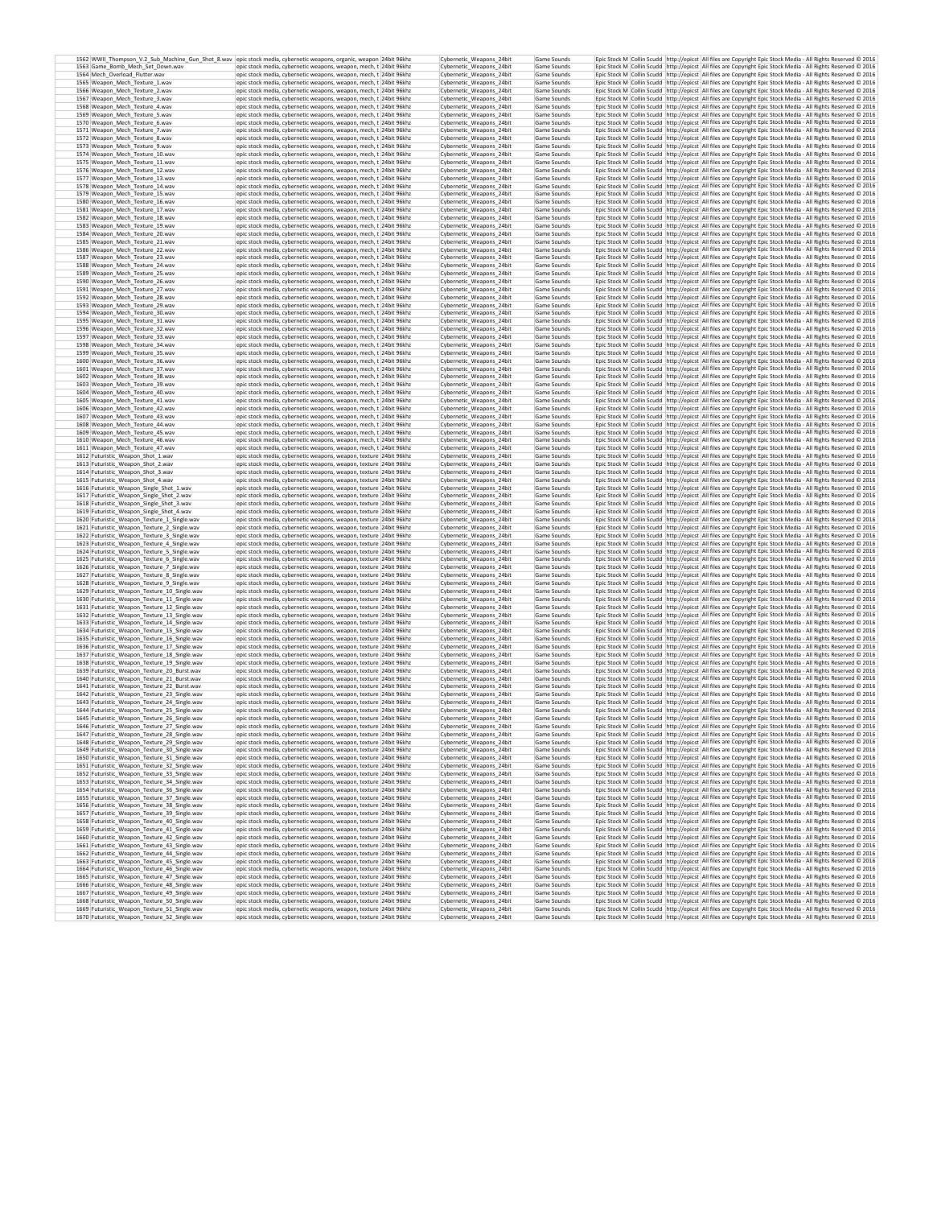| | | | | | | | | | | |
|---|---|---|---|---|---|---|---|---|---|---|
| 1562 | WWII_Thompson_V.2_Sub_Machine_Gun_Shot_8.wav | epic stock media, cybernetic weapons, organic, weapon | 24bit 96khz | Cybernetic_Weapons_24bit | Game Sounds | Epic Stock M | Collin Scudd | http://epicst | All files are Copyright Epic Stock Media - All Rights Reserved © 2016 |
| 1563 | Game_Bomb_Mech_Set_Down.wav | epic stock media, cybernetic weapons, weapon, mech, t | 24bit 96khz | Cybernetic_Weapons_24bit | Game Sounds | Epic Stock M | Collin Scudd | http://epicst | All files are Copyright Epic Stock Media - All Rights Reserved © 2016 |
| 1564 | Mech_Overload_Flutter.wav | epic stock media, cybernetic weapons, weapon, mech, t | 24bit 96khz | Cybernetic_Weapons_24bit | Game Sounds | Epic Stock M | Collin Scudd | http://epicst | All files are Copyright Epic Stock Media - All Rights Reserved © 2016 |
| 1565 | Weapon_Mech_Texture_1.wav | epic stock media, cybernetic weapons, weapon, mech, t | 24bit 96khz | Cybernetic_Weapons_24bit | Game Sounds | Epic Stock M | Collin Scudd | http://epicst | All files are Copyright Epic Stock Media - All Rights Reserved © 2016 |
| 1566 | Weapon_Mech_Texture_2.wav | epic stock media, cybernetic weapons, weapon, mech, t | 24bit 96khz | Cybernetic_Weapons_24bit | Game Sounds | Epic Stock M | Collin Scudd | http://epicst | All files are Copyright Epic Stock Media - All Rights Reserved © 2016 |
| 1567 | Weapon_Mech_Texture_3.wav | epic stock media, cybernetic weapons, weapon, mech, t | 24bit 96khz | Cybernetic_Weapons_24bit | Game Sounds | Epic Stock M | Collin Scudd | http://epicst | All files are Copyright Epic Stock Media - All Rights Reserved © 2016 |
| 1568 | Weapon_Mech_Texture_4.wav | epic stock media, cybernetic weapons, weapon, mech, t | 24bit 96khz | Cybernetic_Weapons_24bit | Game Sounds | Epic Stock M | Collin Scudd | http://epicst | All files are Copyright Epic Stock Media - All Rights Reserved © 2016 |
| 1569 | Weapon_Mech_Texture_5.wav | epic stock media, cybernetic weapons, weapon, mech, t | 24bit 96khz | Cybernetic_Weapons_24bit | Game Sounds | Epic Stock M | Collin Scudd | http://epicst | All files are Copyright Epic Stock Media - All Rights Reserved © 2016 |
| 1570 | Weapon_Mech_Texture_6.wav | epic stock media, cybernetic weapons, weapon, mech, t | 24bit 96khz | Cybernetic_Weapons_24bit | Game Sounds | Epic Stock M | Collin Scudd | http://epicst | All files are Copyright Epic Stock Media - All Rights Reserved © 2016 |
| 1571 | Weapon_Mech_Texture_7.wav | epic stock media, cybernetic weapons, weapon, mech, t | 24bit 96khz | Cybernetic_Weapons_24bit | Game Sounds | Epic Stock M | Collin Scudd | http://epicst | All files are Copyright Epic Stock Media - All Rights Reserved © 2016 |
| 1572 | Weapon_Mech_Texture_8.wav | epic stock media, cybernetic weapons, weapon, mech, t | 24bit 96khz | Cybernetic_Weapons_24bit | Game Sounds | Epic Stock M | Collin Scudd | http://epicst | All files are Copyright Epic Stock Media - All Rights Reserved © 2016 |
| 1573 | Weapon_Mech_Texture_9.wav | epic stock media, cybernetic weapons, weapon, mech, t | 24bit 96khz | Cybernetic_Weapons_24bit | Game Sounds | Epic Stock M | Collin Scudd | http://epicst | All files are Copyright Epic Stock Media - All Rights Reserved © 2016 |
| 1574 | Weapon_Mech_Texture_10.wav | epic stock media, cybernetic weapons, weapon, mech, t | 24bit 96khz | Cybernetic_Weapons_24bit | Game Sounds | Epic Stock M | Collin Scudd | http://epicst | All files are Copyright Epic Stock Media - All Rights Reserved © 2016 |
| 1575 | Weapon_Mech_Texture_11.wav | epic stock media, cybernetic weapons, weapon, mech, t | 24bit 96khz | Cybernetic_Weapons_24bit | Game Sounds | Epic Stock M | Collin Scudd | http://epicst | All files are Copyright Epic Stock Media - All Rights Reserved © 2016 |
| 1576 | Weapon_Mech_Texture_12.wav | epic stock media, cybernetic weapons, weapon, mech, t | 24bit 96khz | Cybernetic_Weapons_24bit | Game Sounds | Epic Stock M | Collin Scudd | http://epicst | All files are Copyright Epic Stock Media - All Rights Reserved © 2016 |
| 1577 | Weapon_Mech_Texture_13.wav | epic stock media, cybernetic weapons, weapon, mech, t | 24bit 96khz | Cybernetic_Weapons_24bit | Game Sounds | Epic Stock M | Collin Scudd | http://epicst | All files are Copyright Epic Stock Media - All Rights Reserved © 2016 |
| 1578 | Weapon_Mech_Texture_14.wav | epic stock media, cybernetic weapons, weapon, mech, t | 24bit 96khz | Cybernetic_Weapons_24bit | Game Sounds | Epic Stock M | Collin Scudd | http://epicst | All files are Copyright Epic Stock Media - All Rights Reserved © 2016 |
| 1579 | Weapon_Mech_Texture_15.wav | epic stock media, cybernetic weapons, weapon, mech, t | 24bit 96khz | Cybernetic_Weapons_24bit | Game Sounds | Epic Stock M | Collin Scudd | http://epicst | All files are Copyright Epic Stock Media - All Rights Reserved © 2016 |
| 1580 | Weapon_Mech_Texture_16.wav | epic stock media, cybernetic weapons, weapon, mech, t | 24bit 96khz | Cybernetic_Weapons_24bit | Game Sounds | Epic Stock M | Collin Scudd | http://epicst | All files are Copyright Epic Stock Media - All Rights Reserved © 2016 |
| 1581 | Weapon_Mech_Texture_17.wav | epic stock media, cybernetic weapons, weapon, mech, t | 24bit 96khz | Cybernetic_Weapons_24bit | Game Sounds | Epic Stock M | Collin Scudd | http://epicst | All files are Copyright Epic Stock Media - All Rights Reserved © 2016 |
| 1582 | Weapon_Mech_Texture_18.wav | epic stock media, cybernetic weapons, weapon, mech, t | 24bit 96khz | Cybernetic_Weapons_24bit | Game Sounds | Epic Stock M | Collin Scudd | http://epicst | All files are Copyright Epic Stock Media - All Rights Reserved © 2016 |
| 1583 | Weapon_Mech_Texture_19.wav | epic stock media, cybernetic weapons, weapon, mech, t | 24bit 96khz | Cybernetic_Weapons_24bit | Game Sounds | Epic Stock M | Collin Scudd | http://epicst | All files are Copyright Epic Stock Media - All Rights Reserved © 2016 |
| 1584 | Weapon_Mech_Texture_20.wav | epic stock media, cybernetic weapons, weapon, mech, t | 24bit 96khz | Cybernetic_Weapons_24bit | Game Sounds | Epic Stock M | Collin Scudd | http://epicst | All files are Copyright Epic Stock Media - All Rights Reserved © 2016 |
| 1585 | Weapon_Mech_Texture_21.wav | epic stock media, cybernetic weapons, weapon, mech, t | 24bit 96khz | Cybernetic_Weapons_24bit | Game Sounds | Epic Stock M | Collin Scudd | http://epicst | All files are Copyright Epic Stock Media - All Rights Reserved © 2016 |
| 1586 | Weapon_Mech_Texture_22.wav | epic stock media, cybernetic weapons, weapon, mech, t | 24bit 96khz | Cybernetic_Weapons_24bit | Game Sounds | Epic Stock M | Collin Scudd | http://epicst | All files are Copyright Epic Stock Media - All Rights Reserved © 2016 |
| 1587 | Weapon_Mech_Texture_23.wav | epic stock media, cybernetic weapons, weapon, mech, t | 24bit 96khz | Cybernetic_Weapons_24bit | Game Sounds | Epic Stock M | Collin Scudd | http://epicst | All files are Copyright Epic Stock Media - All Rights Reserved © 2016 |
| 1588 | Weapon_Mech_Texture_24.wav | epic stock media, cybernetic weapons, weapon, mech, t | 24bit 96khz | Cybernetic_Weapons_24bit | Game Sounds | Epic Stock M | Collin Scudd | http://epicst | All files are Copyright Epic Stock Media - All Rights Reserved © 2016 |
| 1589 | Weapon_Mech_Texture_25.wav | epic stock media, cybernetic weapons, weapon, mech, t | 24bit 96khz | Cybernetic_Weapons_24bit | Game Sounds | Epic Stock M | Collin Scudd | http://epicst | All files are Copyright Epic Stock Media - All Rights Reserved © 2016 |
| 1590 | Weapon_Mech_Texture_26.wav | epic stock media, cybernetic weapons, weapon, mech, t | 24bit 96khz | Cybernetic_Weapons_24bit | Game Sounds | Epic Stock M | Collin Scudd | http://epicst | All files are Copyright Epic Stock Media - All Rights Reserved © 2016 |
| 1591 | Weapon_Mech_Texture_27.wav | epic stock media, cybernetic weapons, weapon, mech, t | 24bit 96khz | Cybernetic_Weapons_24bit | Game Sounds | Epic Stock M | Collin Scudd | http://epicst | All files are Copyright Epic Stock Media - All Rights Reserved © 2016 |
| 1592 | Weapon_Mech_Texture_28.wav | epic stock media, cybernetic weapons, weapon, mech, t | 24bit 96khz | Cybernetic_Weapons_24bit | Game Sounds | Epic Stock M | Collin Scudd | http://epicst | All files are Copyright Epic Stock Media - All Rights Reserved © 2016 |
| 1593 | Weapon_Mech_Texture_29.wav | epic stock media, cybernetic weapons, weapon, mech, t | 24bit 96khz | Cybernetic_Weapons_24bit | Game Sounds | Epic Stock M | Collin Scudd | http://epicst | All files are Copyright Epic Stock Media - All Rights Reserved © 2016 |
| 1594 | Weapon_Mech_Texture_30.wav | epic stock media, cybernetic weapons, weapon, mech, t | 24bit 96khz | Cybernetic_Weapons_24bit | Game Sounds | Epic Stock M | Collin Scudd | http://epicst | All files are Copyright Epic Stock Media - All Rights Reserved © 2016 |
| 1595 | Weapon_Mech_Texture_31.wav | epic stock media, cybernetic weapons, weapon, mech, t | 24bit 96khz | Cybernetic_Weapons_24bit | Game Sounds | Epic Stock M | Collin Scudd | http://epicst | All files are Copyright Epic Stock Media - All Rights Reserved © 2016 |
| 1596 | Weapon_Mech_Texture_32.wav | epic stock media, cybernetic weapons, weapon, mech, t | 24bit 96khz | Cybernetic_Weapons_24bit | Game Sounds | Epic Stock M | Collin Scudd | http://epicst | All files are Copyright Epic Stock Media - All Rights Reserved © 2016 |
| 1597 | Weapon_Mech_Texture_33.wav | epic stock media, cybernetic weapons, weapon, mech, t | 24bit 96khz | Cybernetic_Weapons_24bit | Game Sounds | Epic Stock M | Collin Scudd | http://epicst | All files are Copyright Epic Stock Media - All Rights Reserved © 2016 |
| 1598 | Weapon_Mech_Texture_34.wav | epic stock media, cybernetic weapons, weapon, mech, t | 24bit 96khz | Cybernetic_Weapons_24bit | Game Sounds | Epic Stock M | Collin Scudd | http://epicst | All files are Copyright Epic Stock Media - All Rights Reserved © 2016 |
| 1599 | Weapon_Mech_Texture_35.wav | epic stock media, cybernetic weapons, weapon, mech, t | 24bit 96khz | Cybernetic_Weapons_24bit | Game Sounds | Epic Stock M | Collin Scudd | http://epicst | All files are Copyright Epic Stock Media - All Rights Reserved © 2016 |
| 1600 | Weapon_Mech_Texture_36.wav | epic stock media, cybernetic weapons, weapon, mech, t | 24bit 96khz | Cybernetic_Weapons_24bit | Game Sounds | Epic Stock M | Collin Scudd | http://epicst | All files are Copyright Epic Stock Media - All Rights Reserved © 2016 |
| 1601 | Weapon_Mech_Texture_37.wav | epic stock media, cybernetic weapons, weapon, mech, t | 24bit 96khz | Cybernetic_Weapons_24bit | Game Sounds | Epic Stock M | Collin Scudd | http://epicst | All files are Copyright Epic Stock Media - All Rights Reserved © 2016 |
| 1602 | Weapon_Mech_Texture_38.wav | epic stock media, cybernetic weapons, weapon, mech, t | 24bit 96khz | Cybernetic_Weapons_24bit | Game Sounds | Epic Stock M | Collin Scudd | http://epicst | All files are Copyright Epic Stock Media - All Rights Reserved © 2016 |
| 1603 | Weapon_Mech_Texture_39.wav | epic stock media, cybernetic weapons, weapon, mech, t | 24bit 96khz | Cybernetic_Weapons_24bit | Game Sounds | Epic Stock M | Collin Scudd | http://epicst | All files are Copyright Epic Stock Media - All Rights Reserved © 2016 |
| 1604 | Weapon_Mech_Texture_40.wav | epic stock media, cybernetic weapons, weapon, mech, t | 24bit 96khz | Cybernetic_Weapons_24bit | Game Sounds | Epic Stock M | Collin Scudd | http://epicst | All files are Copyright Epic Stock Media - All Rights Reserved © 2016 |
| 1605 | Weapon_Mech_Texture_41.wav | epic stock media, cybernetic weapons, weapon, mech, t | 24bit 96khz | Cybernetic_Weapons_24bit | Game Sounds | Epic Stock M | Collin Scudd | http://epicst | All files are Copyright Epic Stock Media - All Rights Reserved © 2016 |
| 1606 | Weapon_Mech_Texture_42.wav | epic stock media, cybernetic weapons, weapon, mech, t | 24bit 96khz | Cybernetic_Weapons_24bit | Game Sounds | Epic Stock M | Collin Scudd | http://epicst | All files are Copyright Epic Stock Media - All Rights Reserved © 2016 |
| 1607 | Weapon_Mech_Texture_43.wav | epic stock media, cybernetic weapons, weapon, mech, t | 24bit 96khz | Cybernetic_Weapons_24bit | Game Sounds | Epic Stock M | Collin Scudd | http://epicst | All files are Copyright Epic Stock Media - All Rights Reserved © 2016 |
| 1608 | Weapon_Mech_Texture_44.wav | epic stock media, cybernetic weapons, weapon, mech, t | 24bit 96khz | Cybernetic_Weapons_24bit | Game Sounds | Epic Stock M | Collin Scudd | http://epicst | All files are Copyright Epic Stock Media - All Rights Reserved © 2016 |
| 1609 | Weapon_Mech_Texture_45.wav | epic stock media, cybernetic weapons, weapon, mech, t | 24bit 96khz | Cybernetic_Weapons_24bit | Game Sounds | Epic Stock M | Collin Scudd | http://epicst | All files are Copyright Epic Stock Media - All Rights Reserved © 2016 |
| 1610 | Weapon_Mech_Texture_46.wav | epic stock media, cybernetic weapons, weapon, mech, t | 24bit 96khz | Cybernetic_Weapons_24bit | Game Sounds | Epic Stock M | Collin Scudd | http://epicst | All files are Copyright Epic Stock Media - All Rights Reserved © 2016 |
| 1611 | Weapon_Mech_Texture_47.wav | epic stock media, cybernetic weapons, weapon, mech, t | 24bit 96khz | Cybernetic_Weapons_24bit | Game Sounds | Epic Stock M | Collin Scudd | http://epicst | All files are Copyright Epic Stock Media - All Rights Reserved © 2016 |
| 1612 | Futuristic_Weapon_Shot_1.wav | epic stock media, cybernetic weapons, weapon, texture | 24bit 96khz | Cybernetic_Weapons_24bit | Game Sounds | Epic Stock M | Collin Scudd | http://epicst | All files are Copyright Epic Stock Media - All Rights Reserved © 2016 |
| 1613 | Futuristic_Weapon_Shot_2.wav | epic stock media, cybernetic weapons, weapon, texture | 24bit 96khz | Cybernetic_Weapons_24bit | Game Sounds | Epic Stock M | Collin Scudd | http://epicst | All files are Copyright Epic Stock Media - All Rights Reserved © 2016 |
| 1614 | Futuristic_Weapon_Shot_3.wav | epic stock media, cybernetic weapons, weapon, texture | 24bit 96khz | Cybernetic_Weapons_24bit | Game Sounds | Epic Stock M | Collin Scudd | http://epicst | All files are Copyright Epic Stock Media - All Rights Reserved © 2016 |
| 1615 | Futuristic_Weapon_Shot_4.wav | epic stock media, cybernetic weapons, weapon, texture | 24bit 96khz | Cybernetic_Weapons_24bit | Game Sounds | Epic Stock M | Collin Scudd | http://epicst | All files are Copyright Epic Stock Media - All Rights Reserved © 2016 |
| 1616 | Futuristic_Weapon_Single_Shot_1.wav | epic stock media, cybernetic weapons, weapon, texture | 24bit 96khz | Cybernetic_Weapons_24bit | Game Sounds | Epic Stock M | Collin Scudd | http://epicst | All files are Copyright Epic Stock Media - All Rights Reserved © 2016 |
| 1617 | Futuristic_Weapon_Single_Shot_2.wav | epic stock media, cybernetic weapons, weapon, texture | 24bit 96khz | Cybernetic_Weapons_24bit | Game Sounds | Epic Stock M | Collin Scudd | http://epicst | All files are Copyright Epic Stock Media - All Rights Reserved © 2016 |
| 1618 | Futuristic_Weapon_Single_Shot_3.wav | epic stock media, cybernetic weapons, weapon, texture | 24bit 96khz | Cybernetic_Weapons_24bit | Game Sounds | Epic Stock M | Collin Scudd | http://epicst | All files are Copyright Epic Stock Media - All Rights Reserved © 2016 |
| 1619 | Futuristic_Weapon_Single_Shot_4.wav | epic stock media, cybernetic weapons, weapon, texture | 24bit 96khz | Cybernetic_Weapons_24bit | Game Sounds | Epic Stock M | Collin Scudd | http://epicst | All files are Copyright Epic Stock Media - All Rights Reserved © 2016 |
| 1620 | Futuristic_Weapon_Texture_1_Single.wav | epic stock media, cybernetic weapons, weapon, texture | 24bit 96khz | Cybernetic_Weapons_24bit | Game Sounds | Epic Stock M | Collin Scudd | http://epicst | All files are Copyright Epic Stock Media - All Rights Reserved © 2016 |
| 1621 | Futuristic_Weapon_Texture_2_Single.wav | epic stock media, cybernetic weapons, weapon, texture | 24bit 96khz | Cybernetic_Weapons_24bit | Game Sounds | Epic Stock M | Collin Scudd | http://epicst | All files are Copyright Epic Stock Media - All Rights Reserved © 2016 |
| 1622 | Futuristic_Weapon_Texture_3_Single.wav | epic stock media, cybernetic weapons, weapon, texture | 24bit 96khz | Cybernetic_Weapons_24bit | Game Sounds | Epic Stock M | Collin Scudd | http://epicst | All files are Copyright Epic Stock Media - All Rights Reserved © 2016 |
| 1623 | Futuristic_Weapon_Texture_4_Single.wav | epic stock media, cybernetic weapons, weapon, texture | 24bit 96khz | Cybernetic_Weapons_24bit | Game Sounds | Epic Stock M | Collin Scudd | http://epicst | All files are Copyright Epic Stock Media - All Rights Reserved © 2016 |
| 1624 | Futuristic_Weapon_Texture_5_Single.wav | epic stock media, cybernetic weapons, weapon, texture | 24bit 96khz | Cybernetic_Weapons_24bit | Game Sounds | Epic Stock M | Collin Scudd | http://epicst | All files are Copyright Epic Stock Media - All Rights Reserved © 2016 |
| 1625 | Futuristic_Weapon_Texture_6_Single.wav | epic stock media, cybernetic weapons, weapon, texture | 24bit 96khz | Cybernetic_Weapons_24bit | Game Sounds | Epic Stock M | Collin Scudd | http://epicst | All files are Copyright Epic Stock Media - All Rights Reserved © 2016 |
| 1626 | Futuristic_Weapon_Texture_7_Single.wav | epic stock media, cybernetic weapons, weapon, texture | 24bit 96khz | Cybernetic_Weapons_24bit | Game Sounds | Epic Stock M | Collin Scudd | http://epicst | All files are Copyright Epic Stock Media - All Rights Reserved © 2016 |
| 1627 | Futuristic_Weapon_Texture_8_Single.wav | epic stock media, cybernetic weapons, weapon, texture | 24bit 96khz | Cybernetic_Weapons_24bit | Game Sounds | Epic Stock M | Collin Scudd | http://epicst | All files are Copyright Epic Stock Media - All Rights Reserved © 2016 |
| 1628 | Futuristic_Weapon_Texture_9_Single.wav | epic stock media, cybernetic weapons, weapon, texture | 24bit 96khz | Cybernetic_Weapons_24bit | Game Sounds | Epic Stock M | Collin Scudd | http://epicst | All files are Copyright Epic Stock Media - All Rights Reserved © 2016 |
| 1629 | Futuristic_Weapon_Texture_10_Single.wav | epic stock media, cybernetic weapons, weapon, texture | 24bit 96khz | Cybernetic_Weapons_24bit | Game Sounds | Epic Stock M | Collin Scudd | http://epicst | All files are Copyright Epic Stock Media - All Rights Reserved © 2016 |
| 1630 | Futuristic_Weapon_Texture_11_Single.wav | epic stock media, cybernetic weapons, weapon, texture | 24bit 96khz | Cybernetic_Weapons_24bit | Game Sounds | Epic Stock M | Collin Scudd | http://epicst | All files are Copyright Epic Stock Media - All Rights Reserved © 2016 |
| 1631 | Futuristic_Weapon_Texture_12_Single.wav | epic stock media, cybernetic weapons, weapon, texture | 24bit 96khz | Cybernetic_Weapons_24bit | Game Sounds | Epic Stock M | Collin Scudd | http://epicst | All files are Copyright Epic Stock Media - All Rights Reserved © 2016 |
| 1632 | Futuristic_Weapon_Texture_13_Single.wav | epic stock media, cybernetic weapons, weapon, texture | 24bit 96khz | Cybernetic_Weapons_24bit | Game Sounds | Epic Stock M | Collin Scudd | http://epicst | All files are Copyright Epic Stock Media - All Rights Reserved © 2016 |
| 1633 | Futuristic_Weapon_Texture_14_Single.wav | epic stock media, cybernetic weapons, weapon, texture | 24bit 96khz | Cybernetic_Weapons_24bit | Game Sounds | Epic Stock M | Collin Scudd | http://epicst | All files are Copyright Epic Stock Media - All Rights Reserved © 2016 |
| 1634 | Futuristic_Weapon_Texture_15_Single.wav | epic stock media, cybernetic weapons, weapon, texture | 24bit 96khz | Cybernetic_Weapons_24bit | Game Sounds | Epic Stock M | Collin Scudd | http://epicst | All files are Copyright Epic Stock Media - All Rights Reserved © 2016 |
| 1635 | Futuristic_Weapon_Texture_16_Single.wav | epic stock media, cybernetic weapons, weapon, texture | 24bit 96khz | Cybernetic_Weapons_24bit | Game Sounds | Epic Stock M | Collin Scudd | http://epicst | All files are Copyright Epic Stock Media - All Rights Reserved © 2016 |
| 1636 | Futuristic_Weapon_Texture_17_Single.wav | epic stock media, cybernetic weapons, weapon, texture | 24bit 96khz | Cybernetic_Weapons_24bit | Game Sounds | Epic Stock M | Collin Scudd | http://epicst | All files are Copyright Epic Stock Media - All Rights Reserved © 2016 |
| 1637 | Futuristic_Weapon_Texture_18_Single.wav | epic stock media, cybernetic weapons, weapon, texture | 24bit 96khz | Cybernetic_Weapons_24bit | Game Sounds | Epic Stock M | Collin Scudd | http://epicst | All files are Copyright Epic Stock Media - All Rights Reserved © 2016 |
| 1638 | Futuristic_Weapon_Texture_19_Single.wav | epic stock media, cybernetic weapons, weapon, texture | 24bit 96khz | Cybernetic_Weapons_24bit | Game Sounds | Epic Stock M | Collin Scudd | http://epicst | All files are Copyright Epic Stock Media - All Rights Reserved © 2016 |
| 1639 | Futuristic_Weapon_Texture_20_Burst.wav | epic stock media, cybernetic weapons, weapon, texture | 24bit 96khz | Cybernetic_Weapons_24bit | Game Sounds | Epic Stock M | Collin Scudd | http://epicst | All files are Copyright Epic Stock Media - All Rights Reserved © 2016 |
| 1640 | Futuristic_Weapon_Texture_21_Burst.wav | epic stock media, cybernetic weapons, weapon, texture | 24bit 96khz | Cybernetic_Weapons_24bit | Game Sounds | Epic Stock M | Collin Scudd | http://epicst | All files are Copyright Epic Stock Media - All Rights Reserved © 2016 |
| 1641 | Futuristic_Weapon_Texture_22_Burst.wav | epic stock media, cybernetic weapons, weapon, texture | 24bit 96khz | Cybernetic_Weapons_24bit | Game Sounds | Epic Stock M | Collin Scudd | http://epicst | All files are Copyright Epic Stock Media - All Rights Reserved © 2016 |
| 1642 | Futuristic_Weapon_Texture_23_Single.wav | epic stock media, cybernetic weapons, weapon, texture | 24bit 96khz | Cybernetic_Weapons_24bit | Game Sounds | Epic Stock M | Collin Scudd | http://epicst | All files are Copyright Epic Stock Media - All Rights Reserved © 2016 |
| 1643 | Futuristic_Weapon_Texture_24_Single.wav | epic stock media, cybernetic weapons, weapon, texture | 24bit 96khz | Cybernetic_Weapons_24bit | Game Sounds | Epic Stock M | Collin Scudd | http://epicst | All files are Copyright Epic Stock Media - All Rights Reserved © 2016 |
| 1644 | Futuristic_Weapon_Texture_25_Single.wav | epic stock media, cybernetic weapons, weapon, texture | 24bit 96khz | Cybernetic_Weapons_24bit | Game Sounds | Epic Stock M | Collin Scudd | http://epicst | All files are Copyright Epic Stock Media - All Rights Reserved © 2016 |
| 1645 | Futuristic_Weapon_Texture_26_Single.wav | epic stock media, cybernetic weapons, weapon, texture | 24bit 96khz | Cybernetic_Weapons_24bit | Game Sounds | Epic Stock M | Collin Scudd | http://epicst | All files are Copyright Epic Stock Media - All Rights Reserved © 2016 |
| 1646 | Futuristic_Weapon_Texture_27_Single.wav | epic stock media, cybernetic weapons, weapon, texture | 24bit 96khz | Cybernetic_Weapons_24bit | Game Sounds | Epic Stock M | Collin Scudd | http://epicst | All files are Copyright Epic Stock Media - All Rights Reserved © 2016 |
| 1647 | Futuristic_Weapon_Texture_28_Single.wav | epic stock media, cybernetic weapons, weapon, texture | 24bit 96khz | Cybernetic_Weapons_24bit | Game Sounds | Epic Stock M | Collin Scudd | http://epicst | All files are Copyright Epic Stock Media - All Rights Reserved © 2016 |
| 1648 | Futuristic_Weapon_Texture_29_Single.wav | epic stock media, cybernetic weapons, weapon, texture | 24bit 96khz | Cybernetic_Weapons_24bit | Game Sounds | Epic Stock M | Collin Scudd | http://epicst | All files are Copyright Epic Stock Media - All Rights Reserved © 2016 |
| 1649 | Futuristic_Weapon_Texture_30_Single.wav | epic stock media, cybernetic weapons, weapon, texture | 24bit 96khz | Cybernetic_Weapons_24bit | Game Sounds | Epic Stock M | Collin Scudd | http://epicst | All files are Copyright Epic Stock Media - All Rights Reserved © 2016 |
| 1650 | Futuristic_Weapon_Texture_31_Single.wav | epic stock media, cybernetic weapons, weapon, texture | 24bit 96khz | Cybernetic_Weapons_24bit | Game Sounds | Epic Stock M | Collin Scudd | http://epicst | All files are Copyright Epic Stock Media - All Rights Reserved © 2016 |
| 1651 | Futuristic_Weapon_Texture_32_Single.wav | epic stock media, cybernetic weapons, weapon, texture | 24bit 96khz | Cybernetic_Weapons_24bit | Game Sounds | Epic Stock M | Collin Scudd | http://epicst | All files are Copyright Epic Stock Media - All Rights Reserved © 2016 |
| 1652 | Futuristic_Weapon_Texture_33_Single.wav | epic stock media, cybernetic weapons, weapon, texture | 24bit 96khz | Cybernetic_Weapons_24bit | Game Sounds | Epic Stock M | Collin Scudd | http://epicst | All files are Copyright Epic Stock Media - All Rights Reserved © 2016 |
| 1653 | Futuristic_Weapon_Texture_34_Single.wav | epic stock media, cybernetic weapons, weapon, texture | 24bit 96khz | Cybernetic_Weapons_24bit | Game Sounds | Epic Stock M | Collin Scudd | http://epicst | All files are Copyright Epic Stock Media - All Rights Reserved © 2016 |
| 1654 | Futuristic_Weapon_Texture_36_Single.wav | epic stock media, cybernetic weapons, weapon, texture | 24bit 96khz | Cybernetic_Weapons_24bit | Game Sounds | Epic Stock M | Collin Scudd | http://epicst | All files are Copyright Epic Stock Media - All Rights Reserved © 2016 |
| 1655 | Futuristic_Weapon_Texture_37_Single.wav | epic stock media, cybernetic weapons, weapon, texture | 24bit 96khz | Cybernetic_Weapons_24bit | Game Sounds | Epic Stock M | Collin Scudd | http://epicst | All files are Copyright Epic Stock Media - All Rights Reserved © 2016 |
| 1656 | Futuristic_Weapon_Texture_38_Single.wav | epic stock media, cybernetic weapons, weapon, texture | 24bit 96khz | Cybernetic_Weapons_24bit | Game Sounds | Epic Stock M | Collin Scudd | http://epicst | All files are Copyright Epic Stock Media - All Rights Reserved © 2016 |
| 1657 | Futuristic_Weapon_Texture_39_Single.wav | epic stock media, cybernetic weapons, weapon, texture | 24bit 96khz | Cybernetic_Weapons_24bit | Game Sounds | Epic Stock M | Collin Scudd | http://epicst | All files are Copyright Epic Stock Media - All Rights Reserved © 2016 |
| 1658 | Futuristic_Weapon_Texture_40_Single.wav | epic stock media, cybernetic weapons, weapon, texture | 24bit 96khz | Cybernetic_Weapons_24bit | Game Sounds | Epic Stock M | Collin Scudd | http://epicst | All files are Copyright Epic Stock Media - All Rights Reserved © 2016 |
| 1659 | Futuristic_Weapon_Texture_41_Single.wav | epic stock media, cybernetic weapons, weapon, texture | 24bit 96khz | Cybernetic_Weapons_24bit | Game Sounds | Epic Stock M | Collin Scudd | http://epicst | All files are Copyright Epic Stock Media - All Rights Reserved © 2016 |
| 1660 | Futuristic_Weapon_Texture_42_Single.wav | epic stock media, cybernetic weapons, weapon, texture | 24bit 96khz | Cybernetic_Weapons_24bit | Game Sounds | Epic Stock M | Collin Scudd | http://epicst | All files are Copyright Epic Stock Media - All Rights Reserved © 2016 |
| 1661 | Futuristic_Weapon_Texture_43_Single.wav | epic stock media, cybernetic weapons, weapon, texture | 24bit 96khz | Cybernetic_Weapons_24bit | Game Sounds | Epic Stock M | Collin Scudd | http://epicst | All files are Copyright Epic Stock Media - All Rights Reserved © 2016 |
| 1662 | Futuristic_Weapon_Texture_44_Single.wav | epic stock media, cybernetic weapons, weapon, texture | 24bit 96khz | Cybernetic_Weapons_24bit | Game Sounds | Epic Stock M | Collin Scudd | http://epicst | All files are Copyright Epic Stock Media - All Rights Reserved © 2016 |
| 1663 | Futuristic_Weapon_Texture_45_Single.wav | epic stock media, cybernetic weapons, weapon, texture | 24bit 96khz | Cybernetic_Weapons_24bit | Game Sounds | Epic Stock M | Collin Scudd | http://epicst | All files are Copyright Epic Stock Media - All Rights Reserved © 2016 |
| 1664 | Futuristic_Weapon_Texture_46_Single.wav | epic stock media, cybernetic weapons, weapon, texture | 24bit 96khz | Cybernetic_Weapons_24bit | Game Sounds | Epic Stock M | Collin Scudd | http://epicst | All files are Copyright Epic Stock Media - All Rights Reserved © 2016 |
| 1665 | Futuristic_Weapon_Texture_47_Single.wav | epic stock media, cybernetic weapons, weapon, texture | 24bit 96khz | Cybernetic_Weapons_24bit | Game Sounds | Epic Stock M | Collin Scudd | http://epicst | All files are Copyright Epic Stock Media - All Rights Reserved © 2016 |
| 1666 | Futuristic_Weapon_Texture_48_Single.wav | epic stock media, cybernetic weapons, weapon, texture | 24bit 96khz | Cybernetic_Weapons_24bit | Game Sounds | Epic Stock M | Collin Scudd | http://epicst | All files are Copyright Epic Stock Media - All Rights Reserved © 2016 |
| 1667 | Futuristic_Weapon_Texture_49_Single.wav | epic stock media, cybernetic weapons, weapon, texture | 24bit 96khz | Cybernetic_Weapons_24bit | Game Sounds | Epic Stock M | Collin Scudd | http://epicst | All files are Copyright Epic Stock Media - All Rights Reserved © 2016 |
| 1668 | Futuristic_Weapon_Texture_50_Single.wav | epic stock media, cybernetic weapons, weapon, texture | 24bit 96khz | Cybernetic_Weapons_24bit | Game Sounds | Epic Stock M | Collin Scudd | http://epicst | All files are Copyright Epic Stock Media - All Rights Reserved © 2016 |
| 1669 | Futuristic_Weapon_Texture_51_Single.wav | epic stock media, cybernetic weapons, weapon, texture | 24bit 96khz | Cybernetic_Weapons_24bit | Game Sounds | Epic Stock M | Collin Scudd | http://epicst | All files are Copyright Epic Stock Media - All Rights Reserved © 2016 |
| 1670 | Futuristic_Weapon_Texture_52_Single.wav | epic stock media, cybernetic weapons, weapon, texture | 24bit 96khz | Cybernetic_Weapons_24bit | Game Sounds | Epic Stock M | Collin Scudd | http://epicst | All files are Copyright Epic Stock Media - All Rights Reserved © 2016 |